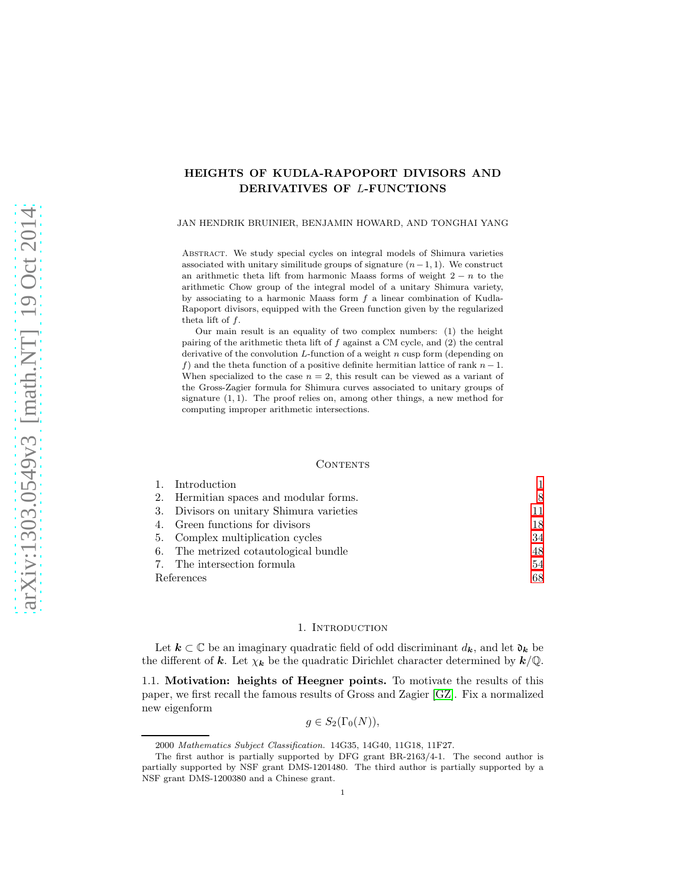# HEIGHTS OF KUDLA-RAPOPORT DIVISORS AND DERIVATIVES OF $L$-FUNCTIONS

JAN HENDRIK BRUINIER, BENJAMIN HOWARD, AND TONGHAI YANG

Abstract. We study special cycles on integral models of Shimura varieties associated with unitary similitude groups of signature $(n-1,1)$. We construct an arithmetic theta lift from harmonic Maass forms of weight $2-n$ to the arithmetic Chow group of the integral model of a unitary Shimura variety, by associating to a harmonic Maass form $f$ a linear combination of Kudla-Rapoport divisors, equipped with the Green function given by the regularized theta lift of $f$.

Our main result is an equality of two complex numbers: (1) the height pairing of the arithmetic theta lift of $f$ against a CM cycle, and (2) the central derivative of the convolution $L$-function of a weight $n$ cusp form (depending on $f$) and the theta function of a positive definite hermitian lattice of rank $n-1$. When specialized to the case $n=2$, this result can be viewed as a variant of the Gross-Zagier formula for Shimura curves associated to unitary groups of signature $(1,1)$. The proof relies on, among other things, a new method for computing improper arithmetic intersections.

Contents

1. Introduction 1
2. Hermitian spaces and modular forms. 8
3. Divisors on unitary Shimura varieties 11
4. Green functions for divisors 18
5. Complex multiplication cycles 34
6. The metrized cotautological bundle 48
7. The intersection formula 54

References 68

## 1. Introduction

Let $\boldsymbol{k} \subset \mathbb{C}$ be an imaginary quadratic field of odd discriminant $d_{\boldsymbol{k}}$, and let $\mathfrak{d}_{\boldsymbol{k}}$ be the different of $\boldsymbol{k}$. Let $\chi_{\boldsymbol{k}}$ be the quadratic Dirichlet character determined by $\boldsymbol{k}/\mathbb{Q}$.

### 1.1. Motivation: heights of Heegner points.

To motivate the results of this paper, we first recall the famous results of Gross and Zagier [GZ]. Fix a normalized new eigenform

$$g \in S_2(\Gamma_0(N)),$$

2000 *Mathematics Subject Classification.* 14G35, 14G40, 11G18, 11F27.

The first author is partially supported by DFG grant BR-2163/4-1. The second author is partially supported by NSF grant DMS-1201480. The third author is partially supported by a NSF grant DMS-1200380 and a Chinese grant.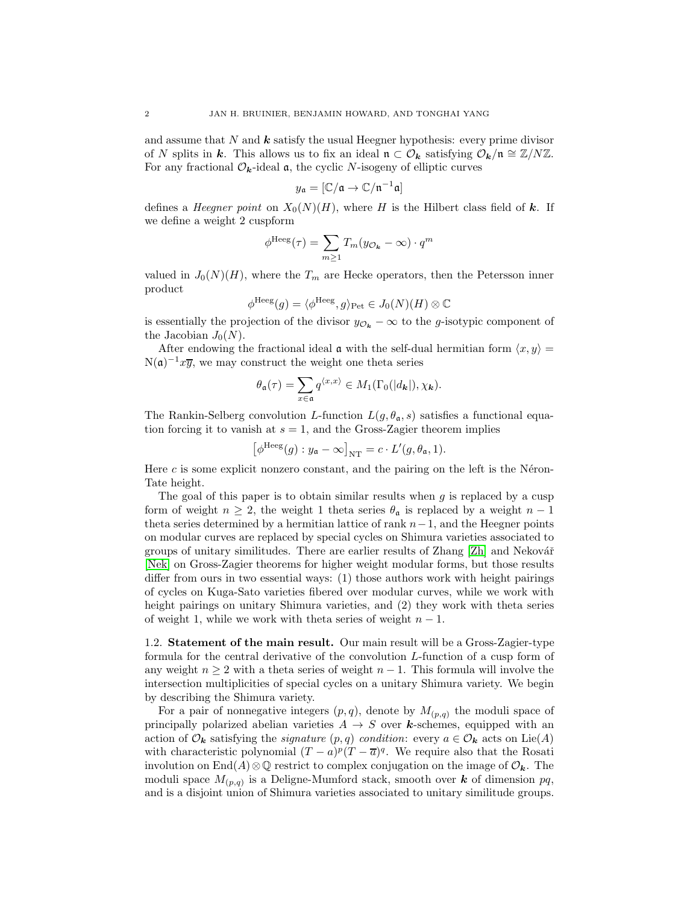and assume that $N$ and $\boldsymbol{k}$ satisfy the usual Heegner hypothesis: every prime divisor of $N$ splits in $\boldsymbol{k}$. This allows us to fix an ideal $\mathfrak{n} \subset \mathcal{O}_{\boldsymbol{k}}$ satisfying $\mathcal{O}_{\boldsymbol{k}}/\mathfrak{n} \cong \mathbb{Z}/N\mathbb{Z}$. For any fractional $\mathcal{O}_{\boldsymbol{k}}$-ideal $\mathfrak{a}$, the cyclic $N$-isogeny of elliptic curves

$$y_{\mathfrak{a}} = [\mathbb{C}/\mathfrak{a} \to \mathbb{C}/\mathfrak{n}^{-1}\mathfrak{a}]$$

defines a *Heegner point* on $X_0(N)(H)$, where $H$ is the Hilbert class field of $\boldsymbol{k}$. If we define a weight 2 cuspform

$$\phi^{\mathrm{Heeg}}(\tau) = \sum_{m \geq 1} T_m(y_{\mathcal{O}_{\boldsymbol{k}}} - \infty) \cdot q^m$$

valued in $J_0(N)(H)$, where the $T_m$ are Hecke operators, then the Petersson inner product

$$\phi^{\mathrm{Heeg}}(g) = \langle \phi^{\mathrm{Heeg}}, g \rangle_{\mathrm{Pet}} \in J_0(N)(H) \otimes \mathbb{C}$$

is essentially the projection of the divisor $y_{\mathcal{O}_{\boldsymbol{k}}} - \infty$ to the $g$-isotypic component of the Jacobian $J_0(N)$.

After endowing the fractional ideal $\mathfrak{a}$ with the self-dual hermitian form $\langle x, y \rangle = \mathrm{N}(\mathfrak{a})^{-1} x\overline{y}$, we may construct the weight one theta series

$$\theta_{\mathfrak{a}}(\tau) = \sum_{x \in \mathfrak{a}} q^{\langle x, x \rangle} \in M_1(\Gamma_0(|d_{\boldsymbol{k}}|), \chi_{\boldsymbol{k}}).$$

The Rankin-Selberg convolution $L$-function $L(g, \theta_{\mathfrak{a}}, s)$ satisfies a functional equation forcing it to vanish at $s = 1$, and the Gross-Zagier theorem implies

$$\left[\phi^{\mathrm{Heeg}}(g) : y_{\mathfrak{a}} - \infty\right]_{\mathrm{NT}} = c \cdot L'(g, \theta_{\mathfrak{a}}, 1).$$

Here $c$ is some explicit nonzero constant, and the pairing on the left is the Néron-Tate height.

The goal of this paper is to obtain similar results when $g$ is replaced by a cusp form of weight $n \geq 2$, the weight 1 theta series $\theta_{\mathfrak{a}}$ is replaced by a weight $n-1$ theta series determined by a hermitian lattice of rank $n-1$, and the Heegner points on modular curves are replaced by special cycles on Shimura varieties associated to groups of unitary similitudes. There are earlier results of Zhang [Zh] and Nekovář [Nek] on Gross-Zagier theorems for higher weight modular forms, but those results differ from ours in two essential ways: (1) those authors work with height pairings of cycles on Kuga-Sato varieties fibered over modular curves, while we work with height pairings on unitary Shimura varieties, and (2) they work with theta series of weight 1, while we work with theta series of weight $n-1$.

## 1.2. Statement of the main result.

Our main result will be a Gross-Zagier-type formula for the central derivative of the convolution $L$-function of a cusp form of any weight $n \geq 2$ with a theta series of weight $n-1$. This formula will involve the intersection multiplicities of special cycles on a unitary Shimura variety. We begin by describing the Shimura variety.

For a pair of nonnegative integers $(p, q)$, denote by $M_{(p,q)}$ the moduli space of principally polarized abelian varieties $A \to S$ over $\boldsymbol{k}$-schemes, equipped with an action of $\mathcal{O}_{\boldsymbol{k}}$ satisfying the *signature* $(p, q)$ *condition*: every $a \in \mathcal{O}_{\boldsymbol{k}}$ acts on $\mathrm{Lie}(A)$ with characteristic polynomial $(T - a)^p(T - \overline{a})^q$. We require also that the Rosati involution on $\mathrm{End}(A) \otimes \mathbb{Q}$ restrict to complex conjugation on the image of $\mathcal{O}_{\boldsymbol{k}}$. The moduli space $M_{(p,q)}$ is a Deligne-Mumford stack, smooth over $\boldsymbol{k}$ of dimension $pq$, and is a disjoint union of Shimura varieties associated to unitary similitude groups.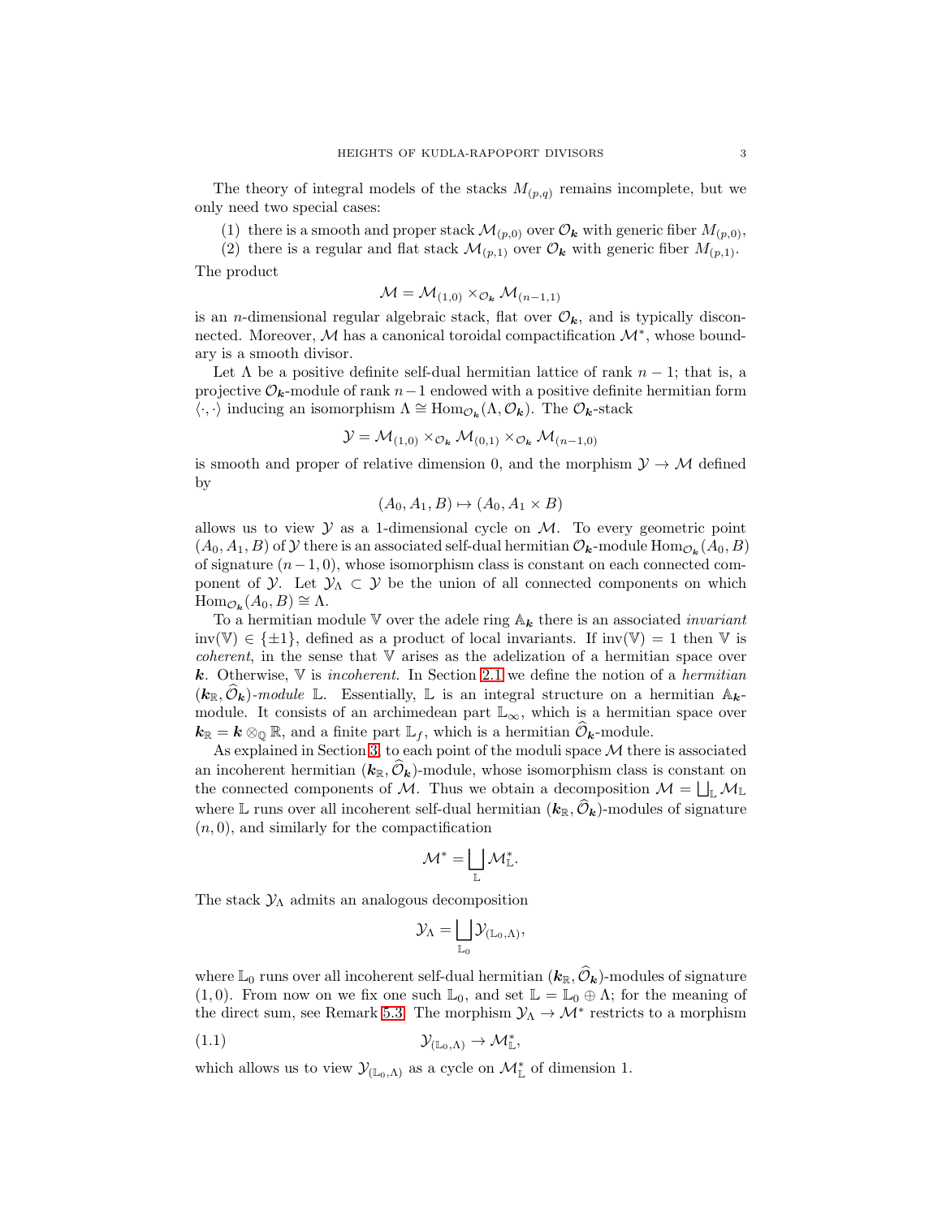The theory of integral models of the stacks $M_{(p,q)}$ remains incomplete, but we only need two special cases:

1. there is a smooth and proper stack $\mathcal{M}_{(p,0)}$ over $\mathcal{O}_{\boldsymbol{k}}$ with generic fiber $M_{(p,0)}$,
2. there is a regular and flat stack $\mathcal{M}_{(p,1)}$ over $\mathcal{O}_{\boldsymbol{k}}$ with generic fiber $M_{(p,1)}$.

The product

$$\mathcal{M} = \mathcal{M}_{(1,0)} \times_{\mathcal{O}_{\boldsymbol{k}}} \mathcal{M}_{(n-1,1)}$$

is an $n$-dimensional regular algebraic stack, flat over $\mathcal{O}_{\boldsymbol{k}}$, and is typically disconnected. Moreover, $\mathcal{M}$ has a canonical toroidal compactification $\mathcal{M}^*$, whose boundary is a smooth divisor.

Let $\Lambda$ be a positive definite self-dual hermitian lattice of rank $n-1$; that is, a projective $\mathcal{O}_{\boldsymbol{k}}$-module of rank $n-1$ endowed with a positive definite hermitian form $\langle \cdot, \cdot \rangle$ inducing an isomorphism $\Lambda \cong \mathrm{Hom}_{\mathcal{O}_{\boldsymbol{k}}}(\Lambda, \mathcal{O}_{\boldsymbol{k}})$. The $\mathcal{O}_{\boldsymbol{k}}$-stack

$$\mathcal{Y} = \mathcal{M}_{(1,0)} \times_{\mathcal{O}_{\boldsymbol{k}}} \mathcal{M}_{(0,1)} \times_{\mathcal{O}_{\boldsymbol{k}}} \mathcal{M}_{(n-1,0)}$$

is smooth and proper of relative dimension 0, and the morphism $\mathcal{Y} \to \mathcal{M}$ defined by

$$(A_0, A_1, B) \mapsto (A_0, A_1 \times B)$$

allows us to view $\mathcal{Y}$ as a 1-dimensional cycle on $\mathcal{M}$. To every geometric point $(A_0, A_1, B)$ of $\mathcal{Y}$ there is an associated self-dual hermitian $\mathcal{O}_{\boldsymbol{k}}$-module $\mathrm{Hom}_{\mathcal{O}_{\boldsymbol{k}}}(A_0, B)$ of signature $(n-1, 0)$, whose isomorphism class is constant on each connected component of $\mathcal{Y}$. Let $\mathcal{Y}_\Lambda \subset \mathcal{Y}$ be the union of all connected components on which $\mathrm{Hom}_{\mathcal{O}_{\boldsymbol{k}}}(A_0, B) \cong \Lambda$.

To a hermitian module $\mathbb{V}$ over the adele ring $\mathbb{A}_{\boldsymbol{k}}$ there is an associated *invariant* $\mathrm{inv}(\mathbb{V}) \in \{\pm 1\}$, defined as a product of local invariants. If $\mathrm{inv}(\mathbb{V}) = 1$ then $\mathbb{V}$ is *coherent*, in the sense that $\mathbb{V}$ arises as the adelization of a hermitian space over $\boldsymbol{k}$. Otherwise, $\mathbb{V}$ is *incoherent*. In Section 2.1 we define the notion of a *hermitian* $(\boldsymbol{k}_{\mathbb{R}}, \widehat{\mathcal{O}}_{\boldsymbol{k}})$*-module* $\mathbb{L}$. Essentially, $\mathbb{L}$ is an integral structure on a hermitian $\mathbb{A}_{\boldsymbol{k}}$-module. It consists of an archimedean part $\mathbb{L}_\infty$, which is a hermitian space over $\boldsymbol{k}_{\mathbb{R}} = \boldsymbol{k} \otimes_{\mathbb{Q}} \mathbb{R}$, and a finite part $\mathbb{L}_f$, which is a hermitian $\widehat{\mathcal{O}}_{\boldsymbol{k}}$-module.

As explained in Section 3, to each point of the moduli space $\mathcal{M}$ there is associated an incoherent hermitian $(\boldsymbol{k}_{\mathbb{R}}, \widehat{\mathcal{O}}_{\boldsymbol{k}})$-module, whose isomorphism class is constant on the connected components of $\mathcal{M}$. Thus we obtain a decomposition $\mathcal{M} = \bigsqcup_{\mathbb{L}} \mathcal{M}_{\mathbb{L}}$ where $\mathbb{L}$ runs over all incoherent self-dual hermitian $(\boldsymbol{k}_{\mathbb{R}}, \widehat{\mathcal{O}}_{\boldsymbol{k}})$-modules of signature $(n, 0)$, and similarly for the compactification

$$\mathcal{M}^* = \bigsqcup_{\mathbb{L}} \mathcal{M}^*_{\mathbb{L}}.$$

The stack $\mathcal{Y}_\Lambda$ admits an analogous decomposition

$$\mathcal{Y}_\Lambda = \bigsqcup_{\mathbb{L}_0} \mathcal{Y}_{(\mathbb{L}_0, \Lambda)},$$

where $\mathbb{L}_0$ runs over all incoherent self-dual hermitian $(\boldsymbol{k}_{\mathbb{R}}, \widehat{\mathcal{O}}_{\boldsymbol{k}})$-modules of signature $(1, 0)$. From now on we fix one such $\mathbb{L}_0$, and set $\mathbb{L} = \mathbb{L}_0 \oplus \Lambda$; for the meaning of the direct sum, see Remark 5.3. The morphism $\mathcal{Y}_\Lambda \to \mathcal{M}^*$ restricts to a morphism

$$\mathcal{Y}_{(\mathbb{L}_0, \Lambda)} \to \mathcal{M}^*_{\mathbb{L}}, \tag{1.1}$$

which allows us to view $\mathcal{Y}_{(\mathbb{L}_0, \Lambda)}$ as a cycle on $\mathcal{M}^*_{\mathbb{L}}$ of dimension 1.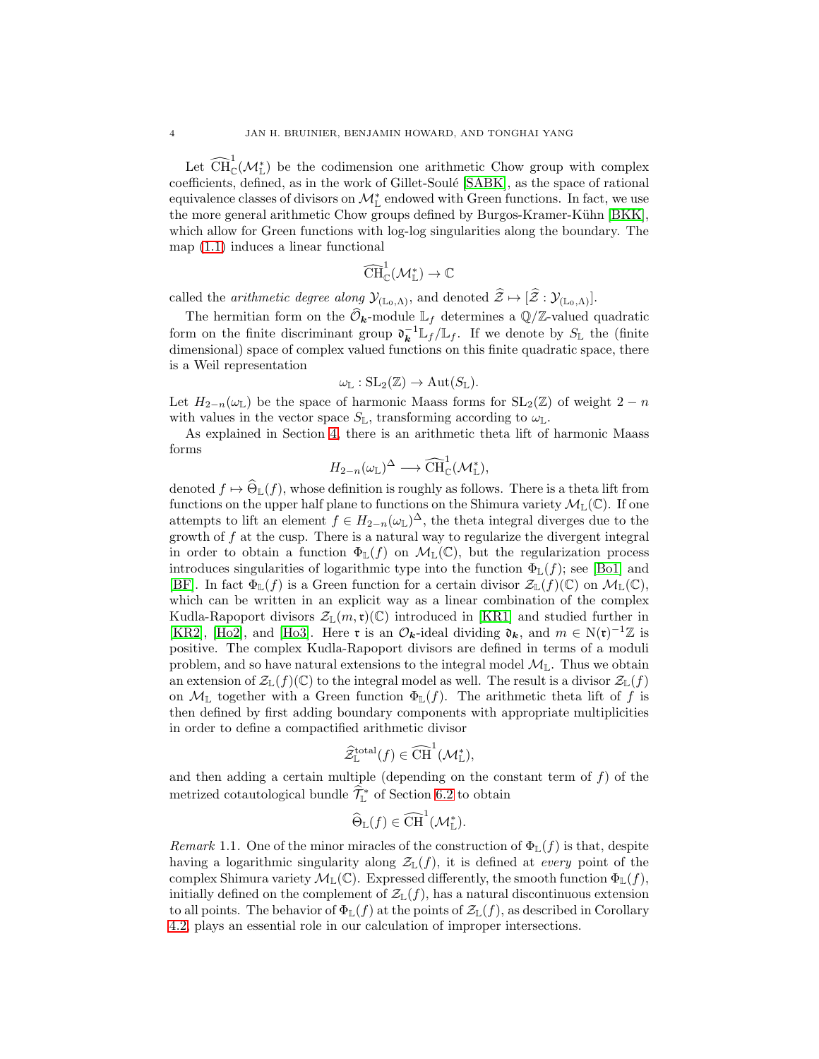Let $\widehat{\mathrm{CH}}^1_{\mathbb{C}}(\mathcal{M}^*_{\mathbb{L}})$ be the codimension one arithmetic Chow group with complex coefficients, defined, as in the work of Gillet-Soulé [SABK], as the space of rational equivalence classes of divisors on $\mathcal{M}^*_{\mathbb{L}}$ endowed with Green functions. In fact, we use the more general arithmetic Chow groups defined by Burgos-Kramer-Kühn [BKK], which allow for Green functions with log-log singularities along the boundary. The map (1.1) induces a linear functional

$$\widehat{\mathrm{CH}}^1_{\mathbb{C}}(\mathcal{M}^*_{\mathbb{L}}) \to \mathbb{C}$$

called the *arithmetic degree along* $\mathcal{Y}_{(\mathbb{L}_0,\Lambda)}$, and denoted $\widehat{\mathcal{Z}} \mapsto [\widehat{\mathcal{Z}} : \mathcal{Y}_{(\mathbb{L}_0,\Lambda)}]$.

The hermitian form on the $\widehat{\mathcal{O}}_{\boldsymbol{k}}$-module $\mathbb{L}_f$ determines a $\mathbb{Q}/\mathbb{Z}$-valued quadratic form on the finite discriminant group $\mathfrak{d}_{\boldsymbol{k}}^{-1}\mathbb{L}_f/\mathbb{L}_f$. If we denote by $S_{\mathbb{L}}$ the (finite dimensional) space of complex valued functions on this finite quadratic space, there is a Weil representation

$$\omega_{\mathbb{L}} : \mathrm{SL}_2(\mathbb{Z}) \to \mathrm{Aut}(S_{\mathbb{L}}).$$

Let $H_{2-n}(\omega_{\mathbb{L}})$ be the space of harmonic Maass forms for $\mathrm{SL}_2(\mathbb{Z})$ of weight $2-n$ with values in the vector space $S_{\mathbb{L}}$, transforming according to $\omega_{\mathbb{L}}$.

As explained in Section 4, there is an arithmetic theta lift of harmonic Maass forms

$$H_{2-n}(\omega_{\mathbb{L}})^{\Delta} \longrightarrow \widehat{\mathrm{CH}}^1_{\mathbb{C}}(\mathcal{M}^*_{\mathbb{L}}),$$

denoted $f \mapsto \widehat{\Theta}_{\mathbb{L}}(f)$, whose definition is roughly as follows. There is a theta lift from functions on the upper half plane to functions on the Shimura variety $\mathcal{M}_{\mathbb{L}}(\mathbb{C})$. If one attempts to lift an element $f \in H_{2-n}(\omega_{\mathbb{L}})^{\Delta}$, the theta integral diverges due to the growth of $f$ at the cusp. There is a natural way to regularize the divergent integral in order to obtain a function $\Phi_{\mathbb{L}}(f)$ on $\mathcal{M}_{\mathbb{L}}(\mathbb{C})$, but the regularization process introduces singularities of logarithmic type into the function $\Phi_{\mathbb{L}}(f)$; see [Bo1] and [BF]. In fact $\Phi_{\mathbb{L}}(f)$ is a Green function for a certain divisor $\mathcal{Z}_{\mathbb{L}}(f)(\mathbb{C})$ on $\mathcal{M}_{\mathbb{L}}(\mathbb{C})$, which can be written in an explicit way as a linear combination of the complex Kudla-Rapoport divisors $\mathcal{Z}_{\mathbb{L}}(m,\mathfrak{r})(\mathbb{C})$ introduced in [KR1] and studied further in [KR2], [Ho2], and [Ho3]. Here $\mathfrak{r}$ is an $\mathcal{O}_{\boldsymbol{k}}$-ideal dividing $\mathfrak{d}_{\boldsymbol{k}}$, and $m \in \mathrm{N}(\mathfrak{r})^{-1}\mathbb{Z}$ is positive. The complex Kudla-Rapoport divisors are defined in terms of a moduli problem, and so have natural extensions to the integral model $\mathcal{M}_{\mathbb{L}}$. Thus we obtain an extension of $\mathcal{Z}_{\mathbb{L}}(f)(\mathbb{C})$ to the integral model as well. The result is a divisor $\mathcal{Z}_{\mathbb{L}}(f)$ on $\mathcal{M}_{\mathbb{L}}$ together with a Green function $\Phi_{\mathbb{L}}(f)$. The arithmetic theta lift of $f$ is then defined by first adding boundary components with appropriate multiplicities in order to define a compactified arithmetic divisor

$$\widehat{\mathcal{Z}}^{\mathrm{total}}_{\mathbb{L}}(f) \in \widehat{\mathrm{CH}}^1(\mathcal{M}^*_{\mathbb{L}}),$$

and then adding a certain multiple (depending on the constant term of $f$) of the metrized cotautological bundle $\widehat{\mathcal{T}}^*_{\mathbb{L}}$ of Section 6.2 to obtain

$$\widehat{\Theta}_{\mathbb{L}}(f) \in \widehat{\mathrm{CH}}^1(\mathcal{M}^*_{\mathbb{L}}).$$

*Remark* 1.1. One of the minor miracles of the construction of $\Phi_{\mathbb{L}}(f)$ is that, despite having a logarithmic singularity along $\mathcal{Z}_{\mathbb{L}}(f)$, it is defined at *every* point of the complex Shimura variety $\mathcal{M}_{\mathbb{L}}(\mathbb{C})$. Expressed differently, the smooth function $\Phi_{\mathbb{L}}(f)$, initially defined on the complement of $\mathcal{Z}_{\mathbb{L}}(f)$, has a natural discontinuous extension to all points. The behavior of $\Phi_{\mathbb{L}}(f)$ at the points of $\mathcal{Z}_{\mathbb{L}}(f)$, as described in Corollary 4.2, plays an essential role in our calculation of improper intersections.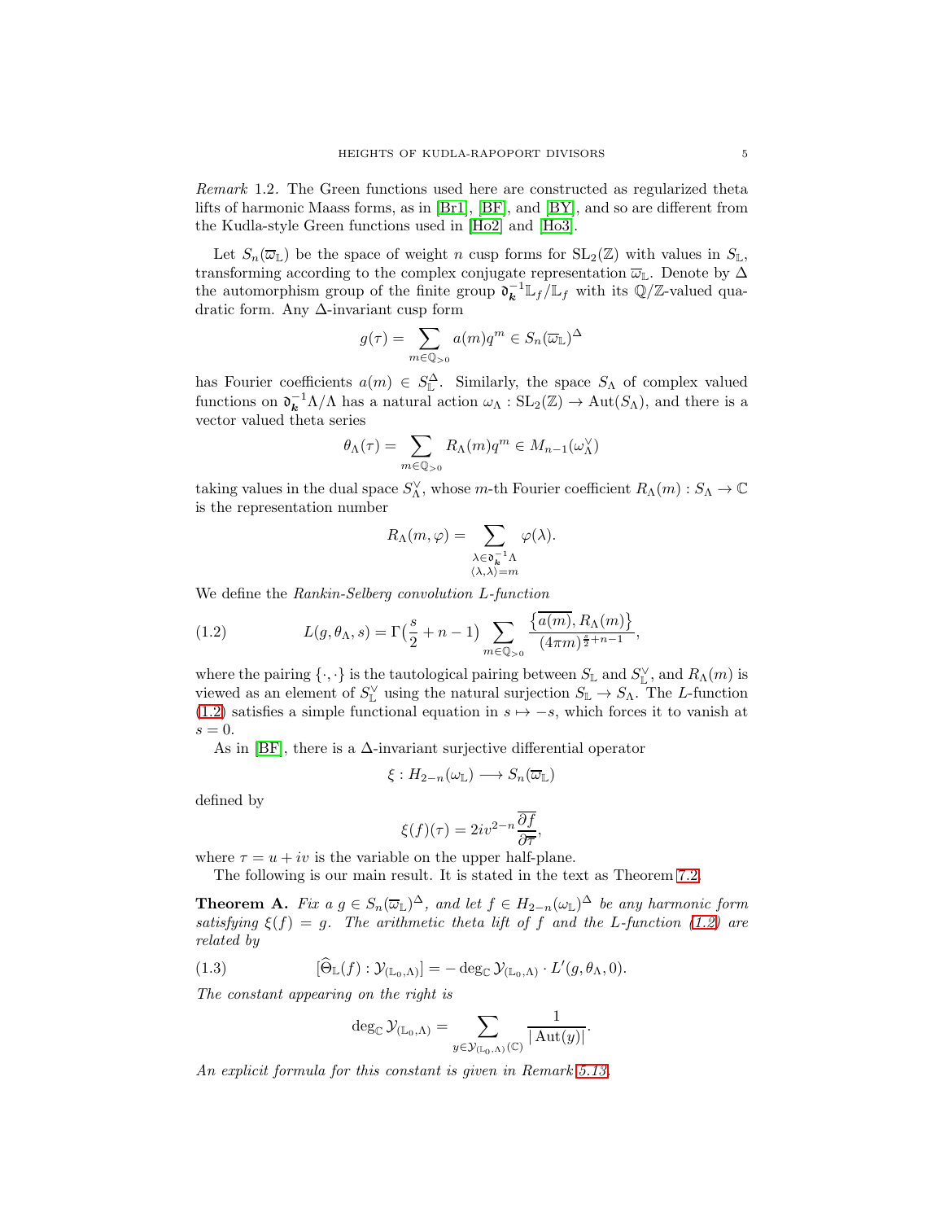*Remark* 1.2. The Green functions used here are constructed as regularized theta lifts of harmonic Maass forms, as in [Br1], [BF], and [BY], and so are different from the Kudla-style Green functions used in [Ho2] and [Ho3].

Let $S_n(\overline{\omega}_{\mathbb{L}})$ be the space of weight $n$ cusp forms for $\mathrm{SL}_2(\mathbb{Z})$ with values in $S_{\mathbb{L}}$, transforming according to the complex conjugate representation $\overline{\omega}_{\mathbb{L}}$. Denote by $\Delta$ the automorphism group of the finite group $\mathfrak{d}_{\boldsymbol{k}}^{-1}\mathbb{L}_f/\mathbb{L}_f$ with its $\mathbb{Q}/\mathbb{Z}$-valued quadratic form. Any $\Delta$-invariant cusp form

$$g(\tau) = \sum_{m \in \mathbb{Q}_{>0}} a(m) q^m \in S_n(\overline{\omega}_{\mathbb{L}})^{\Delta}$$

has Fourier coefficients $a(m) \in S_{\mathbb{L}}^{\Delta}$. Similarly, the space $S_\Lambda$ of complex valued functions on $\mathfrak{d}_{\boldsymbol{k}}^{-1}\Lambda/\Lambda$ has a natural action $\omega_\Lambda : \mathrm{SL}_2(\mathbb{Z}) \to \mathrm{Aut}(S_\Lambda)$, and there is a vector valued theta series

$$\theta_\Lambda(\tau) = \sum_{m \in \mathbb{Q}_{>0}} R_\Lambda(m) q^m \in M_{n-1}(\omega_\Lambda^\vee)$$

taking values in the dual space $S_\Lambda^\vee$, whose $m$-th Fourier coefficient $R_\Lambda(m) : S_\Lambda \to \mathbb{C}$ is the representation number

$$R_\Lambda(m, \varphi) = \sum_{\substack{\lambda \in \mathfrak{d}_{\boldsymbol{k}}^{-1}\Lambda \\ \langle \lambda, \lambda \rangle = m}} \varphi(\lambda).$$

We define the *Rankin-Selberg convolution L-function*

$$L(g, \theta_\Lambda, s) = \Gamma\Big(\frac{s}{2} + n - 1\Big) \sum_{m \in \mathbb{Q}_{>0}} \frac{\{\overline{a(m)}, R_\Lambda(m)\}}{(4\pi m)^{\frac{s}{2}+n-1}}, \tag{1.2}$$

where the pairing $\{\cdot,\cdot\}$ is the tautological pairing between $S_{\mathbb{L}}$ and $S_{\mathbb{L}}^\vee$, and $R_\Lambda(m)$ is viewed as an element of $S_{\mathbb{L}}^\vee$ using the natural surjection $S_{\mathbb{L}} \to S_\Lambda$. The $L$-function (1.2) satisfies a simple functional equation in $s \mapsto -s$, which forces it to vanish at $s = 0$.

As in [BF], there is a $\Delta$-invariant surjective differential operator

$$\xi : H_{2-n}(\omega_{\mathbb{L}}) \longrightarrow S_n(\overline{\omega}_{\mathbb{L}})$$

defined by

$$\xi(f)(\tau) = 2iv^{2-n}\overline{\frac{\partial f}{\partial \overline{\tau}}},$$

where $\tau = u + iv$ is the variable on the upper half-plane.

The following is our main result. It is stated in the text as Theorem 7.2.

**Theorem A.** *Fix a $g \in S_n(\overline{\omega}_{\mathbb{L}})^\Delta$, and let $f \in H_{2-n}(\omega_{\mathbb{L}})^\Delta$ be any harmonic form satisfying $\xi(f) = g$. The arithmetic theta lift of $f$ and the L-function (1.2) are related by*

$$[\widehat{\Theta}_{\mathbb{L}}(f) : \mathcal{Y}_{(\mathbb{L}_0,\Lambda)}] = -\deg_{\mathbb{C}} \mathcal{Y}_{(\mathbb{L}_0,\Lambda)} \cdot L'(g, \theta_\Lambda, 0). \tag{1.3}$$

*The constant appearing on the right is*

$$\deg_{\mathbb{C}} \mathcal{Y}_{(\mathbb{L}_0,\Lambda)} = \sum_{y \in \mathcal{Y}_{(\mathbb{L}_0,\Lambda)}(\mathbb{C})} \frac{1}{|\,\mathrm{Aut}(y)|}.$$

*An explicit formula for this constant is given in Remark 5.13.*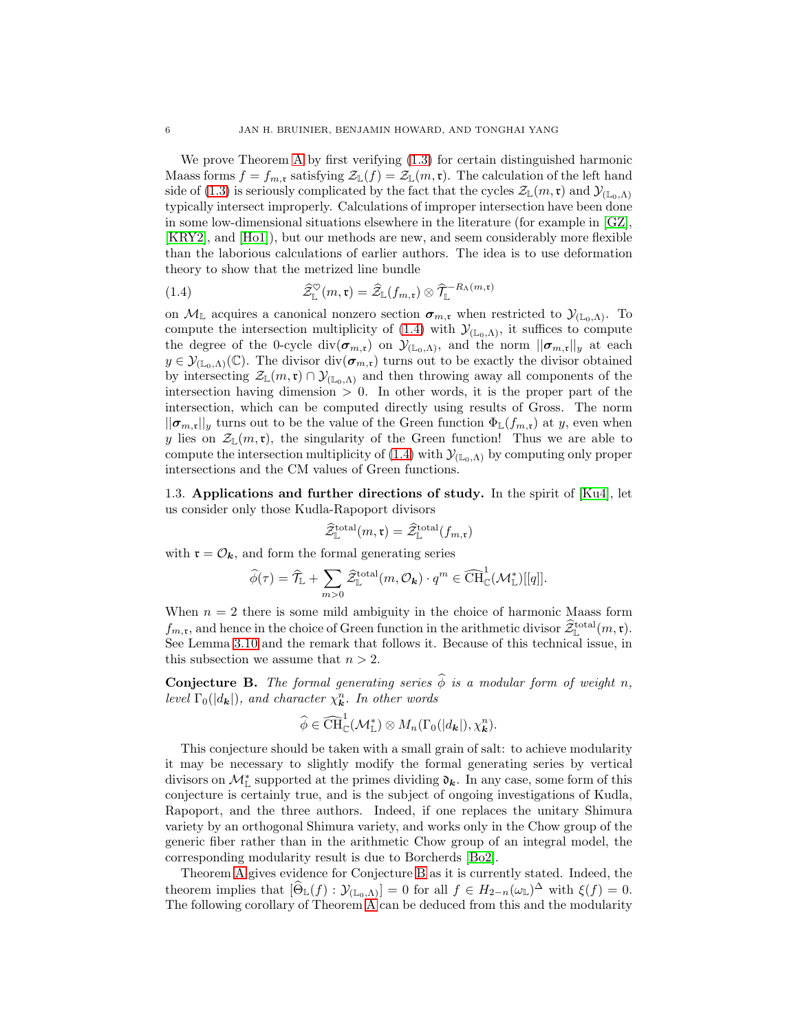We prove Theorem A by first verifying (1.3) for certain distinguished harmonic Maass forms $f = f_{m,\mathfrak{r}}$ satisfying $\mathcal{Z}_{\mathbb{L}}(f) = \mathcal{Z}_{\mathbb{L}}(m,\mathfrak{r})$. The calculation of the left hand side of (1.3) is seriously complicated by the fact that the cycles $\mathcal{Z}_{\mathbb{L}}(m,\mathfrak{r})$ and $\mathcal{Y}_{(\mathbb{L}_0,\Lambda)}$ typically intersect improperly. Calculations of improper intersection have been done in some low-dimensional situations elsewhere in the literature (for example in [GZ], [KRY2], and [Ho1]), but our methods are new, and seem considerably more flexible than the laborious calculations of earlier authors. The idea is to use deformation theory to show that the metrized line bundle

$$\widehat{\mathcal{Z}}^{\heartsuit}_{\mathbb{L}}(m,\mathfrak{r}) = \widehat{\mathcal{Z}}_{\mathbb{L}}(f_{m,\mathfrak{r}}) \otimes \widehat{\mathcal{T}}_{\mathbb{L}}^{-R_\Lambda(m,\mathfrak{r})} \tag{1.4}$$

on $\mathcal{M}_{\mathbb{L}}$ acquires a canonical nonzero section $\boldsymbol{\sigma}_{m,\mathfrak{r}}$ when restricted to $\mathcal{Y}_{(\mathbb{L}_0,\Lambda)}$. To compute the intersection multiplicity of (1.4) with $\mathcal{Y}_{(\mathbb{L}_0,\Lambda)}$, it suffices to compute the degree of the 0-cycle $\mathrm{div}(\boldsymbol{\sigma}_{m,\mathfrak{r}})$ on $\mathcal{Y}_{(\mathbb{L}_0,\Lambda)}$, and the norm $||\boldsymbol{\sigma}_{m,\mathfrak{r}}||_y$ at each $y \in \mathcal{Y}_{(\mathbb{L}_0,\Lambda)}(\mathbb{C})$. The divisor $\mathrm{div}(\boldsymbol{\sigma}_{m,\mathfrak{r}})$ turns out to be exactly the divisor obtained by intersecting $\mathcal{Z}_{\mathbb{L}}(m,\mathfrak{r}) \cap \mathcal{Y}_{(\mathbb{L}_0,\Lambda)}$ and then throwing away all components of the intersection having dimension $> 0$. In other words, it is the proper part of the intersection, which can be computed directly using results of Gross. The norm $||\boldsymbol{\sigma}_{m,\mathfrak{r}}||_y$ turns out to be the value of the Green function $\Phi_{\mathbb{L}}(f_{m,\mathfrak{r}})$ at $y$, even when $y$ lies on $\mathcal{Z}_{\mathbb{L}}(m,\mathfrak{r})$, the singularity of the Green function! Thus we are able to compute the intersection multiplicity of (1.4) with $\mathcal{Y}_{(\mathbb{L}_0,\Lambda)}$ by computing only proper intersections and the CM values of Green functions.

### 1.3. Applications and further directions of study.

In the spirit of [Ku4], let us consider only those Kudla-Rapoport divisors

$$\widehat{\mathcal{Z}}^{\mathrm{total}}_{\mathbb{L}}(m,\mathfrak{r}) = \widehat{\mathcal{Z}}^{\mathrm{total}}_{\mathbb{L}}(f_{m,\mathfrak{r}})$$

with $\mathfrak{r} = \mathcal{O}_{\boldsymbol{k}}$, and form the formal generating series

$$\widehat{\phi}(\tau) = \widehat{\mathcal{T}}_{\mathbb{L}} + \sum_{m>0} \widehat{\mathcal{Z}}^{\mathrm{total}}_{\mathbb{L}}(m,\mathcal{O}_{\boldsymbol{k}}) \cdot q^m \in \widehat{\mathrm{CH}}^1_{\mathbb{C}}(\mathcal{M}^*_{\mathbb{L}})[[q]].$$

When $n = 2$ there is some mild ambiguity in the choice of harmonic Maass form $f_{m,\mathfrak{r}}$, and hence in the choice of Green function in the arithmetic divisor $\widehat{\mathcal{Z}}^{\mathrm{total}}_{\mathbb{L}}(m,\mathfrak{r})$. See Lemma 3.10 and the remark that follows it. Because of this technical issue, in this subsection we assume that $n > 2$.

**Conjecture B.** *The formal generating series $\widehat{\phi}$ is a modular form of weight $n$, level $\Gamma_0(|d_{\boldsymbol{k}}|)$, and character $\chi^n_{\boldsymbol{k}}$. In other words*

$$\widehat{\phi} \in \widehat{\mathrm{CH}}^1_{\mathbb{C}}(\mathcal{M}^*_{\mathbb{L}}) \otimes M_n(\Gamma_0(|d_{\boldsymbol{k}}|), \chi^n_{\boldsymbol{k}}).$$

This conjecture should be taken with a small grain of salt: to achieve modularity it may be necessary to slightly modify the formal generating series by vertical divisors on $\mathcal{M}^*_{\mathbb{L}}$ supported at the primes dividing $\mathfrak{d}_{\boldsymbol{k}}$. In any case, some form of this conjecture is certainly true, and is the subject of ongoing investigations of Kudla, Rapoport, and the three authors. Indeed, if one replaces the unitary Shimura variety by an orthogonal Shimura variety, and works only in the Chow group of the generic fiber rather than in the arithmetic Chow group of an integral model, the corresponding modularity result is due to Borcherds [Bo2].

Theorem A gives evidence for Conjecture B as it is currently stated. Indeed, the theorem implies that $[\widehat{\Theta}_{\mathbb{L}}(f) : \mathcal{Y}_{(\mathbb{L}_0,\Lambda)}] = 0$ for all $f \in H_{2-n}(\omega_{\mathbb{L}})^{\Delta}$ with $\xi(f) = 0$. The following corollary of Theorem A can be deduced from this and the modularity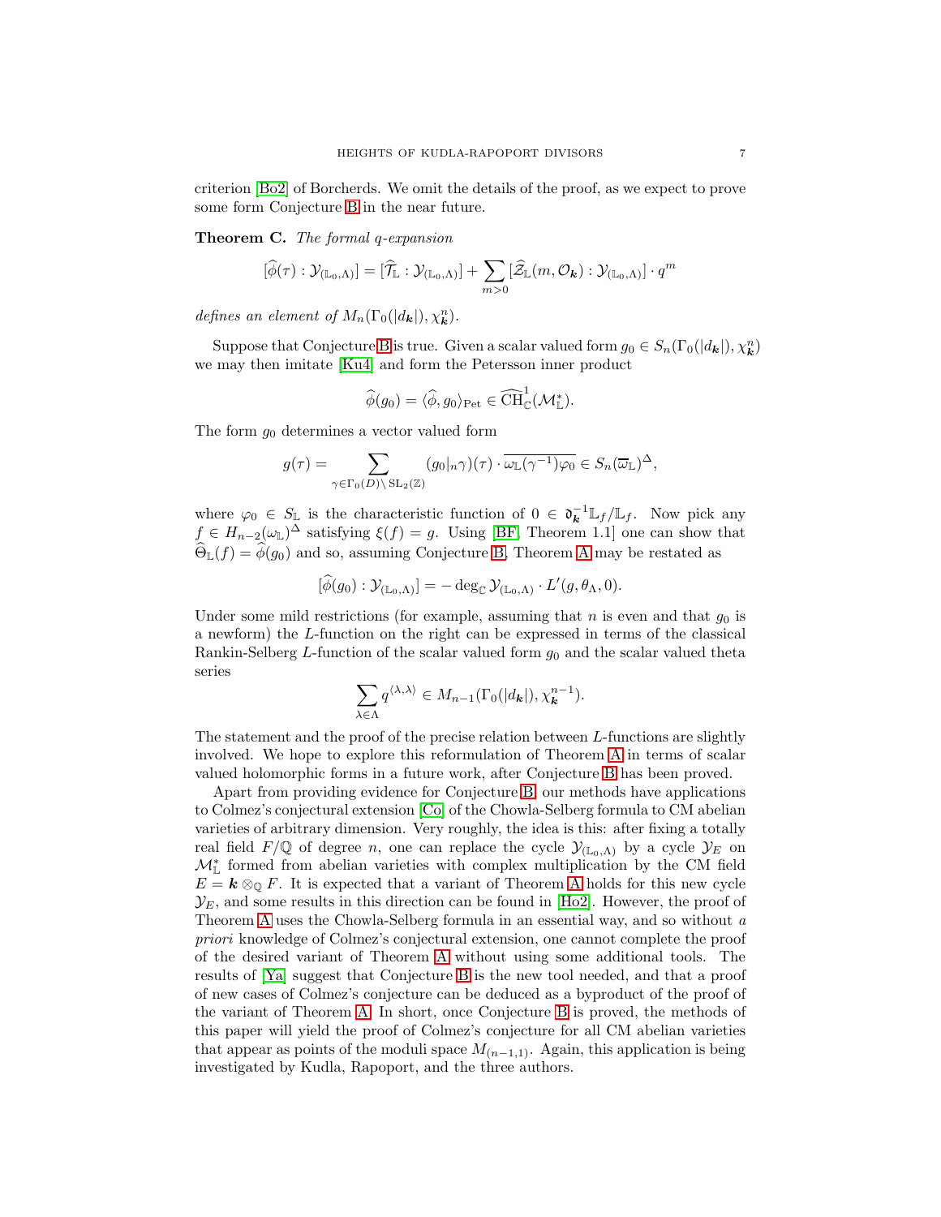criterion [Bo2] of Borcherds. We omit the details of the proof, as we expect to prove some form Conjecture B in the near future.

**Theorem C.** *The formal $q$-expansion*

$$[\widehat{\phi}(\tau) : \mathcal{Y}_{(\mathbb{L}_0,\Lambda)}] = [\widehat{\mathcal{T}}_{\mathbb{L}} : \mathcal{Y}_{(\mathbb{L}_0,\Lambda)}] + \sum_{m>0} [\widehat{\mathcal{Z}}_{\mathbb{L}}(m, \mathcal{O}_{\boldsymbol{k}}) : \mathcal{Y}_{(\mathbb{L}_0,\Lambda)}] \cdot q^m$$

*defines an element of $M_n(\Gamma_0(|d_{\boldsymbol{k}}|), \chi_{\boldsymbol{k}}^n)$.*

Suppose that Conjecture B is true. Given a scalar valued form $g_0 \in S_n(\Gamma_0(|d_{\boldsymbol{k}}|), \chi_{\boldsymbol{k}}^n)$ we may then imitate [Ku4] and form the Petersson inner product

$$\widehat{\phi}(g_0) = \langle \widehat{\phi}, g_0 \rangle_{\mathrm{Pet}} \in \widehat{\mathrm{CH}}^1_{\mathbb{C}}(\mathcal{M}^*_{\mathbb{L}}).$$

The form $g_0$ determines a vector valued form

$$g(\tau) = \sum_{\gamma \in \Gamma_0(D) \backslash \mathrm{SL}_2(\mathbb{Z})} (g_0|_n \gamma)(\tau) \cdot \overline{\omega_{\mathbb{L}}(\gamma^{-1})\varphi_0} \in S_n(\overline{\omega}_{\mathbb{L}})^{\Delta},$$

where $\varphi_0 \in S_{\mathbb{L}}$ is the characteristic function of $0 \in \mathfrak{d}_{\boldsymbol{k}}^{-1}\mathbb{L}_f/\mathbb{L}_f$. Now pick any $f \in H_{n-2}(\omega_{\mathbb{L}})^{\Delta}$ satisfying $\xi(f) = g$. Using [BF, Theorem 1.1] one can show that $\widehat{\Theta}_{\mathbb{L}}(f) = \widehat{\phi}(g_0)$ and so, assuming Conjecture B, Theorem A may be restated as

$$[\widehat{\phi}(g_0) : \mathcal{Y}_{(\mathbb{L}_0,\Lambda)}] = -\deg_{\mathbb{C}} \mathcal{Y}_{(\mathbb{L}_0,\Lambda)} \cdot L'(g, \theta_\Lambda, 0).$$

Under some mild restrictions (for example, assuming that $n$ is even and that $g_0$ is a newform) the $L$-function on the right can be expressed in terms of the classical Rankin-Selberg $L$-function of the scalar valued form $g_0$ and the scalar valued theta series

$$\sum_{\lambda \in \Lambda} q^{\langle \lambda, \lambda \rangle} \in M_{n-1}(\Gamma_0(|d_{\boldsymbol{k}}|), \chi_{\boldsymbol{k}}^{n-1}).$$

The statement and the proof of the precise relation between $L$-functions are slightly involved. We hope to explore this reformulation of Theorem A in terms of scalar valued holomorphic forms in a future work, after Conjecture B has been proved.

Apart from providing evidence for Conjecture B, our methods have applications to Colmez's conjectural extension [Co] of the Chowla-Selberg formula to CM abelian varieties of arbitrary dimension. Very roughly, the idea is this: after fixing a totally real field $F/\mathbb{Q}$ of degree $n$, one can replace the cycle $\mathcal{Y}_{(\mathbb{L}_0,\Lambda)}$ by a cycle $\mathcal{Y}_E$ on $\mathcal{M}^*_{\mathbb{L}}$ formed from abelian varieties with complex multiplication by the CM field $E = \boldsymbol{k} \otimes_{\mathbb{Q}} F$. It is expected that a variant of Theorem A holds for this new cycle $\mathcal{Y}_E$, and some results in this direction can be found in [Ho2]. However, the proof of Theorem A uses the Chowla-Selberg formula in an essential way, and so without *a priori* knowledge of Colmez's conjectural extension, one cannot complete the proof of the desired variant of Theorem A without using some additional tools. The results of [Ya] suggest that Conjecture B is the new tool needed, and that a proof of new cases of Colmez's conjecture can be deduced as a byproduct of the proof of the variant of Theorem A. In short, once Conjecture B is proved, the methods of this paper will yield the proof of Colmez's conjecture for all CM abelian varieties that appear as points of the moduli space $M_{(n-1,1)}$. Again, this application is being investigated by Kudla, Rapoport, and the three authors.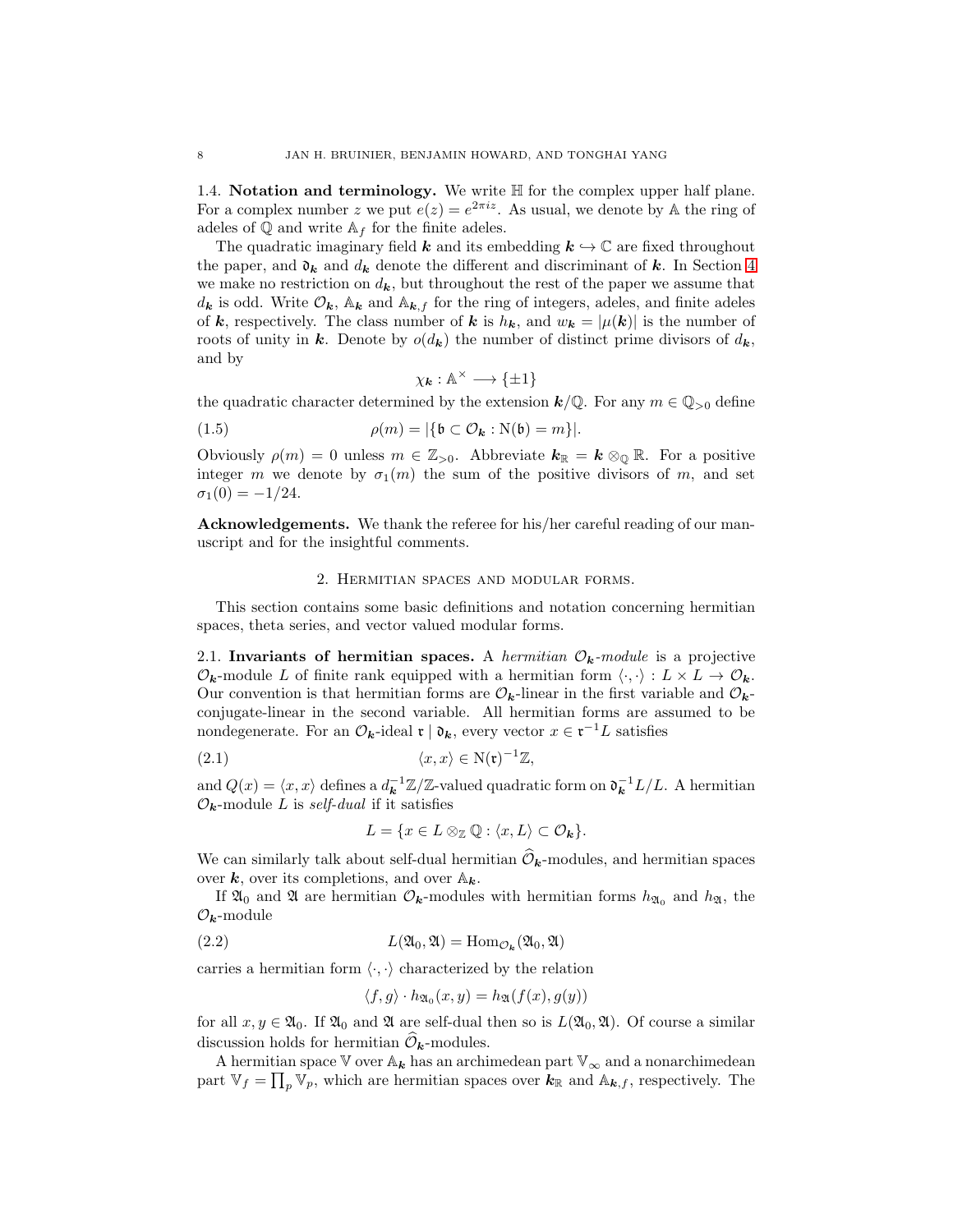**1.4. Notation and terminology.** We write $\mathbb{H}$ for the complex upper half plane. For a complex number $z$ we put $e(z) = e^{2\pi i z}$. As usual, we denote by $\mathbb{A}$ the ring of adeles of $\mathbb{Q}$ and write $\mathbb{A}_f$ for the finite adeles.

The quadratic imaginary field $\boldsymbol{k}$ and its embedding $\boldsymbol{k} \hookrightarrow \mathbb{C}$ are fixed throughout the paper, and $\mathfrak{d}_{\boldsymbol{k}}$ and $d_{\boldsymbol{k}}$ denote the different and discriminant of $\boldsymbol{k}$. In Section 4 we make no restriction on $d_{\boldsymbol{k}}$, but throughout the rest of the paper we assume that $d_{\boldsymbol{k}}$ is odd. Write $\mathcal{O}_{\boldsymbol{k}}$, $\mathbb{A}_{\boldsymbol{k}}$ and $\mathbb{A}_{\boldsymbol{k},f}$ for the ring of integers, adeles, and finite adeles of $\boldsymbol{k}$, respectively. The class number of $\boldsymbol{k}$ is $h_{\boldsymbol{k}}$, and $w_{\boldsymbol{k}} = |\mu(\boldsymbol{k})|$ is the number of roots of unity in $\boldsymbol{k}$. Denote by $o(d_{\boldsymbol{k}})$ the number of distinct prime divisors of $d_{\boldsymbol{k}}$, and by

$$\chi_{\boldsymbol{k}} : \mathbb{A}^\times \longrightarrow \{\pm 1\}$$

the quadratic character determined by the extension $\boldsymbol{k}/\mathbb{Q}$. For any $m \in \mathbb{Q}_{>0}$ define

$$\rho(m) = |\{\mathfrak{b} \subset \mathcal{O}_{\boldsymbol{k}} : \mathrm{N}(\mathfrak{b}) = m\}|. \tag{1.5}$$

Obviously $\rho(m) = 0$ unless $m \in \mathbb{Z}_{>0}$. Abbreviate $\boldsymbol{k}_\mathbb{R} = \boldsymbol{k} \otimes_\mathbb{Q} \mathbb{R}$. For a positive integer $m$ we denote by $\sigma_1(m)$ the sum of the positive divisors of $m$, and set $\sigma_1(0) = -1/24$.

**Acknowledgements.** We thank the referee for his/her careful reading of our manuscript and for the insightful comments.

## 2. Hermitian spaces and modular forms.

This section contains some basic definitions and notation concerning hermitian spaces, theta series, and vector valued modular forms.

**2.1. Invariants of hermitian spaces.** A *hermitian $\mathcal{O}_{\boldsymbol{k}}$-module* is a projective $\mathcal{O}_{\boldsymbol{k}}$-module $L$ of finite rank equipped with a hermitian form $\langle \cdot, \cdot \rangle : L \times L \to \mathcal{O}_{\boldsymbol{k}}$. Our convention is that hermitian forms are $\mathcal{O}_{\boldsymbol{k}}$-linear in the first variable and $\mathcal{O}_{\boldsymbol{k}}$-conjugate-linear in the second variable. All hermitian forms are assumed to be nondegenerate. For an $\mathcal{O}_{\boldsymbol{k}}$-ideal $\mathfrak{r} \mid \mathfrak{d}_{\boldsymbol{k}}$, every vector $x \in \mathfrak{r}^{-1}L$ satisfies

$$\langle x, x \rangle \in \mathrm{N}(\mathfrak{r})^{-1}\mathbb{Z}, \tag{2.1}$$

and $Q(x) = \langle x, x \rangle$ defines a $d_{\boldsymbol{k}}^{-1}\mathbb{Z}/\mathbb{Z}$-valued quadratic form on $\mathfrak{d}_{\boldsymbol{k}}^{-1}L/L$. A hermitian $\mathcal{O}_{\boldsymbol{k}}$-module $L$ is *self-dual* if it satisfies

$$L = \{x \in L \otimes_\mathbb{Z} \mathbb{Q} : \langle x, L \rangle \subset \mathcal{O}_{\boldsymbol{k}}\}.$$

We can similarly talk about self-dual hermitian $\widehat{\mathcal{O}}_{\boldsymbol{k}}$-modules, and hermitian spaces over $\boldsymbol{k}$, over its completions, and over $\mathbb{A}_{\boldsymbol{k}}$.

If $\mathfrak{A}_0$ and $\mathfrak{A}$ are hermitian $\mathcal{O}_{\boldsymbol{k}}$-modules with hermitian forms $h_{\mathfrak{A}_0}$ and $h_\mathfrak{A}$, the $\mathcal{O}_{\boldsymbol{k}}$-module

$$L(\mathfrak{A}_0, \mathfrak{A}) = \mathrm{Hom}_{\mathcal{O}_{\boldsymbol{k}}}(\mathfrak{A}_0, \mathfrak{A}) \tag{2.2}$$

carries a hermitian form $\langle \cdot, \cdot \rangle$ characterized by the relation

$$\langle f, g \rangle \cdot h_{\mathfrak{A}_0}(x, y) = h_\mathfrak{A}(f(x), g(y))$$

for all $x, y \in \mathfrak{A}_0$. If $\mathfrak{A}_0$ and $\mathfrak{A}$ are self-dual then so is $L(\mathfrak{A}_0, \mathfrak{A})$. Of course a similar discussion holds for hermitian $\widehat{\mathcal{O}}_{\boldsymbol{k}}$-modules.

A hermitian space $\mathbb{V}$ over $\mathbb{A}_{\boldsymbol{k}}$ has an archimedean part $\mathbb{V}_\infty$ and a nonarchimedean part $\mathbb{V}_f = \prod_p \mathbb{V}_p$, which are hermitian spaces over $\boldsymbol{k}_\mathbb{R}$ and $\mathbb{A}_{\boldsymbol{k},f}$, respectively. The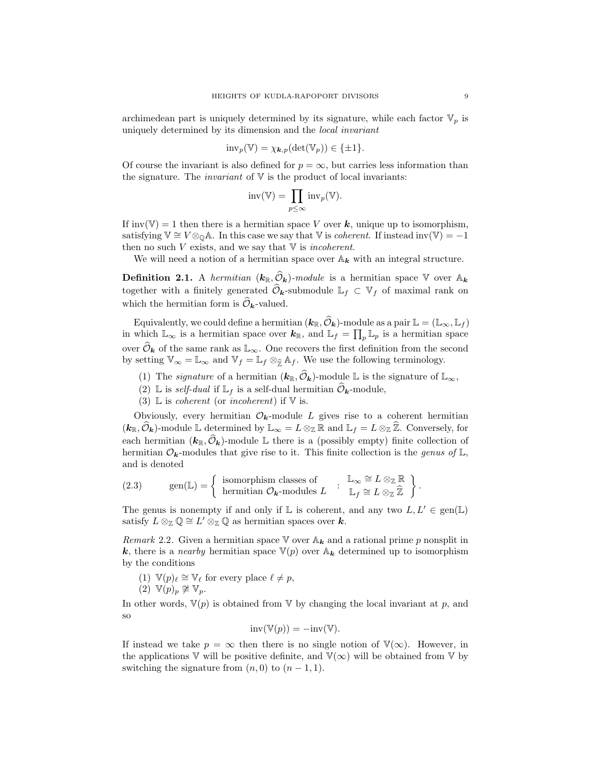archimedean part is uniquely determined by its signature, while each factor $\mathbb{V}_p$ is uniquely determined by its dimension and the *local invariant*

$$\mathrm{inv}_p(\mathbb{V}) = \chi_{\boldsymbol{k},p}(\det(\mathbb{V}_p)) \in \{\pm 1\}.$$

Of course the invariant is also defined for $p = \infty$, but carries less information than the signature. The *invariant* of $\mathbb{V}$ is the product of local invariants:

$$\mathrm{inv}(\mathbb{V}) = \prod_{p \le \infty} \mathrm{inv}_p(\mathbb{V}).$$

If $\mathrm{inv}(\mathbb{V}) = 1$ then there is a hermitian space $V$ over $\boldsymbol{k}$, unique up to isomorphism, satisfying $\mathbb{V} \cong V \otimes_{\mathbb{Q}} \mathbb{A}$. In this case we say that $\mathbb{V}$ is *coherent*. If instead $\mathrm{inv}(\mathbb{V}) = -1$ then no such $V$ exists, and we say that $\mathbb{V}$ is *incoherent*.

We will need a notion of a hermitian space over $\mathbb{A}_{\boldsymbol{k}}$ with an integral structure.

**Definition 2.1.** A *hermitian* $(\boldsymbol{k}_{\mathbb{R}}, \widehat{\mathcal{O}}_{\boldsymbol{k}})$*-module* is a hermitian space $\mathbb{V}$ over $\mathbb{A}_{\boldsymbol{k}}$ together with a finitely generated $\widehat{\mathcal{O}}_{\boldsymbol{k}}$-submodule $\mathbb{L}_f \subset \mathbb{V}_f$ of maximal rank on which the hermitian form is $\widehat{\mathcal{O}}_{\boldsymbol{k}}$-valued.

Equivalently, we could define a hermitian $(\boldsymbol{k}_{\mathbb{R}}, \widehat{\mathcal{O}}_{\boldsymbol{k}})$-module as a pair $\mathbb{L} = (\mathbb{L}_\infty, \mathbb{L}_f)$ in which $\mathbb{L}_\infty$ is a hermitian space over $\boldsymbol{k}_{\mathbb{R}}$, and $\mathbb{L}_f = \prod_p \mathbb{L}_p$ is a hermitian space over $\widehat{\mathcal{O}}_{\boldsymbol{k}}$ of the same rank as $\mathbb{L}_\infty$. One recovers the first definition from the second by setting $\mathbb{V}_\infty = \mathbb{L}_\infty$ and $\mathbb{V}_f = \mathbb{L}_f \otimes_{\widehat{\mathbb{Z}}} \mathbb{A}_f$. We use the following terminology.

1. The *signature* of a hermitian $(\boldsymbol{k}_{\mathbb{R}}, \widehat{\mathcal{O}}_{\boldsymbol{k}})$-module $\mathbb{L}$ is the signature of $\mathbb{L}_\infty$,
2. $\mathbb{L}$ is *self-dual* if $\mathbb{L}_f$ is a self-dual hermitian $\widehat{\mathcal{O}}_{\boldsymbol{k}}$-module,
3. $\mathbb{L}$ is *coherent* (or *incoherent*) if $\mathbb{V}$ is.

Obviously, every hermitian $\mathcal{O}_{\boldsymbol{k}}$-module $L$ gives rise to a coherent hermitian $(\boldsymbol{k}_{\mathbb{R}}, \widehat{\mathcal{O}}_{\boldsymbol{k}})$-module $\mathbb{L}$ determined by $\mathbb{L}_\infty = L \otimes_{\mathbb{Z}} \mathbb{R}$ and $\mathbb{L}_f = L \otimes_{\mathbb{Z}} \widehat{\mathbb{Z}}$. Conversely, for each hermitian $(\boldsymbol{k}_{\mathbb{R}}, \widehat{\mathcal{O}}_{\boldsymbol{k}})$-module $\mathbb{L}$ there is a (possibly empty) finite collection of hermitian $\mathcal{O}_{\boldsymbol{k}}$-modules that give rise to it. This finite collection is the *genus of* $\mathbb{L}$, and is denoted

$$\mathrm{gen}(\mathbb{L}) = \left\{ \begin{array}{l} \text{isomorphism classes of} \\ \text{hermitian } \mathcal{O}_{\boldsymbol{k}}\text{-modules } L \end{array} : \begin{array}{c} \mathbb{L}_\infty \cong L \otimes_{\mathbb{Z}} \mathbb{R} \\ \mathbb{L}_f \cong L \otimes_{\mathbb{Z}} \widehat{\mathbb{Z}} \end{array} \right\}. \tag{2.3}$$

The genus is nonempty if and only if $\mathbb{L}$ is coherent, and any two $L, L' \in \mathrm{gen}(\mathbb{L})$ satisfy $L \otimes_{\mathbb{Z}} \mathbb{Q} \cong L' \otimes_{\mathbb{Z}} \mathbb{Q}$ as hermitian spaces over $\boldsymbol{k}$.

*Remark* 2.2. Given a hermitian space $\mathbb{V}$ over $\mathbb{A}_{\boldsymbol{k}}$ and a rational prime $p$ nonsplit in $\boldsymbol{k}$, there is a *nearby* hermitian space $\mathbb{V}(p)$ over $\mathbb{A}_{\boldsymbol{k}}$ determined up to isomorphism by the conditions

1. $\mathbb{V}(p)_\ell \cong \mathbb{V}_\ell$ for every place $\ell \neq p$,
2. $\mathbb{V}(p)_p \not\cong \mathbb{V}_p$.

In other words, $\mathbb{V}(p)$ is obtained from $\mathbb{V}$ by changing the local invariant at $p$, and so

$$\mathrm{inv}(\mathbb{V}(p)) = -\mathrm{inv}(\mathbb{V}).$$

If instead we take $p = \infty$ then there is no single notion of $\mathbb{V}(\infty)$. However, in the applications $\mathbb{V}$ will be positive definite, and $\mathbb{V}(\infty)$ will be obtained from $\mathbb{V}$ by switching the signature from $(n, 0)$ to $(n-1, 1)$.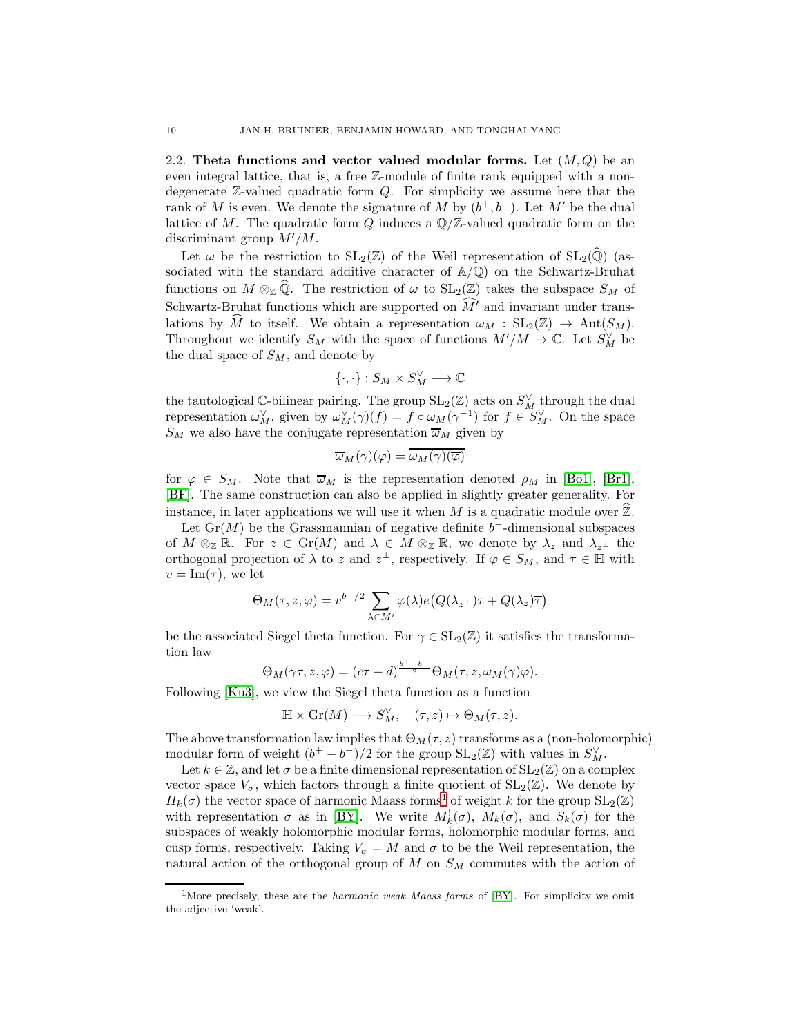**2.2. Theta functions and vector valued modular forms.** Let $(M, Q)$ be an even integral lattice, that is, a free $\mathbb{Z}$-module of finite rank equipped with a non-degenerate $\mathbb{Z}$-valued quadratic form $Q$. For simplicity we assume here that the rank of $M$ is even. We denote the signature of $M$ by $(b^+, b^-)$. Let $M'$ be the dual lattice of $M$. The quadratic form $Q$ induces a $\mathbb{Q}/\mathbb{Z}$-valued quadratic form on the discriminant group $M'/M$.

Let $\omega$ be the restriction to $\mathrm{SL}_2(\mathbb{Z})$ of the Weil representation of $\mathrm{SL}_2(\widehat{\mathbb{Q}})$ (associated with the standard additive character of $\mathbb{A}/\mathbb{Q}$) on the Schwartz-Bruhat functions on $M \otimes_{\mathbb{Z}} \widehat{\mathbb{Q}}$. The restriction of $\omega$ to $\mathrm{SL}_2(\mathbb{Z})$ takes the subspace $S_M$ of Schwartz-Bruhat functions which are supported on $\widehat{M}'$ and invariant under translations by $\widehat{M}$ to itself. We obtain a representation $\omega_M : \mathrm{SL}_2(\mathbb{Z}) \to \mathrm{Aut}(S_M)$. Throughout we identify $S_M$ with the space of functions $M'/M \to \mathbb{C}$. Let $S_M^\vee$ be the dual space of $S_M$, and denote by

$$\{\cdot, \cdot\} : S_M \times S_M^\vee \longrightarrow \mathbb{C}$$

the tautological $\mathbb{C}$-bilinear pairing. The group $\mathrm{SL}_2(\mathbb{Z})$ acts on $S_M^\vee$ through the dual representation $\omega_M^\vee$, given by $\omega_M^\vee(\gamma)(f) = f \circ \omega_M(\gamma^{-1})$ for $f \in S_M^\vee$. On the space $S_M$ we also have the conjugate representation $\overline{\omega}_M$ given by

$$\overline{\omega}_M(\gamma)(\varphi) = \overline{\omega_M(\gamma)(\overline{\varphi})}$$

for $\varphi \in S_M$. Note that $\overline{\omega}_M$ is the representation denoted $\rho_M$ in [Bo1], [Br1], [BF]. The same construction can also be applied in slightly greater generality. For instance, in later applications we will use it when $M$ is a quadratic module over $\widehat{\mathbb{Z}}$.

Let $\mathrm{Gr}(M)$ be the Grassmannian of negative definite $b^-$-dimensional subspaces of $M \otimes_{\mathbb{Z}} \mathbb{R}$. For $z \in \mathrm{Gr}(M)$ and $\lambda \in M \otimes_{\mathbb{Z}} \mathbb{R}$, we denote by $\lambda_z$ and $\lambda_{z^\perp}$ the orthogonal projection of $\lambda$ to $z$ and $z^\perp$, respectively. If $\varphi \in S_M$, and $\tau \in \mathbb{H}$ with $v = \mathrm{Im}(\tau)$, we let

$$\Theta_M(\tau, z, \varphi) = v^{b^-/2} \sum_{\lambda \in M'} \varphi(\lambda) e\big(Q(\lambda_{z^\perp})\tau + Q(\lambda_z)\overline{\tau}\big)$$

be the associated Siegel theta function. For $\gamma \in \mathrm{SL}_2(\mathbb{Z})$ it satisfies the transformation law

$$\Theta_M(\gamma\tau, z, \varphi) = (c\tau + d)^{\frac{b^+ - b^-}{2}} \Theta_M(\tau, z, \omega_M(\gamma)\varphi).$$

Following [Ku3], we view the Siegel theta function as a function

$$\mathbb{H} \times \mathrm{Gr}(M) \longrightarrow S_M^\vee, \quad (\tau, z) \mapsto \Theta_M(\tau, z).$$

The above transformation law implies that $\Theta_M(\tau, z)$ transforms as a (non-holomorphic) modular form of weight $(b^+ - b^-)/2$ for the group $\mathrm{SL}_2(\mathbb{Z})$ with values in $S_M^\vee$.

Let $k \in \mathbb{Z}$, and let $\sigma$ be a finite dimensional representation of $\mathrm{SL}_2(\mathbb{Z})$ on a complex vector space $V_\sigma$, which factors through a finite quotient of $\mathrm{SL}_2(\mathbb{Z})$. We denote by $H_k(\sigma)$ the vector space of harmonic Maass forms[1] of weight $k$ for the group $\mathrm{SL}_2(\mathbb{Z})$ with representation $\sigma$ as in [BY]. We write $M_k^!(\sigma)$, $M_k(\sigma)$, and $S_k(\sigma)$ for the subspaces of weakly holomorphic modular forms, holomorphic modular forms, and cusp forms, respectively. Taking $V_\sigma = M$ and $\sigma$ to be the Weil representation, the natural action of the orthogonal group of $M$ on $S_M$ commutes with the action of

[1] More precisely, these are the *harmonic weak Maass forms* of [BY]. For simplicity we omit the adjective 'weak'.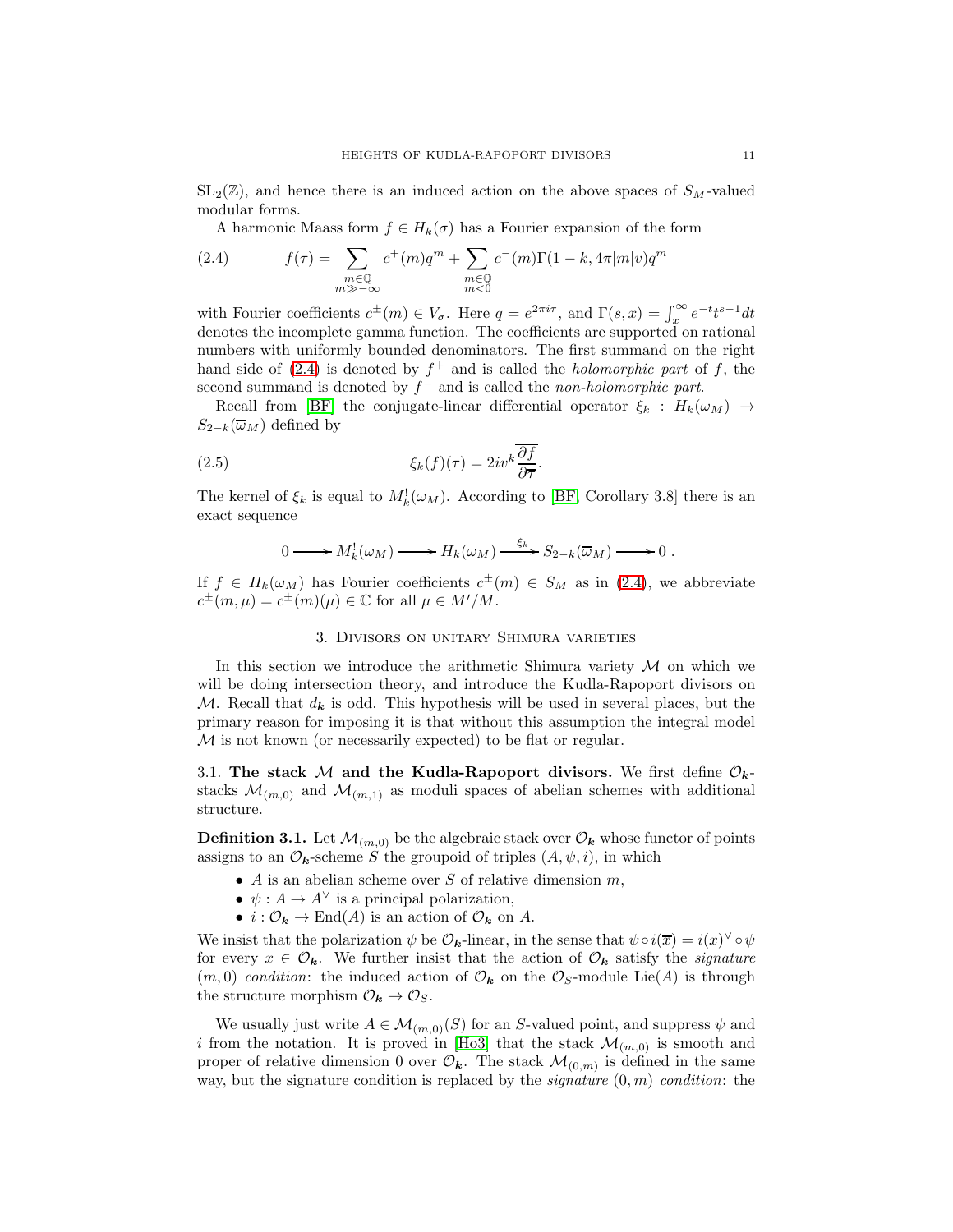$\mathrm{SL}_2(\mathbb{Z})$, and hence there is an induced action on the above spaces of $S_M$-valued modular forms.

A harmonic Maass form $f \in H_k(\sigma)$ has a Fourier expansion of the form

$$f(\tau) = \sum_{\substack{m \in \mathbb{Q} \\ m \gg -\infty}} c^+(m) q^m + \sum_{\substack{m \in \mathbb{Q} \\ m < 0}} c^-(m) \Gamma(1-k, 4\pi |m| v) q^m \tag{2.4}$$

with Fourier coefficients $c^\pm(m) \in V_\sigma$. Here $q = e^{2\pi i \tau}$, and $\Gamma(s,x) = \int_x^\infty e^{-t} t^{s-1} dt$ denotes the incomplete gamma function. The coefficients are supported on rational numbers with uniformly bounded denominators. The first summand on the right hand side of (2.4) is denoted by $f^+$ and is called the *holomorphic part* of $f$, the second summand is denoted by $f^-$ and is called the *non-holomorphic part*.

Recall from [BF] the conjugate-linear differential operator $\xi_k : H_k(\omega_M) \to S_{2-k}(\overline{\omega}_M)$ defined by

$$\xi_k(f)(\tau) = 2iv^k \overline{\frac{\partial f}{\partial \overline{\tau}}}. \tag{2.5}$$

The kernel of $\xi_k$ is equal to $M^!_k(\omega_M)$. According to [BF, Corollary 3.8] there is an exact sequence

$$0 \longrightarrow M^!_k(\omega_M) \longrightarrow H_k(\omega_M) \xrightarrow{\xi_k} S_{2-k}(\overline{\omega}_M) \longrightarrow 0\ .$$

If $f \in H_k(\omega_M)$ has Fourier coefficients $c^\pm(m) \in S_M$ as in (2.4), we abbreviate $c^\pm(m,\mu) = c^\pm(m)(\mu) \in \mathbb{C}$ for all $\mu \in M'/M$.

## 3. Divisors on unitary Shimura varieties

In this section we introduce the arithmetic Shimura variety $\mathcal{M}$ on which we will be doing intersection theory, and introduce the Kudla-Rapoport divisors on $\mathcal{M}$. Recall that $d_{\boldsymbol{k}}$ is odd. This hypothesis will be used in several places, but the primary reason for imposing it is that without this assumption the integral model $\mathcal{M}$ is not known (or necessarily expected) to be flat or regular.

### 3.1. The stack $\mathcal{M}$ and the Kudla-Rapoport divisors.

We first define $\mathcal{O}_{\boldsymbol{k}}$-stacks $\mathcal{M}_{(m,0)}$ and $\mathcal{M}_{(m,1)}$ as moduli spaces of abelian schemes with additional structure.

**Definition 3.1.** Let $\mathcal{M}_{(m,0)}$ be the algebraic stack over $\mathcal{O}_{\boldsymbol{k}}$ whose functor of points assigns to an $\mathcal{O}_{\boldsymbol{k}}$-scheme $S$ the groupoid of triples $(A, \psi, i)$, in which

- $A$ is an abelian scheme over $S$ of relative dimension $m$,
- $\psi : A \to A^\vee$ is a principal polarization,
- $i : \mathcal{O}_{\boldsymbol{k}} \to \mathrm{End}(A)$ is an action of $\mathcal{O}_{\boldsymbol{k}}$ on $A$.

We insist that the polarization $\psi$ be $\mathcal{O}_{\boldsymbol{k}}$-linear, in the sense that $\psi \circ i(\overline{x}) = i(x)^\vee \circ \psi$ for every $x \in \mathcal{O}_{\boldsymbol{k}}$. We further insist that the action of $\mathcal{O}_{\boldsymbol{k}}$ satisfy the *signature* $(m,0)$ *condition*: the induced action of $\mathcal{O}_{\boldsymbol{k}}$ on the $\mathcal{O}_S$-module $\mathrm{Lie}(A)$ is through the structure morphism $\mathcal{O}_{\boldsymbol{k}} \to \mathcal{O}_S$.

We usually just write $A \in \mathcal{M}_{(m,0)}(S)$ for an $S$-valued point, and suppress $\psi$ and $i$ from the notation. It is proved in [Ho3] that the stack $\mathcal{M}_{(m,0)}$ is smooth and proper of relative dimension 0 over $\mathcal{O}_{\boldsymbol{k}}$. The stack $\mathcal{M}_{(0,m)}$ is defined in the same way, but the signature condition is replaced by the *signature* $(0,m)$ *condition*: the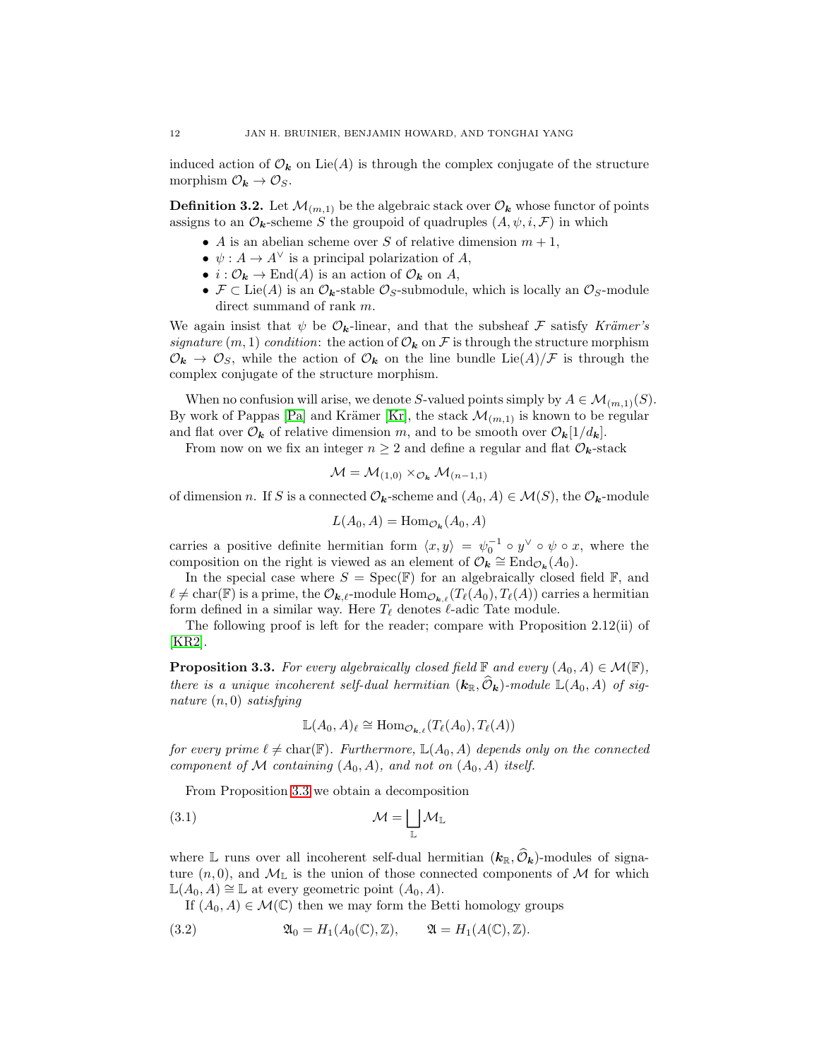induced action of $\mathcal{O}_{\boldsymbol{k}}$ on $\mathrm{Lie}(A)$ is through the complex conjugate of the structure morphism $\mathcal{O}_{\boldsymbol{k}} \to \mathcal{O}_S$.

**Definition 3.2.** Let $\mathcal{M}_{(m,1)}$ be the algebraic stack over $\mathcal{O}_{\boldsymbol{k}}$ whose functor of points assigns to an $\mathcal{O}_{\boldsymbol{k}}$-scheme $S$ the groupoid of quadruples $(A, \psi, i, \mathcal{F})$ in which

- $A$ is an abelian scheme over $S$ of relative dimension $m+1$,
- $\psi : A \to A^\vee$ is a principal polarization of $A$,
- $i : \mathcal{O}_{\boldsymbol{k}} \to \mathrm{End}(A)$ is an action of $\mathcal{O}_{\boldsymbol{k}}$ on $A$,
- $\mathcal{F} \subset \mathrm{Lie}(A)$ is an $\mathcal{O}_{\boldsymbol{k}}$-stable $\mathcal{O}_S$-submodule, which is locally an $\mathcal{O}_S$-module direct summand of rank $m$.

We again insist that $\psi$ be $\mathcal{O}_{\boldsymbol{k}}$-linear, and that the subsheaf $\mathcal{F}$ satisfy *Krämer's signature* $(m,1)$ *condition*: the action of $\mathcal{O}_{\boldsymbol{k}}$ on $\mathcal{F}$ is through the structure morphism $\mathcal{O}_{\boldsymbol{k}} \to \mathcal{O}_S$, while the action of $\mathcal{O}_{\boldsymbol{k}}$ on the line bundle $\mathrm{Lie}(A)/\mathcal{F}$ is through the complex conjugate of the structure morphism.

When no confusion will arise, we denote $S$-valued points simply by $A \in \mathcal{M}_{(m,1)}(S)$. By work of Pappas [Pa] and Krämer [Kr], the stack $\mathcal{M}_{(m,1)}$ is known to be regular and flat over $\mathcal{O}_{\boldsymbol{k}}$ of relative dimension $m$, and to be smooth over $\mathcal{O}_{\boldsymbol{k}}[1/d_{\boldsymbol{k}}]$.

From now on we fix an integer $n \geq 2$ and define a regular and flat $\mathcal{O}_{\boldsymbol{k}}$-stack

$$\mathcal{M} = \mathcal{M}_{(1,0)} \times_{\mathcal{O}_{\boldsymbol{k}}} \mathcal{M}_{(n-1,1)}$$

of dimension $n$. If $S$ is a connected $\mathcal{O}_{\boldsymbol{k}}$-scheme and $(A_0, A) \in \mathcal{M}(S)$, the $\mathcal{O}_{\boldsymbol{k}}$-module

$$L(A_0, A) = \mathrm{Hom}_{\mathcal{O}_{\boldsymbol{k}}}(A_0, A)$$

carries a positive definite hermitian form $\langle x, y\rangle = \psi_0^{-1} \circ y^\vee \circ \psi \circ x$, where the composition on the right is viewed as an element of $\mathcal{O}_{\boldsymbol{k}} \cong \mathrm{End}_{\mathcal{O}_{\boldsymbol{k}}}(A_0)$.

In the special case where $S = \mathrm{Spec}(\mathbb{F})$ for an algebraically closed field $\mathbb{F}$, and $\ell \neq \mathrm{char}(\mathbb{F})$ is a prime, the $\mathcal{O}_{\boldsymbol{k},\ell}$-module $\mathrm{Hom}_{\mathcal{O}_{\boldsymbol{k},\ell}}(T_\ell(A_0), T_\ell(A))$ carries a hermitian form defined in a similar way. Here $T_\ell$ denotes $\ell$-adic Tate module.

The following proof is left for the reader; compare with Proposition 2.12(ii) of [KR2].

**Proposition 3.3.** *For every algebraically closed field $\mathbb{F}$ and every $(A_0, A) \in \mathcal{M}(\mathbb{F})$, there is a unique incoherent self-dual hermitian $(\boldsymbol{k}_\mathbb{R}, \widehat{\mathcal{O}}_{\boldsymbol{k}})$-module $\mathbb{L}(A_0, A)$ of signature $(n,0)$ satisfying*

$$\mathbb{L}(A_0, A)_\ell \cong \mathrm{Hom}_{\mathcal{O}_{\boldsymbol{k},\ell}}(T_\ell(A_0), T_\ell(A))$$

*for every prime $\ell \neq \mathrm{char}(\mathbb{F})$. Furthermore, $\mathbb{L}(A_0, A)$ depends only on the connected component of $\mathcal{M}$ containing $(A_0, A)$, and not on $(A_0, A)$ itself.*

From Proposition 3.3 we obtain a decomposition

$$\mathcal{M} = \bigsqcup_{\mathbb{L}} \mathcal{M}_\mathbb{L} \tag{3.1}$$

where $\mathbb{L}$ runs over all incoherent self-dual hermitian $(\boldsymbol{k}_\mathbb{R}, \widehat{\mathcal{O}}_{\boldsymbol{k}})$-modules of signature $(n,0)$, and $\mathcal{M}_\mathbb{L}$ is the union of those connected components of $\mathcal{M}$ for which $\mathbb{L}(A_0, A) \cong \mathbb{L}$ at every geometric point $(A_0, A)$.

If $(A_0, A) \in \mathcal{M}(\mathbb{C})$ then we may form the Betti homology groups

$$\mathfrak{A}_0 = H_1(A_0(\mathbb{C}), \mathbb{Z}), \qquad \mathfrak{A} = H_1(A(\mathbb{C}), \mathbb{Z}). \tag{3.2}$$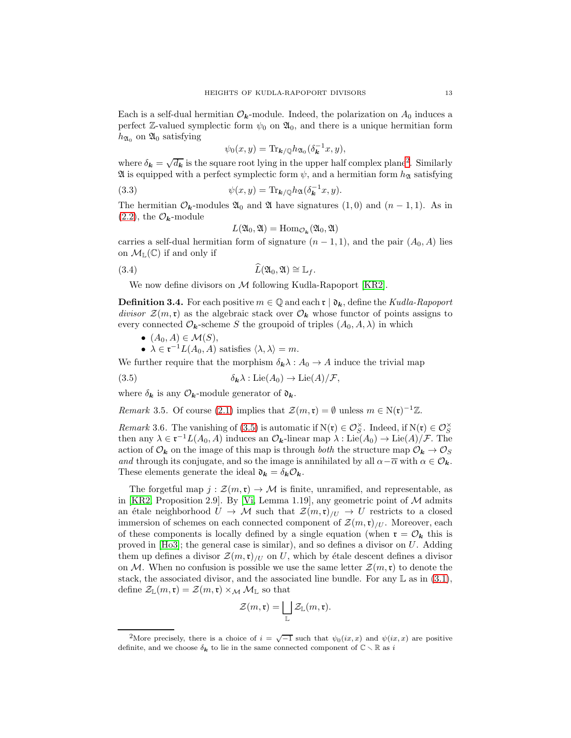Each is a self-dual hermitian $\mathcal{O}_{\boldsymbol{k}}$-module. Indeed, the polarization on $A_0$ induces a perfect $\mathbb{Z}$-valued symplectic form $\psi_0$ on $\mathfrak{A}_0$, and there is a unique hermitian form $h_{\mathfrak{A}_0}$ on $\mathfrak{A}_0$ satisfying

$$\psi_0(x,y) = \mathrm{Tr}_{\boldsymbol{k}/\mathbb{Q}} h_{\mathfrak{A}_0}(\delta_{\boldsymbol{k}}^{-1} x, y),$$

where $\delta_{\boldsymbol{k}} = \sqrt{d_{\boldsymbol{k}}}$ is the square root lying in the upper half complex plane[2]. Similarly $\mathfrak{A}$ is equipped with a perfect symplectic form $\psi$, and a hermitian form $h_{\mathfrak{A}}$ satisfying

$$\psi(x,y) = \mathrm{Tr}_{\boldsymbol{k}/\mathbb{Q}} h_{\mathfrak{A}}(\delta_{\boldsymbol{k}}^{-1} x, y). \tag{3.3}$$

The hermitian $\mathcal{O}_{\boldsymbol{k}}$-modules $\mathfrak{A}_0$ and $\mathfrak{A}$ have signatures $(1,0)$ and $(n-1,1)$. As in (2.2), the $\mathcal{O}_{\boldsymbol{k}}$-module

$$L(\mathfrak{A}_0, \mathfrak{A}) = \mathrm{Hom}_{\mathcal{O}_{\boldsymbol{k}}}(\mathfrak{A}_0, \mathfrak{A})$$

carries a self-dual hermitian form of signature $(n-1,1)$, and the pair $(A_0, A)$ lies on $\mathcal{M}_{\mathbb{L}}(\mathbb{C})$ if and only if

$$\widehat{L}(\mathfrak{A}_0, \mathfrak{A}) \cong \mathbb{L}_f. \tag{3.4}$$

We now define divisors on $\mathcal{M}$ following Kudla-Rapoport [KR2].

**Definition 3.4.** For each positive $m \in \mathbb{Q}$ and each $\mathfrak{r} \mid \mathfrak{d}_{\boldsymbol{k}}$, define the *Kudla-Rapoport divisor* $\mathcal{Z}(m, \mathfrak{r})$ as the algebraic stack over $\mathcal{O}_{\boldsymbol{k}}$ whose functor of points assigns to every connected $\mathcal{O}_{\boldsymbol{k}}$-scheme $S$ the groupoid of triples $(A_0, A, \lambda)$ in which

- $(A_0, A) \in \mathcal{M}(S)$,
- $\lambda \in \mathfrak{r}^{-1} L(A_0, A)$ satisfies $\langle \lambda, \lambda \rangle = m$.

We further require that the morphism $\delta_{\boldsymbol{k}} \lambda : A_0 \to A$ induce the trivial map

$$\delta_{\boldsymbol{k}} \lambda : \mathrm{Lie}(A_0) \to \mathrm{Lie}(A)/\mathcal{F}, \tag{3.5}$$

where $\delta_{\boldsymbol{k}}$ is any $\mathcal{O}_{\boldsymbol{k}}$-module generator of $\mathfrak{d}_{\boldsymbol{k}}$.

*Remark* 3.5. Of course (2.1) implies that $\mathcal{Z}(m, \mathfrak{r}) = \emptyset$ unless $m \in \mathrm{N}(\mathfrak{r})^{-1}\mathbb{Z}$.

*Remark* 3.6. The vanishing of (3.5) is automatic if $\mathrm{N}(\mathfrak{r}) \in \mathcal{O}_S^\times$. Indeed, if $\mathrm{N}(\mathfrak{r}) \in \mathcal{O}_S^\times$ then any $\lambda \in \mathfrak{r}^{-1} L(A_0, A)$ induces an $\mathcal{O}_{\boldsymbol{k}}$-linear map $\lambda : \mathrm{Lie}(A_0) \to \mathrm{Lie}(A)/\mathcal{F}$. The action of $\mathcal{O}_{\boldsymbol{k}}$ on the image of this map is through *both* the structure map $\mathcal{O}_{\boldsymbol{k}} \to \mathcal{O}_S$ *and* through its conjugate, and so the image is annihilated by all $\alpha - \overline{\alpha}$ with $\alpha \in \mathcal{O}_{\boldsymbol{k}}$. These elements generate the ideal $\mathfrak{d}_{\boldsymbol{k}} = \delta_{\boldsymbol{k}} \mathcal{O}_{\boldsymbol{k}}$.

The forgetful map $j : \mathcal{Z}(m, \mathfrak{r}) \to \mathcal{M}$ is finite, unramified, and representable, as in [KR2, Proposition 2.9]. By [Vi, Lemma 1.19], any geometric point of $\mathcal{M}$ admits an étale neighborhood $U \to \mathcal{M}$ such that $\mathcal{Z}(m, \mathfrak{r})_{/U} \to U$ restricts to a closed immersion of schemes on each connected component of $\mathcal{Z}(m, \mathfrak{r})_{/U}$. Moreover, each of these components is locally defined by a single equation (when $\mathfrak{r} = \mathcal{O}_{\boldsymbol{k}}$ this is proved in [Ho3]; the general case is similar), and so defines a divisor on $U$. Adding them up defines a divisor $\mathcal{Z}(m, \mathfrak{r})_{/U}$ on $U$, which by étale descent defines a divisor on $\mathcal{M}$. When no confusion is possible we use the same letter $\mathcal{Z}(m, \mathfrak{r})$ to denote the stack, the associated divisor, and the associated line bundle. For any $\mathbb{L}$ as in (3.1), define $\mathcal{Z}_{\mathbb{L}}(m, \mathfrak{r}) = \mathcal{Z}(m, \mathfrak{r}) \times_{\mathcal{M}} \mathcal{M}_{\mathbb{L}}$ so that

$$\mathcal{Z}(m, \mathfrak{r}) = \bigsqcup_{\mathbb{L}} \mathcal{Z}_{\mathbb{L}}(m, \mathfrak{r}).$$

---

[2] More precisely, there is a choice of $i = \sqrt{-1}$ such that $\psi_0(ix, x)$ and $\psi(ix, x)$ are positive definite, and we choose $\delta_{\boldsymbol{k}}$ to lie in the same connected component of $\mathbb{C} \smallsetminus \mathbb{R}$ as $i$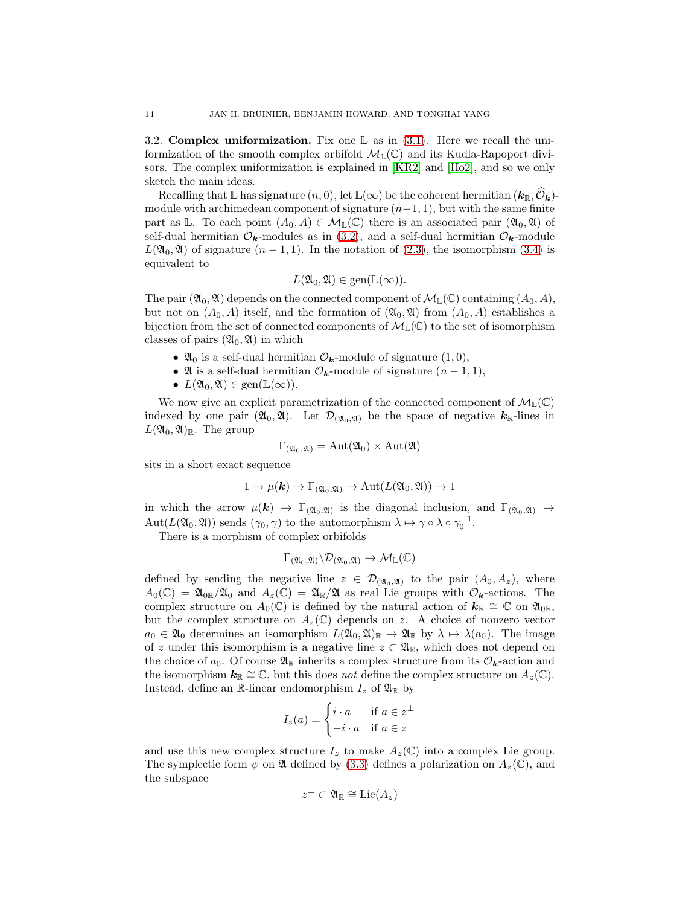**3.2. Complex uniformization.** Fix one $\mathbb{L}$ as in (3.1). Here we recall the uniformization of the smooth complex orbifold $\mathcal{M}_{\mathbb{L}}(\mathbb{C})$ and its Kudla-Rapoport divisors. The complex uniformization is explained in [KR2] and [Ho2], and so we only sketch the main ideas.

Recalling that $\mathbb{L}$ has signature $(n, 0)$, let $\mathbb{L}(\infty)$ be the coherent hermitian $(\boldsymbol{k}_{\mathbb{R}}, \widehat{\mathcal{O}}_{\boldsymbol{k}})$-module with archimedean component of signature $(n-1, 1)$, but with the same finite part as $\mathbb{L}$. To each point $(A_0, A) \in \mathcal{M}_{\mathbb{L}}(\mathbb{C})$ there is an associated pair $(\mathfrak{A}_0, \mathfrak{A})$ of self-dual hermitian $\mathcal{O}_{\boldsymbol{k}}$-modules as in (3.2), and a self-dual hermitian $\mathcal{O}_{\boldsymbol{k}}$-module $L(\mathfrak{A}_0, \mathfrak{A})$ of signature $(n-1, 1)$. In the notation of (2.3), the isomorphism (3.4) is equivalent to

$$L(\mathfrak{A}_0, \mathfrak{A}) \in \mathrm{gen}(\mathbb{L}(\infty)).$$

The pair $(\mathfrak{A}_0, \mathfrak{A})$ depends on the connected component of $\mathcal{M}_{\mathbb{L}}(\mathbb{C})$ containing $(A_0, A)$, but not on $(A_0, A)$ itself, and the formation of $(\mathfrak{A}_0, \mathfrak{A})$ from $(A_0, A)$ establishes a bijection from the set of connected components of $\mathcal{M}_{\mathbb{L}}(\mathbb{C})$ to the set of isomorphism classes of pairs $(\mathfrak{A}_0, \mathfrak{A})$ in which

- $\mathfrak{A}_0$ is a self-dual hermitian $\mathcal{O}_{\boldsymbol{k}}$-module of signature $(1, 0)$,
- $\mathfrak{A}$ is a self-dual hermitian $\mathcal{O}_{\boldsymbol{k}}$-module of signature $(n-1, 1)$,
- $L(\mathfrak{A}_0, \mathfrak{A}) \in \mathrm{gen}(\mathbb{L}(\infty))$.

We now give an explicit parametrization of the connected component of $\mathcal{M}_{\mathbb{L}}(\mathbb{C})$ indexed by one pair $(\mathfrak{A}_0, \mathfrak{A})$. Let $\mathcal{D}_{(\mathfrak{A}_0, \mathfrak{A})}$ be the space of negative $\boldsymbol{k}_{\mathbb{R}}$-lines in $L(\mathfrak{A}_0, \mathfrak{A})_{\mathbb{R}}$. The group

$$\Gamma_{(\mathfrak{A}_0, \mathfrak{A})} = \mathrm{Aut}(\mathfrak{A}_0) \times \mathrm{Aut}(\mathfrak{A})$$

sits in a short exact sequence

$$1 \to \mu(\boldsymbol{k}) \to \Gamma_{(\mathfrak{A}_0, \mathfrak{A})} \to \mathrm{Aut}(L(\mathfrak{A}_0, \mathfrak{A})) \to 1$$

in which the arrow $\mu(\boldsymbol{k}) \to \Gamma_{(\mathfrak{A}_0, \mathfrak{A})}$ is the diagonal inclusion, and $\Gamma_{(\mathfrak{A}_0, \mathfrak{A})} \to \mathrm{Aut}(L(\mathfrak{A}_0, \mathfrak{A}))$ sends $(\gamma_0, \gamma)$ to the automorphism $\lambda \mapsto \gamma \circ \lambda \circ \gamma_0^{-1}$.

There is a morphism of complex orbifolds

$$\Gamma_{(\mathfrak{A}_0, \mathfrak{A})} \backslash \mathcal{D}_{(\mathfrak{A}_0, \mathfrak{A})} \to \mathcal{M}_{\mathbb{L}}(\mathbb{C})$$

defined by sending the negative line $z \in \mathcal{D}_{(\mathfrak{A}_0, \mathfrak{A})}$ to the pair $(A_0, A_z)$, where $A_0(\mathbb{C}) = \mathfrak{A}_{0\mathbb{R}}/\mathfrak{A}_0$ and $A_z(\mathbb{C}) = \mathfrak{A}_{\mathbb{R}}/\mathfrak{A}$ as real Lie groups with $\mathcal{O}_{\boldsymbol{k}}$-actions. The complex structure on $A_0(\mathbb{C})$ is defined by the natural action of $\boldsymbol{k}_{\mathbb{R}} \cong \mathbb{C}$ on $\mathfrak{A}_{0\mathbb{R}}$, but the complex structure on $A_z(\mathbb{C})$ depends on $z$. A choice of nonzero vector $a_0 \in \mathfrak{A}_0$ determines an isomorphism $L(\mathfrak{A}_0, \mathfrak{A})_{\mathbb{R}} \to \mathfrak{A}_{\mathbb{R}}$ by $\lambda \mapsto \lambda(a_0)$. The image of $z$ under this isomorphism is a negative line $z \subset \mathfrak{A}_{\mathbb{R}}$, which does not depend on the choice of $a_0$. Of course $\mathfrak{A}_{\mathbb{R}}$ inherits a complex structure from its $\mathcal{O}_{\boldsymbol{k}}$-action and the isomorphism $\boldsymbol{k}_{\mathbb{R}} \cong \mathbb{C}$, but this does *not* define the complex structure on $A_z(\mathbb{C})$. Instead, define an $\mathbb{R}$-linear endomorphism $I_z$ of $\mathfrak{A}_{\mathbb{R}}$ by

$$I_z(a) = \begin{cases} i \cdot a & \text{if } a \in z^{\perp} \\ -i \cdot a & \text{if } a \in z \end{cases}$$

and use this new complex structure $I_z$ to make $A_z(\mathbb{C})$ into a complex Lie group. The symplectic form $\psi$ on $\mathfrak{A}$ defined by (3.3) defines a polarization on $A_z(\mathbb{C})$, and the subspace

$$z^{\perp} \subset \mathfrak{A}_{\mathbb{R}} \cong \mathrm{Lie}(A_z)$$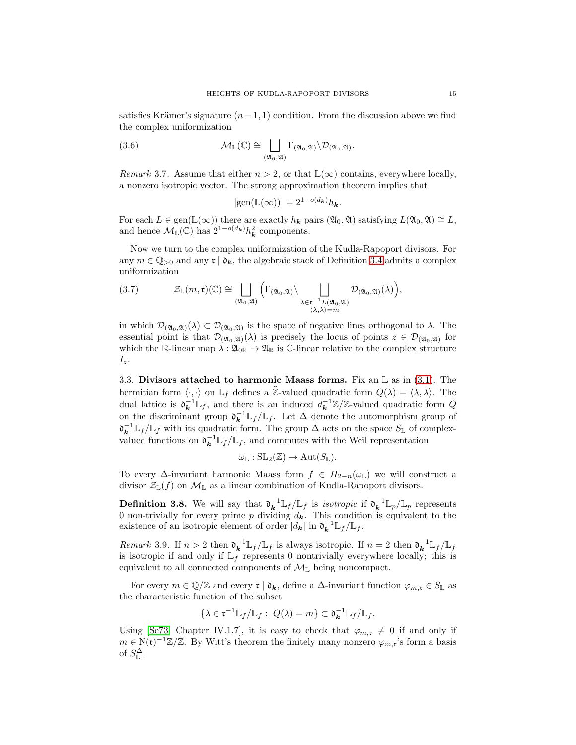satisfies Krämer's signature $(n-1,1)$ condition. From the discussion above we find the complex uniformization

$$\mathcal{M}_{\mathbb{L}}(\mathbb{C}) \cong \bigsqcup_{(\mathfrak{A}_0,\mathfrak{A})} \Gamma_{(\mathfrak{A}_0,\mathfrak{A})} \backslash \mathcal{D}_{(\mathfrak{A}_0,\mathfrak{A})}. \tag{3.6}$$

*Remark* 3.7. Assume that either $n > 2$, or that $\mathbb{L}(\infty)$ contains, everywhere locally, a nonzero isotropic vector. The strong approximation theorem implies that

$$|\mathrm{gen}(\mathbb{L}(\infty))| = 2^{1-o(d_{\boldsymbol{k}})} h_{\boldsymbol{k}}.$$

For each $L \in \mathrm{gen}(\mathbb{L}(\infty))$ there are exactly $h_{\boldsymbol{k}}$ pairs $(\mathfrak{A}_0,\mathfrak{A})$ satisfying $L(\mathfrak{A}_0,\mathfrak{A}) \cong L$, and hence $\mathcal{M}_{\mathbb{L}}(\mathbb{C})$ has $2^{1-o(d_{\boldsymbol{k}})} h_{\boldsymbol{k}}^2$ components.

Now we turn to the complex uniformization of the Kudla-Rapoport divisors. For any $m \in \mathbb{Q}_{>0}$ and any $\mathfrak{r} \mid \mathfrak{d}_{\boldsymbol{k}}$, the algebraic stack of Definition 3.4 admits a complex uniformization

$$\mathcal{Z}_{\mathbb{L}}(m,\mathfrak{r})(\mathbb{C}) \cong \bigsqcup_{(\mathfrak{A}_0,\mathfrak{A})} \Big( \Gamma_{(\mathfrak{A}_0,\mathfrak{A})} \backslash \bigsqcup_{\substack{\lambda \in \mathfrak{r}^{-1} L(\mathfrak{A}_0,\mathfrak{A}) \\ \langle \lambda,\lambda\rangle = m}} \mathcal{D}_{(\mathfrak{A}_0,\mathfrak{A})}(\lambda) \Big), \tag{3.7}$$

in which $\mathcal{D}_{(\mathfrak{A}_0,\mathfrak{A})}(\lambda) \subset \mathcal{D}_{(\mathfrak{A}_0,\mathfrak{A})}$ is the space of negative lines orthogonal to $\lambda$. The essential point is that $\mathcal{D}_{(\mathfrak{A}_0,\mathfrak{A})}(\lambda)$ is precisely the locus of points $z \in \mathcal{D}_{(\mathfrak{A}_0,\mathfrak{A})}$ for which the $\mathbb{R}$-linear map $\lambda : \mathfrak{A}_{0\mathbb{R}} \to \mathfrak{A}_{\mathbb{R}}$ is $\mathbb{C}$-linear relative to the complex structure $I_z$.

## 3.3. Divisors attached to harmonic Maass forms.

Fix an $\mathbb{L}$ as in (3.1). The hermitian form $\langle \cdot, \cdot \rangle$ on $\mathbb{L}_f$ defines a $\widehat{\mathbb{Z}}$-valued quadratic form $Q(\lambda) = \langle \lambda,\lambda \rangle$. The dual lattice is $\mathfrak{d}_{\boldsymbol{k}}^{-1}\mathbb{L}_f$, and there is an induced $d_{\boldsymbol{k}}^{-1}\mathbb{Z}/\mathbb{Z}$-valued quadratic form $Q$ on the discriminant group $\mathfrak{d}_{\boldsymbol{k}}^{-1}\mathbb{L}_f/\mathbb{L}_f$. Let $\Delta$ denote the automorphism group of $\mathfrak{d}_{\boldsymbol{k}}^{-1}\mathbb{L}_f/\mathbb{L}_f$ with its quadratic form. The group $\Delta$ acts on the space $S_{\mathbb{L}}$ of complex-valued functions on $\mathfrak{d}_{\boldsymbol{k}}^{-1}\mathbb{L}_f/\mathbb{L}_f$, and commutes with the Weil representation

$$\omega_{\mathbb{L}} : \mathrm{SL}_2(\mathbb{Z}) \to \mathrm{Aut}(S_{\mathbb{L}}).$$

To every $\Delta$-invariant harmonic Maass form $f \in H_{2-n}(\omega_{\mathbb{L}})$ we will construct a divisor $\mathcal{Z}_{\mathbb{L}}(f)$ on $\mathcal{M}_{\mathbb{L}}$ as a linear combination of Kudla-Rapoport divisors.

**Definition 3.8.** We will say that $\mathfrak{d}_{\boldsymbol{k}}^{-1}\mathbb{L}_f/\mathbb{L}_f$ is *isotropic* if $\mathfrak{d}_{\boldsymbol{k}}^{-1}\mathbb{L}_p/\mathbb{L}_p$ represents 0 non-trivially for every prime $p$ dividing $d_{\boldsymbol{k}}$. This condition is equivalent to the existence of an isotropic element of order $|d_{\boldsymbol{k}}|$ in $\mathfrak{d}_{\boldsymbol{k}}^{-1}\mathbb{L}_f/\mathbb{L}_f$.

*Remark* 3.9. If $n > 2$ then $\mathfrak{d}_{\boldsymbol{k}}^{-1}\mathbb{L}_f/\mathbb{L}_f$ is always isotropic. If $n = 2$ then $\mathfrak{d}_{\boldsymbol{k}}^{-1}\mathbb{L}_f/\mathbb{L}_f$ is isotropic if and only if $\mathbb{L}_f$ represents 0 nontrivially everywhere locally; this is equivalent to all connected components of $\mathcal{M}_{\mathbb{L}}$ being noncompact.

For every $m \in \mathbb{Q}/\mathbb{Z}$ and every $\mathfrak{r} \mid \mathfrak{d}_{\boldsymbol{k}}$, define a $\Delta$-invariant function $\varphi_{m,\mathfrak{r}} \in S_{\mathbb{L}}$ as the characteristic function of the subset

$$\{\lambda \in \mathfrak{r}^{-1}\mathbb{L}_f/\mathbb{L}_f : \ Q(\lambda) = m\} \subset \mathfrak{d}_{\boldsymbol{k}}^{-1}\mathbb{L}_f/\mathbb{L}_f.$$

Using [Se73, Chapter IV.1.7], it is easy to check that $\varphi_{m,\mathfrak{r}} \neq 0$ if and only if $m \in \mathrm{N}(\mathfrak{r})^{-1}\mathbb{Z}/\mathbb{Z}$. By Witt's theorem the finitely many nonzero $\varphi_{m,\mathfrak{r}}$'s form a basis of $S_{\mathbb{L}}^{\Delta}$.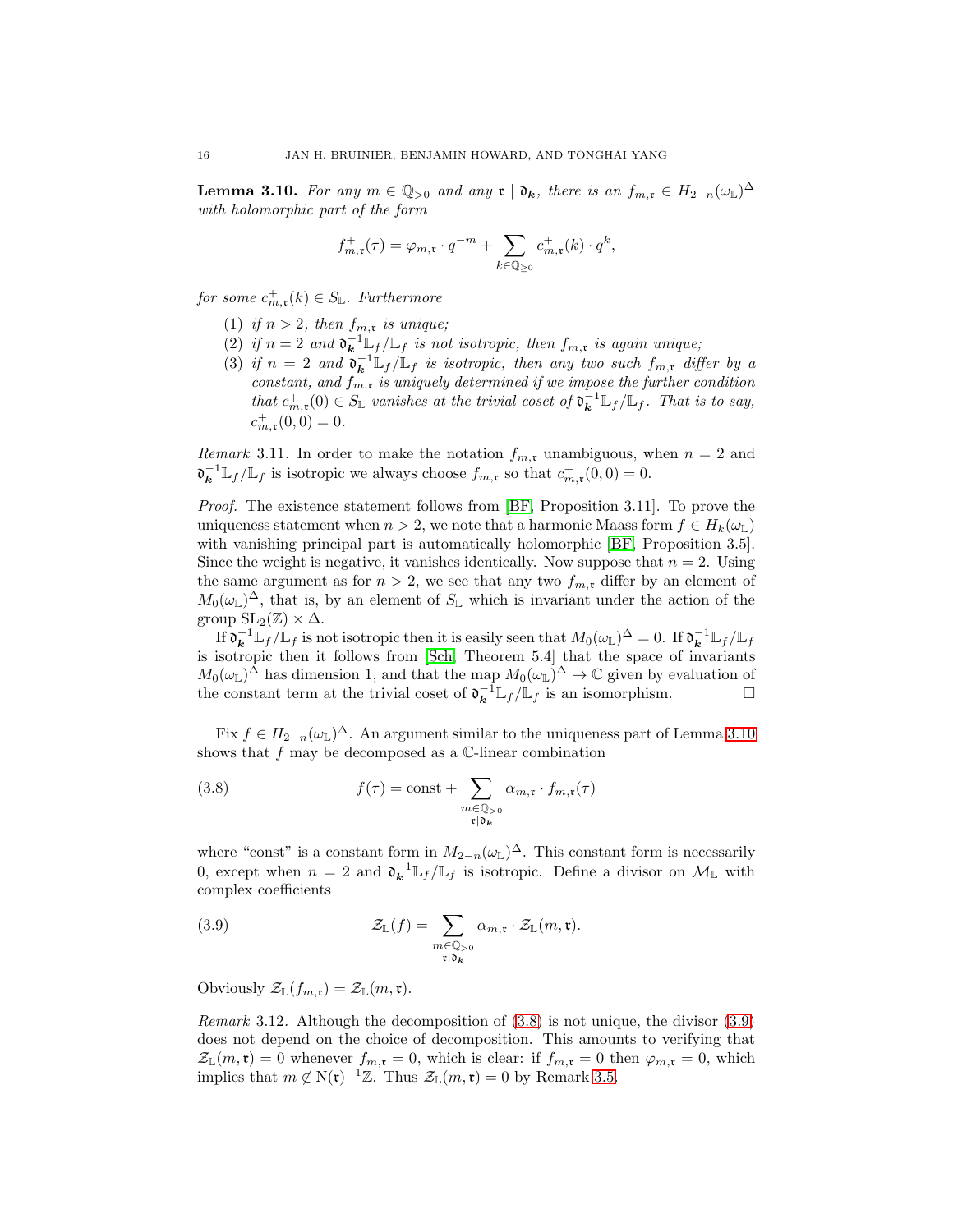**Lemma 3.10.** *For any $m \in \mathbb{Q}_{>0}$ and any $\mathfrak{r} \mid \mathfrak{d}_{\boldsymbol{k}}$, there is an $f_{m,\mathfrak{r}} \in H_{2-n}(\omega_{\mathbb{L}})^{\Delta}$ with holomorphic part of the form*

$$f^+_{m,\mathfrak{r}}(\tau) = \varphi_{m,\mathfrak{r}} \cdot q^{-m} + \sum_{k \in \mathbb{Q}_{\geq 0}} c^+_{m,\mathfrak{r}}(k) \cdot q^k,$$

*for some $c^+_{m,\mathfrak{r}}(k) \in S_{\mathbb{L}}$. Furthermore*

1. *if $n > 2$, then $f_{m,\mathfrak{r}}$ is unique;*
2. *if $n = 2$ and $\mathfrak{d}_{\boldsymbol{k}}^{-1}\mathbb{L}_f/\mathbb{L}_f$ is not isotropic, then $f_{m,\mathfrak{r}}$ is again unique;*
3. *if $n = 2$ and $\mathfrak{d}_{\boldsymbol{k}}^{-1}\mathbb{L}_f/\mathbb{L}_f$ is isotropic, then any two such $f_{m,\mathfrak{r}}$ differ by a constant, and $f_{m,\mathfrak{r}}$ is uniquely determined if we impose the further condition that $c^+_{m,\mathfrak{r}}(0) \in S_{\mathbb{L}}$ vanishes at the trivial coset of $\mathfrak{d}_{\boldsymbol{k}}^{-1}\mathbb{L}_f/\mathbb{L}_f$. That is to say, $c^+_{m,\mathfrak{r}}(0,0) = 0$.*

*Remark* 3.11. In order to make the notation $f_{m,\mathfrak{r}}$ unambiguous, when $n = 2$ and $\mathfrak{d}_{\boldsymbol{k}}^{-1}\mathbb{L}_f/\mathbb{L}_f$ is isotropic we always choose $f_{m,\mathfrak{r}}$ so that $c^+_{m,\mathfrak{r}}(0,0) = 0$.

*Proof.* The existence statement follows from [BF, Proposition 3.11]. To prove the uniqueness statement when $n > 2$, we note that a harmonic Maass form $f \in H_k(\omega_{\mathbb{L}})$ with vanishing principal part is automatically holomorphic [BF, Proposition 3.5]. Since the weight is negative, it vanishes identically. Now suppose that $n = 2$. Using the same argument as for $n > 2$, we see that any two $f_{m,\mathfrak{r}}$ differ by an element of $M_0(\omega_{\mathbb{L}})^{\Delta}$, that is, by an element of $S_{\mathbb{L}}$ which is invariant under the action of the group $\mathrm{SL}_2(\mathbb{Z}) \times \Delta$.

If $\mathfrak{d}_{\boldsymbol{k}}^{-1}\mathbb{L}_f/\mathbb{L}_f$ is not isotropic then it is easily seen that $M_0(\omega_{\mathbb{L}})^{\Delta} = 0$. If $\mathfrak{d}_{\boldsymbol{k}}^{-1}\mathbb{L}_f/\mathbb{L}_f$ is isotropic then it follows from [Sch, Theorem 5.4] that the space of invariants $M_0(\omega_{\mathbb{L}})^{\Delta}$ has dimension 1, and that the map $M_0(\omega_{\mathbb{L}})^{\Delta} \to \mathbb{C}$ given by evaluation of the constant term at the trivial coset of $\mathfrak{d}_{\boldsymbol{k}}^{-1}\mathbb{L}_f/\mathbb{L}_f$ is an isomorphism. $\square$

Fix $f \in H_{2-n}(\omega_{\mathbb{L}})^{\Delta}$. An argument similar to the uniqueness part of Lemma 3.10 shows that $f$ may be decomposed as a $\mathbb{C}$-linear combination

$$f(\tau) = \mathrm{const} + \sum_{\substack{m \in \mathbb{Q}_{>0} \\ \mathfrak{r} \mid \mathfrak{d}_{\boldsymbol{k}}}} \alpha_{m,\mathfrak{r}} \cdot f_{m,\mathfrak{r}}(\tau) \tag{3.8}$$

where "const" is a constant form in $M_{2-n}(\omega_{\mathbb{L}})^{\Delta}$. This constant form is necessarily 0, except when $n = 2$ and $\mathfrak{d}_{\boldsymbol{k}}^{-1}\mathbb{L}_f/\mathbb{L}_f$ is isotropic. Define a divisor on $\mathcal{M}_{\mathbb{L}}$ with complex coefficients

$$\mathcal{Z}_{\mathbb{L}}(f) = \sum_{\substack{m \in \mathbb{Q}_{>0} \\ \mathfrak{r} \mid \mathfrak{d}_{\boldsymbol{k}}}} \alpha_{m,\mathfrak{r}} \cdot \mathcal{Z}_{\mathbb{L}}(m, \mathfrak{r}). \tag{3.9}$$

Obviously $\mathcal{Z}_{\mathbb{L}}(f_{m,\mathfrak{r}}) = \mathcal{Z}_{\mathbb{L}}(m, \mathfrak{r})$.

*Remark* 3.12. Although the decomposition of (3.8) is not unique, the divisor (3.9) does not depend on the choice of decomposition. This amounts to verifying that $\mathcal{Z}_{\mathbb{L}}(m, \mathfrak{r}) = 0$ whenever $f_{m,\mathfrak{r}} = 0$, which is clear: if $f_{m,\mathfrak{r}} = 0$ then $\varphi_{m,\mathfrak{r}} = 0$, which implies that $m \notin \mathrm{N}(\mathfrak{r})^{-1}\mathbb{Z}$. Thus $\mathcal{Z}_{\mathbb{L}}(m, \mathfrak{r}) = 0$ by Remark 3.5.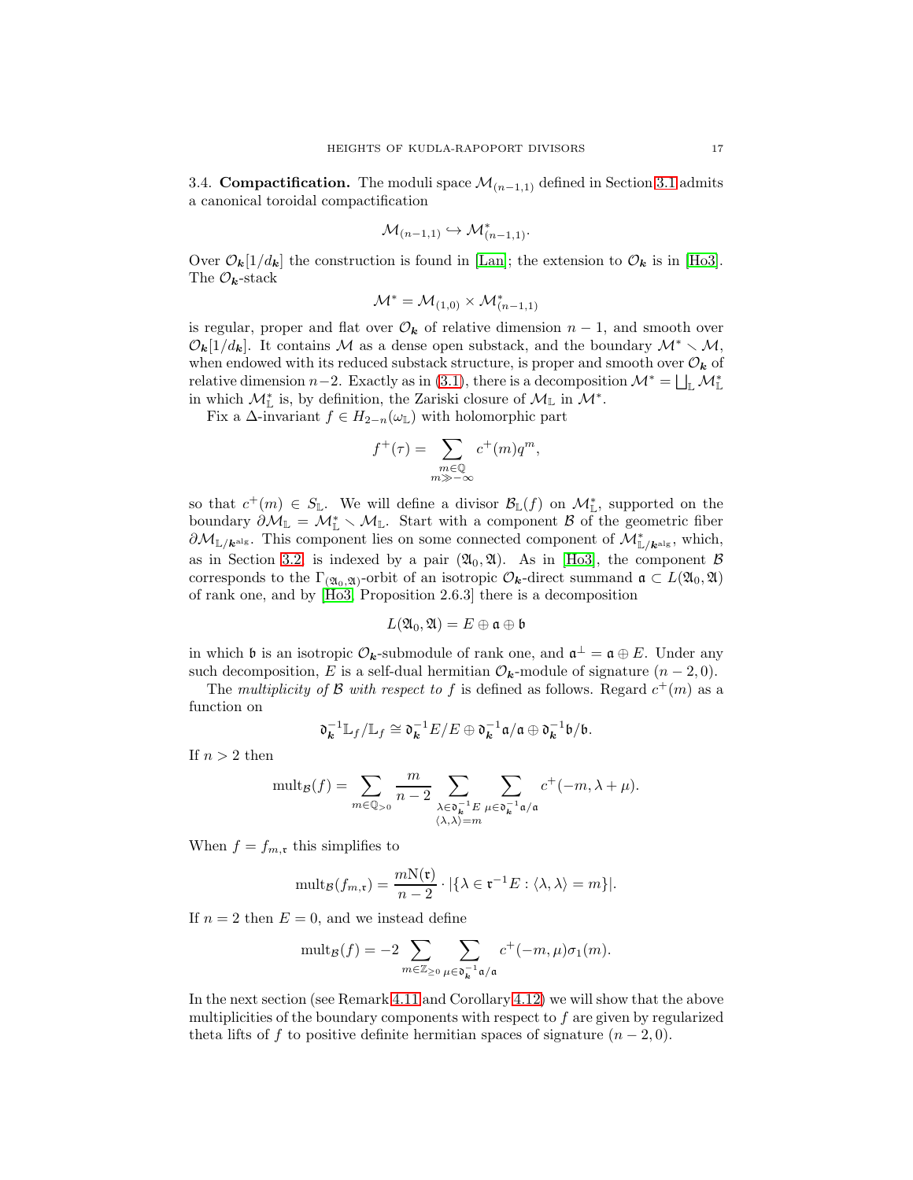**3.4. Compactification.** The moduli space $\mathcal{M}_{(n-1,1)}$ defined in Section 3.1 admits a canonical toroidal compactification

$$\mathcal{M}_{(n-1,1)} \hookrightarrow \mathcal{M}^*_{(n-1,1)}.$$

Over $\mathcal{O}_{\boldsymbol{k}}[1/d_{\boldsymbol{k}}]$ the construction is found in [Lan]; the extension to $\mathcal{O}_{\boldsymbol{k}}$ is in [Ho3]. The $\mathcal{O}_{\boldsymbol{k}}$-stack

$$\mathcal{M}^* = \mathcal{M}_{(1,0)} \times \mathcal{M}^*_{(n-1,1)}$$

is regular, proper and flat over $\mathcal{O}_{\boldsymbol{k}}$ of relative dimension $n-1$, and smooth over $\mathcal{O}_{\boldsymbol{k}}[1/d_{\boldsymbol{k}}]$. It contains $\mathcal{M}$ as a dense open substack, and the boundary $\mathcal{M}^* \smallsetminus \mathcal{M}$, when endowed with its reduced substack structure, is proper and smooth over $\mathcal{O}_{\boldsymbol{k}}$ of relative dimension $n-2$. Exactly as in (3.1), there is a decomposition $\mathcal{M}^* = \bigsqcup_{\mathbb{L}} \mathcal{M}^*_{\mathbb{L}}$ in which $\mathcal{M}^*_{\mathbb{L}}$ is, by definition, the Zariski closure of $\mathcal{M}_{\mathbb{L}}$ in $\mathcal{M}^*$.

Fix a $\Delta$-invariant $f \in H_{2-n}(\omega_{\mathbb{L}})$ with holomorphic part

$$f^+(\tau) = \sum_{\substack{m \in \mathbb{Q} \\ m \gg -\infty}} c^+(m) q^m,$$

so that $c^+(m) \in S_{\mathbb{L}}$. We will define a divisor $\mathcal{B}_{\mathbb{L}}(f)$ on $\mathcal{M}^*_{\mathbb{L}}$, supported on the boundary $\partial \mathcal{M}_{\mathbb{L}} = \mathcal{M}^*_{\mathbb{L}} \smallsetminus \mathcal{M}_{\mathbb{L}}$. Start with a component $\mathcal{B}$ of the geometric fiber $\partial \mathcal{M}_{\mathbb{L}/\boldsymbol{k}^{\mathrm{alg}}}$. This component lies on some connected component of $\mathcal{M}^*_{\mathbb{L}/\boldsymbol{k}^{\mathrm{alg}}}$, which, as in Section 3.2, is indexed by a pair $(\mathfrak{A}_0, \mathfrak{A})$. As in [Ho3], the component $\mathcal{B}$ corresponds to the $\Gamma_{(\mathfrak{A}_0,\mathfrak{A})}$-orbit of an isotropic $\mathcal{O}_{\boldsymbol{k}}$-direct summand $\mathfrak{a} \subset L(\mathfrak{A}_0, \mathfrak{A})$ of rank one, and by [Ho3, Proposition 2.6.3] there is a decomposition

$$L(\mathfrak{A}_0, \mathfrak{A}) = E \oplus \mathfrak{a} \oplus \mathfrak{b}$$

in which $\mathfrak{b}$ is an isotropic $\mathcal{O}_{\boldsymbol{k}}$-submodule of rank one, and $\mathfrak{a}^\perp = \mathfrak{a} \oplus E$. Under any such decomposition, $E$ is a self-dual hermitian $\mathcal{O}_{\boldsymbol{k}}$-module of signature $(n-2, 0)$.

The *multiplicity of $\mathcal{B}$ with respect to $f$* is defined as follows. Regard $c^+(m)$ as a function on

$$\mathfrak{d}_{\boldsymbol{k}}^{-1}\mathbb{L}_f/\mathbb{L}_f \cong \mathfrak{d}_{\boldsymbol{k}}^{-1}E/E \oplus \mathfrak{d}_{\boldsymbol{k}}^{-1}\mathfrak{a}/\mathfrak{a} \oplus \mathfrak{d}_{\boldsymbol{k}}^{-1}\mathfrak{b}/\mathfrak{b}.$$

If $n > 2$ then

$$\mathrm{mult}_{\mathcal{B}}(f) = \sum_{m \in \mathbb{Q}_{>0}} \frac{m}{n-2} \sum_{\substack{\lambda \in \mathfrak{d}_{\boldsymbol{k}}^{-1}E \\ \langle \lambda, \lambda \rangle = m}} \sum_{\mu \in \mathfrak{d}_{\boldsymbol{k}}^{-1}\mathfrak{a}/\mathfrak{a}} c^+(-m, \lambda + \mu).$$

When $f = f_{m,\mathfrak{r}}$ this simplifies to

$$\mathrm{mult}_{\mathcal{B}}(f_{m,\mathfrak{r}}) = \frac{m\mathrm{N}(\mathfrak{r})}{n-2} \cdot |\{\lambda \in \mathfrak{r}^{-1}E : \langle \lambda, \lambda \rangle = m\}|.$$

If $n = 2$ then $E = 0$, and we instead define

$$\mathrm{mult}_{\mathcal{B}}(f) = -2 \sum_{m \in \mathbb{Z}_{\geq 0}} \sum_{\mu \in \mathfrak{d}_{\boldsymbol{k}}^{-1}\mathfrak{a}/\mathfrak{a}} c^+(-m, \mu)\sigma_1(m).$$

In the next section (see Remark 4.11 and Corollary 4.12) we will show that the above multiplicities of the boundary components with respect to $f$ are given by regularized theta lifts of $f$ to positive definite hermitian spaces of signature $(n-2, 0)$.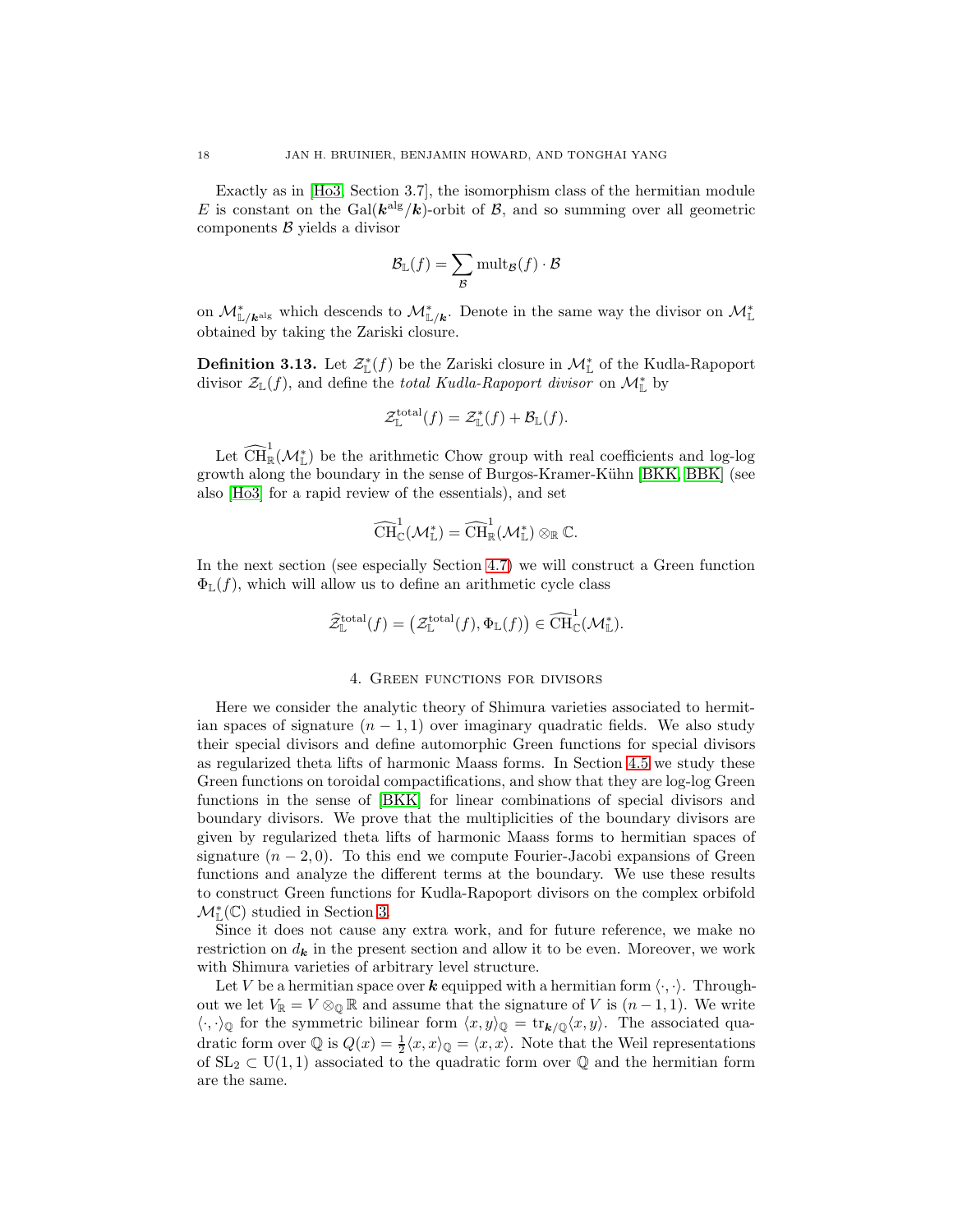Exactly as in [Ho3, Section 3.7], the isomorphism class of the hermitian module $E$ is constant on the $\mathrm{Gal}(\boldsymbol{k}^{\mathrm{alg}}/\boldsymbol{k})$-orbit of $\mathcal{B}$, and so summing over all geometric components $\mathcal{B}$ yields a divisor

$$\mathcal{B}_{\mathbb{L}}(f) = \sum_{\mathcal{B}} \mathrm{mult}_{\mathcal{B}}(f) \cdot \mathcal{B}$$

on $\mathcal{M}^*_{\mathbb{L}/\boldsymbol{k}^{\mathrm{alg}}}$ which descends to $\mathcal{M}^*_{\mathbb{L}/\boldsymbol{k}}$. Denote in the same way the divisor on $\mathcal{M}^*_{\mathbb{L}}$ obtained by taking the Zariski closure.

**Definition 3.13.** Let $\mathcal{Z}^*_{\mathbb{L}}(f)$ be the Zariski closure in $\mathcal{M}^*_{\mathbb{L}}$ of the Kudla-Rapoport divisor $\mathcal{Z}_{\mathbb{L}}(f)$, and define the *total Kudla-Rapoport divisor* on $\mathcal{M}^*_{\mathbb{L}}$ by

$$\mathcal{Z}^{\mathrm{total}}_{\mathbb{L}}(f) = \mathcal{Z}^*_{\mathbb{L}}(f) + \mathcal{B}_{\mathbb{L}}(f).$$

Let $\widehat{\mathrm{CH}}^1_{\mathbb{R}}(\mathcal{M}^*_{\mathbb{L}})$ be the arithmetic Chow group with real coefficients and log-log growth along the boundary in the sense of Burgos-Kramer-Kühn [BKK, BBK] (see also [Ho3] for a rapid review of the essentials), and set

$$\widehat{\mathrm{CH}}^1_{\mathbb{C}}(\mathcal{M}^*_{\mathbb{L}}) = \widehat{\mathrm{CH}}^1_{\mathbb{R}}(\mathcal{M}^*_{\mathbb{L}}) \otimes_{\mathbb{R}} \mathbb{C}.$$

In the next section (see especially Section 4.7) we will construct a Green function $\Phi_{\mathbb{L}}(f)$, which will allow us to define an arithmetic cycle class

$$\widehat{\mathcal{Z}}^{\mathrm{total}}_{\mathbb{L}}(f) = \big(\mathcal{Z}^{\mathrm{total}}_{\mathbb{L}}(f), \Phi_{\mathbb{L}}(f)\big) \in \widehat{\mathrm{CH}}^1_{\mathbb{C}}(\mathcal{M}^*_{\mathbb{L}}).$$

## 4. Green functions for divisors

Here we consider the analytic theory of Shimura varieties associated to hermitian spaces of signature $(n-1,1)$ over imaginary quadratic fields. We also study their special divisors and define automorphic Green functions for special divisors as regularized theta lifts of harmonic Maass forms. In Section 4.5 we study these Green functions on toroidal compactifications, and show that they are log-log Green functions in the sense of [BKK] for linear combinations of special divisors and boundary divisors. We prove that the multiplicities of the boundary divisors are given by regularized theta lifts of harmonic Maass forms to hermitian spaces of signature $(n-2,0)$. To this end we compute Fourier-Jacobi expansions of Green functions and analyze the different terms at the boundary. We use these results to construct Green functions for Kudla-Rapoport divisors on the complex orbifold $\mathcal{M}^*_{\mathbb{L}}(\mathbb{C})$ studied in Section 3.

Since it does not cause any extra work, and for future reference, we make no restriction on $d_{\boldsymbol{k}}$ in the present section and allow it to be even. Moreover, we work with Shimura varieties of arbitrary level structure.

Let $V$ be a hermitian space over $\boldsymbol{k}$ equipped with a hermitian form $\langle \cdot, \cdot \rangle$. Throughout we let $V_{\mathbb{R}} = V \otimes_{\mathbb{Q}} \mathbb{R}$ and assume that the signature of $V$ is $(n-1,1)$. We write $\langle \cdot, \cdot \rangle_{\mathbb{Q}}$ for the symmetric bilinear form $\langle x, y \rangle_{\mathbb{Q}} = \mathrm{tr}_{\boldsymbol{k}/\mathbb{Q}} \langle x, y \rangle$. The associated quadratic form over $\mathbb{Q}$ is $Q(x) = \frac{1}{2}\langle x, x \rangle_{\mathbb{Q}} = \langle x, x \rangle$. Note that the Weil representations of $\mathrm{SL}_2 \subset \mathrm{U}(1,1)$ associated to the quadratic form over $\mathbb{Q}$ and the hermitian form are the same.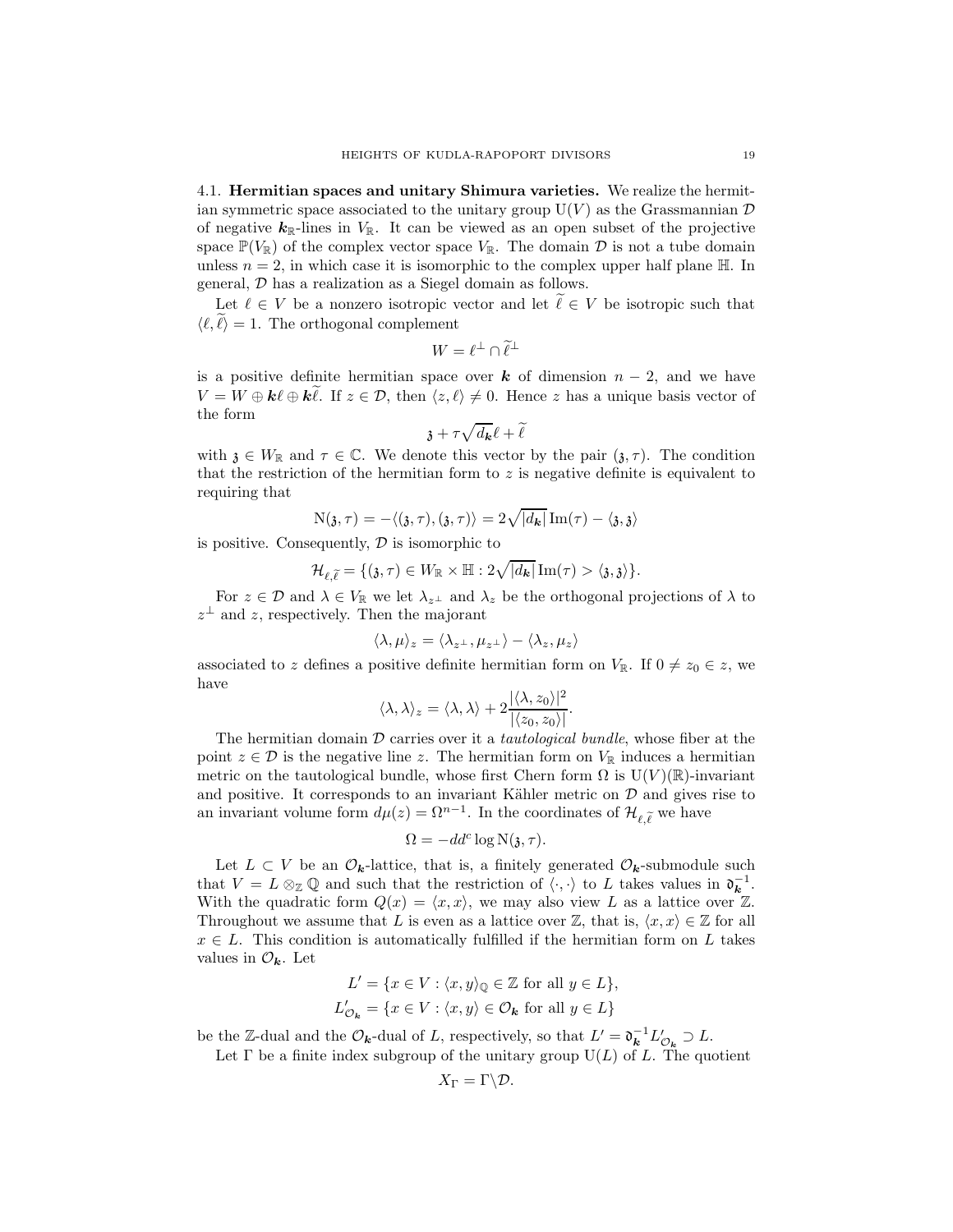### 4.1. Hermitian spaces and unitary Shimura varieties.

We realize the hermitian symmetric space associated to the unitary group $\mathrm{U}(V)$ as the Grassmannian $\mathcal{D}$ of negative $\boldsymbol{k}_{\mathbb{R}}$-lines in $V_{\mathbb{R}}$. It can be viewed as an open subset of the projective space $\mathbb{P}(V_{\mathbb{R}})$ of the complex vector space $V_{\mathbb{R}}$. The domain $\mathcal{D}$ is not a tube domain unless $n = 2$, in which case it is isomorphic to the complex upper half plane $\mathbb{H}$. In general, $\mathcal{D}$ has a realization as a Siegel domain as follows.

Let $\ell \in V$ be a nonzero isotropic vector and let $\widetilde{\ell} \in V$ be isotropic such that $\langle \ell, \widetilde{\ell} \rangle = 1$. The orthogonal complement

$$W = \ell^{\perp} \cap \widetilde{\ell}^{\perp}$$

is a positive definite hermitian space over $\boldsymbol{k}$ of dimension $n-2$, and we have $V = W \oplus \boldsymbol{k}\ell \oplus \boldsymbol{k}\widetilde{\ell}$. If $z \in \mathcal{D}$, then $\langle z, \ell \rangle \neq 0$. Hence $z$ has a unique basis vector of the form

$$\mathfrak{z} + \tau\sqrt{d_{\boldsymbol{k}}}\ell + \widetilde{\ell}$$

with $\mathfrak{z} \in W_{\mathbb{R}}$ and $\tau \in \mathbb{C}$. We denote this vector by the pair $(\mathfrak{z}, \tau)$. The condition that the restriction of the hermitian form to $z$ is negative definite is equivalent to requiring that

$$\mathrm{N}(\mathfrak{z}, \tau) = -\langle (\mathfrak{z}, \tau), (\mathfrak{z}, \tau) \rangle = 2\sqrt{|d_{\boldsymbol{k}}|}\operatorname{Im}(\tau) - \langle \mathfrak{z}, \mathfrak{z} \rangle$$

is positive. Consequently, $\mathcal{D}$ is isomorphic to

$$\mathcal{H}_{\ell,\widetilde{\ell}} = \{(\mathfrak{z}, \tau) \in W_{\mathbb{R}} \times \mathbb{H} : 2\sqrt{|d_{\boldsymbol{k}}|}\operatorname{Im}(\tau) > \langle \mathfrak{z}, \mathfrak{z} \rangle\}.$$

For $z \in \mathcal{D}$ and $\lambda \in V_{\mathbb{R}}$ we let $\lambda_{z^{\perp}}$ and $\lambda_z$ be the orthogonal projections of $\lambda$ to $z^{\perp}$ and $z$, respectively. Then the majorant

$$\langle \lambda, \mu \rangle_z = \langle \lambda_{z^{\perp}}, \mu_{z^{\perp}} \rangle - \langle \lambda_z, \mu_z \rangle$$

associated to $z$ defines a positive definite hermitian form on $V_{\mathbb{R}}$. If $0 \neq z_0 \in z$, we have

$$\langle \lambda, \lambda \rangle_z = \langle \lambda, \lambda \rangle + 2\frac{|\langle \lambda, z_0 \rangle|^2}{|\langle z_0, z_0 \rangle|}.$$

The hermitian domain $\mathcal{D}$ carries over it a *tautological bundle*, whose fiber at the point $z \in \mathcal{D}$ is the negative line $z$. The hermitian form on $V_{\mathbb{R}}$ induces a hermitian metric on the tautological bundle, whose first Chern form $\Omega$ is $\mathrm{U}(V)(\mathbb{R})$-invariant and positive. It corresponds to an invariant Kähler metric on $\mathcal{D}$ and gives rise to an invariant volume form $d\mu(z) = \Omega^{n-1}$. In the coordinates of $\mathcal{H}_{\ell,\widetilde{\ell}}$ we have

$$\Omega = -dd^c \log \mathrm{N}(\mathfrak{z}, \tau).$$

Let $L \subset V$ be an $\mathcal{O}_{\boldsymbol{k}}$-lattice, that is, a finitely generated $\mathcal{O}_{\boldsymbol{k}}$-submodule such that $V = L \otimes_{\mathbb{Z}} \mathbb{Q}$ and such that the restriction of $\langle \cdot, \cdot \rangle$ to $L$ takes values in $\mathfrak{d}_{\boldsymbol{k}}^{-1}$. With the quadratic form $Q(x) = \langle x, x \rangle$, we may also view $L$ as a lattice over $\mathbb{Z}$. Throughout we assume that $L$ is even as a lattice over $\mathbb{Z}$, that is, $\langle x, x \rangle \in \mathbb{Z}$ for all $x \in L$. This condition is automatically fulfilled if the hermitian form on $L$ takes values in $\mathcal{O}_{\boldsymbol{k}}$. Let

$$L' = \{x \in V : \langle x, y \rangle_{\mathbb{Q}} \in \mathbb{Z} \text{ for all } y \in L\},$$
$$L'_{\mathcal{O}_{\boldsymbol{k}}} = \{x \in V : \langle x, y \rangle \in \mathcal{O}_{\boldsymbol{k}} \text{ for all } y \in L\}$$

be the $\mathbb{Z}$-dual and the $\mathcal{O}_{\boldsymbol{k}}$-dual of $L$, respectively, so that $L' = \mathfrak{d}_{\boldsymbol{k}}^{-1} L'_{\mathcal{O}_{\boldsymbol{k}}} \supset L$.

Let $\Gamma$ be a finite index subgroup of the unitary group $\mathrm{U}(L)$ of $L$. The quotient

$$X_{\Gamma} = \Gamma \backslash \mathcal{D}.$$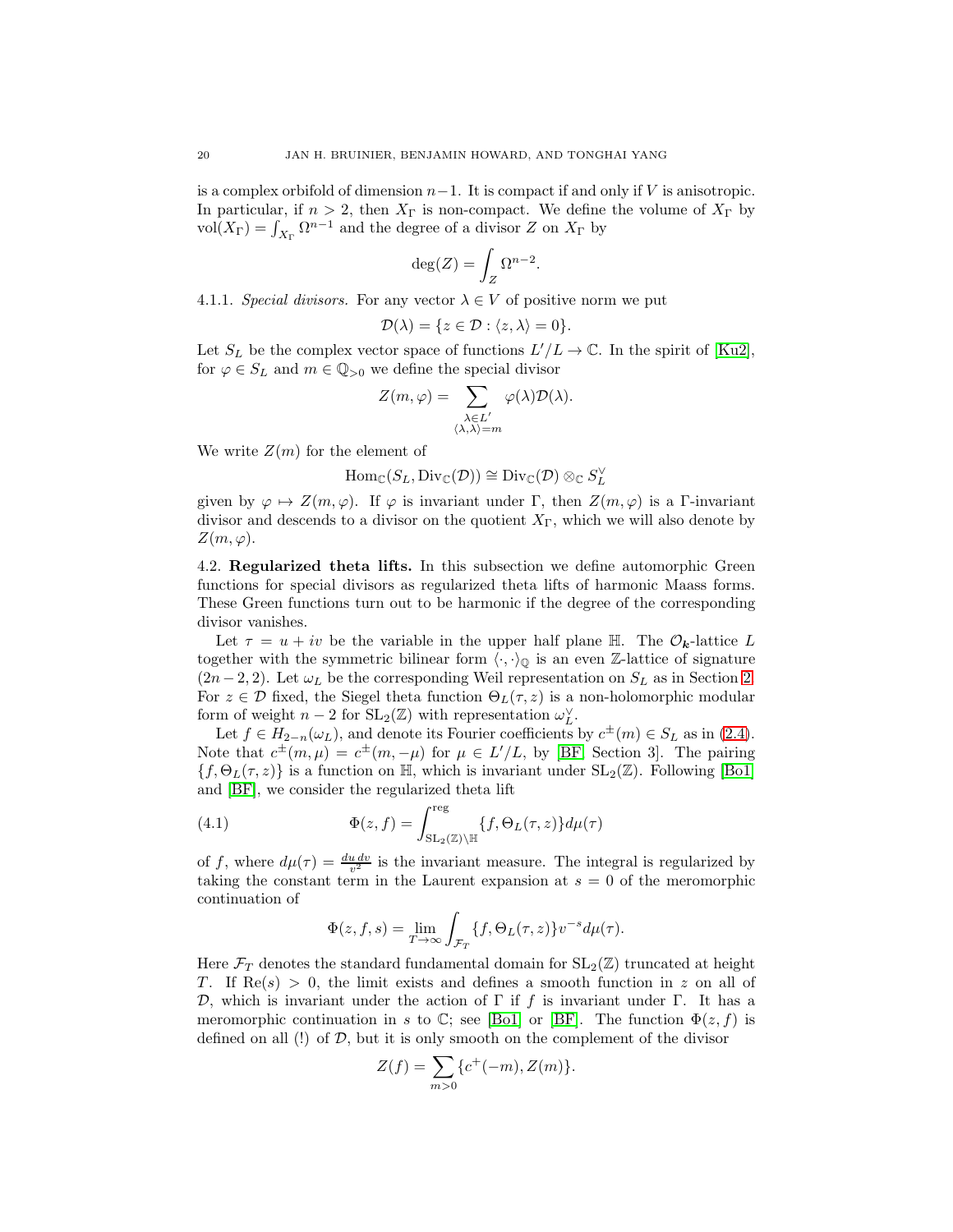is a complex orbifold of dimension $n-1$. It is compact if and only if $V$ is anisotropic. In particular, if $n > 2$, then $X_\Gamma$ is non-compact. We define the volume of $X_\Gamma$ by $\mathrm{vol}(X_\Gamma) = \int_{X_\Gamma} \Omega^{n-1}$ and the degree of a divisor $Z$ on $X_\Gamma$ by

$$\deg(Z) = \int_Z \Omega^{n-2}.$$

4.1.1. *Special divisors.* For any vector $\lambda \in V$ of positive norm we put

$$\mathcal{D}(\lambda) = \{z \in \mathcal{D} : \langle z, \lambda \rangle = 0\}.$$

Let $S_L$ be the complex vector space of functions $L'/L \to \mathbb{C}$. In the spirit of [Ku2], for $\varphi \in S_L$ and $m \in \mathbb{Q}_{>0}$ we define the special divisor

$$Z(m, \varphi) = \sum_{\substack{\lambda \in L' \\ \langle \lambda, \lambda \rangle = m}} \varphi(\lambda) \mathcal{D}(\lambda).$$

We write $Z(m)$ for the element of

$$\mathrm{Hom}_{\mathbb{C}}(S_L, \mathrm{Div}_{\mathbb{C}}(\mathcal{D})) \cong \mathrm{Div}_{\mathbb{C}}(\mathcal{D}) \otimes_{\mathbb{C}} S_L^\vee$$

given by $\varphi \mapsto Z(m, \varphi)$. If $\varphi$ is invariant under $\Gamma$, then $Z(m, \varphi)$ is a $\Gamma$-invariant divisor and descends to a divisor on the quotient $X_\Gamma$, which we will also denote by $Z(m, \varphi)$.

## 4.2. Regularized theta lifts.

In this subsection we define automorphic Green functions for special divisors as regularized theta lifts of harmonic Maass forms. These Green functions turn out to be harmonic if the degree of the corresponding divisor vanishes.

Let $\tau = u + iv$ be the variable in the upper half plane $\mathbb{H}$. The $\mathcal{O}_{\boldsymbol{k}}$-lattice $L$ together with the symmetric bilinear form $\langle \cdot, \cdot \rangle_{\mathbb{Q}}$ is an even $\mathbb{Z}$-lattice of signature $(2n-2, 2)$. Let $\omega_L$ be the corresponding Weil representation on $S_L$ as in Section 2. For $z \in \mathcal{D}$ fixed, the Siegel theta function $\Theta_L(\tau, z)$ is a non-holomorphic modular form of weight $n-2$ for $\mathrm{SL}_2(\mathbb{Z})$ with representation $\omega_L^\vee$.

Let $f \in H_{2-n}(\omega_L)$, and denote its Fourier coefficients by $c^\pm(m) \in S_L$ as in (2.4). Note that $c^\pm(m, \mu) = c^\pm(m, -\mu)$ for $\mu \in L'/L$, by [BF, Section 3]. The pairing $\{f, \Theta_L(\tau, z)\}$ is a function on $\mathbb{H}$, which is invariant under $\mathrm{SL}_2(\mathbb{Z})$. Following [Bo1] and [BF], we consider the regularized theta lift

$$\Phi(z, f) = \int_{\mathrm{SL}_2(\mathbb{Z}) \backslash \mathbb{H}}^{\mathrm{reg}} \{f, \Theta_L(\tau, z)\} d\mu(\tau) \tag{4.1}$$

of $f$, where $d\mu(\tau) = \frac{du\, dv}{v^2}$ is the invariant measure. The integral is regularized by taking the constant term in the Laurent expansion at $s = 0$ of the meromorphic continuation of

$$\Phi(z, f, s) = \lim_{T \to \infty} \int_{\mathcal{F}_T} \{f, \Theta_L(\tau, z)\} v^{-s} d\mu(\tau).$$

Here $\mathcal{F}_T$ denotes the standard fundamental domain for $\mathrm{SL}_2(\mathbb{Z})$ truncated at height $T$. If $\mathrm{Re}(s) > 0$, the limit exists and defines a smooth function in $z$ on all of $\mathcal{D}$, which is invariant under the action of $\Gamma$ if $f$ is invariant under $\Gamma$. It has a meromorphic continuation in $s$ to $\mathbb{C}$; see [Bo1] or [BF]. The function $\Phi(z, f)$ is defined on all (!) of $\mathcal{D}$, but it is only smooth on the complement of the divisor

$$Z(f) = \sum_{m > 0} \{c^+(-m), Z(m)\}.$$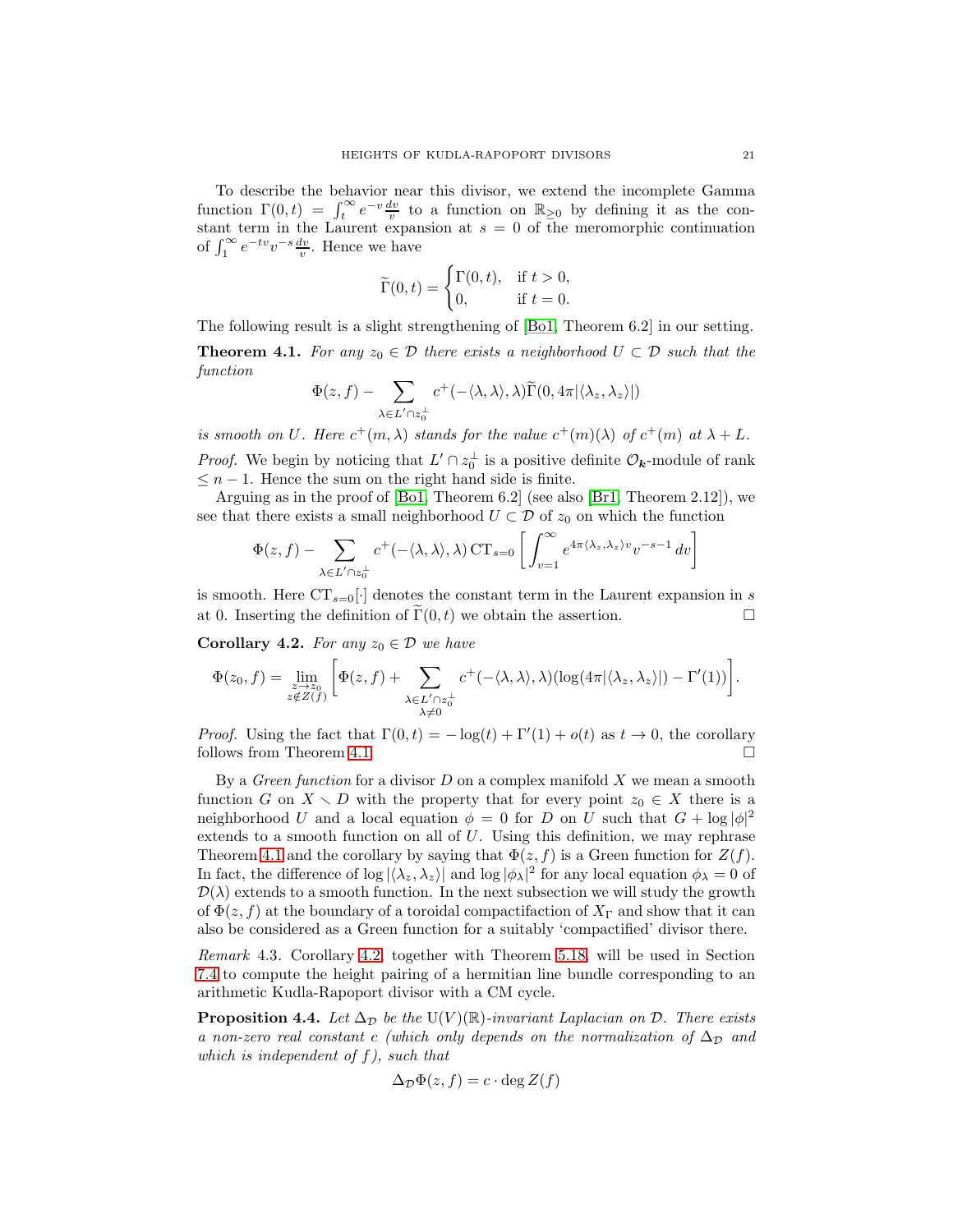To describe the behavior near this divisor, we extend the incomplete Gamma function $\Gamma(0,t) = \int_t^\infty e^{-v} \frac{dv}{v}$ to a function on $\mathbb{R}_{\geq 0}$ by defining it as the constant term in the Laurent expansion at $s = 0$ of the meromorphic continuation of $\int_1^\infty e^{-tv} v^{-s} \frac{dv}{v}$. Hence we have

$$\widetilde{\Gamma}(0,t) = \begin{cases} \Gamma(0,t), & \text{if } t > 0, \\ 0, & \text{if } t = 0. \end{cases}$$

The following result is a slight strengthening of [Bo1, Theorem 6.2] in our setting.

**Theorem 4.1.** *For any $z_0 \in \mathcal{D}$ there exists a neighborhood $U \subset \mathcal{D}$ such that the function*

$$\Phi(z,f) - \sum_{\lambda \in L' \cap z_0^\perp} c^+(-\langle \lambda, \lambda \rangle, \lambda) \widetilde{\Gamma}(0, 4\pi |\langle \lambda_z, \lambda_z \rangle|)$$

*is smooth on $U$. Here $c^+(m, \lambda)$ stands for the value $c^+(m)(\lambda)$ of $c^+(m)$ at $\lambda + L$.*

*Proof.* We begin by noticing that $L' \cap z_0^\perp$ is a positive definite $\mathcal{O}_{\boldsymbol{k}}$-module of rank $\leq n-1$. Hence the sum on the right hand side is finite.

Arguing as in the proof of [Bo1, Theorem 6.2] (see also [Br1, Theorem 2.12]), we see that there exists a small neighborhood $U \subset \mathcal{D}$ of $z_0$ on which the function

$$\Phi(z,f) - \sum_{\lambda \in L' \cap z_0^\perp} c^+(-\langle \lambda, \lambda \rangle, \lambda) \operatorname{CT}_{s=0} \left[ \int_{v=1}^\infty e^{4\pi \langle \lambda_z, \lambda_z \rangle v} v^{-s-1} \, dv \right]$$

is smooth. Here $\operatorname{CT}_{s=0}[\cdot]$ denotes the constant term in the Laurent expansion in $s$ at 0. Inserting the definition of $\widetilde{\Gamma}(0,t)$ we obtain the assertion. $\square$

**Corollary 4.2.** *For any $z_0 \in \mathcal{D}$ we have*

$$\Phi(z_0, f) = \lim_{\substack{z \to z_0 \\ z \notin Z(f)}} \left[ \Phi(z,f) + \sum_{\substack{\lambda \in L' \cap z_0^\perp \\ \lambda \neq 0}} c^+(-\langle \lambda, \lambda \rangle, \lambda)(\log(4\pi |\langle \lambda_z, \lambda_z \rangle|) - \Gamma'(1)) \right].$$

*Proof.* Using the fact that $\Gamma(0,t) = -\log(t) + \Gamma'(1) + o(t)$ as $t \to 0$, the corollary follows from Theorem 4.1. $\square$

By a *Green function* for a divisor $D$ on a complex manifold $X$ we mean a smooth function $G$ on $X \smallsetminus D$ with the property that for every point $z_0 \in X$ there is a neighborhood $U$ and a local equation $\phi = 0$ for $D$ on $U$ such that $G + \log |\phi|^2$ extends to a smooth function on all of $U$. Using this definition, we may rephrase Theorem 4.1 and the corollary by saying that $\Phi(z,f)$ is a Green function for $Z(f)$. In fact, the difference of $\log |\langle \lambda_z, \lambda_z \rangle|$ and $\log |\phi_\lambda|^2$ for any local equation $\phi_\lambda = 0$ of $\mathcal{D}(\lambda)$ extends to a smooth function. In the next subsection we will study the growth of $\Phi(z,f)$ at the boundary of a toroidal compactification of $X_\Gamma$ and show that it can also be considered as a Green function for a suitably 'compactified' divisor there.

*Remark* 4.3. Corollary 4.2, together with Theorem 5.18, will be used in Section 7.4 to compute the height pairing of a hermitian line bundle corresponding to an arithmetic Kudla-Rapoport divisor with a CM cycle.

**Proposition 4.4.** *Let $\Delta_{\mathcal{D}}$ be the $\mathrm{U}(V)(\mathbb{R})$-invariant Laplacian on $\mathcal{D}$. There exists a non-zero real constant $c$ (which only depends on the normalization of $\Delta_{\mathcal{D}}$ and which is independent of $f$), such that*

$$\Delta_{\mathcal{D}} \Phi(z,f) = c \cdot \deg Z(f)$$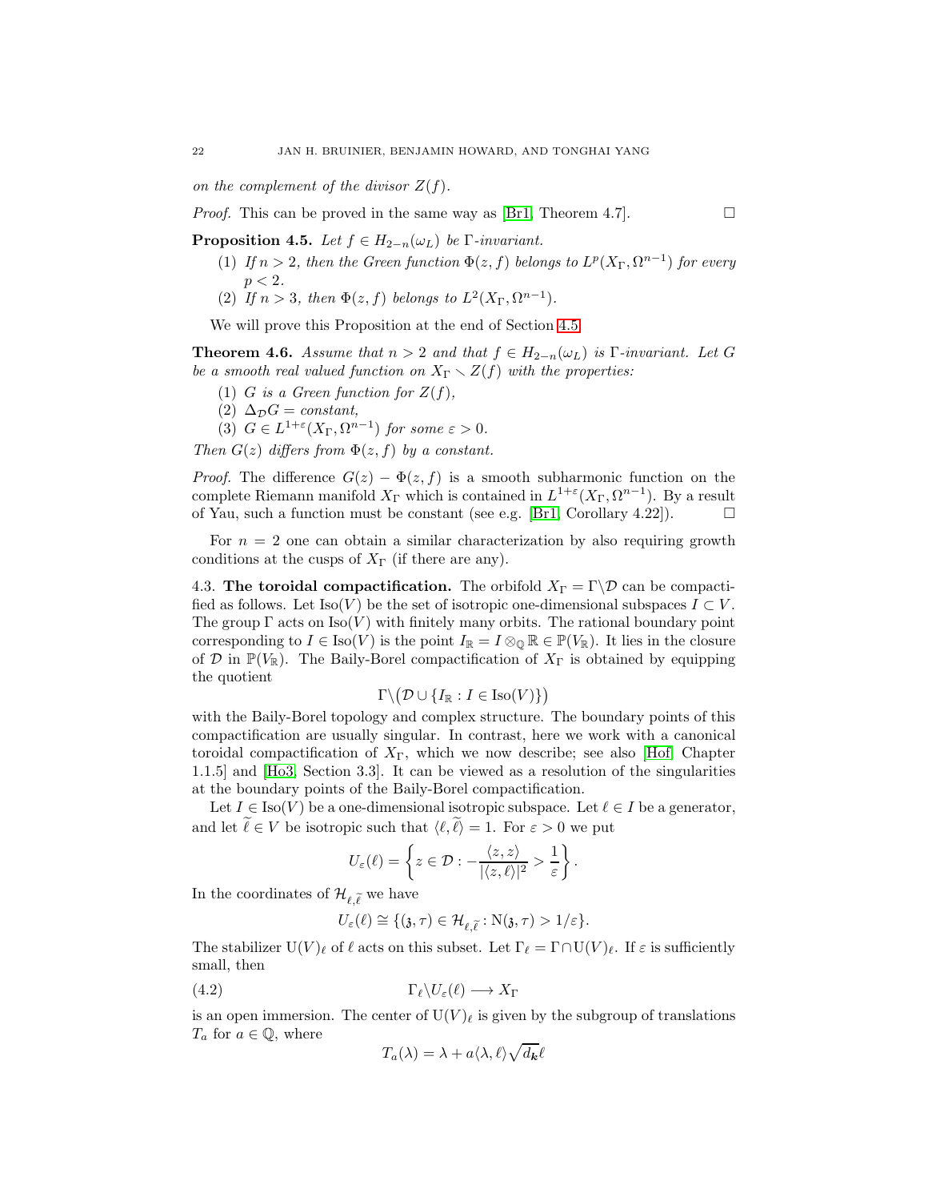*on the complement of the divisor $Z(f)$.*

*Proof.* This can be proved in the same way as [Br1, Theorem 4.7]. □

**Proposition 4.5.** *Let $f \in H_{2-n}(\omega_L)$ be $\Gamma$-invariant.*

1. *If $n > 2$, then the Green function $\Phi(z, f)$ belongs to $L^p(X_\Gamma, \Omega^{n-1})$ for every $p < 2$.*
2. *If $n > 3$, then $\Phi(z, f)$ belongs to $L^2(X_\Gamma, \Omega^{n-1})$.*

We will prove this Proposition at the end of Section 4.5.

**Theorem 4.6.** *Assume that $n > 2$ and that $f \in H_{2-n}(\omega_L)$ is $\Gamma$-invariant. Let $G$ be a smooth real valued function on $X_\Gamma \smallsetminus Z(f)$ with the properties:*

1. *$G$ is a Green function for $Z(f)$,*
2. *$\Delta_{\mathcal{D}} G = \text{constant}$,*
3. *$G \in L^{1+\varepsilon}(X_\Gamma, \Omega^{n-1})$ for some $\varepsilon > 0$.*

*Then $G(z)$ differs from $\Phi(z, f)$ by a constant.*

*Proof.* The difference $G(z) - \Phi(z, f)$ is a smooth subharmonic function on the complete Riemann manifold $X_\Gamma$ which is contained in $L^{1+\varepsilon}(X_\Gamma, \Omega^{n-1})$. By a result of Yau, such a function must be constant (see e.g. [Br1, Corollary 4.22]). □

For $n = 2$ one can obtain a similar characterization by also requiring growth conditions at the cusps of $X_\Gamma$ (if there are any).

### 4.3. The toroidal compactification.

The orbifold $X_\Gamma = \Gamma \backslash \mathcal{D}$ can be compactified as follows. Let $\mathrm{Iso}(V)$ be the set of isotropic one-dimensional subspaces $I \subset V$. The group $\Gamma$ acts on $\mathrm{Iso}(V)$ with finitely many orbits. The rational boundary point corresponding to $I \in \mathrm{Iso}(V)$ is the point $I_\mathbb{R} = I \otimes_\mathbb{Q} \mathbb{R} \in \mathbb{P}(V_\mathbb{R})$. It lies in the closure of $\mathcal{D}$ in $\mathbb{P}(V_\mathbb{R})$. The Baily-Borel compactification of $X_\Gamma$ is obtained by equipping the quotient

$$\Gamma \backslash \big( \mathcal{D} \cup \{ I_\mathbb{R} : I \in \mathrm{Iso}(V) \} \big)$$

with the Baily-Borel topology and complex structure. The boundary points of this compactification are usually singular. In contrast, here we work with a canonical toroidal compactification of $X_\Gamma$, which we now describe; see also [Hof, Chapter 1.1.5] and [Ho3, Section 3.3]. It can be viewed as a resolution of the singularities at the boundary points of the Baily-Borel compactification.

Let $I \in \mathrm{Iso}(V)$ be a one-dimensional isotropic subspace. Let $\ell \in I$ be a generator, and let $\widetilde{\ell} \in V$ be isotropic such that $\langle \ell, \widetilde{\ell} \rangle = 1$. For $\varepsilon > 0$ we put

$$U_\varepsilon(\ell) = \left\{ z \in \mathcal{D} : -\frac{\langle z, z \rangle}{|\langle z, \ell \rangle|^2} > \frac{1}{\varepsilon} \right\}.$$

In the coordinates of $\mathcal{H}_{\ell, \widetilde{\ell}}$ we have

$$U_\varepsilon(\ell) \cong \{ (\mathfrak{z}, \tau) \in \mathcal{H}_{\ell, \widetilde{\ell}} : \mathrm{N}(\mathfrak{z}, \tau) > 1/\varepsilon \}.$$

The stabilizer $\mathrm{U}(V)_\ell$ of $\ell$ acts on this subset. Let $\Gamma_\ell = \Gamma \cap \mathrm{U}(V)_\ell$. If $\varepsilon$ is sufficiently small, then

$$\Gamma_\ell \backslash U_\varepsilon(\ell) \longrightarrow X_\Gamma \tag{4.2}$$

is an open immersion. The center of $\mathrm{U}(V)_\ell$ is given by the subgroup of translations $T_a$ for $a \in \mathbb{Q}$, where

$$T_a(\lambda) = \lambda + a \langle \lambda, \ell \rangle \sqrt{d_{\boldsymbol{k}}} \ell$$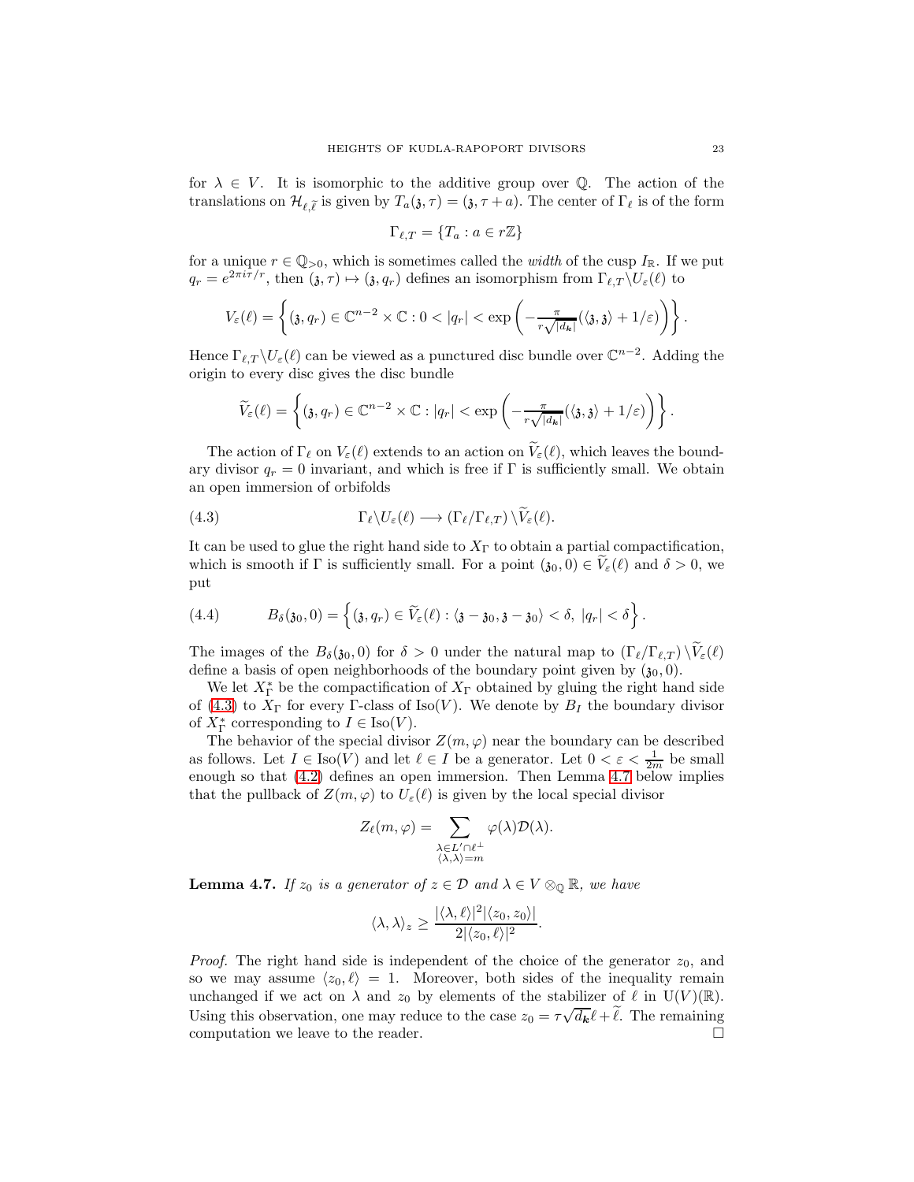for $\lambda \in V$. It is isomorphic to the additive group over $\mathbb{Q}$. The action of the translations on $\mathcal{H}_{\ell,\tilde{\ell}}$ is given by $T_a(\mathfrak{z},\tau) = (\mathfrak{z}, \tau + a)$. The center of $\Gamma_\ell$ is of the form

$$\Gamma_{\ell,T} = \{T_a : a \in r\mathbb{Z}\}$$

for a unique $r \in \mathbb{Q}_{>0}$, which is sometimes called the *width* of the cusp $I_\mathbb{R}$. If we put $q_r = e^{2\pi i \tau / r}$, then $(\mathfrak{z},\tau) \mapsto (\mathfrak{z}, q_r)$ defines an isomorphism from $\Gamma_{\ell,T}\backslash U_\varepsilon(\ell)$ to

$$V_\varepsilon(\ell) = \left\{ (\mathfrak{z}, q_r) \in \mathbb{C}^{n-2} \times \mathbb{C} : 0 < |q_r| < \exp\left( -\tfrac{\pi}{r\sqrt{|d_{\boldsymbol{k}}|}} (\langle \mathfrak{z}, \mathfrak{z}\rangle + 1/\varepsilon) \right) \right\}.$$

Hence $\Gamma_{\ell,T}\backslash U_\varepsilon(\ell)$ can be viewed as a punctured disc bundle over $\mathbb{C}^{n-2}$. Adding the origin to every disc gives the disc bundle

$$\widetilde{V}_\varepsilon(\ell) = \left\{ (\mathfrak{z}, q_r) \in \mathbb{C}^{n-2} \times \mathbb{C} : |q_r| < \exp\left( -\tfrac{\pi}{r\sqrt{|d_{\boldsymbol{k}}|}} (\langle \mathfrak{z}, \mathfrak{z}\rangle + 1/\varepsilon) \right) \right\}.$$

The action of $\Gamma_\ell$ on $V_\varepsilon(\ell)$ extends to an action on $\widetilde{V}_\varepsilon(\ell)$, which leaves the boundary divisor $q_r = 0$ invariant, and which is free if $\Gamma$ is sufficiently small. We obtain an open immersion of orbifolds

$$\Gamma_\ell \backslash U_\varepsilon(\ell) \longrightarrow (\Gamma_\ell / \Gamma_{\ell,T}) \backslash \widetilde{V}_\varepsilon(\ell). \tag{4.3}$$

It can be used to glue the right hand side to $X_\Gamma$ to obtain a partial compactification, which is smooth if $\Gamma$ is sufficiently small. For a point $(\mathfrak{z}_0, 0) \in \widetilde{V}_\varepsilon(\ell)$ and $\delta > 0$, we put

$$B_\delta(\mathfrak{z}_0, 0) = \left\{ (\mathfrak{z}, q_r) \in \widetilde{V}_\varepsilon(\ell) : \langle \mathfrak{z} - \mathfrak{z}_0, \mathfrak{z} - \mathfrak{z}_0 \rangle < \delta,\ |q_r| < \delta \right\}. \tag{4.4}$$

The images of the $B_\delta(\mathfrak{z}_0, 0)$ for $\delta > 0$ under the natural map to $(\Gamma_\ell/\Gamma_{\ell,T})\backslash \widetilde{V}_\varepsilon(\ell)$ define a basis of open neighborhoods of the boundary point given by $(\mathfrak{z}_0, 0)$.

We let $X_\Gamma^*$ be the compactification of $X_\Gamma$ obtained by gluing the right hand side of (4.3) to $X_\Gamma$ for every $\Gamma$-class of $\mathrm{Iso}(V)$. We denote by $B_I$ the boundary divisor of $X_\Gamma^*$ corresponding to $I \in \mathrm{Iso}(V)$.

The behavior of the special divisor $Z(m,\varphi)$ near the boundary can be described as follows. Let $I \in \mathrm{Iso}(V)$ and let $\ell \in I$ be a generator. Let $0 < \varepsilon < \frac{1}{2m}$ be small enough so that (4.2) defines an open immersion. Then Lemma 4.7 below implies that the pullback of $Z(m,\varphi)$ to $U_\varepsilon(\ell)$ is given by the local special divisor

$$Z_\ell(m,\varphi) = \sum_{\substack{\lambda \in L' \cap \ell^\perp \\ \langle \lambda, \lambda \rangle = m}} \varphi(\lambda) \mathcal{D}(\lambda).$$

**Lemma 4.7.** *If $z_0$ is a generator of $z \in \mathcal{D}$ and $\lambda \in V \otimes_\mathbb{Q} \mathbb{R}$, we have*

$$\langle \lambda, \lambda \rangle_z \geq \frac{|\langle \lambda, \ell\rangle|^2 |\langle z_0, z_0\rangle|}{2|\langle z_0, \ell\rangle|^2}.$$

*Proof.* The right hand side is independent of the choice of the generator $z_0$, and so we may assume $\langle z_0, \ell \rangle = 1$. Moreover, both sides of the inequality remain unchanged if we act on $\lambda$ and $z_0$ by elements of the stabilizer of $\ell$ in $\mathrm{U}(V)(\mathbb{R})$. Using this observation, one may reduce to the case $z_0 = \tau\sqrt{d_{\boldsymbol{k}}}\ell + \tilde{\ell}$. The remaining computation we leave to the reader. $\square$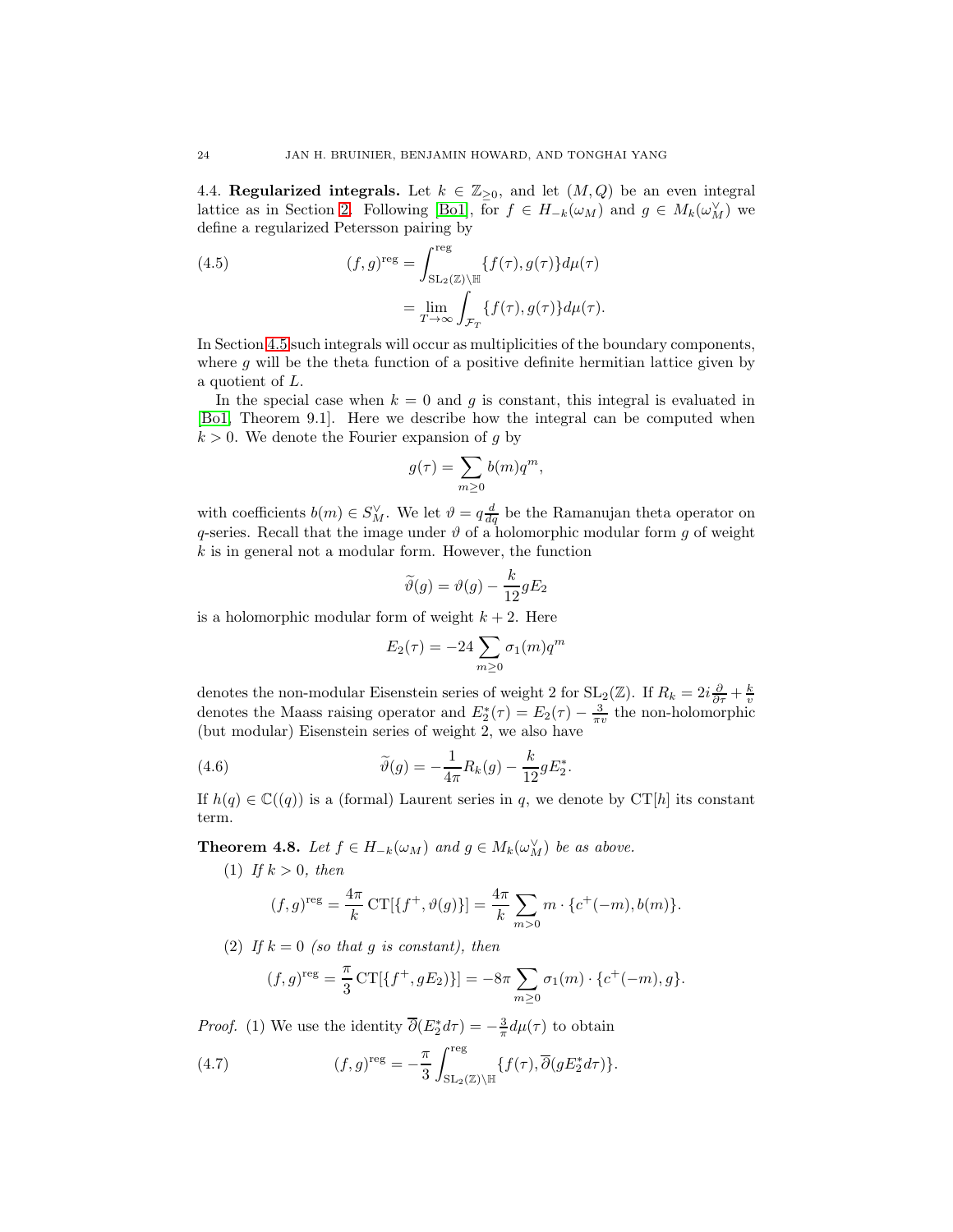4.4. **Regularized integrals.** Let $k \in \mathbb{Z}_{\geq 0}$, and let $(M, Q)$ be an even integral lattice as in Section 2. Following [Bo1], for $f \in H_{-k}(\omega_M)$ and $g \in M_k(\omega_M^\vee)$ we define a regularized Petersson pairing by

$$
\begin{aligned}
(f, g)^{\mathrm{reg}} &= \int^{\mathrm{reg}}_{\mathrm{SL}_2(\mathbb{Z})\backslash\mathbb{H}} \{f(\tau), g(\tau)\} d\mu(\tau) \\
&= \lim_{T\to\infty} \int_{\mathcal{F}_T} \{f(\tau), g(\tau)\} d\mu(\tau).
\end{aligned} \tag{4.5}
$$

In Section 4.5 such integrals will occur as multiplicities of the boundary components, where $g$ will be the theta function of a positive definite hermitian lattice given by a quotient of $L$.

In the special case when $k = 0$ and $g$ is constant, this integral is evaluated in [Bo1, Theorem 9.1]. Here we describe how the integral can be computed when $k > 0$. We denote the Fourier expansion of $g$ by

$$
g(\tau) = \sum_{m \geq 0} b(m) q^m,
$$

with coefficients $b(m) \in S_M^\vee$. We let $\vartheta = q\frac{d}{dq}$ be the Ramanujan theta operator on $q$-series. Recall that the image under $\vartheta$ of a holomorphic modular form $g$ of weight $k$ is in general not a modular form. However, the function

$$
\widetilde{\vartheta}(g) = \vartheta(g) - \frac{k}{12} g E_2
$$

is a holomorphic modular form of weight $k + 2$. Here

$$
E_2(\tau) = -24 \sum_{m \geq 0} \sigma_1(m) q^m
$$

denotes the non-modular Eisenstein series of weight 2 for $\mathrm{SL}_2(\mathbb{Z})$. If $R_k = 2i\frac{\partial}{\partial \tau} + \frac{k}{v}$ denotes the Maass raising operator and $E_2^*(\tau) = E_2(\tau) - \frac{3}{\pi v}$ the non-holomorphic (but modular) Eisenstein series of weight 2, we also have

$$
\widetilde{\vartheta}(g) = -\frac{1}{4\pi} R_k(g) - \frac{k}{12} g E_2^*. \tag{4.6}
$$

If $h(q) \in \mathbb{C}((q))$ is a (formal) Laurent series in $q$, we denote by $\mathrm{CT}[h]$ its constant term.

**Theorem 4.8.** *Let $f \in H_{-k}(\omega_M)$ and $g \in M_k(\omega_M^\vee)$ be as above.*

(1) *If $k > 0$, then*

$$
(f, g)^{\mathrm{reg}} = \frac{4\pi}{k} \mathrm{CT}[\{f^+, \vartheta(g)\}] = \frac{4\pi}{k} \sum_{m > 0} m \cdot \{c^+(-m), b(m)\}.
$$

(2) *If $k = 0$ (so that $g$ is constant), then*

$$
(f, g)^{\mathrm{reg}} = \frac{\pi}{3} \mathrm{CT}[\{f^+, g E_2\}] = -8\pi \sum_{m \geq 0} \sigma_1(m) \cdot \{c^+(-m), g\}.
$$

*Proof.* (1) We use the identity $\overline{\partial}(E_2^* d\tau) = -\frac{3}{\pi} d\mu(\tau)$ to obtain

$$
(f, g)^{\mathrm{reg}} = -\frac{\pi}{3} \int^{\mathrm{reg}}_{\mathrm{SL}_2(\mathbb{Z})\backslash\mathbb{H}} \{f(\tau), \overline{\partial}(g E_2^* d\tau)\}. \tag{4.7}
$$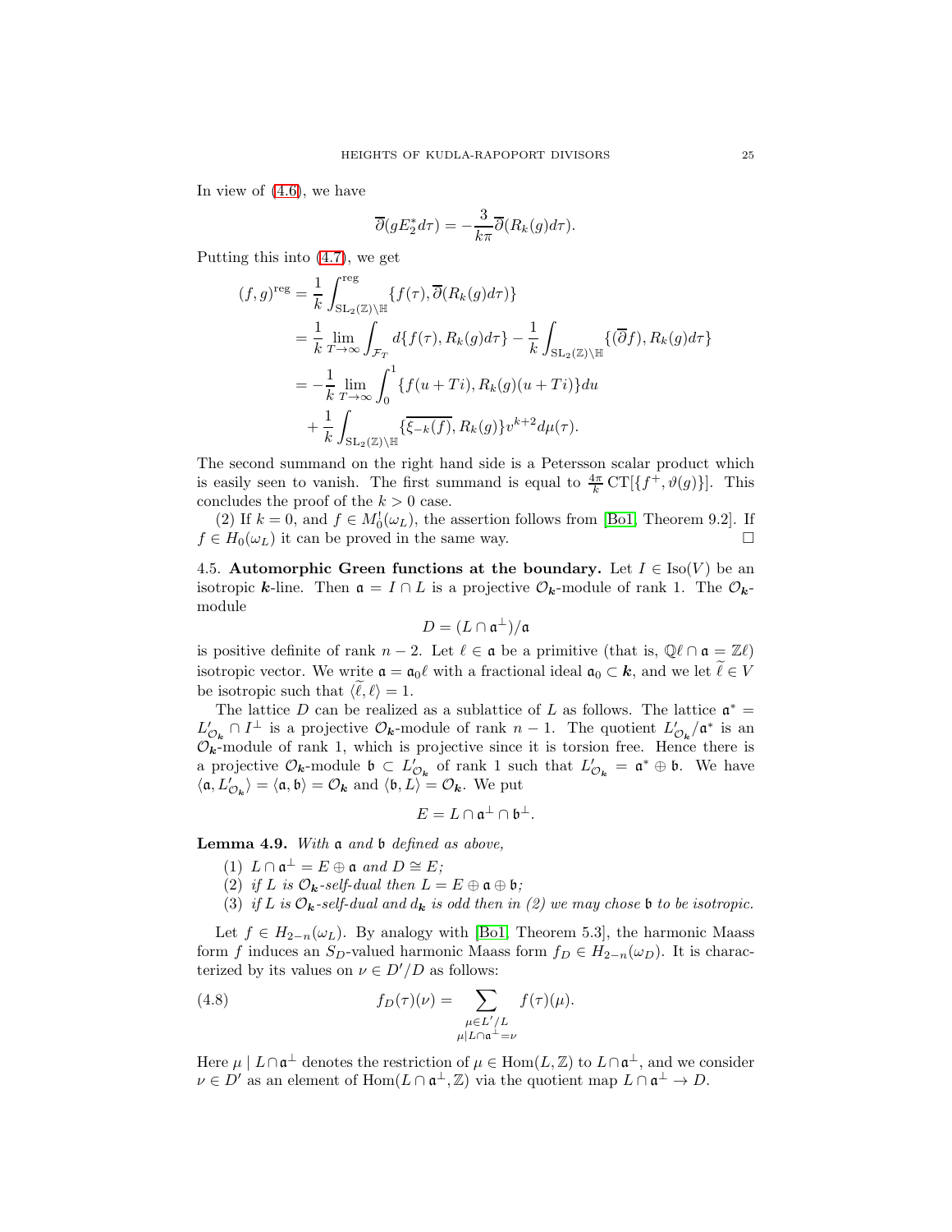In view of (4.6), we have

$$\overline{\partial}(gE_2^* d\tau) = -\frac{3}{k\pi}\overline{\partial}(R_k(g)d\tau).$$

Putting this into (4.7), we get

$$\begin{aligned}
(f,g)^{\mathrm{reg}} &= \frac{1}{k}\int_{\mathrm{SL}_2(\mathbb{Z})\backslash\mathbb{H}}^{\mathrm{reg}} \{f(\tau), \overline{\partial}(R_k(g)d\tau)\} \\
&= \frac{1}{k}\lim_{T\to\infty}\int_{\mathcal{F}_T} d\{f(\tau), R_k(g)d\tau\} - \frac{1}{k}\int_{\mathrm{SL}_2(\mathbb{Z})\backslash\mathbb{H}} \{(\overline{\partial}f), R_k(g)d\tau\} \\
&= -\frac{1}{k}\lim_{T\to\infty}\int_0^1 \{f(u+Ti), R_k(g)(u+Ti)\}du \\
&\quad + \frac{1}{k}\int_{\mathrm{SL}_2(\mathbb{Z})\backslash\mathbb{H}} \{\overline{\xi_{-k}(f)}, R_k(g)\} v^{k+2} d\mu(\tau).
\end{aligned}$$

The second summand on the right hand side is a Petersson scalar product which is easily seen to vanish. The first summand is equal to $\frac{4\pi}{k}\operatorname{CT}[\{f^+, \vartheta(g)\}]$. This concludes the proof of the $k>0$ case.

(2) If $k=0$, and $f \in M_0^!(\omega_L)$, the assertion follows from [Bo1, Theorem 9.2]. If $f \in H_0(\omega_L)$ it can be proved in the same way. $\square$

**4.5. Automorphic Green functions at the boundary.** Let $I \in \operatorname{Iso}(V)$ be an isotropic $\boldsymbol{k}$-line. Then $\mathfrak{a} = I \cap L$ is a projective $\mathcal{O}_{\boldsymbol{k}}$-module of rank 1. The $\mathcal{O}_{\boldsymbol{k}}$-module

$$D = (L\cap \mathfrak{a}^\perp)/\mathfrak{a}$$

is positive definite of rank $n-2$. Let $\ell \in \mathfrak{a}$ be a primitive (that is, $\mathbb{Q}\ell \cap \mathfrak{a} = \mathbb{Z}\ell$) isotropic vector. We write $\mathfrak{a} = \mathfrak{a}_0\ell$ with a fractional ideal $\mathfrak{a}_0 \subset \boldsymbol{k}$, and we let $\widetilde{\ell} \in V$ be isotropic such that $\langle \widetilde{\ell}, \ell\rangle = 1$.

The lattice $D$ can be realized as a sublattice of $L$ as follows. The lattice $\mathfrak{a}^* = L'_{\mathcal{O}_{\boldsymbol{k}}} \cap I^\perp$ is a projective $\mathcal{O}_{\boldsymbol{k}}$-module of rank $n-1$. The quotient $L'_{\mathcal{O}_{\boldsymbol{k}}}/\mathfrak{a}^*$ is an $\mathcal{O}_{\boldsymbol{k}}$-module of rank 1, which is projective since it is torsion free. Hence there is a projective $\mathcal{O}_{\boldsymbol{k}}$-module $\mathfrak{b} \subset L'_{\mathcal{O}_{\boldsymbol{k}}}$ of rank 1 such that $L'_{\mathcal{O}_{\boldsymbol{k}}} = \mathfrak{a}^* \oplus \mathfrak{b}$. We have $\langle \mathfrak{a}, L'_{\mathcal{O}_{\boldsymbol{k}}}\rangle = \langle \mathfrak{a}, \mathfrak{b}\rangle = \mathcal{O}_{\boldsymbol{k}}$ and $\langle \mathfrak{b}, L\rangle = \mathcal{O}_{\boldsymbol{k}}$. We put

$$E = L\cap \mathfrak{a}^\perp \cap \mathfrak{b}^\perp.$$

**Lemma 4.9.** *With $\mathfrak{a}$ and $\mathfrak{b}$ defined as above,*

1. *$L\cap\mathfrak{a}^\perp = E\oplus\mathfrak{a}$ and $D\cong E$;*
2. *if $L$ is $\mathcal{O}_{\boldsymbol{k}}$-self-dual then $L = E\oplus\mathfrak{a}\oplus\mathfrak{b}$;*
3. *if $L$ is $\mathcal{O}_{\boldsymbol{k}}$-self-dual and $d_{\boldsymbol{k}}$ is odd then in (2) we may chose $\mathfrak{b}$ to be isotropic.*

Let $f \in H_{2-n}(\omega_L)$. By analogy with [Bo1, Theorem 5.3], the harmonic Maass form $f$ induces an $S_D$-valued harmonic Maass form $f_D \in H_{2-n}(\omega_D)$. It is characterized by its values on $\nu \in D'/D$ as follows:

$$f_D(\tau)(\nu) = \sum_{\substack{\mu\in L'/L\\ \mu|L\cap\mathfrak{a}^\perp=\nu}} f(\tau)(\mu). \tag{4.8}$$

Here $\mu \mid L\cap\mathfrak{a}^\perp$ denotes the restriction of $\mu \in \operatorname{Hom}(L,\mathbb{Z})$ to $L\cap\mathfrak{a}^\perp$, and we consider $\nu\in D'$ as an element of $\operatorname{Hom}(L\cap\mathfrak{a}^\perp,\mathbb{Z})$ via the quotient map $L\cap\mathfrak{a}^\perp \to D$.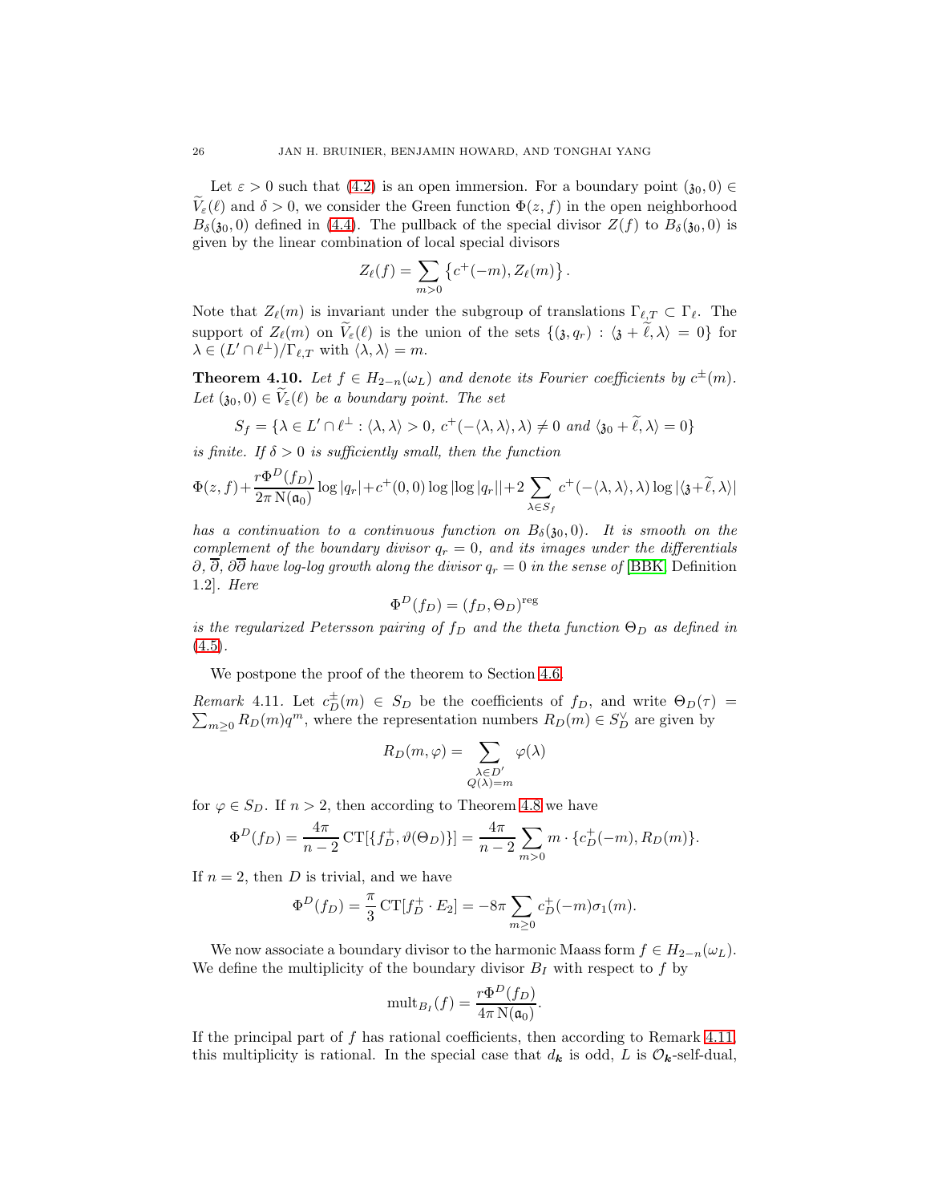Let $\varepsilon > 0$ such that (4.2) is an open immersion. For a boundary point $(\mathfrak{z}_0, 0) \in \widetilde{V}_\varepsilon(\ell)$ and $\delta > 0$, we consider the Green function $\Phi(z, f)$ in the open neighborhood $B_\delta(\mathfrak{z}_0, 0)$ defined in (4.4). The pullback of the special divisor $Z(f)$ to $B_\delta(\mathfrak{z}_0, 0)$ is given by the linear combination of local special divisors

$$Z_\ell(f) = \sum_{m>0} \left\{ c^+(-m), Z_\ell(m) \right\}.$$

Note that $Z_\ell(m)$ is invariant under the subgroup of translations $\Gamma_{\ell,T} \subset \Gamma_\ell$. The support of $Z_\ell(m)$ on $\widetilde{V}_\varepsilon(\ell)$ is the union of the sets $\{(\mathfrak{z}, q_r) : \langle \mathfrak{z} + \widetilde{\ell}, \lambda \rangle = 0\}$ for $\lambda \in (L' \cap \ell^\perp)/\Gamma_{\ell,T}$ with $\langle \lambda, \lambda \rangle = m$.

**Theorem 4.10.** *Let $f \in H_{2-n}(\omega_L)$ and denote its Fourier coefficients by $c^\pm(m)$. Let $(\mathfrak{z}_0, 0) \in \widetilde{V}_\varepsilon(\ell)$ be a boundary point. The set*

$$S_f = \{\lambda \in L' \cap \ell^\perp : \langle \lambda, \lambda \rangle > 0,\ c^+(-\langle \lambda, \lambda \rangle, \lambda) \neq 0 \text{ and } \langle \mathfrak{z}_0 + \widetilde{\ell}, \lambda \rangle = 0\}$$

*is finite. If $\delta > 0$ is sufficiently small, then the function*

$$\Phi(z, f) + \frac{r\Phi^D(f_D)}{2\pi \operatorname{N}(\mathfrak{a}_0)} \log|q_r| + c^+(0,0) \log\big|\log|q_r|\big| + 2 \sum_{\lambda \in S_f} c^+(-\langle \lambda, \lambda \rangle, \lambda) \log|\langle \mathfrak{z} + \widetilde{\ell}, \lambda \rangle|$$

*has a continuation to a continuous function on $B_\delta(\mathfrak{z}_0, 0)$. It is smooth on the complement of the boundary divisor $q_r = 0$, and its images under the differentials $\partial$, $\overline{\partial}$, $\partial\overline{\partial}$ have log-log growth along the divisor $q_r = 0$ in the sense of [BBK, Definition 1.2]. Here*

$$\Phi^D(f_D) = (f_D, \Theta_D)^{\mathrm{reg}}$$

*is the regularized Petersson pairing of $f_D$ and the theta function $\Theta_D$ as defined in (4.5).*

We postpone the proof of the theorem to Section 4.6.

*Remark* 4.11. Let $c_D^\pm(m) \in S_D$ be the coefficients of $f_D$, and write $\Theta_D(\tau) = \sum_{m \geq 0} R_D(m) q^m$, where the representation numbers $R_D(m) \in S_D^\vee$ are given by

$$R_D(m, \varphi) = \sum_{\substack{\lambda \in D' \\ Q(\lambda) = m}} \varphi(\lambda)$$

for $\varphi \in S_D$. If $n > 2$, then according to Theorem 4.8 we have

$$\Phi^D(f_D) = \frac{4\pi}{n-2} \operatorname{CT}[\{f_D^+, \vartheta(\Theta_D)\}] = \frac{4\pi}{n-2} \sum_{m>0} m \cdot \{c_D^+(-m), R_D(m)\}.$$

If $n = 2$, then $D$ is trivial, and we have

$$\Phi^D(f_D) = \frac{\pi}{3} \operatorname{CT}[f_D^+ \cdot E_2] = -8\pi \sum_{m \geq 0} c_D^+(-m) \sigma_1(m).$$

We now associate a boundary divisor to the harmonic Maass form $f \in H_{2-n}(\omega_L)$. We define the multiplicity of the boundary divisor $B_I$ with respect to $f$ by

$$\operatorname{mult}_{B_I}(f) = \frac{r\Phi^D(f_D)}{4\pi \operatorname{N}(\mathfrak{a}_0)}.$$

If the principal part of $f$ has rational coefficients, then according to Remark 4.11 this multiplicity is rational. In the special case that $d_{\boldsymbol{k}}$ is odd, $L$ is $\mathcal{O}_{\boldsymbol{k}}$-self-dual,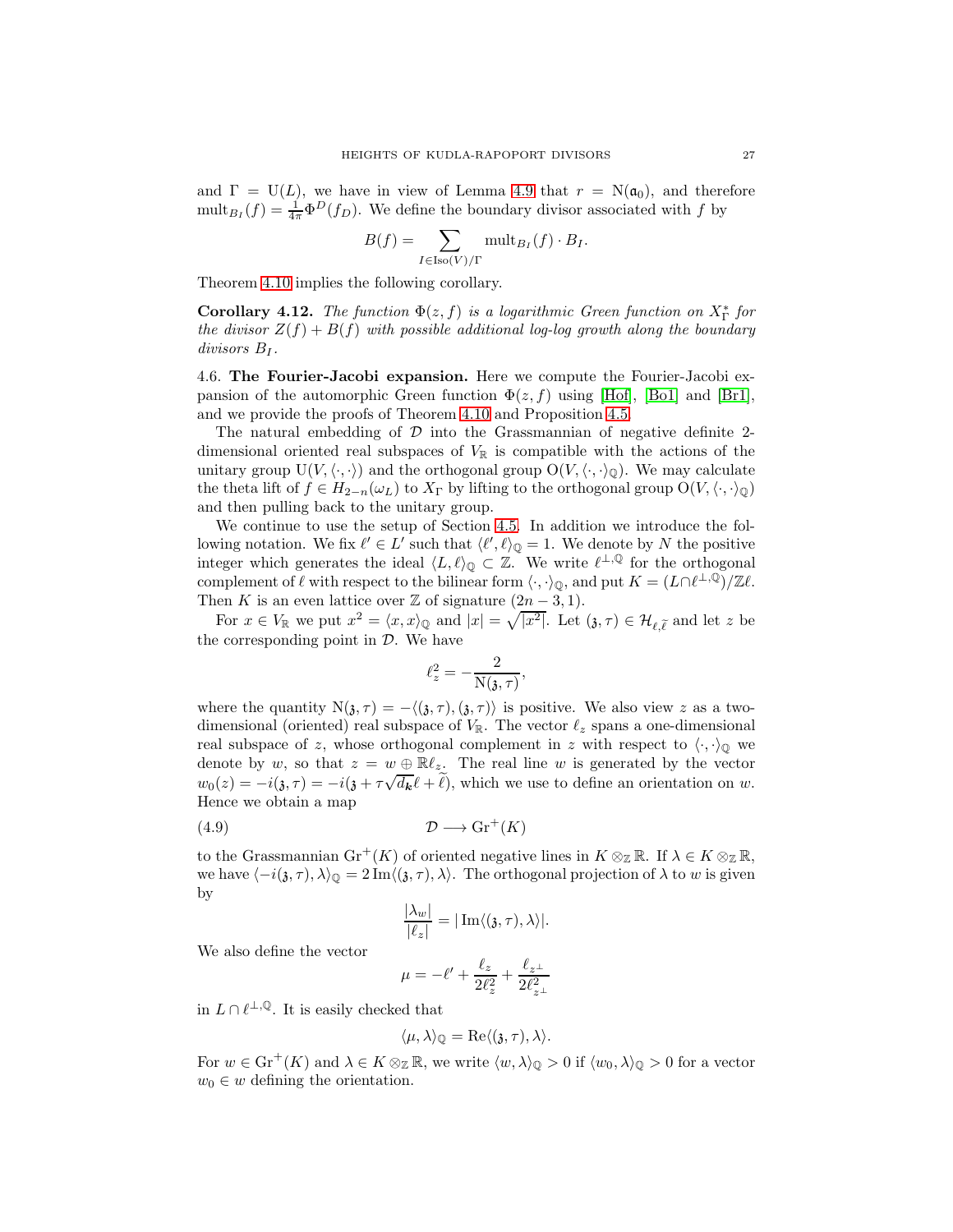and $\Gamma = \mathrm{U}(L)$, we have in view of Lemma 4.9 that $r = \mathrm{N}(\mathfrak{a}_0)$, and therefore $\mathrm{mult}_{B_I}(f) = \frac{1}{4\pi}\Phi^D(f_D)$. We define the boundary divisor associated with $f$ by

$$B(f) = \sum_{I \in \mathrm{Iso}(V)/\Gamma} \mathrm{mult}_{B_I}(f) \cdot B_I.$$

Theorem 4.10 implies the following corollary.

**Corollary 4.12.** *The function $\Phi(z, f)$ is a logarithmic Green function on $X_\Gamma^*$ for the divisor $Z(f) + B(f)$ with possible additional log-log growth along the boundary divisors $B_I$.*

4.6. **The Fourier-Jacobi expansion.** Here we compute the Fourier-Jacobi expansion of the automorphic Green function $\Phi(z, f)$ using [Hof], [Bo1] and [Br1], and we provide the proofs of Theorem 4.10 and Proposition 4.5.

The natural embedding of $\mathcal{D}$ into the Grassmannian of negative definite 2-dimensional oriented real subspaces of $V_\mathbb{R}$ is compatible with the actions of the unitary group $\mathrm{U}(V, \langle\cdot,\cdot\rangle)$ and the orthogonal group $\mathrm{O}(V, \langle\cdot,\cdot\rangle_\mathbb{Q})$. We may calculate the theta lift of $f \in H_{2-n}(\omega_L)$ to $X_\Gamma$ by lifting to the orthogonal group $\mathrm{O}(V, \langle\cdot,\cdot\rangle_\mathbb{Q})$ and then pulling back to the unitary group.

We continue to use the setup of Section 4.5. In addition we introduce the following notation. We fix $\ell' \in L'$ such that $\langle \ell', \ell\rangle_\mathbb{Q} = 1$. We denote by $N$ the positive integer which generates the ideal $\langle L, \ell\rangle_\mathbb{Q} \subset \mathbb{Z}$. We write $\ell^{\perp,\mathbb{Q}}$ for the orthogonal complement of $\ell$ with respect to the bilinear form $\langle\cdot,\cdot\rangle_\mathbb{Q}$, and put $K = (L \cap \ell^{\perp,\mathbb{Q}})/\mathbb{Z}\ell$. Then $K$ is an even lattice over $\mathbb{Z}$ of signature $(2n-3, 1)$.

For $x \in V_\mathbb{R}$ we put $x^2 = \langle x, x\rangle_\mathbb{Q}$ and $|x| = \sqrt{|x^2|}$. Let $(\mathfrak{z}, \tau) \in \mathcal{H}_{\ell,\widetilde{\ell}}$ and let $z$ be the corresponding point in $\mathcal{D}$. We have

$$\ell_z^2 = -\frac{2}{\mathrm{N}(\mathfrak{z}, \tau)},$$

where the quantity $\mathrm{N}(\mathfrak{z}, \tau) = -\langle(\mathfrak{z}, \tau), (\mathfrak{z}, \tau)\rangle$ is positive. We also view $z$ as a two-dimensional (oriented) real subspace of $V_\mathbb{R}$. The vector $\ell_z$ spans a one-dimensional real subspace of $z$, whose orthogonal complement in $z$ with respect to $\langle\cdot,\cdot\rangle_\mathbb{Q}$ we denote by $w$, so that $z = w \oplus \mathbb{R}\ell_z$. The real line $w$ is generated by the vector $w_0(z) = -i(\mathfrak{z}, \tau) = -i(\mathfrak{z} + \tau\sqrt{d_{\boldsymbol{k}}}\ell + \widetilde{\ell})$, which we use to define an orientation on $w$. Hence we obtain a map

$$\mathcal{D} \longrightarrow \mathrm{Gr}^+(K) \tag{4.9}$$

to the Grassmannian $\mathrm{Gr}^+(K)$ of oriented negative lines in $K \otimes_\mathbb{Z} \mathbb{R}$. If $\lambda \in K \otimes_\mathbb{Z} \mathbb{R}$, we have $\langle -i(\mathfrak{z}, \tau), \lambda\rangle_\mathbb{Q} = 2\,\mathrm{Im}\langle(\mathfrak{z}, \tau), \lambda\rangle$. The orthogonal projection of $\lambda$ to $w$ is given by

$$\frac{|\lambda_w|}{|\ell_z|} = |\,\mathrm{Im}\langle(\mathfrak{z}, \tau), \lambda\rangle|.$$

We also define the vector

$$\mu = -\ell' + \frac{\ell_z}{2\ell_z^2} + \frac{\ell_{z^\perp}}{2\ell_{z^\perp}^2}$$

in $L \cap \ell^{\perp,\mathbb{Q}}$. It is easily checked that

$$\langle \mu, \lambda\rangle_\mathbb{Q} = \mathrm{Re}\langle(\mathfrak{z}, \tau), \lambda\rangle.$$

For $w \in \mathrm{Gr}^+(K)$ and $\lambda \in K \otimes_\mathbb{Z} \mathbb{R}$, we write $\langle w, \lambda\rangle_\mathbb{Q} > 0$ if $\langle w_0, \lambda\rangle_\mathbb{Q} > 0$ for a vector $w_0 \in w$ defining the orientation.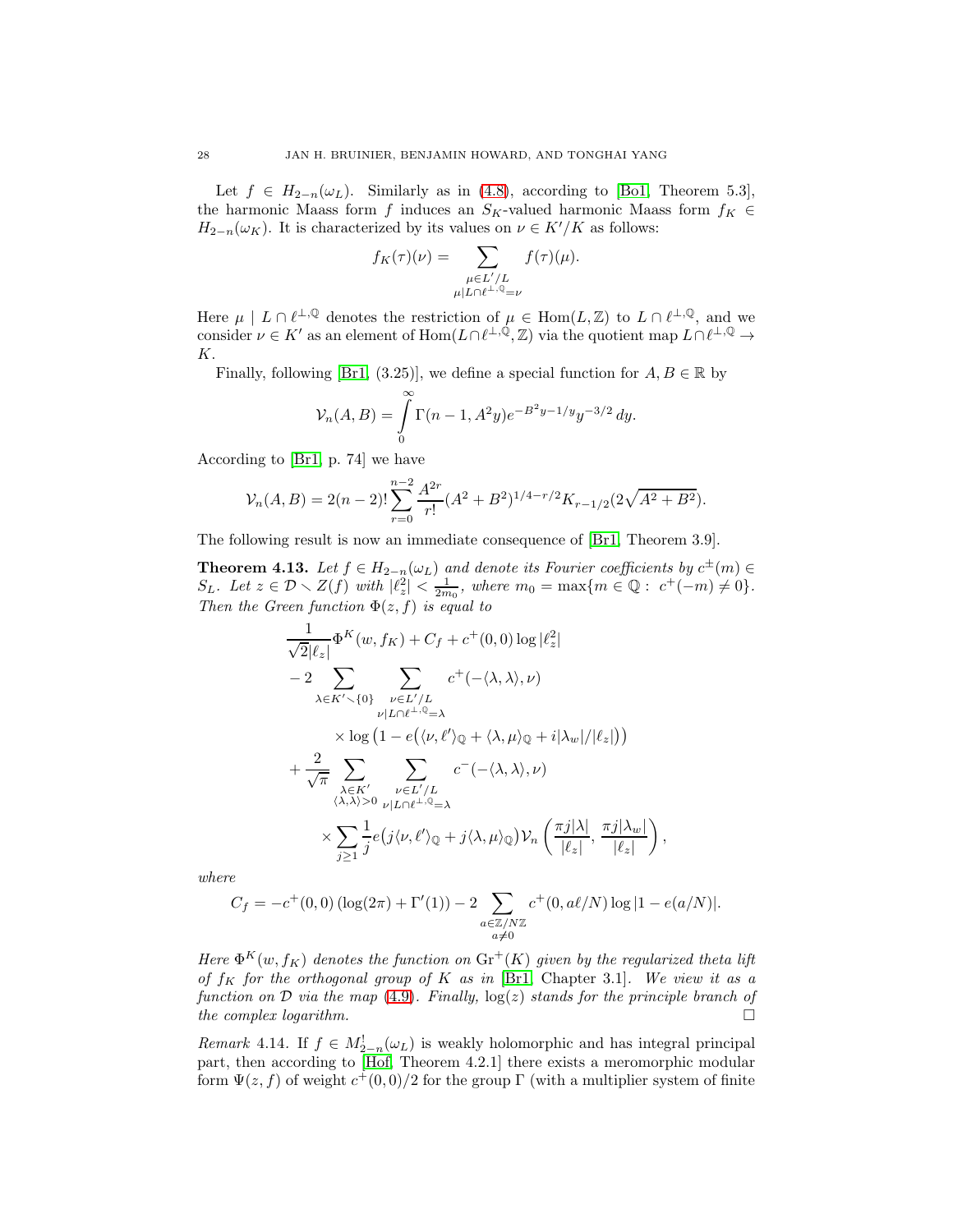Let $f \in H_{2-n}(\omega_L)$. Similarly as in (4.8), according to [Bo1, Theorem 5.3], the harmonic Maass form $f$ induces an $S_K$-valued harmonic Maass form $f_K \in H_{2-n}(\omega_K)$. It is characterized by its values on $\nu \in K'/K$ as follows:

$$f_K(\tau)(\nu) = \sum_{\substack{\mu \in L'/L \\ \mu | L \cap \ell^{\perp,\mathbb{Q}} = \nu}} f(\tau)(\mu).$$

Here $\mu \mid L \cap \ell^{\perp,\mathbb{Q}}$ denotes the restriction of $\mu \in \mathrm{Hom}(L, \mathbb{Z})$ to $L \cap \ell^{\perp,\mathbb{Q}}$, and we consider $\nu \in K'$ as an element of $\mathrm{Hom}(L \cap \ell^{\perp,\mathbb{Q}}, \mathbb{Z})$ via the quotient map $L \cap \ell^{\perp,\mathbb{Q}} \to K$.

Finally, following [Br1, (3.25)], we define a special function for $A, B \in \mathbb{R}$ by

$$\mathcal{V}_n(A, B) = \int_0^\infty \Gamma(n-1, A^2 y) e^{-B^2 y - 1/y} y^{-3/2}\, dy.$$

According to [Br1, p. 74] we have

$$\mathcal{V}_n(A, B) = 2(n-2)! \sum_{r=0}^{n-2} \frac{A^{2r}}{r!} (A^2 + B^2)^{1/4 - r/2} K_{r-1/2}(2\sqrt{A^2 + B^2}).$$

The following result is now an immediate consequence of [Br1, Theorem 3.9].

**Theorem 4.13.** *Let $f \in H_{2-n}(\omega_L)$ and denote its Fourier coefficients by $c^{\pm}(m) \in S_L$. Let $z \in \mathcal{D} \smallsetminus Z(f)$ with $|\ell_z^2| < \frac{1}{2m_0}$, where $m_0 = \max\{m \in \mathbb{Q} : \; c^+(-m) \neq 0\}$. Then the Green function $\Phi(z, f)$ is equal to*

$$\begin{aligned}
&\frac{1}{\sqrt{2}|\ell_z|} \Phi^K(w, f_K) + C_f + c^+(0,0) \log |\ell_z^2| \\
&- 2 \sum_{\lambda \in K' \smallsetminus \{0\}} \sum_{\substack{\nu \in L'/L \\ \nu | L \cap \ell^{\perp,\mathbb{Q}} = \lambda}} c^+(-\langle \lambda, \lambda \rangle, \nu) \\
&\qquad \times \log\big(1 - e\big(\langle \nu, \ell' \rangle_{\mathbb{Q}} + \langle \lambda, \mu \rangle_{\mathbb{Q}} + i|\lambda_w|/|\ell_z|\big)\big) \\
&+ \frac{2}{\sqrt{\pi}} \sum_{\substack{\lambda \in K' \\ \langle \lambda, \lambda \rangle > 0}} \sum_{\substack{\nu \in L'/L \\ \nu | L \cap \ell^{\perp,\mathbb{Q}} = \lambda}} c^-(-\langle \lambda, \lambda \rangle, \nu) \\
&\qquad \times \sum_{j \geq 1} \frac{1}{j} e\big(j\langle \nu, \ell' \rangle_{\mathbb{Q}} + j\langle \lambda, \mu \rangle_{\mathbb{Q}}\big) \mathcal{V}_n\left(\frac{\pi j |\lambda|}{|\ell_z|}, \frac{\pi j |\lambda_w|}{|\ell_z|}\right),
\end{aligned}$$

*where*

$$C_f = -c^+(0,0)\left(\log(2\pi) + \Gamma'(1)\right) - 2 \sum_{\substack{a \in \mathbb{Z}/N\mathbb{Z} \\ a \neq 0}} c^+(0, a\ell/N) \log |1 - e(a/N)|.$$

*Here $\Phi^K(w, f_K)$ denotes the function on $\mathrm{Gr}^+(K)$ given by the regularized theta lift of $f_K$ for the orthogonal group of $K$ as in [Br1, Chapter 3.1]. We view it as a function on $\mathcal{D}$ via the map (4.9). Finally, $\log(z)$ stands for the principle branch of the complex logarithm.* $\square$

*Remark* 4.14. If $f \in M^!_{2-n}(\omega_L)$ is weakly holomorphic and has integral principal part, then according to [Hof, Theorem 4.2.1] there exists a meromorphic modular form $\Psi(z, f)$ of weight $c^+(0,0)/2$ for the group $\Gamma$ (with a multiplier system of finite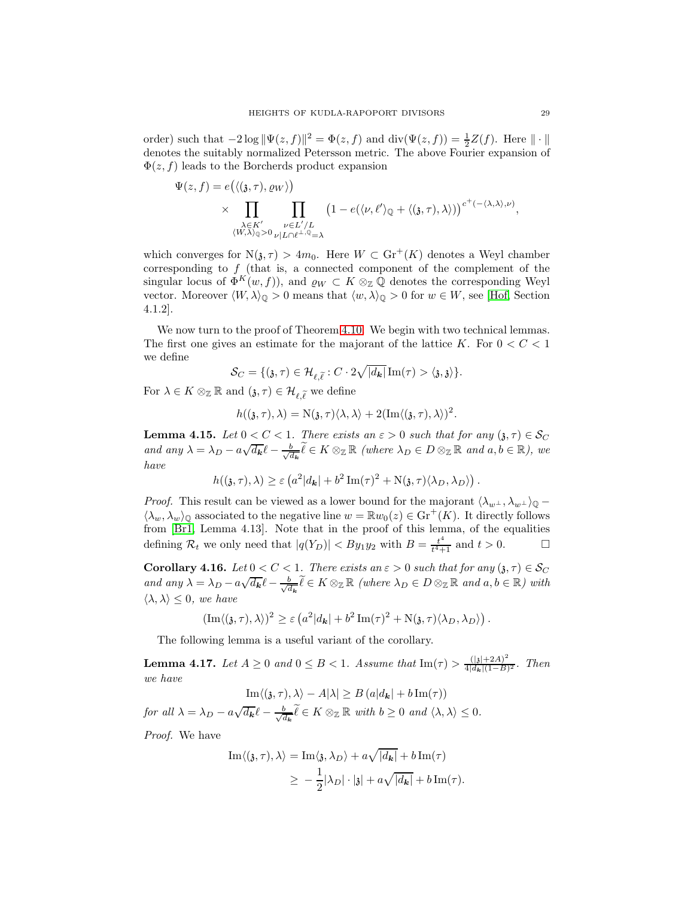order) such that $-2\log\|\Psi(z,f)\|^2 = \Phi(z,f)$ and $\operatorname{div}(\Psi(z,f)) = \frac{1}{2}Z(f)$. Here $\|\cdot\|$ denotes the suitably normalized Petersson metric. The above Fourier expansion of $\Phi(z,f)$ leads to the Borcherds product expansion

$$\Psi(z,f) = e\big(\langle(\mathfrak{z},\tau),\varrho_W\rangle\big) \times \prod_{\substack{\lambda\in K' \\ \langle W,\lambda\rangle_{\mathbb{Q}}>0}} \prod_{\substack{\nu\in L'/L \\ \nu|L\cap\ell^{\perp,\mathbb{Q}}=\lambda}} \big(1 - e(\langle\nu,\ell'\rangle_{\mathbb{Q}} + \langle(\mathfrak{z},\tau),\lambda\rangle)\big)^{c^+(-\langle\lambda,\lambda\rangle,\nu)},$$

which converges for $\mathrm{N}(\mathfrak{z},\tau) > 4m_0$. Here $W \subset \mathrm{Gr}^+(K)$ denotes a Weyl chamber corresponding to $f$ (that is, a connected component of the complement of the singular locus of $\Phi^K(w,f)$), and $\varrho_W \subset K\otimes_{\mathbb{Z}}\mathbb{Q}$ denotes the corresponding Weyl vector. Moreover $\langle W,\lambda\rangle_{\mathbb{Q}} > 0$ means that $\langle w,\lambda\rangle_{\mathbb{Q}} > 0$ for $w \in W$, see [Hof, Section 4.1.2].

We now turn to the proof of Theorem 4.10. We begin with two technical lemmas. The first one gives an estimate for the majorant of the lattice $K$. For $0 < C < 1$ we define

$$\mathcal{S}_C = \{(\mathfrak{z},\tau) \in \mathcal{H}_{\ell,\widetilde{\ell}} : C\cdot 2\sqrt{|d_{\boldsymbol{k}}|}\operatorname{Im}(\tau) > \langle\mathfrak{z},\mathfrak{z}\rangle\}.$$

For $\lambda \in K\otimes_{\mathbb{Z}}\mathbb{R}$ and $(\mathfrak{z},\tau)\in\mathcal{H}_{\ell,\widetilde{\ell}}$ we define

$$h((\mathfrak{z},\tau),\lambda) = \mathrm{N}(\mathfrak{z},\tau)\langle\lambda,\lambda\rangle + 2(\operatorname{Im}\langle(\mathfrak{z},\tau),\lambda\rangle)^2.$$

**Lemma 4.15.** *Let $0 < C < 1$. There exists an $\varepsilon > 0$ such that for any $(\mathfrak{z},\tau)\in\mathcal{S}_C$ and any $\lambda = \lambda_D - a\sqrt{d_{\boldsymbol{k}}}\ell - \frac{b}{\sqrt{d_{\boldsymbol{k}}}}\widetilde{\ell} \in K\otimes_{\mathbb{Z}}\mathbb{R}$ (where $\lambda_D \in D\otimes_{\mathbb{Z}}\mathbb{R}$ and $a,b\in\mathbb{R}$), we have*

$$h((\mathfrak{z},\tau),\lambda) \geq \varepsilon\left(a^2|d_{\boldsymbol{k}}| + b^2\operatorname{Im}(\tau)^2 + \mathrm{N}(\mathfrak{z},\tau)\langle\lambda_D,\lambda_D\rangle\right).$$

*Proof.* This result can be viewed as a lower bound for the majorant $\langle\lambda_{w^\perp},\lambda_{w^\perp}\rangle_{\mathbb{Q}} - \langle\lambda_w,\lambda_w\rangle_{\mathbb{Q}}$ associated to the negative line $w = \mathbb{R}w_0(z) \in \mathrm{Gr}^+(K)$. It directly follows from [Br1, Lemma 4.13]. Note that in the proof of this lemma, of the equalities defining $\mathcal{R}_t$ we only need that $|q(Y_D)| < By_1y_2$ with $B = \frac{t^4}{t^4+1}$ and $t > 0$. $\square$

**Corollary 4.16.** *Let $0 < C < 1$. There exists an $\varepsilon > 0$ such that for any $(\mathfrak{z},\tau)\in\mathcal{S}_C$ and any $\lambda = \lambda_D - a\sqrt{d_{\boldsymbol{k}}}\ell - \frac{b}{\sqrt{d_{\boldsymbol{k}}}}\widetilde{\ell} \in K\otimes_{\mathbb{Z}}\mathbb{R}$ (where $\lambda_D\in D\otimes_{\mathbb{Z}}\mathbb{R}$ and $a,b\in\mathbb{R}$) with $\langle\lambda,\lambda\rangle \leq 0$, we have*

$$(\operatorname{Im}\langle(\mathfrak{z},\tau),\lambda\rangle)^2 \geq \varepsilon\left(a^2|d_{\boldsymbol{k}}| + b^2\operatorname{Im}(\tau)^2 + \mathrm{N}(\mathfrak{z},\tau)\langle\lambda_D,\lambda_D\rangle\right).$$

The following lemma is a useful variant of the corollary.

**Lemma 4.17.** *Let $A \geq 0$ and $0 \leq B < 1$. Assume that $\operatorname{Im}(\tau) > \frac{(|\mathfrak{z}|+2A)^2}{4|d_{\boldsymbol{k}}|(1-B)^2}$. Then we have*

$$\operatorname{Im}\langle(\mathfrak{z},\tau),\lambda\rangle - A|\lambda| \geq B\left(a|d_{\boldsymbol{k}}| + b\operatorname{Im}(\tau)\right)$$

*for all $\lambda = \lambda_D - a\sqrt{d_{\boldsymbol{k}}}\ell - \frac{b}{\sqrt{d_{\boldsymbol{k}}}}\widetilde{\ell} \in K\otimes_{\mathbb{Z}}\mathbb{R}$ with $b \geq 0$ and $\langle\lambda,\lambda\rangle \leq 0$.*

*Proof.* We have

$$\begin{aligned}
\operatorname{Im}\langle(\mathfrak{z},\tau),\lambda\rangle &= \operatorname{Im}\langle\mathfrak{z},\lambda_D\rangle + a\sqrt{|d_{\boldsymbol{k}}|} + b\operatorname{Im}(\tau) \\
&\geq -\frac{1}{2}|\lambda_D|\cdot|\mathfrak{z}| + a\sqrt{|d_{\boldsymbol{k}}|} + b\operatorname{Im}(\tau).
\end{aligned}$$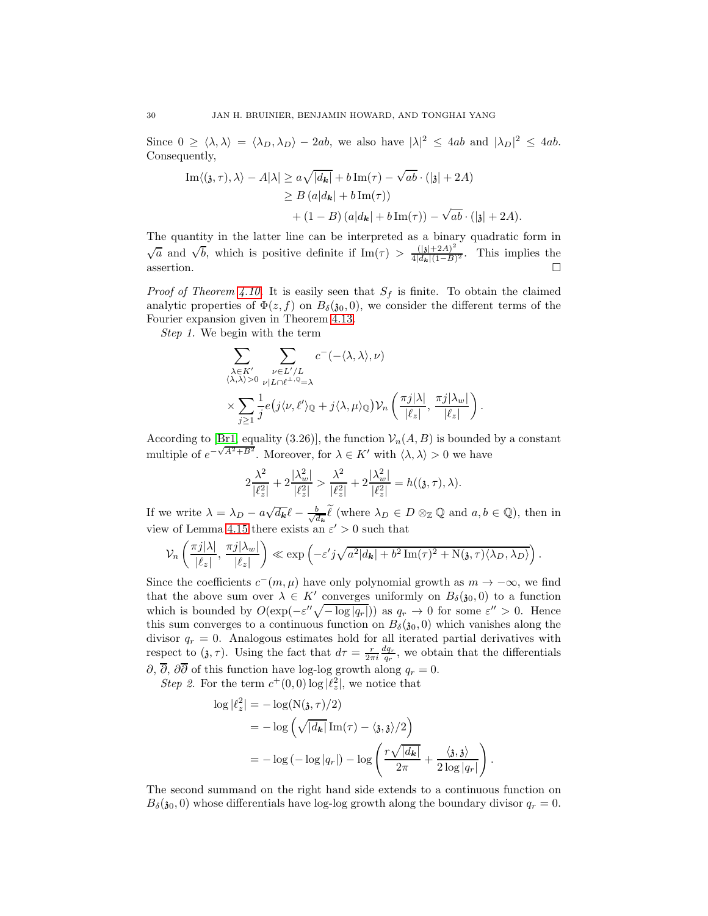Since $0 \geq \langle \lambda, \lambda \rangle = \langle \lambda_D, \lambda_D \rangle - 2ab$, we also have $|\lambda|^2 \leq 4ab$ and $|\lambda_D|^2 \leq 4ab$. Consequently,

$$\begin{aligned}
\operatorname{Im}\langle (\mathfrak{z}, \tau), \lambda \rangle - A|\lambda| &\geq a\sqrt{|d_{\boldsymbol{k}}|} + b \operatorname{Im}(\tau) - \sqrt{ab} \cdot (|\mathfrak{z}| + 2A) \\
&\geq B\,(a|d_{\boldsymbol{k}}| + b \operatorname{Im}(\tau)) \\
&\quad + (1 - B)\,(a|d_{\boldsymbol{k}}| + b \operatorname{Im}(\tau)) - \sqrt{ab} \cdot (|\mathfrak{z}| + 2A).
\end{aligned}$$

The quantity in the latter line can be interpreted as a binary quadratic form in $\sqrt{a}$ and $\sqrt{b}$, which is positive definite if $\operatorname{Im}(\tau) > \frac{(|\mathfrak{z}|+2A)^2}{4|d_{\boldsymbol{k}}|(1-B)^2}$. This implies the assertion. □

*Proof of Theorem 4.10.* It is easily seen that $S_f$ is finite. To obtain the claimed analytic properties of $\Phi(z, f)$ on $B_\delta(\mathfrak{z}_0, 0)$, we consider the different terms of the Fourier expansion given in Theorem 4.13.

*Step 1.* We begin with the term

$$\begin{aligned}
&\sum_{\substack{\lambda \in K' \\ \langle \lambda, \lambda \rangle > 0}} \sum_{\substack{\nu \in L'/L \\ \nu | L \cap \ell^{\perp, \mathbb{Q}} = \lambda}} c^-(-\langle \lambda, \lambda \rangle, \nu) \\
&\quad \times \sum_{j \geq 1} \frac{1}{j} e\big(j\langle \nu, \ell' \rangle_{\mathbb{Q}} + j\langle \lambda, \mu \rangle_{\mathbb{Q}}\big) \mathcal{V}_n\left(\frac{\pi j |\lambda|}{|\ell_z|}, \frac{\pi j |\lambda_w|}{|\ell_z|}\right).
\end{aligned}$$

According to [Br1, equality (3.26)], the function $\mathcal{V}_n(A, B)$ is bounded by a constant multiple of $e^{-\sqrt{A^2+B^2}}$. Moreover, for $\lambda \in K'$ with $\langle \lambda, \lambda \rangle > 0$ we have

$$2\frac{\lambda^2}{|\ell_z^2|} + 2\frac{|\lambda_w^2|}{|\ell_z^2|} > \frac{\lambda^2}{|\ell_z^2|} + 2\frac{|\lambda_w^2|}{|\ell_z^2|} = h((\mathfrak{z}, \tau), \lambda).$$

If we write $\lambda = \lambda_D - a\sqrt{d_{\boldsymbol{k}}}\ell - \frac{b}{\sqrt{d_{\boldsymbol{k}}}}\widetilde{\ell}$ (where $\lambda_D \in D \otimes_{\mathbb{Z}} \mathbb{Q}$ and $a, b \in \mathbb{Q}$), then in view of Lemma 4.15 there exists an $\varepsilon' > 0$ such that

$$\mathcal{V}_n\left(\frac{\pi j |\lambda|}{|\ell_z|}, \frac{\pi j |\lambda_w|}{|\ell_z|}\right) \ll \exp\left(-\varepsilon' j \sqrt{a^2|d_{\boldsymbol{k}}| + b^2 \operatorname{Im}(\tau)^2 + \mathrm{N}(\mathfrak{z}, \tau)\langle \lambda_D, \lambda_D \rangle}\right).$$

Since the coefficients $c^-(m, \mu)$ have only polynomial growth as $m \to -\infty$, we find that the above sum over $\lambda \in K'$ converges uniformly on $B_\delta(\mathfrak{z}_0, 0)$ to a function which is bounded by $O(\exp(-\varepsilon''\sqrt{-\log|q_r|}))$ as $q_r \to 0$ for some $\varepsilon'' > 0$. Hence this sum converges to a continuous function on $B_\delta(\mathfrak{z}_0, 0)$ which vanishes along the divisor $q_r = 0$. Analogous estimates hold for all iterated partial derivatives with respect to $(\mathfrak{z}, \tau)$. Using the fact that $d\tau = \frac{r}{2\pi i}\frac{dq_r}{q_r}$, we obtain that the differentials $\partial$, $\overline{\partial}$, $\partial\overline{\partial}$ of this function have log-log growth along $q_r = 0$.

*Step 2.* For the term $c^+(0, 0)\log|\ell_z^2|$, we notice that

$$\begin{aligned}
\log|\ell_z^2| &= -\log(\mathrm{N}(\mathfrak{z}, \tau)/2) \\
&= -\log\left(\sqrt{|d_{\boldsymbol{k}}|}\operatorname{Im}(\tau) - \langle \mathfrak{z}, \mathfrak{z} \rangle/2\right) \\
&= -\log\left(-\log|q_r|\right) - \log\left(\frac{r\sqrt{|d_{\boldsymbol{k}}|}}{2\pi} + \frac{\langle \mathfrak{z}, \mathfrak{z} \rangle}{2\log|q_r|}\right).
\end{aligned}$$

The second summand on the right hand side extends to a continuous function on $B_\delta(\mathfrak{z}_0, 0)$ whose differentials have log-log growth along the boundary divisor $q_r = 0$.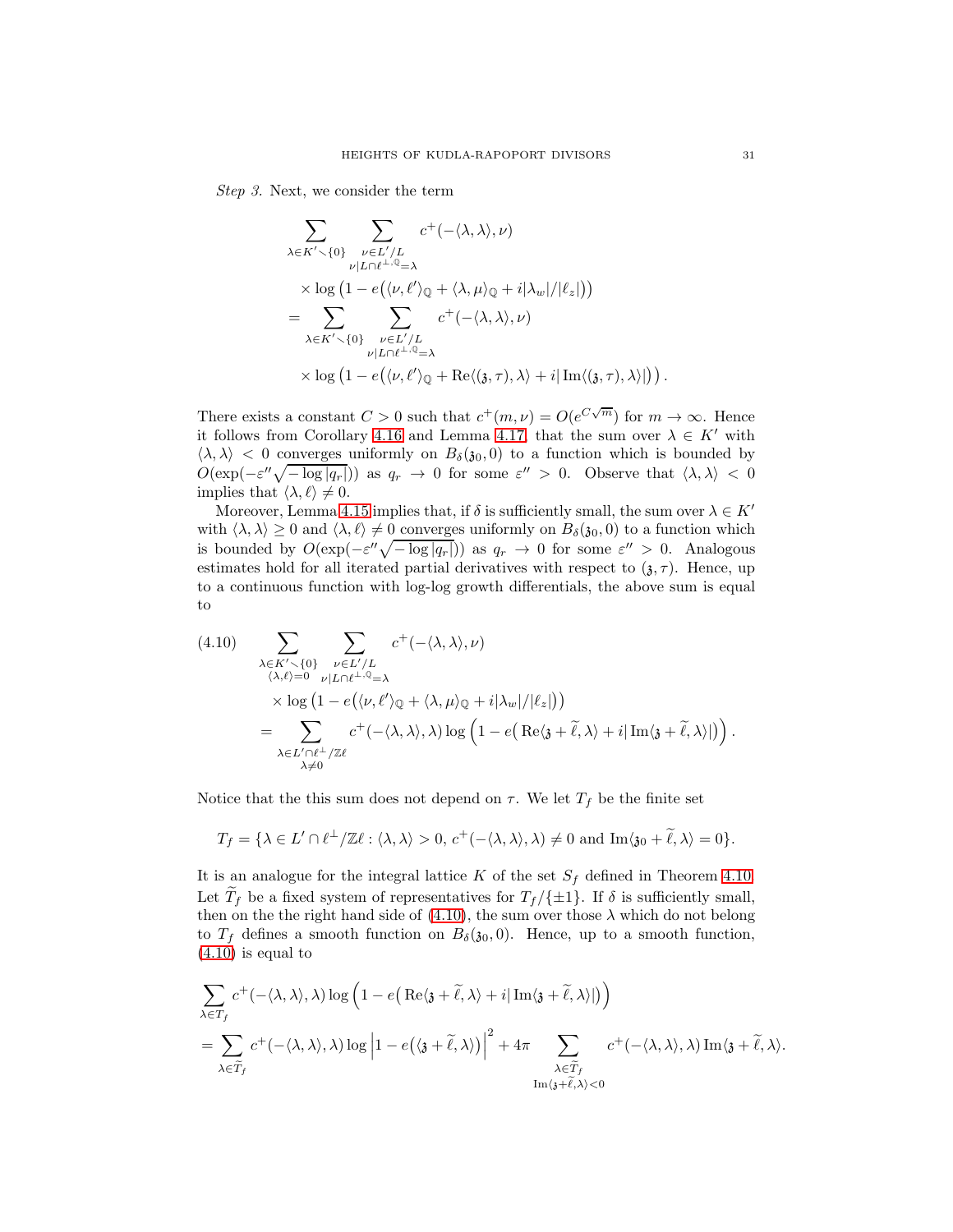*Step 3.* Next, we consider the term

$$
\begin{aligned}
&\sum_{\lambda\in K'\smallsetminus\{0\}} \sum_{\substack{\nu\in L'/L\\ \nu|L\cap\ell^{\perp,\mathbb{Q}}=\lambda}} c^+(-\langle\lambda,\lambda\rangle,\nu)\\
&\quad\times \log\left(1-e\big(\langle\nu,\ell'\rangle_{\mathbb{Q}}+\langle\lambda,\mu\rangle_{\mathbb{Q}}+i|\lambda_w|/|\ell_z|\big)\right)\\
&=\sum_{\lambda\in K'\smallsetminus\{0\}} \sum_{\substack{\nu\in L'/L\\ \nu|L\cap\ell^{\perp,\mathbb{Q}}=\lambda}} c^+(-\langle\lambda,\lambda\rangle,\nu)\\
&\quad\times \log\left(1-e\big(\langle\nu,\ell'\rangle_{\mathbb{Q}}+\operatorname{Re}\langle(\mathfrak{z},\tau),\lambda\rangle+i|\operatorname{Im}\langle(\mathfrak{z},\tau),\lambda\rangle|\big)\right).
\end{aligned}
$$

There exists a constant $C>0$ such that $c^+(m,\nu)=O(e^{C\sqrt{m}})$ for $m\to\infty$. Hence it follows from Corollary 4.16 and Lemma 4.17, that the sum over $\lambda\in K'$ with $\langle\lambda,\lambda\rangle<0$ converges uniformly on $B_\delta(\mathfrak{z}_0,0)$ to a function which is bounded by $O(\exp(-\varepsilon''\sqrt{-\log|q_r|}))$ as $q_r\to 0$ for some $\varepsilon''>0$. Observe that $\langle\lambda,\lambda\rangle<0$ implies that $\langle\lambda,\ell\rangle\neq 0$.

Moreover, Lemma 4.15 implies that, if $\delta$ is sufficiently small, the sum over $\lambda\in K'$ with $\langle\lambda,\lambda\rangle\geq 0$ and $\langle\lambda,\ell\rangle\neq 0$ converges uniformly on $B_\delta(\mathfrak{z}_0,0)$ to a function which is bounded by $O(\exp(-\varepsilon''\sqrt{-\log|q_r|}))$ as $q_r\to 0$ for some $\varepsilon''>0$. Analogous estimates hold for all iterated partial derivatives with respect to $(\mathfrak{z},\tau)$. Hence, up to a continuous function with log-log growth differentials, the above sum is equal to

$$
\begin{aligned}
(4.10)\qquad &\sum_{\substack{\lambda\in K'\smallsetminus\{0\}\\ \langle\lambda,\ell\rangle=0}} \sum_{\substack{\nu\in L'/L\\ \nu|L\cap\ell^{\perp,\mathbb{Q}}=\lambda}} c^+(-\langle\lambda,\lambda\rangle,\nu)\\
&\quad\times \log\left(1-e\big(\langle\nu,\ell'\rangle_{\mathbb{Q}}+\langle\lambda,\mu\rangle_{\mathbb{Q}}+i|\lambda_w|/|\ell_z|\big)\right)\\
&=\sum_{\substack{\lambda\in L'\cap\ell^\perp/\mathbb{Z}\ell\\ \lambda\neq 0}} c^+(-\langle\lambda,\lambda\rangle,\lambda)\log\left(1-e\big(\operatorname{Re}\langle\mathfrak{z}+\widetilde{\ell},\lambda\rangle+i|\operatorname{Im}\langle\mathfrak{z}+\widetilde{\ell},\lambda\rangle|\big)\right).
\end{aligned}
$$

Notice that the this sum does not depend on $\tau$. We let $T_f$ be the finite set

$$
T_f=\{\lambda\in L'\cap\ell^\perp/\mathbb{Z}\ell:\langle\lambda,\lambda\rangle>0,\ c^+(-\langle\lambda,\lambda\rangle,\lambda)\neq 0 \text{ and } \operatorname{Im}\langle\mathfrak{z}_0+\widetilde{\ell},\lambda\rangle=0\}.
$$

It is an analogue for the integral lattice $K$ of the set $S_f$ defined in Theorem 4.10. Let $\widetilde{T}_f$ be a fixed system of representatives for $T_f/\{\pm1\}$. If $\delta$ is sufficiently small, then on the the right hand side of (4.10), the sum over those $\lambda$ which do not belong to $T_f$ defines a smooth function on $B_\delta(\mathfrak{z}_0,0)$. Hence, up to a smooth function, (4.10) is equal to

$$
\begin{aligned}
&\sum_{\lambda\in T_f} c^+(-\langle\lambda,\lambda\rangle,\lambda)\log\left(1-e\big(\operatorname{Re}\langle\mathfrak{z}+\widetilde{\ell},\lambda\rangle+i|\operatorname{Im}\langle\mathfrak{z}+\widetilde{\ell},\lambda\rangle|\big)\right)\\
&=\sum_{\lambda\in\widetilde{T}_f} c^+(-\langle\lambda,\lambda\rangle,\lambda)\log\left|1-e\big(\langle\mathfrak{z}+\widetilde{\ell},\lambda\rangle\big)\right|^2+4\pi\sum_{\substack{\lambda\in\widetilde{T}_f\\ \operatorname{Im}\langle\mathfrak{z}+\widetilde{\ell},\lambda\rangle<0}} c^+(-\langle\lambda,\lambda\rangle,\lambda)\operatorname{Im}\langle\mathfrak{z}+\widetilde{\ell},\lambda\rangle.
\end{aligned}
$$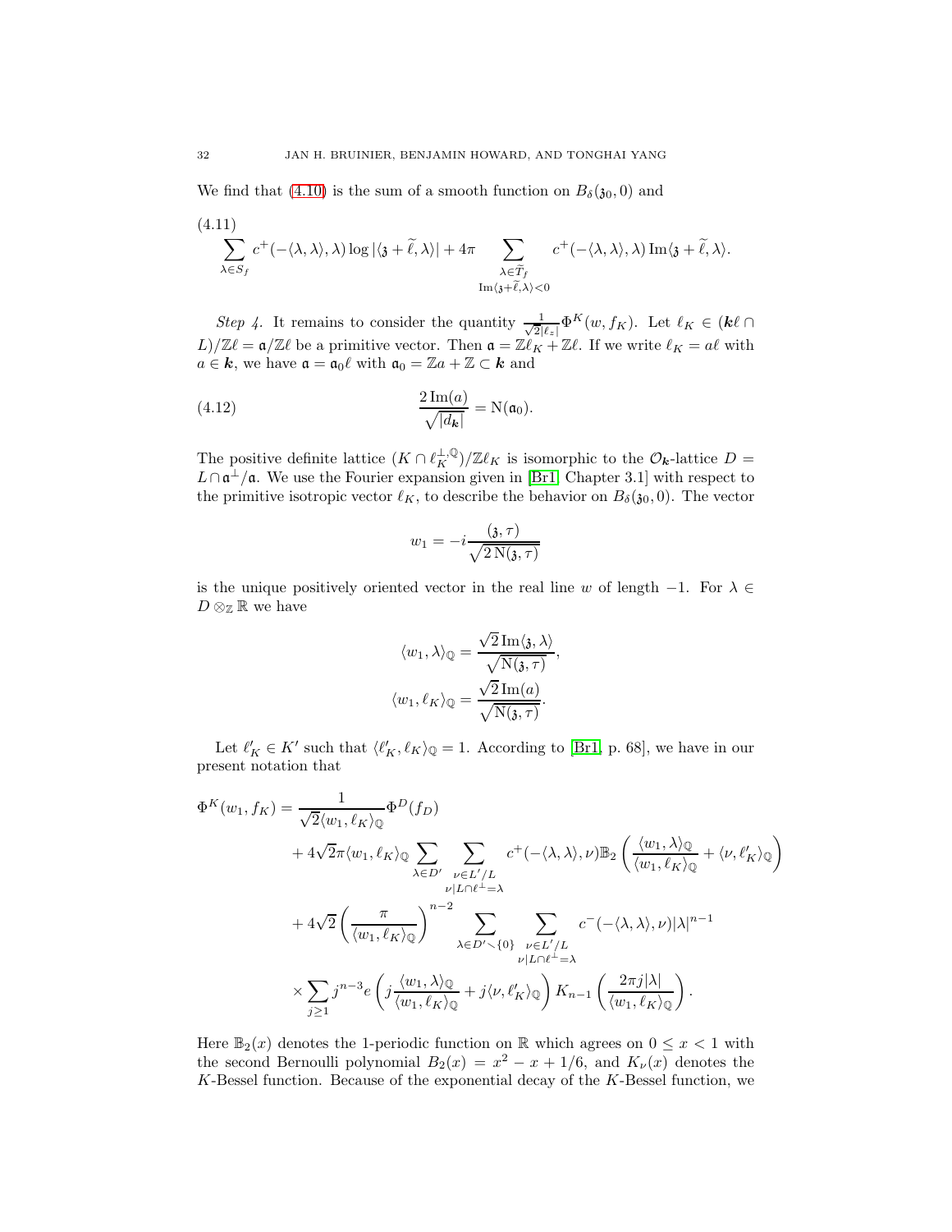We find that (4.10) is the sum of a smooth function on $B_\delta(\mathfrak{z}_0, 0)$ and

(4.11)
$$\sum_{\lambda \in S_f} c^+(-\langle \lambda, \lambda \rangle, \lambda) \log |\langle \mathfrak{z} + \widetilde{\ell}, \lambda \rangle| + 4\pi \sum_{\substack{\lambda \in \widetilde{T}_f \\ \operatorname{Im}\langle \mathfrak{z} + \widetilde{\ell}, \lambda \rangle < 0}} c^+(-\langle \lambda, \lambda \rangle, \lambda) \operatorname{Im}\langle \mathfrak{z} + \widetilde{\ell}, \lambda \rangle.$$

*Step 4.* It remains to consider the quantity $\frac{1}{\sqrt{2}|\ell_z|}\Phi^K(w, f_K)$. Let $\ell_K \in (\boldsymbol{k}\ell \cap L)/\mathbb{Z}\ell = \mathfrak{a}/\mathbb{Z}\ell$ be a primitive vector. Then $\mathfrak{a} = \mathbb{Z}\ell_K + \mathbb{Z}\ell$. If we write $\ell_K = a\ell$ with $a \in \boldsymbol{k}$, we have $\mathfrak{a} = \mathfrak{a}_0 \ell$ with $\mathfrak{a}_0 = \mathbb{Z}a + \mathbb{Z} \subset \boldsymbol{k}$ and

$$\frac{2\operatorname{Im}(a)}{\sqrt{|d_{\boldsymbol{k}}|}} = \mathrm{N}(\mathfrak{a}_0). \tag{4.12}$$

The positive definite lattice $(K \cap \ell_K^{\perp, \mathbb{Q}})/\mathbb{Z}\ell_K$ is isomorphic to the $\mathcal{O}_{\boldsymbol{k}}$-lattice $D = L \cap \mathfrak{a}^\perp/\mathfrak{a}$. We use the Fourier expansion given in [Br1, Chapter 3.1] with respect to the primitive isotropic vector $\ell_K$, to describe the behavior on $B_\delta(\mathfrak{z}_0, 0)$. The vector

$$w_1 = -i\frac{(\mathfrak{z}, \tau)}{\sqrt{2\,\mathrm{N}(\mathfrak{z}, \tau)}}$$

is the unique positively oriented vector in the real line $w$ of length $-1$. For $\lambda \in D \otimes_{\mathbb{Z}} \mathbb{R}$ we have

$$\langle w_1, \lambda \rangle_{\mathbb{Q}} = \frac{\sqrt{2}\operatorname{Im}\langle \mathfrak{z}, \lambda \rangle}{\sqrt{\mathrm{N}(\mathfrak{z}, \tau)}},$$
$$\langle w_1, \ell_K \rangle_{\mathbb{Q}} = \frac{\sqrt{2}\operatorname{Im}(a)}{\sqrt{\mathrm{N}(\mathfrak{z}, \tau)}}.$$

Let $\ell_K' \in K'$ such that $\langle \ell_K', \ell_K \rangle_{\mathbb{Q}} = 1$. According to [Br1, p. 68], we have in our present notation that

$$\begin{aligned}
\Phi^K(w_1, f_K) &= \frac{1}{\sqrt{2}\langle w_1, \ell_K \rangle_{\mathbb{Q}}} \Phi^D(f_D) \\
&\quad + 4\sqrt{2}\pi \langle w_1, \ell_K \rangle_{\mathbb{Q}} \sum_{\lambda \in D'} \sum_{\substack{\nu \in L'/L \\ \nu | L \cap \ell^\perp = \lambda}} c^+(-\langle \lambda, \lambda \rangle, \nu) \mathbb{B}_2\left( \frac{\langle w_1, \lambda \rangle_{\mathbb{Q}}}{\langle w_1, \ell_K \rangle_{\mathbb{Q}}} + \langle \nu, \ell_K' \rangle_{\mathbb{Q}} \right) \\
&\quad + 4\sqrt{2}\left( \frac{\pi}{\langle w_1, \ell_K \rangle_{\mathbb{Q}}} \right)^{n-2} \sum_{\lambda \in D' \smallsetminus \{0\}} \sum_{\substack{\nu \in L'/L \\ \nu | L \cap \ell^\perp = \lambda}} c^-(-\langle \lambda, \lambda \rangle, \nu) |\lambda|^{n-1} \\
&\quad \times \sum_{j \geq 1} j^{n-3} e\left( j\frac{\langle w_1, \lambda \rangle_{\mathbb{Q}}}{\langle w_1, \ell_K \rangle_{\mathbb{Q}}} + j\langle \nu, \ell_K' \rangle_{\mathbb{Q}} \right) K_{n-1}\left( \frac{2\pi j |\lambda|}{\langle w_1, \ell_K \rangle_{\mathbb{Q}}} \right).
\end{aligned}$$

Here $\mathbb{B}_2(x)$ denotes the 1-periodic function on $\mathbb{R}$ which agrees on $0 \leq x < 1$ with the second Bernoulli polynomial $B_2(x) = x^2 - x + 1/6$, and $K_\nu(x)$ denotes the $K$-Bessel function. Because of the exponential decay of the $K$-Bessel function, we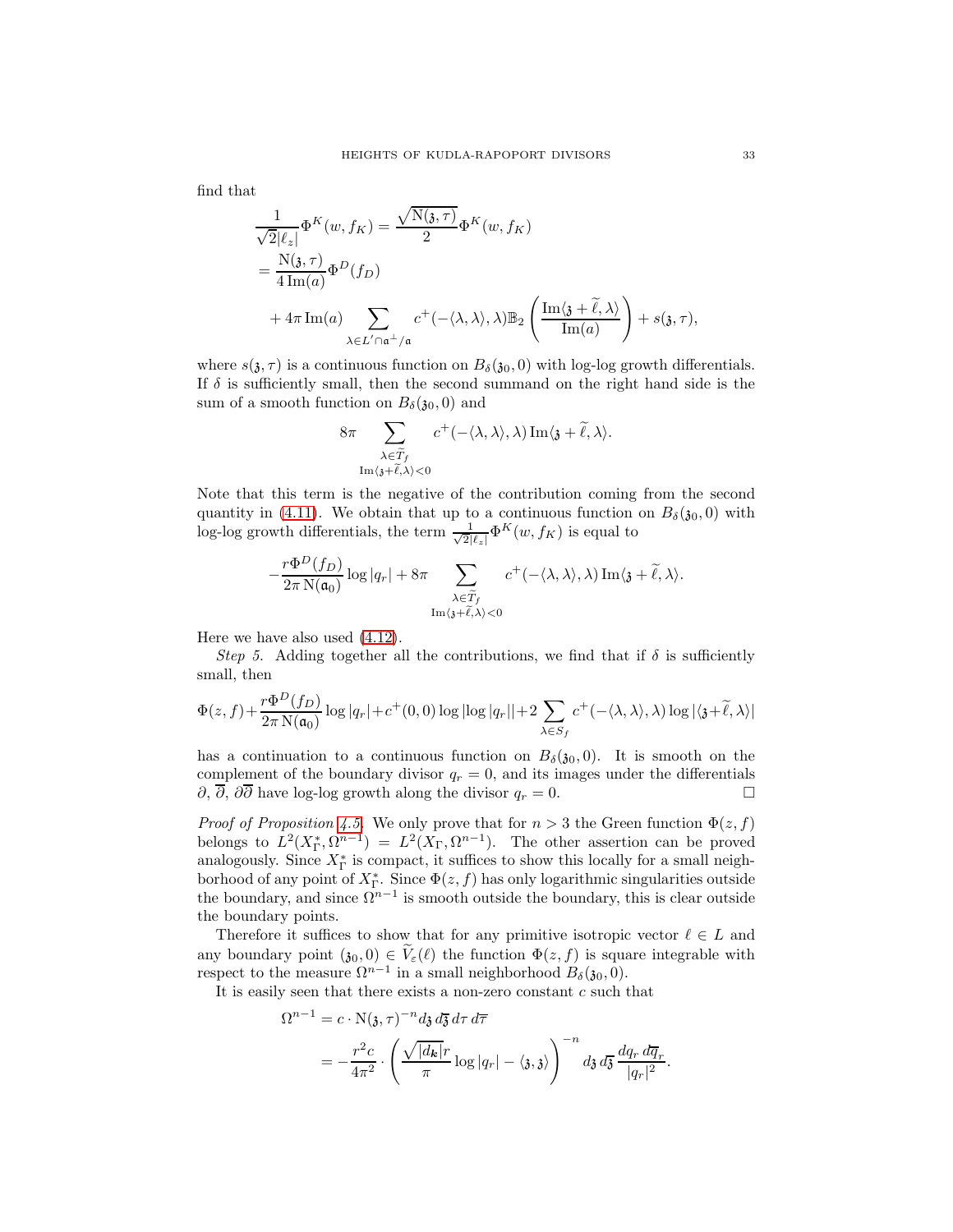find that

$$
\begin{aligned}
\frac{1}{\sqrt{2}|\ell_z|}\Phi^K(w,f_K) &= \frac{\sqrt{\mathrm{N}(\mathfrak{z},\tau)}}{2}\Phi^K(w,f_K)\\
&= \frac{\mathrm{N}(\mathfrak{z},\tau)}{4\operatorname{Im}(a)}\Phi^D(f_D)\\
&\quad + 4\pi\operatorname{Im}(a)\sum_{\lambda\in L'\cap\mathfrak{a}^\perp/\mathfrak{a}} c^+(-\langle\lambda,\lambda\rangle,\lambda)\mathbb{B}_2\left(\frac{\operatorname{Im}\langle\mathfrak{z}+\widetilde{\ell},\lambda\rangle}{\operatorname{Im}(a)}\right)+s(\mathfrak{z},\tau),
\end{aligned}
$$

where $s(\mathfrak{z},\tau)$ is a continuous function on $B_\delta(\mathfrak{z}_0,0)$ with log-log growth differentials. If $\delta$ is sufficiently small, then the second summand on the right hand side is the sum of a smooth function on $B_\delta(\mathfrak{z}_0,0)$ and

$$
8\pi\sum_{\substack{\lambda\in\widetilde{T}_f\\ \operatorname{Im}\langle\mathfrak{z}+\widetilde{\ell},\lambda\rangle<0}} c^+(-\langle\lambda,\lambda\rangle,\lambda)\operatorname{Im}\langle\mathfrak{z}+\widetilde{\ell},\lambda\rangle.
$$

Note that this term is the negative of the contribution coming from the second quantity in (4.11). We obtain that up to a continuous function on $B_\delta(\mathfrak{z}_0,0)$ with log-log growth differentials, the term $\frac{1}{\sqrt{2}|\ell_z|}\Phi^K(w,f_K)$ is equal to

$$
-\frac{r\Phi^D(f_D)}{2\pi\,\mathrm{N}(\mathfrak{a}_0)}\log|q_r|+8\pi\sum_{\substack{\lambda\in\widetilde{T}_f\\ \operatorname{Im}\langle\mathfrak{z}+\widetilde{\ell},\lambda\rangle<0}} c^+(-\langle\lambda,\lambda\rangle,\lambda)\operatorname{Im}\langle\mathfrak{z}+\widetilde{\ell},\lambda\rangle.
$$

Here we have also used (4.12).

*Step 5.* Adding together all the contributions, we find that if $\delta$ is sufficiently small, then

$$
\Phi(z,f)+\frac{r\Phi^D(f_D)}{2\pi\,\mathrm{N}(\mathfrak{a}_0)}\log|q_r|+c^+(0,0)\log|\log|q_r||+2\sum_{\lambda\in S_f}c^+(-\langle\lambda,\lambda\rangle,\lambda)\log|\langle\mathfrak{z}+\widetilde{\ell},\lambda\rangle|
$$

has a continuation to a continuous function on $B_\delta(\mathfrak{z}_0,0)$. It is smooth on the complement of the boundary divisor $q_r=0$, and its images under the differentials $\partial$, $\overline{\partial}$, $\partial\overline{\partial}$ have log-log growth along the divisor $q_r=0$. □

*Proof of Proposition 4.5.* We only prove that for $n>3$ the Green function $\Phi(z,f)$ belongs to $L^2(X_\Gamma^*,\Omega^{n-1})=L^2(X_\Gamma,\Omega^{n-1})$. The other assertion can be proved analogously. Since $X_\Gamma^*$ is compact, it suffices to show this locally for a small neighborhood of any point of $X_\Gamma^*$. Since $\Phi(z,f)$ has only logarithmic singularities outside the boundary, and since $\Omega^{n-1}$ is smooth outside the boundary, this is clear outside the boundary points.

Therefore it suffices to show that for any primitive isotropic vector $\ell\in L$ and any boundary point $(\mathfrak{z}_0,0)\in\widetilde{V}_\varepsilon(\ell)$ the function $\Phi(z,f)$ is square integrable with respect to the measure $\Omega^{n-1}$ in a small neighborhood $B_\delta(\mathfrak{z}_0,0)$.

It is easily seen that there exists a non-zero constant $c$ such that

$$
\begin{aligned}
\Omega^{n-1} &= c\cdot\mathrm{N}(\mathfrak{z},\tau)^{-n}d\mathfrak{z}\,d\overline{\mathfrak{z}}\,d\tau\,d\overline{\tau}\\
&= -\frac{r^2c}{4\pi^2}\cdot\left(\frac{\sqrt{|d_{\boldsymbol{k}}|}r}{\pi}\log|q_r|-\langle\mathfrak{z},\mathfrak{z}\rangle\right)^{-n}d\mathfrak{z}\,d\overline{\mathfrak{z}}\,\frac{dq_r\,d\overline{q}_r}{|q_r|^2}.
\end{aligned}
$$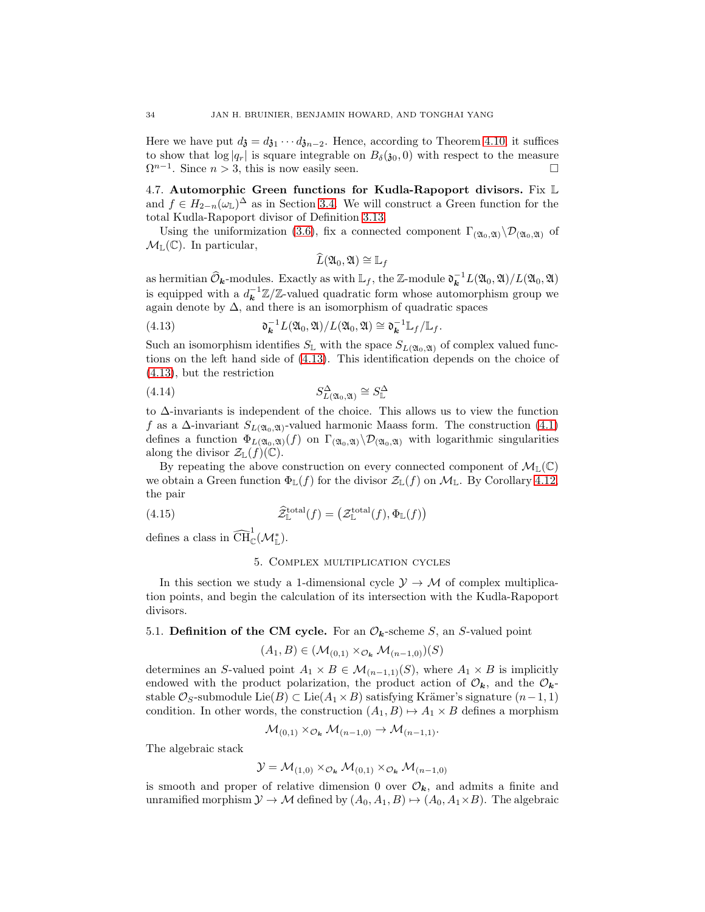Here we have put $d\mathfrak{z} = d\mathfrak{z}_1 \cdots d\mathfrak{z}_{n-2}$. Hence, according to Theorem 4.10, it suffices to show that $\log|q_r|$ is square integrable on $B_\delta(\mathfrak{z}_0, 0)$ with respect to the measure $\Omega^{n-1}$. Since $n > 3$, this is now easily seen. $\square$

**4.7. Automorphic Green functions for Kudla-Rapoport divisors.** Fix $\mathbb{L}$ and $f \in H_{2-n}(\omega_{\mathbb{L}})^{\Delta}$ as in Section 3.4. We will construct a Green function for the total Kudla-Rapoport divisor of Definition 3.13.

Using the uniformization (3.6), fix a connected component $\Gamma_{(\mathfrak{A}_0,\mathfrak{A})}\backslash\mathcal{D}_{(\mathfrak{A}_0,\mathfrak{A})}$ of $\mathcal{M}_{\mathbb{L}}(\mathbb{C})$. In particular,

$$\widehat{L}(\mathfrak{A}_0, \mathfrak{A}) \cong \mathbb{L}_f$$

as hermitian $\widehat{\mathcal{O}}_{\boldsymbol{k}}$-modules. Exactly as with $\mathbb{L}_f$, the $\mathbb{Z}$-module $\mathfrak{d}_{\boldsymbol{k}}^{-1}L(\mathfrak{A}_0,\mathfrak{A})/L(\mathfrak{A}_0,\mathfrak{A})$ is equipped with a $d_{\boldsymbol{k}}^{-1}\mathbb{Z}/\mathbb{Z}$-valued quadratic form whose automorphism group we again denote by $\Delta$, and there is an isomorphism of quadratic spaces

$$\mathfrak{d}_{\boldsymbol{k}}^{-1}L(\mathfrak{A}_0,\mathfrak{A})/L(\mathfrak{A}_0,\mathfrak{A}) \cong \mathfrak{d}_{\boldsymbol{k}}^{-1}\mathbb{L}_f/\mathbb{L}_f. \tag{4.13}$$

Such an isomorphism identifies $S_{\mathbb{L}}$ with the space $S_{L(\mathfrak{A}_0,\mathfrak{A})}$ of complex valued functions on the left hand side of (4.13). This identification depends on the choice of (4.13), but the restriction

$$S^{\Delta}_{L(\mathfrak{A}_0,\mathfrak{A})} \cong S^{\Delta}_{\mathbb{L}} \tag{4.14}$$

to $\Delta$-invariants is independent of the choice. This allows us to view the function $f$ as a $\Delta$-invariant $S_{L(\mathfrak{A}_0,\mathfrak{A})}$-valued harmonic Maass form. The construction (4.1) defines a function $\Phi_{L(\mathfrak{A}_0,\mathfrak{A})}(f)$ on $\Gamma_{(\mathfrak{A}_0,\mathfrak{A})}\backslash\mathcal{D}_{(\mathfrak{A}_0,\mathfrak{A})}$ with logarithmic singularities along the divisor $\mathcal{Z}_{\mathbb{L}}(f)(\mathbb{C})$.

By repeating the above construction on every connected component of $\mathcal{M}_{\mathbb{L}}(\mathbb{C})$ we obtain a Green function $\Phi_{\mathbb{L}}(f)$ for the divisor $\mathcal{Z}_{\mathbb{L}}(f)$ on $\mathcal{M}_{\mathbb{L}}$. By Corollary 4.12, the pair

$$\widehat{\mathcal{Z}}^{\mathrm{total}}_{\mathbb{L}}(f) = \big(\mathcal{Z}^{\mathrm{total}}_{\mathbb{L}}(f), \Phi_{\mathbb{L}}(f)\big) \tag{4.15}$$

defines a class in $\widehat{\mathrm{CH}}^1_{\mathbb{C}}(\mathcal{M}^*_{\mathbb{L}})$.

## 5. Complex multiplication cycles

In this section we study a 1-dimensional cycle $\mathcal{Y} \to \mathcal{M}$ of complex multiplication points, and begin the calculation of its intersection with the Kudla-Rapoport divisors.

**5.1. Definition of the CM cycle.** For an $\mathcal{O}_{\boldsymbol{k}}$-scheme $S$, an $S$-valued point

$$(A_1, B) \in (\mathcal{M}_{(0,1)} \times_{\mathcal{O}_{\boldsymbol{k}}} \mathcal{M}_{(n-1,0)})(S)$$

determines an $S$-valued point $A_1 \times B \in \mathcal{M}_{(n-1,1)}(S)$, where $A_1 \times B$ is implicitly endowed with the product polarization, the product action of $\mathcal{O}_{\boldsymbol{k}}$, and the $\mathcal{O}_{\boldsymbol{k}}$-stable $\mathcal{O}_S$-submodule $\mathrm{Lie}(B) \subset \mathrm{Lie}(A_1 \times B)$ satisfying Krämer's signature $(n-1,1)$ condition. In other words, the construction $(A_1, B) \mapsto A_1 \times B$ defines a morphism

$$\mathcal{M}_{(0,1)} \times_{\mathcal{O}_{\boldsymbol{k}}} \mathcal{M}_{(n-1,0)} \to \mathcal{M}_{(n-1,1)}.$$

The algebraic stack

$$\mathcal{Y} = \mathcal{M}_{(1,0)} \times_{\mathcal{O}_{\boldsymbol{k}}} \mathcal{M}_{(0,1)} \times_{\mathcal{O}_{\boldsymbol{k}}} \mathcal{M}_{(n-1,0)}$$

is smooth and proper of relative dimension 0 over $\mathcal{O}_{\boldsymbol{k}}$, and admits a finite and unramified morphism $\mathcal{Y} \to \mathcal{M}$ defined by $(A_0, A_1, B) \mapsto (A_0, A_1 \times B)$. The algebraic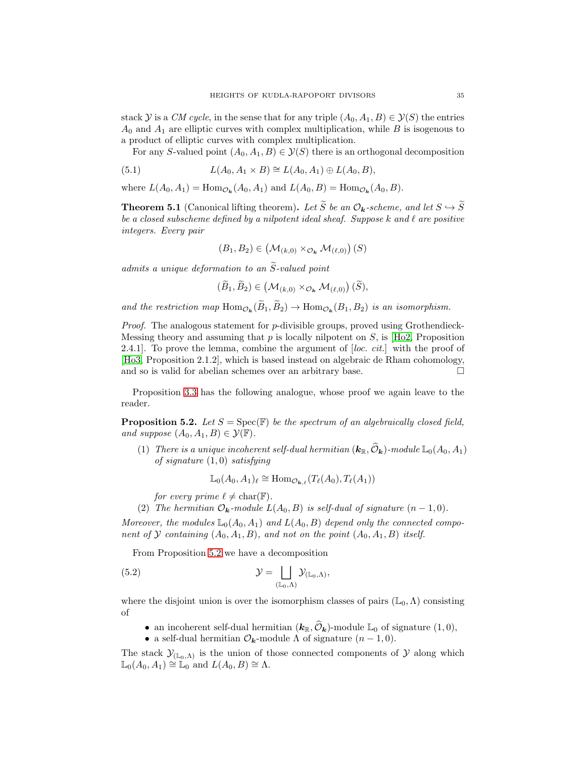stack $\mathcal{Y}$ is a *CM cycle*, in the sense that for any triple $(A_0, A_1, B) \in \mathcal{Y}(S)$ the entries $A_0$ and $A_1$ are elliptic curves with complex multiplication, while $B$ is isogenous to a product of elliptic curves with complex multiplication.

For any $S$-valued point $(A_0, A_1, B) \in \mathcal{Y}(S)$ there is an orthogonal decomposition

$$L(A_0, A_1 \times B) \cong L(A_0, A_1) \oplus L(A_0, B), \tag{5.1}$$

where $L(A_0, A_1) = \mathrm{Hom}_{\mathcal{O}_{\boldsymbol{k}}}(A_0, A_1)$ and $L(A_0, B) = \mathrm{Hom}_{\mathcal{O}_{\boldsymbol{k}}}(A_0, B)$.

**Theorem 5.1** (Canonical lifting theorem)**.** *Let $\widetilde{S}$ be an $\mathcal{O}_{\boldsymbol{k}}$-scheme, and let $S \hookrightarrow \widetilde{S}$ be a closed subscheme defined by a nilpotent ideal sheaf. Suppose $k$ and $\ell$ are positive integers. Every pair*

$$(B_1, B_2) \in \left(\mathcal{M}_{(k,0)} \times_{\mathcal{O}_{\boldsymbol{k}}} \mathcal{M}_{(\ell,0)}\right)(S)$$

*admits a unique deformation to an $\widetilde{S}$-valued point*

$$(\widetilde{B}_1, \widetilde{B}_2) \in \left(\mathcal{M}_{(k,0)} \times_{\mathcal{O}_{\boldsymbol{k}}} \mathcal{M}_{(\ell,0)}\right)(\widetilde{S}),$$

*and the restriction map $\mathrm{Hom}_{\mathcal{O}_{\boldsymbol{k}}}(\widetilde{B}_1, \widetilde{B}_2) \to \mathrm{Hom}_{\mathcal{O}_{\boldsymbol{k}}}(B_1, B_2)$ is an isomorphism.*

*Proof.* The analogous statement for $p$-divisible groups, proved using Grothendieck-Messing theory and assuming that $p$ is locally nilpotent on $S$, is [Ho2, Proposition 2.4.1]. To prove the lemma, combine the argument of [*loc. cit.*] with the proof of [Ho3, Proposition 2.1.2], which is based instead on algebraic de Rham cohomology, and so is valid for abelian schemes over an arbitrary base. □

Proposition 3.3 has the following analogue, whose proof we again leave to the reader.

**Proposition 5.2.** *Let $S = \mathrm{Spec}(\mathbb{F})$ be the spectrum of an algebraically closed field, and suppose $(A_0, A_1, B) \in \mathcal{Y}(\mathbb{F})$.*

1. *There is a unique incoherent self-dual hermitian $(\boldsymbol{k}_{\mathbb{R}}, \widehat{\mathcal{O}}_{\boldsymbol{k}})$-module $\mathbb{L}_0(A_0, A_1)$ of signature $(1, 0)$ satisfying*
$$\mathbb{L}_0(A_0, A_1)_\ell \cong \mathrm{Hom}_{\mathcal{O}_{\boldsymbol{k},\ell}}(T_\ell(A_0), T_\ell(A_1))$$
*for every prime $\ell \neq \mathrm{char}(\mathbb{F})$.*
2. *The hermitian $\mathcal{O}_{\boldsymbol{k}}$-module $L(A_0, B)$ is self-dual of signature $(n-1, 0)$.*

*Moreover, the modules $\mathbb{L}_0(A_0, A_1)$ and $L(A_0, B)$ depend only the connected component of $\mathcal{Y}$ containing $(A_0, A_1, B)$, and not on the point $(A_0, A_1, B)$ itself.*

From Proposition 5.2 we have a decomposition

$$\mathcal{Y} = \bigsqcup_{(\mathbb{L}_0, \Lambda)} \mathcal{Y}_{(\mathbb{L}_0, \Lambda)}, \tag{5.2}$$

where the disjoint union is over the isomorphism classes of pairs $(\mathbb{L}_0, \Lambda)$ consisting of

- an incoherent self-dual hermitian $(\boldsymbol{k}_{\mathbb{R}}, \widehat{\mathcal{O}}_{\boldsymbol{k}})$-module $\mathbb{L}_0$ of signature $(1, 0)$,
- a self-dual hermitian $\mathcal{O}_{\boldsymbol{k}}$-module $\Lambda$ of signature $(n-1, 0)$.

The stack $\mathcal{Y}_{(\mathbb{L}_0, \Lambda)}$ is the union of those connected components of $\mathcal{Y}$ along which $\mathbb{L}_0(A_0, A_1) \cong \mathbb{L}_0$ and $L(A_0, B) \cong \Lambda$.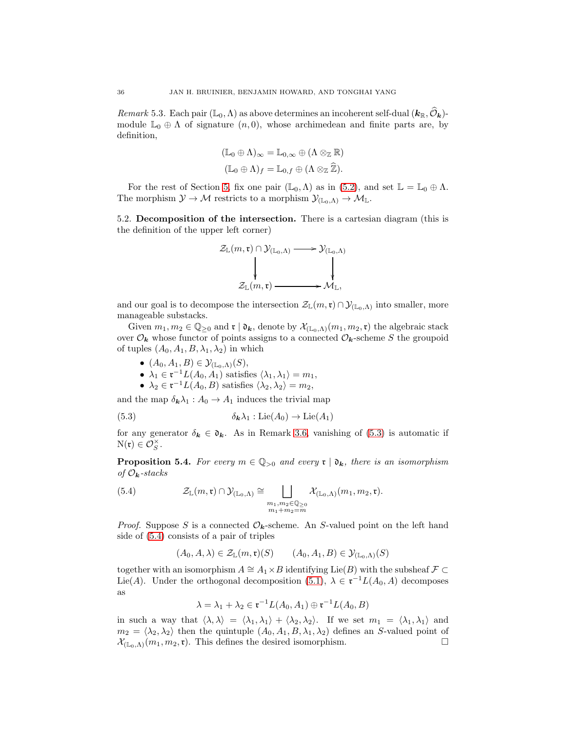*Remark* 5.3. Each pair $(\mathbb{L}_0, \Lambda)$ as above determines an incoherent self-dual $(\boldsymbol{k}_{\mathbb{R}}, \widehat{\mathcal{O}}_{\boldsymbol{k}})$-module $\mathbb{L}_0 \oplus \Lambda$ of signature $(n, 0)$, whose archimedean and finite parts are, by definition,

$$(\mathbb{L}_0 \oplus \Lambda)_\infty = \mathbb{L}_{0,\infty} \oplus (\Lambda \otimes_{\mathbb{Z}} \mathbb{R})$$
$$(\mathbb{L}_0 \oplus \Lambda)_f = \mathbb{L}_{0,f} \oplus (\Lambda \otimes_{\mathbb{Z}} \widehat{\mathbb{Z}}).$$

For the rest of Section 5, fix one pair $(\mathbb{L}_0, \Lambda)$ as in (5.2), and set $\mathbb{L} = \mathbb{L}_0 \oplus \Lambda$. The morphism $\mathcal{Y} \to \mathcal{M}$ restricts to a morphism $\mathcal{Y}_{(\mathbb{L}_0,\Lambda)} \to \mathcal{M}_{\mathbb{L}}$.

## 5.2. Decomposition of the intersection.

There is a cartesian diagram (this is the definition of the upper left corner)

$$\begin{array}{ccc} \mathcal{Z}_{\mathbb{L}}(m, \mathfrak{r}) \cap \mathcal{Y}_{(\mathbb{L}_0,\Lambda)} & \longrightarrow & \mathcal{Y}_{(\mathbb{L}_0,\Lambda)} \\ \downarrow & & \downarrow \\ \mathcal{Z}_{\mathbb{L}}(m, \mathfrak{r}) & \longrightarrow & \mathcal{M}_{\mathbb{L}}, \end{array}$$

and our goal is to decompose the intersection $\mathcal{Z}_{\mathbb{L}}(m, \mathfrak{r}) \cap \mathcal{Y}_{(\mathbb{L}_0,\Lambda)}$ into smaller, more manageable substacks.

Given $m_1, m_2 \in \mathbb{Q}_{\geq 0}$ and $\mathfrak{r} \mid \mathfrak{d}_{\boldsymbol{k}}$, denote by $\mathcal{X}_{(\mathbb{L}_0,\Lambda)}(m_1, m_2, \mathfrak{r})$ the algebraic stack over $\mathcal{O}_{\boldsymbol{k}}$ whose functor of points assigns to a connected $\mathcal{O}_{\boldsymbol{k}}$-scheme $S$ the groupoid of tuples $(A_0, A_1, B, \lambda_1, \lambda_2)$ in which

- $(A_0, A_1, B) \in \mathcal{Y}_{(\mathbb{L}_0,\Lambda)}(S)$,
- $\lambda_1 \in \mathfrak{r}^{-1} L(A_0, A_1)$ satisfies $\langle \lambda_1, \lambda_1 \rangle = m_1$,
- $\lambda_2 \in \mathfrak{r}^{-1} L(A_0, B)$ satisfies $\langle \lambda_2, \lambda_2 \rangle = m_2$,

and the map $\delta_{\boldsymbol{k}} \lambda_1 : A_0 \to A_1$ induces the trivial map

$$\delta_{\boldsymbol{k}} \lambda_1 : \mathrm{Lie}(A_0) \to \mathrm{Lie}(A_1) \tag{5.3}$$

for any generator $\delta_{\boldsymbol{k}} \in \mathfrak{d}_{\boldsymbol{k}}$. As in Remark 3.6, vanishing of (5.3) is automatic if $\mathrm{N}(\mathfrak{r}) \in \mathcal{O}_S^\times$.

**Proposition 5.4.** *For every $m \in \mathbb{Q}_{>0}$ and every $\mathfrak{r} \mid \mathfrak{d}_{\boldsymbol{k}}$, there is an isomorphism of $\mathcal{O}_{\boldsymbol{k}}$-stacks*

$$\mathcal{Z}_{\mathbb{L}}(m, \mathfrak{r}) \cap \mathcal{Y}_{(\mathbb{L}_0,\Lambda)} \cong \bigsqcup_{\substack{m_1, m_2 \in \mathbb{Q}_{\geq 0} \\ m_1 + m_2 = m}} \mathcal{X}_{(\mathbb{L}_0,\Lambda)}(m_1, m_2, \mathfrak{r}). \tag{5.4}$$

*Proof.* Suppose $S$ is a connected $\mathcal{O}_{\boldsymbol{k}}$-scheme. An $S$-valued point on the left hand side of (5.4) consists of a pair of triples

$$(A_0, A, \lambda) \in \mathcal{Z}_{\mathbb{L}}(m, \mathfrak{r})(S) \qquad (A_0, A_1, B) \in \mathcal{Y}_{(\mathbb{L}_0,\Lambda)}(S)$$

together with an isomorphism $A \cong A_1 \times B$ identifying $\mathrm{Lie}(B)$ with the subsheaf $\mathcal{F} \subset \mathrm{Lie}(A)$. Under the orthogonal decomposition (5.1), $\lambda \in \mathfrak{r}^{-1} L(A_0, A)$ decomposes as

$$\lambda = \lambda_1 + \lambda_2 \in \mathfrak{r}^{-1} L(A_0, A_1) \oplus \mathfrak{r}^{-1} L(A_0, B)$$

in such a way that $\langle \lambda, \lambda \rangle = \langle \lambda_1, \lambda_1 \rangle + \langle \lambda_2, \lambda_2 \rangle$. If we set $m_1 = \langle \lambda_1, \lambda_1 \rangle$ and $m_2 = \langle \lambda_2, \lambda_2 \rangle$ then the quintuple $(A_0, A_1, B, \lambda_1, \lambda_2)$ defines an $S$-valued point of $\mathcal{X}_{(\mathbb{L}_0,\Lambda)}(m_1, m_2, \mathfrak{r})$. This defines the desired isomorphism. $\square$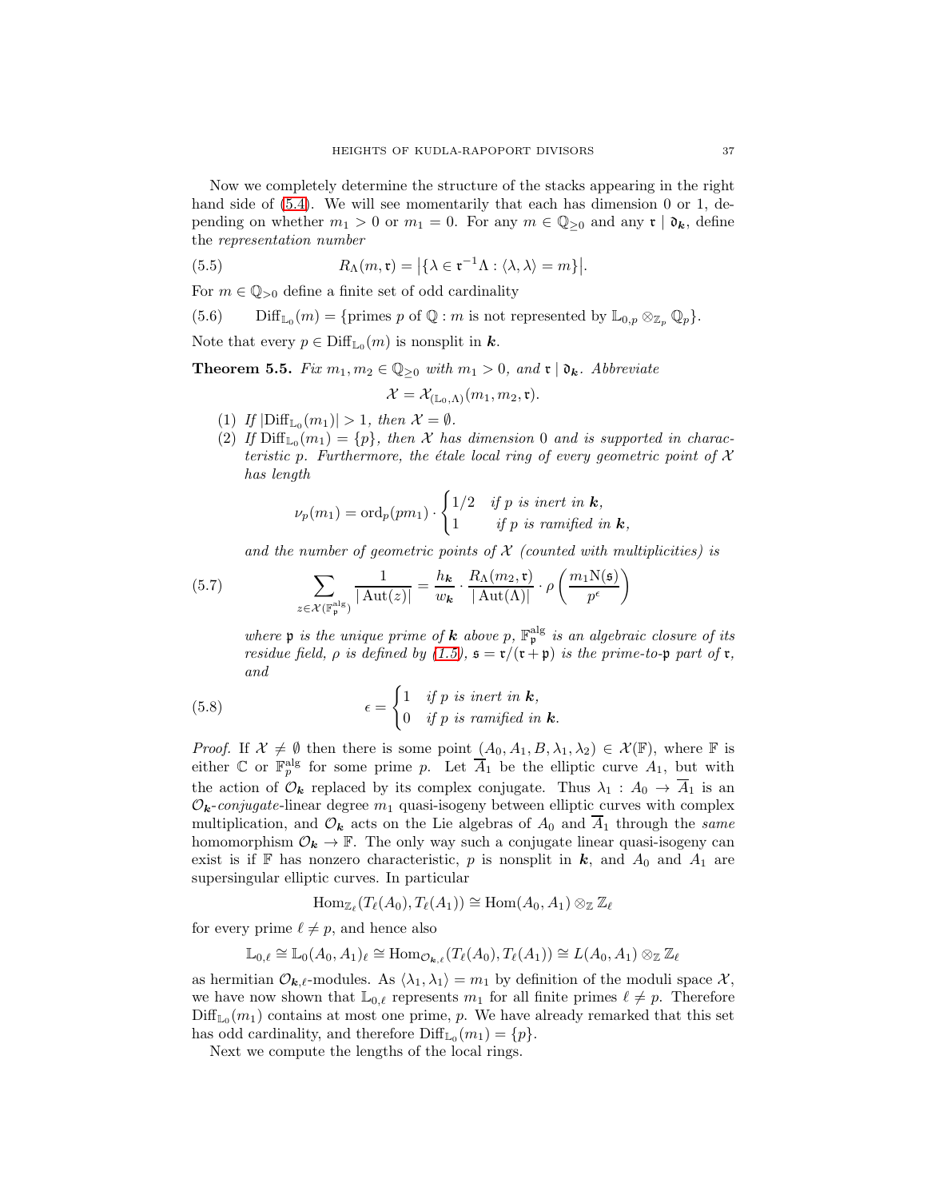Now we completely determine the structure of the stacks appearing in the right hand side of (5.4). We will see momentarily that each has dimension 0 or 1, depending on whether $m_1 > 0$ or $m_1 = 0$. For any $m \in \mathbb{Q}_{\geq 0}$ and any $\mathfrak{r} \mid \mathfrak{d}_{\boldsymbol{k}}$, define the *representation number*

$$R_\Lambda(m, \mathfrak{r}) = \big|\{\lambda \in \mathfrak{r}^{-1}\Lambda : \langle \lambda, \lambda \rangle = m\}\big|. \tag{5.5}$$

For $m \in \mathbb{Q}_{>0}$ define a finite set of odd cardinality

$$\mathrm{Diff}_{\mathbb{L}_0}(m) = \{\text{primes } p \text{ of } \mathbb{Q} : m \text{ is not represented by } \mathbb{L}_{0,p} \otimes_{\mathbb{Z}_p} \mathbb{Q}_p\}. \tag{5.6}$$

Note that every $p \in \mathrm{Diff}_{\mathbb{L}_0}(m)$ is nonsplit in $\boldsymbol{k}$.

**Theorem 5.5.** *Fix $m_1, m_2 \in \mathbb{Q}_{\geq 0}$ with $m_1 > 0$, and $\mathfrak{r} \mid \mathfrak{d}_{\boldsymbol{k}}$. Abbreviate*

$$\mathcal{X} = \mathcal{X}_{(\mathbb{L}_0,\Lambda)}(m_1, m_2, \mathfrak{r}).$$

1. *If $|\mathrm{Diff}_{\mathbb{L}_0}(m_1)| > 1$, then $\mathcal{X} = \emptyset$.*
2. *If $\mathrm{Diff}_{\mathbb{L}_0}(m_1) = \{p\}$, then $\mathcal{X}$ has dimension 0 and is supported in characteristic $p$. Furthermore, the étale local ring of every geometric point of $\mathcal{X}$ has length*

$$\nu_p(m_1) = \mathrm{ord}_p(pm_1) \cdot \begin{cases} 1/2 & \text{if } p \text{ is inert in } \boldsymbol{k}, \\ 1 & \text{if } p \text{ is ramified in } \boldsymbol{k}, \end{cases}$$

*and the number of geometric points of $\mathcal{X}$ (counted with multiplicities) is*

$$\sum_{z \in \mathcal{X}(\mathbb{F}_{\mathfrak{p}}^{\mathrm{alg}})} \frac{1}{|\operatorname{Aut}(z)|} = \frac{h_{\boldsymbol{k}}}{w_{\boldsymbol{k}}} \cdot \frac{R_\Lambda(m_2, \mathfrak{r})}{|\operatorname{Aut}(\Lambda)|} \cdot \rho\left(\frac{m_1 \mathrm{N}(\mathfrak{s})}{p^\epsilon}\right) \tag{5.7}$$

*where $\mathfrak{p}$ is the unique prime of $\boldsymbol{k}$ above $p$, $\mathbb{F}_{\mathfrak{p}}^{\mathrm{alg}}$ is an algebraic closure of its residue field, $\rho$ is defined by (1.5), $\mathfrak{s} = \mathfrak{r}/(\mathfrak{r} + \mathfrak{p})$ is the prime-to-$\mathfrak{p}$ part of $\mathfrak{r}$, and*

$$\epsilon = \begin{cases} 1 & \text{if } p \text{ is inert in } \boldsymbol{k}, \\ 0 & \text{if } p \text{ is ramified in } \boldsymbol{k}. \end{cases} \tag{5.8}$$

*Proof.* If $\mathcal{X} \neq \emptyset$ then there is some point $(A_0, A_1, B, \lambda_1, \lambda_2) \in \mathcal{X}(\mathbb{F})$, where $\mathbb{F}$ is either $\mathbb{C}$ or $\mathbb{F}_p^{\mathrm{alg}}$ for some prime $p$. Let $\overline{A}_1$ be the elliptic curve $A_1$, but with the action of $\mathcal{O}_{\boldsymbol{k}}$ replaced by its complex conjugate. Thus $\lambda_1 : A_0 \to \overline{A}_1$ is an $\mathcal{O}_{\boldsymbol{k}}$-*conjugate*-linear degree $m_1$ quasi-isogeny between elliptic curves with complex multiplication, and $\mathcal{O}_{\boldsymbol{k}}$ acts on the Lie algebras of $A_0$ and $\overline{A}_1$ through the *same* homomorphism $\mathcal{O}_{\boldsymbol{k}} \to \mathbb{F}$. The only way such a conjugate linear quasi-isogeny can exist is if $\mathbb{F}$ has nonzero characteristic, $p$ is nonsplit in $\boldsymbol{k}$, and $A_0$ and $A_1$ are supersingular elliptic curves. In particular

$$\mathrm{Hom}_{\mathbb{Z}_\ell}(T_\ell(A_0), T_\ell(A_1)) \cong \mathrm{Hom}(A_0, A_1) \otimes_{\mathbb{Z}} \mathbb{Z}_\ell$$

for every prime $\ell \neq p$, and hence also

$$\mathbb{L}_{0,\ell} \cong \mathbb{L}_0(A_0, A_1)_\ell \cong \mathrm{Hom}_{\mathcal{O}_{\boldsymbol{k},\ell}}(T_\ell(A_0), T_\ell(A_1)) \cong L(A_0, A_1) \otimes_{\mathbb{Z}} \mathbb{Z}_\ell$$

as hermitian $\mathcal{O}_{\boldsymbol{k},\ell}$-modules. As $\langle \lambda_1, \lambda_1 \rangle = m_1$ by definition of the moduli space $\mathcal{X}$, we have now shown that $\mathbb{L}_{0,\ell}$ represents $m_1$ for all finite primes $\ell \neq p$. Therefore $\mathrm{Diff}_{\mathbb{L}_0}(m_1)$ contains at most one prime, $p$. We have already remarked that this set has odd cardinality, and therefore $\mathrm{Diff}_{\mathbb{L}_0}(m_1) = \{p\}$.

Next we compute the lengths of the local rings.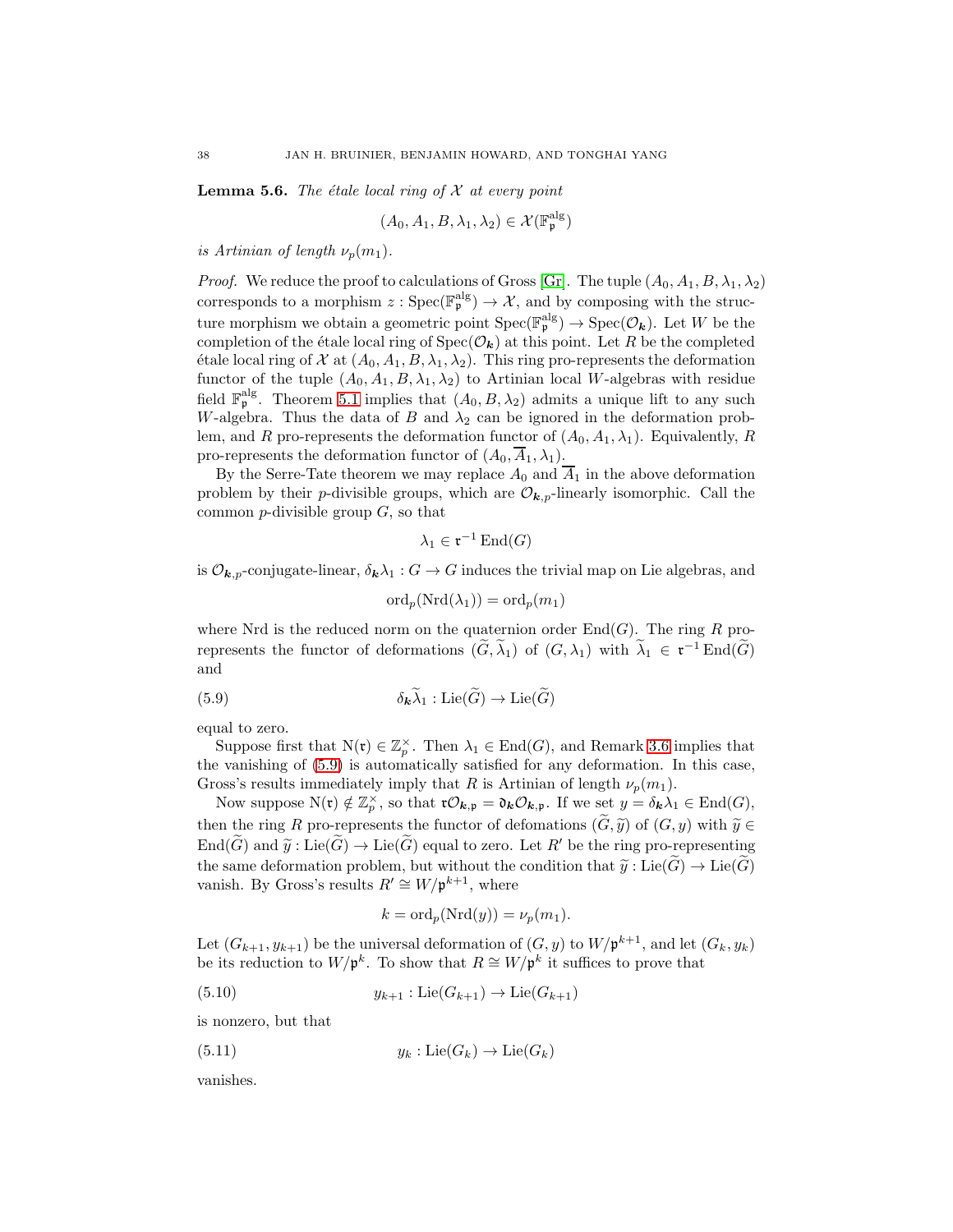**Lemma 5.6.** *The étale local ring of $\mathcal{X}$ at every point*

$$(A_0, A_1, B, \lambda_1, \lambda_2) \in \mathcal{X}(\mathbb{F}_{\mathfrak{p}}^{\mathrm{alg}})$$

*is Artinian of length $\nu_p(m_1)$.*

*Proof.* We reduce the proof to calculations of Gross [Gr]. The tuple $(A_0, A_1, B, \lambda_1, \lambda_2)$ corresponds to a morphism $z : \mathrm{Spec}(\mathbb{F}_{\mathfrak{p}}^{\mathrm{alg}}) \to \mathcal{X}$, and by composing with the structure morphism we obtain a geometric point $\mathrm{Spec}(\mathbb{F}_{\mathfrak{p}}^{\mathrm{alg}}) \to \mathrm{Spec}(\mathcal{O}_{\boldsymbol{k}})$. Let $W$ be the completion of the étale local ring of $\mathrm{Spec}(\mathcal{O}_{\boldsymbol{k}})$ at this point. Let $R$ be the completed étale local ring of $\mathcal{X}$ at $(A_0, A_1, B, \lambda_1, \lambda_2)$. This ring pro-represents the deformation functor of the tuple $(A_0, A_1, B, \lambda_1, \lambda_2)$ to Artinian local $W$-algebras with residue field $\mathbb{F}_{\mathfrak{p}}^{\mathrm{alg}}$. Theorem 5.1 implies that $(A_0, B, \lambda_2)$ admits a unique lift to any such $W$-algebra. Thus the data of $B$ and $\lambda_2$ can be ignored in the deformation problem, and $R$ pro-represents the deformation functor of $(A_0, A_1, \lambda_1)$. Equivalently, $R$ pro-represents the deformation functor of $(A_0, \overline{A}_1, \lambda_1)$.

By the Serre-Tate theorem we may replace $A_0$ and $\overline{A}_1$ in the above deformation problem by their $p$-divisible groups, which are $\mathcal{O}_{\boldsymbol{k},p}$-linearly isomorphic. Call the common $p$-divisible group $G$, so that

$$\lambda_1 \in \mathfrak{r}^{-1} \mathrm{End}(G)$$

is $\mathcal{O}_{\boldsymbol{k},p}$-conjugate-linear, $\delta_{\boldsymbol{k}} \lambda_1 : G \to G$ induces the trivial map on Lie algebras, and

$$\mathrm{ord}_p(\mathrm{Nrd}(\lambda_1)) = \mathrm{ord}_p(m_1)$$

where Nrd is the reduced norm on the quaternion order $\mathrm{End}(G)$. The ring $R$ pro-represents the functor of deformations $(\widetilde{G}, \widetilde{\lambda}_1)$ of $(G, \lambda_1)$ with $\widetilde{\lambda}_1 \in \mathfrak{r}^{-1} \mathrm{End}(\widetilde{G})$ and

$$\delta_{\boldsymbol{k}} \widetilde{\lambda}_1 : \mathrm{Lie}(\widetilde{G}) \to \mathrm{Lie}(\widetilde{G}) \tag{5.9}$$

equal to zero.

Suppose first that $\mathrm{N}(\mathfrak{r}) \in \mathbb{Z}_p^\times$. Then $\lambda_1 \in \mathrm{End}(G)$, and Remark 3.6 implies that the vanishing of (5.9) is automatically satisfied for any deformation. In this case, Gross's results immediately imply that $R$ is Artinian of length $\nu_p(m_1)$.

Now suppose $\mathrm{N}(\mathfrak{r}) \notin \mathbb{Z}_p^\times$, so that $\mathfrak{r}\mathcal{O}_{\boldsymbol{k},\mathfrak{p}} = \mathfrak{d}_{\boldsymbol{k}} \mathcal{O}_{\boldsymbol{k},\mathfrak{p}}$. If we set $y = \delta_{\boldsymbol{k}} \lambda_1 \in \mathrm{End}(G)$, then the ring $R$ pro-represents the functor of defomations $(\widetilde{G}, \widetilde{y})$ of $(G, y)$ with $\widetilde{y} \in \mathrm{End}(\widetilde{G})$ and $\widetilde{y} : \mathrm{Lie}(\widetilde{G}) \to \mathrm{Lie}(\widetilde{G})$ equal to zero. Let $R'$ be the ring pro-representing the same deformation problem, but without the condition that $\widetilde{y} : \mathrm{Lie}(\widetilde{G}) \to \mathrm{Lie}(\widetilde{G})$ vanish. By Gross's results $R' \cong W/\mathfrak{p}^{k+1}$, where

$$k = \mathrm{ord}_p(\mathrm{Nrd}(y)) = \nu_p(m_1).$$

Let $(G_{k+1}, y_{k+1})$ be the universal deformation of $(G, y)$ to $W/\mathfrak{p}^{k+1}$, and let $(G_k, y_k)$ be its reduction to $W/\mathfrak{p}^k$. To show that $R \cong W/\mathfrak{p}^k$ it suffices to prove that

$$y_{k+1} : \mathrm{Lie}(G_{k+1}) \to \mathrm{Lie}(G_{k+1}) \tag{5.10}$$

is nonzero, but that

$$y_k : \mathrm{Lie}(G_k) \to \mathrm{Lie}(G_k) \tag{5.11}$$

vanishes.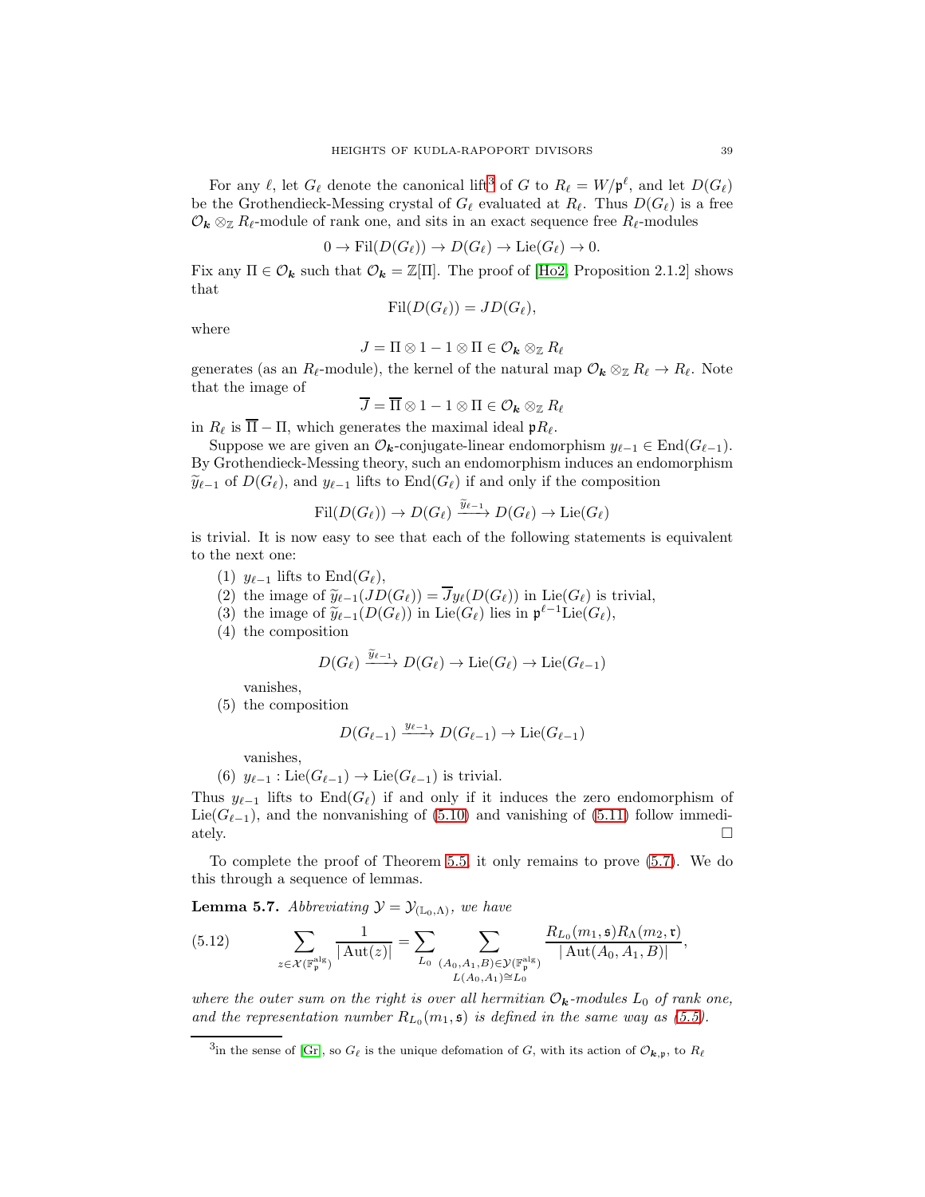For any $\ell$, let $G_\ell$ denote the canonical lift[3] of $G$ to $R_\ell = W/\mathfrak{p}^\ell$, and let $D(G_\ell)$ be the Grothendieck-Messing crystal of $G_\ell$ evaluated at $R_\ell$. Thus $D(G_\ell)$ is a free $\mathcal{O}_{\boldsymbol{k}} \otimes_{\mathbb{Z}} R_\ell$-module of rank one, and sits in an exact sequence free $R_\ell$-modules

$$0 \to \mathrm{Fil}(D(G_\ell)) \to D(G_\ell) \to \mathrm{Lie}(G_\ell) \to 0.$$

Fix any $\Pi \in \mathcal{O}_{\boldsymbol{k}}$ such that $\mathcal{O}_{\boldsymbol{k}} = \mathbb{Z}[\Pi]$. The proof of [Ho2, Proposition 2.1.2] shows that

$$\mathrm{Fil}(D(G_\ell)) = JD(G_\ell),$$

where

$$J = \Pi \otimes 1 - 1 \otimes \Pi \in \mathcal{O}_{\boldsymbol{k}} \otimes_{\mathbb{Z}} R_\ell$$

generates (as an $R_\ell$-module), the kernel of the natural map $\mathcal{O}_{\boldsymbol{k}} \otimes_{\mathbb{Z}} R_\ell \to R_\ell$. Note that the image of

$$\overline{J} = \overline{\Pi} \otimes 1 - 1 \otimes \Pi \in \mathcal{O}_{\boldsymbol{k}} \otimes_{\mathbb{Z}} R_\ell$$

in $R_\ell$ is $\overline{\Pi} - \Pi$, which generates the maximal ideal $\mathfrak{p}R_\ell$.

Suppose we are given an $\mathcal{O}_{\boldsymbol{k}}$-conjugate-linear endomorphism $y_{\ell-1} \in \mathrm{End}(G_{\ell-1})$. By Grothendieck-Messing theory, such an endomorphism induces an endomorphism $\widetilde{y}_{\ell-1}$ of $D(G_\ell)$, and $y_{\ell-1}$ lifts to $\mathrm{End}(G_\ell)$ if and only if the composition

$$\mathrm{Fil}(D(G_\ell)) \to D(G_\ell) \xrightarrow{\widetilde{y}_{\ell-1}} D(G_\ell) \to \mathrm{Lie}(G_\ell)$$

is trivial. It is now easy to see that each of the following statements is equivalent to the next one:

1. $y_{\ell-1}$ lifts to $\mathrm{End}(G_\ell)$,
2. the image of $\widetilde{y}_{\ell-1}(JD(G_\ell)) = \overline{J}y_\ell(D(G_\ell))$ in $\mathrm{Lie}(G_\ell)$ is trivial,
3. the image of $\widetilde{y}_{\ell-1}(D(G_\ell))$ in $\mathrm{Lie}(G_\ell)$ lies in $\mathfrak{p}^{\ell-1}\mathrm{Lie}(G_\ell)$,
4. the composition
$$D(G_\ell) \xrightarrow{\widetilde{y}_{\ell-1}} D(G_\ell) \to \mathrm{Lie}(G_\ell) \to \mathrm{Lie}(G_{\ell-1})$$
vanishes,
5. the composition
$$D(G_{\ell-1}) \xrightarrow{y_{\ell-1}} D(G_{\ell-1}) \to \mathrm{Lie}(G_{\ell-1})$$
vanishes,
6. $y_{\ell-1} : \mathrm{Lie}(G_{\ell-1}) \to \mathrm{Lie}(G_{\ell-1})$ is trivial.

Thus $y_{\ell-1}$ lifts to $\mathrm{End}(G_\ell)$ if and only if it induces the zero endomorphism of $\mathrm{Lie}(G_{\ell-1})$, and the nonvanishing of (5.10) and vanishing of (5.11) follow immediately. □

To complete the proof of Theorem 5.5, it only remains to prove (5.7). We do this through a sequence of lemmas.

**Lemma 5.7.** *Abbreviating $\mathcal{Y} = \mathcal{Y}_{(\mathbb{L}_0, \Lambda)}$, we have*

$$\sum_{z \in \mathcal{X}(\mathbb{F}_{\mathfrak{p}}^{\mathrm{alg}})} \frac{1}{|\mathrm{Aut}(z)|} = \sum_{L_0} \sum_{\substack{(A_0, A_1, B) \in \mathcal{Y}(\mathbb{F}_{\mathfrak{p}}^{\mathrm{alg}}) \\ L(A_0, A_1) \cong L_0}} \frac{R_{L_0}(m_1, \mathfrak{s}) R_\Lambda(m_2, \mathfrak{r})}{|\mathrm{Aut}(A_0, A_1, B)|}, \tag{5.12}$$

*where the outer sum on the right is over all hermitian $\mathcal{O}_{\boldsymbol{k}}$-modules $L_0$ of rank one, and the representation number $R_{L_0}(m_1, \mathfrak{s})$ is defined in the same way as (5.5).*

[3] in the sense of [Gr], so $G_\ell$ is the unique defomation of $G$, with its action of $\mathcal{O}_{\boldsymbol{k},\mathfrak{p}}$, to $R_\ell$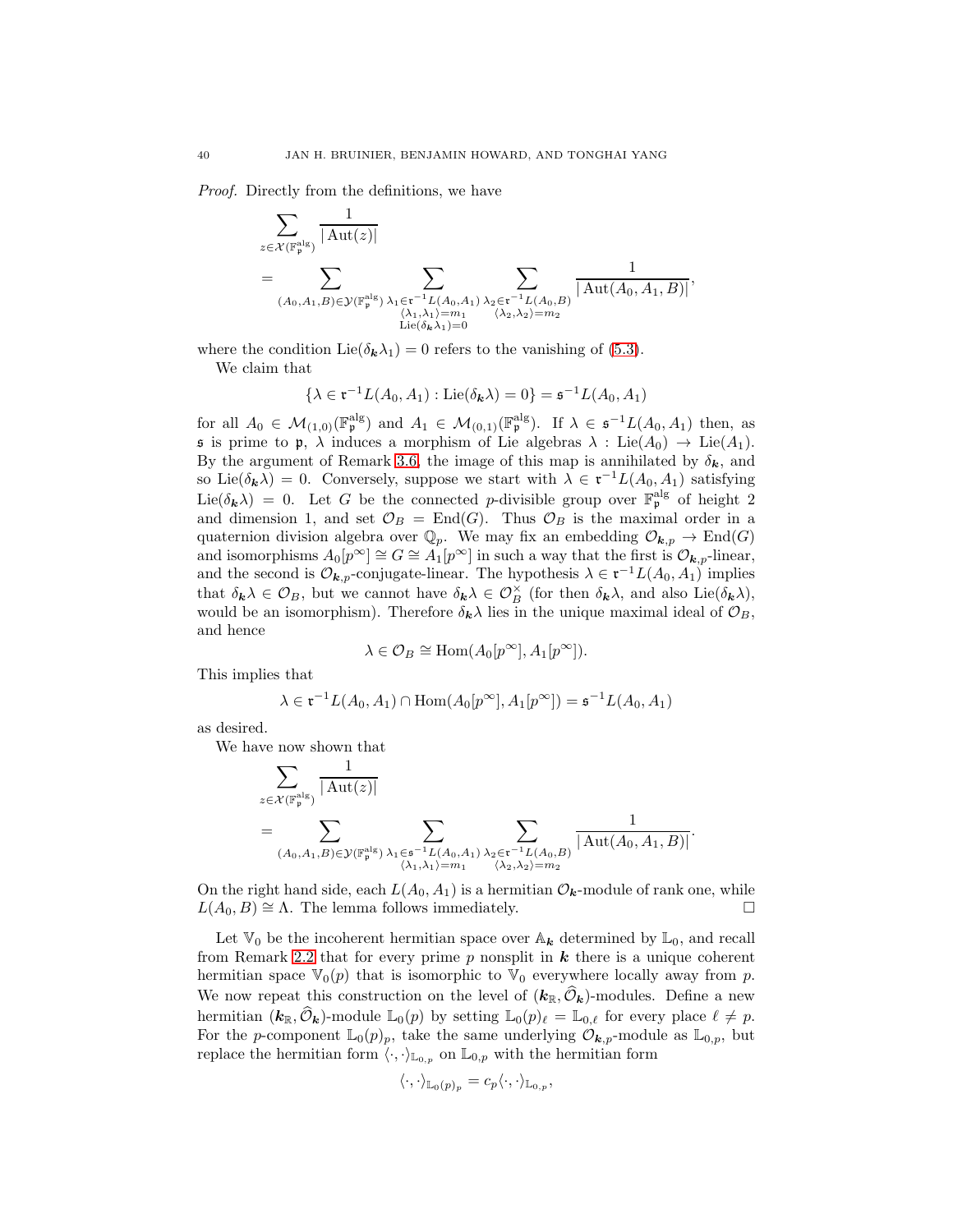*Proof.* Directly from the definitions, we have

$$\sum_{z\in\mathcal{X}(\mathbb{F}_{\mathfrak{p}}^{\mathrm{alg}})}\frac{1}{|\operatorname{Aut}(z)|} = \sum_{(A_0,A_1,B)\in\mathcal{Y}(\mathbb{F}_{\mathfrak{p}}^{\mathrm{alg}})}\ \sum_{\substack{\lambda_1\in\mathfrak{r}^{-1}L(A_0,A_1)\\ \langle\lambda_1,\lambda_1\rangle=m_1\\ \operatorname{Lie}(\delta_{\boldsymbol{k}}\lambda_1)=0}}\ \sum_{\substack{\lambda_2\in\mathfrak{r}^{-1}L(A_0,B)\\ \langle\lambda_2,\lambda_2\rangle=m_2}}\frac{1}{|\operatorname{Aut}(A_0,A_1,B)|},$$

where the condition $\operatorname{Lie}(\delta_{\boldsymbol{k}}\lambda_1)=0$ refers to the vanishing of (5.3).

We claim that

$$\{\lambda\in\mathfrak{r}^{-1}L(A_0,A_1):\operatorname{Lie}(\delta_{\boldsymbol{k}}\lambda)=0\}=\mathfrak{s}^{-1}L(A_0,A_1)$$

for all $A_0\in\mathcal{M}_{(1,0)}(\mathbb{F}_{\mathfrak{p}}^{\mathrm{alg}})$ and $A_1\in\mathcal{M}_{(0,1)}(\mathbb{F}_{\mathfrak{p}}^{\mathrm{alg}})$. If $\lambda\in\mathfrak{s}^{-1}L(A_0,A_1)$ then, as $\mathfrak{s}$ is prime to $\mathfrak{p}$, $\lambda$ induces a morphism of Lie algebras $\lambda:\operatorname{Lie}(A_0)\to\operatorname{Lie}(A_1)$. By the argument of Remark 3.6, the image of this map is annihilated by $\delta_{\boldsymbol{k}}$, and so $\operatorname{Lie}(\delta_{\boldsymbol{k}}\lambda)=0$. Conversely, suppose we start with $\lambda\in\mathfrak{r}^{-1}L(A_0,A_1)$ satisfying $\operatorname{Lie}(\delta_{\boldsymbol{k}}\lambda)=0$. Let $G$ be the connected $p$-divisible group over $\mathbb{F}_{\mathfrak{p}}^{\mathrm{alg}}$ of height 2 and dimension 1, and set $\mathcal{O}_B=\operatorname{End}(G)$. Thus $\mathcal{O}_B$ is the maximal order in a quaternion division algebra over $\mathbb{Q}_p$. We may fix an embedding $\mathcal{O}_{\boldsymbol{k},p}\to\operatorname{End}(G)$ and isomorphisms $A_0[p^\infty]\cong G\cong A_1[p^\infty]$ in such a way that the first is $\mathcal{O}_{\boldsymbol{k},p}$-linear, and the second is $\mathcal{O}_{\boldsymbol{k},p}$-conjugate-linear. The hypothesis $\lambda\in\mathfrak{r}^{-1}L(A_0,A_1)$ implies that $\delta_{\boldsymbol{k}}\lambda\in\mathcal{O}_B$, but we cannot have $\delta_{\boldsymbol{k}}\lambda\in\mathcal{O}_B^\times$ (for then $\delta_{\boldsymbol{k}}\lambda$, and also $\operatorname{Lie}(\delta_{\boldsymbol{k}}\lambda)$, would be an isomorphism). Therefore $\delta_{\boldsymbol{k}}\lambda$ lies in the unique maximal ideal of $\mathcal{O}_B$, and hence

$$\lambda\in\mathcal{O}_B\cong\operatorname{Hom}(A_0[p^\infty],A_1[p^\infty]).$$

This implies that

$$\lambda\in\mathfrak{r}^{-1}L(A_0,A_1)\cap\operatorname{Hom}(A_0[p^\infty],A_1[p^\infty])=\mathfrak{s}^{-1}L(A_0,A_1)$$

as desired.

We have now shown that

$$\sum_{z\in\mathcal{X}(\mathbb{F}_{\mathfrak{p}}^{\mathrm{alg}})}\frac{1}{|\operatorname{Aut}(z)|} = \sum_{(A_0,A_1,B)\in\mathcal{Y}(\mathbb{F}_{\mathfrak{p}}^{\mathrm{alg}})}\ \sum_{\substack{\lambda_1\in\mathfrak{s}^{-1}L(A_0,A_1)\\ \langle\lambda_1,\lambda_1\rangle=m_1}}\ \sum_{\substack{\lambda_2\in\mathfrak{r}^{-1}L(A_0,B)\\ \langle\lambda_2,\lambda_2\rangle=m_2}}\frac{1}{|\operatorname{Aut}(A_0,A_1,B)|}.$$

On the right hand side, each $L(A_0,A_1)$ is a hermitian $\mathcal{O}_{\boldsymbol{k}}$-module of rank one, while $L(A_0,B)\cong\Lambda$. The lemma follows immediately. $\square$

Let $\mathbb{V}_0$ be the incoherent hermitian space over $\mathbb{A}_{\boldsymbol{k}}$ determined by $\mathbb{L}_0$, and recall from Remark 2.2 that for every prime $p$ nonsplit in $\boldsymbol{k}$ there is a unique coherent hermitian space $\mathbb{V}_0(p)$ that is isomorphic to $\mathbb{V}_0$ everywhere locally away from $p$. We now repeat this construction on the level of $(\boldsymbol{k}_{\mathbb{R}},\widehat{\mathcal{O}}_{\boldsymbol{k}})$-modules. Define a new hermitian $(\boldsymbol{k}_{\mathbb{R}},\widehat{\mathcal{O}}_{\boldsymbol{k}})$-module $\mathbb{L}_0(p)$ by setting $\mathbb{L}_0(p)_\ell=\mathbb{L}_{0,\ell}$ for every place $\ell\neq p$. For the $p$-component $\mathbb{L}_0(p)_p$, take the same underlying $\mathcal{O}_{\boldsymbol{k},p}$-module as $\mathbb{L}_{0,p}$, but replace the hermitian form $\langle\cdot,\cdot\rangle_{\mathbb{L}_{0,p}}$ on $\mathbb{L}_{0,p}$ with the hermitian form

$$\langle\cdot,\cdot\rangle_{\mathbb{L}_0(p)_p}=c_p\langle\cdot,\cdot\rangle_{\mathbb{L}_{0,p}},$$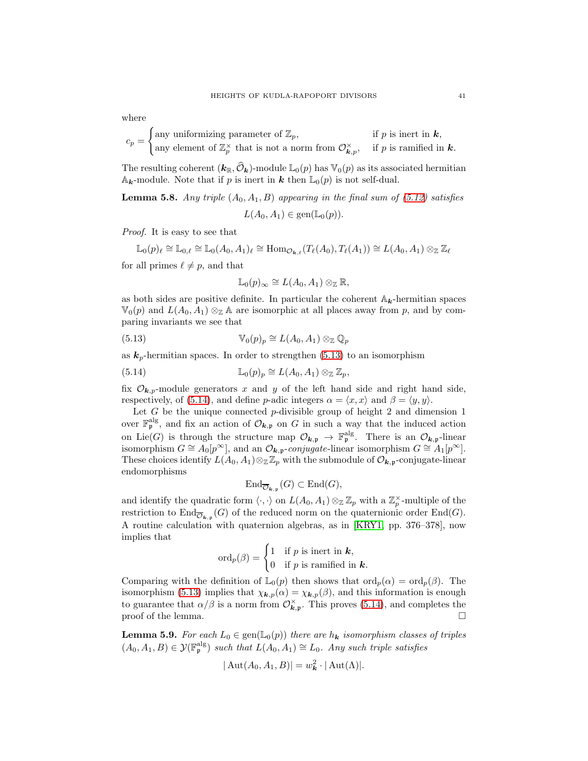where

$$c_p = \begin{cases} \text{any uniformizing parameter of } \mathbb{Z}_p, & \text{if } p \text{ is inert in } \boldsymbol{k}, \\ \text{any element of } \mathbb{Z}_p^\times \text{ that is not a norm from } \mathcal{O}_{\boldsymbol{k},p}^\times, & \text{if } p \text{ is ramified in } \boldsymbol{k}. \end{cases}$$

The resulting coherent $(\boldsymbol{k}_\mathbb{R}, \widehat{\mathcal{O}}_{\boldsymbol{k}})$-module $\mathbb{L}_0(p)$ has $\mathbb{V}_0(p)$ as its associated hermitian $\mathbb{A}_{\boldsymbol{k}}$-module. Note that if $p$ is inert in $\boldsymbol{k}$ then $\mathbb{L}_0(p)$ is not self-dual.

**Lemma 5.8.** *Any triple $(A_0, A_1, B)$ appearing in the final sum of (5.12) satisfies*

$$L(A_0, A_1) \in \mathrm{gen}(\mathbb{L}_0(p)).$$

*Proof.* It is easy to see that

$$\mathbb{L}_0(p)_\ell \cong \mathbb{L}_{0,\ell} \cong \mathbb{L}_0(A_0, A_1)_\ell \cong \mathrm{Hom}_{\mathcal{O}_{\boldsymbol{k},\ell}}(T_\ell(A_0), T_\ell(A_1)) \cong L(A_0, A_1) \otimes_\mathbb{Z} \mathbb{Z}_\ell$$

for all primes $\ell \neq p$, and that

$$\mathbb{L}_0(p)_\infty \cong L(A_0, A_1) \otimes_\mathbb{Z} \mathbb{R},$$

as both sides are positive definite. In particular the coherent $\mathbb{A}_{\boldsymbol{k}}$-hermitian spaces $\mathbb{V}_0(p)$ and $L(A_0, A_1) \otimes_\mathbb{Z} \mathbb{A}$ are isomorphic at all places away from $p$, and by comparing invariants we see that

$$\mathbb{V}_0(p)_p \cong L(A_0, A_1) \otimes_\mathbb{Z} \mathbb{Q}_p \tag{5.13}$$

as $\boldsymbol{k}_p$-hermitian spaces. In order to strengthen (5.13) to an isomorphism

$$\mathbb{L}_0(p)_p \cong L(A_0, A_1) \otimes_\mathbb{Z} \mathbb{Z}_p, \tag{5.14}$$

fix $\mathcal{O}_{\boldsymbol{k},p}$-module generators $x$ and $y$ of the left hand side and right hand side, respectively, of (5.14), and define $p$-adic integers $\alpha = \langle x, x \rangle$ and $\beta = \langle y, y \rangle$.

Let $G$ be the unique connected $p$-divisible group of height 2 and dimension 1 over $\mathbb{F}_\mathfrak{p}^{\mathrm{alg}}$, and fix an action of $\mathcal{O}_{\boldsymbol{k},\mathfrak{p}}$ on $G$ in such a way that the induced action on $\mathrm{Lie}(G)$ is through the structure map $\mathcal{O}_{\boldsymbol{k},\mathfrak{p}} \to \mathbb{F}_\mathfrak{p}^{\mathrm{alg}}$. There is an $\mathcal{O}_{\boldsymbol{k},\mathfrak{p}}$-linear isomorphism $G \cong A_0[p^\infty]$, and an $\mathcal{O}_{\boldsymbol{k},\mathfrak{p}}$-*conjugate*-linear isomorphism $G \cong A_1[p^\infty]$. These choices identify $L(A_0, A_1) \otimes_\mathbb{Z} \mathbb{Z}_p$ with the submodule of $\mathcal{O}_{\boldsymbol{k},\mathfrak{p}}$-conjugate-linear endomorphisms

$$\mathrm{End}_{\overline{\mathcal{O}}_{\boldsymbol{k},\mathfrak{p}}}(G) \subset \mathrm{End}(G),$$

and identify the quadratic form $\langle \cdot, \cdot \rangle$ on $L(A_0, A_1) \otimes_\mathbb{Z} \mathbb{Z}_p$ with a $\mathbb{Z}_p^\times$-multiple of the restriction to $\mathrm{End}_{\overline{\mathcal{O}}_{\boldsymbol{k},\mathfrak{p}}}(G)$ of the reduced norm on the quaternionic order $\mathrm{End}(G)$. A routine calculation with quaternion algebras, as in [KRY1, pp. 376–378], now implies that

$$\mathrm{ord}_p(\beta) = \begin{cases} 1 & \text{if } p \text{ is inert in } \boldsymbol{k}, \\ 0 & \text{if } p \text{ is ramified in } \boldsymbol{k}. \end{cases}$$

Comparing with the definition of $\mathbb{L}_0(p)$ then shows that $\mathrm{ord}_p(\alpha) = \mathrm{ord}_p(\beta)$. The isomorphism (5.13) implies that $\chi_{\boldsymbol{k},p}(\alpha) = \chi_{\boldsymbol{k},p}(\beta)$, and this information is enough to guarantee that $\alpha/\beta$ is a norm from $\mathcal{O}_{\boldsymbol{k},\mathfrak{p}}^\times$. This proves (5.14), and completes the proof of the lemma. $\square$

**Lemma 5.9.** *For each $L_0 \in \mathrm{gen}(\mathbb{L}_0(p))$ there are $h_{\boldsymbol{k}}$ isomorphism classes of triples $(A_0, A_1, B) \in \mathcal{Y}(\mathbb{F}_\mathfrak{p}^{\mathrm{alg}})$ such that $L(A_0, A_1) \cong L_0$. Any such triple satisfies*

$$|\mathrm{Aut}(A_0, A_1, B)| = w_{\boldsymbol{k}}^2 \cdot |\mathrm{Aut}(\Lambda)|.$$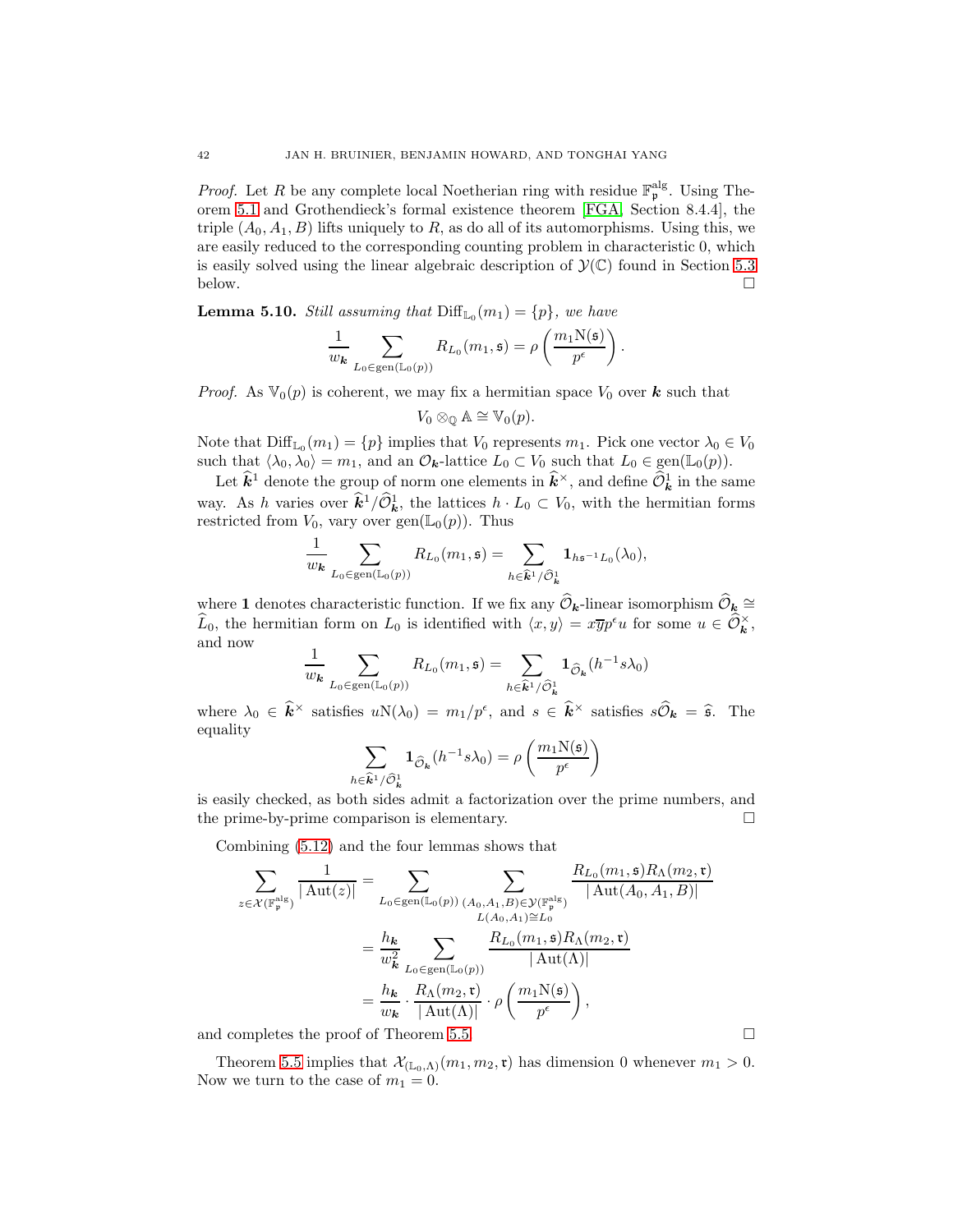*Proof.* Let $R$ be any complete local Noetherian ring with residue $\mathbb{F}_{\mathfrak{p}}^{\mathrm{alg}}$. Using Theorem 5.1 and Grothendieck's formal existence theorem [FGA, Section 8.4.4], the triple $(A_0, A_1, B)$ lifts uniquely to $R$, as do all of its automorphisms. Using this, we are easily reduced to the corresponding counting problem in characteristic 0, which is easily solved using the linear algebraic description of $\mathcal{Y}(\mathbb{C})$ found in Section 5.3 below. $\square$

**Lemma 5.10.** *Still assuming that* $\mathrm{Diff}_{\mathbb{L}_0}(m_1) = \{p\}$*, we have*

$$\frac{1}{w_{\boldsymbol{k}}} \sum_{L_0 \in \mathrm{gen}(\mathbb{L}_0(p))} R_{L_0}(m_1, \mathfrak{s}) = \rho\left(\frac{m_1 \mathrm{N}(\mathfrak{s})}{p^{\epsilon}}\right).$$

*Proof.* As $\mathbb{V}_0(p)$ is coherent, we may fix a hermitian space $V_0$ over $\boldsymbol{k}$ such that

$$V_0 \otimes_{\mathbb{Q}} \mathbb{A} \cong \mathbb{V}_0(p).$$

Note that $\mathrm{Diff}_{\mathbb{L}_0}(m_1) = \{p\}$ implies that $V_0$ represents $m_1$. Pick one vector $\lambda_0 \in V_0$ such that $\langle \lambda_0, \lambda_0 \rangle = m_1$, and an $\mathcal{O}_{\boldsymbol{k}}$-lattice $L_0 \subset V_0$ such that $L_0 \in \mathrm{gen}(\mathbb{L}_0(p))$.

Let $\widehat{\boldsymbol{k}}^1$ denote the group of norm one elements in $\widehat{\boldsymbol{k}}^\times$, and define $\widehat{\mathcal{O}}_{\boldsymbol{k}}^1$ in the same way. As $h$ varies over $\widehat{\boldsymbol{k}}^1/\widehat{\mathcal{O}}_{\boldsymbol{k}}^1$, the lattices $h \cdot L_0 \subset V_0$, with the hermitian forms restricted from $V_0$, vary over $\mathrm{gen}(\mathbb{L}_0(p))$. Thus

$$\frac{1}{w_{\boldsymbol{k}}} \sum_{L_0 \in \mathrm{gen}(\mathbb{L}_0(p))} R_{L_0}(m_1, \mathfrak{s}) = \sum_{h \in \widehat{\boldsymbol{k}}^1/\widehat{\mathcal{O}}_{\boldsymbol{k}}^1} \mathbf{1}_{h\mathfrak{s}^{-1}L_0}(\lambda_0),$$

where $\mathbf{1}$ denotes characteristic function. If we fix any $\widehat{\mathcal{O}}_{\boldsymbol{k}}$-linear isomorphism $\widehat{\mathcal{O}}_{\boldsymbol{k}} \cong \widehat{L}_0$, the hermitian form on $L_0$ is identified with $\langle x, y \rangle = x\overline{y}p^{\epsilon}u$ for some $u \in \widehat{\mathcal{O}}_{\boldsymbol{k}}^\times$, and now

$$\frac{1}{w_{\boldsymbol{k}}} \sum_{L_0 \in \mathrm{gen}(\mathbb{L}_0(p))} R_{L_0}(m_1, \mathfrak{s}) = \sum_{h \in \widehat{\boldsymbol{k}}^1/\widehat{\mathcal{O}}_{\boldsymbol{k}}^1} \mathbf{1}_{\widehat{\mathcal{O}}_{\boldsymbol{k}}}(h^{-1}s\lambda_0)$$

where $\lambda_0 \in \widehat{\boldsymbol{k}}^\times$ satisfies $u\mathrm{N}(\lambda_0) = m_1/p^{\epsilon}$, and $s \in \widehat{\boldsymbol{k}}^\times$ satisfies $s\widehat{\mathcal{O}}_{\boldsymbol{k}} = \widehat{\mathfrak{s}}$. The equality

$$\sum_{h \in \widehat{\boldsymbol{k}}^1/\widehat{\mathcal{O}}_{\boldsymbol{k}}^1} \mathbf{1}_{\widehat{\mathcal{O}}_{\boldsymbol{k}}}(h^{-1}s\lambda_0) = \rho\left(\frac{m_1\mathrm{N}(\mathfrak{s})}{p^{\epsilon}}\right)$$

is easily checked, as both sides admit a factorization over the prime numbers, and the prime-by-prime comparison is elementary. $\square$

Combining (5.12) and the four lemmas shows that

$$\begin{aligned}
\sum_{z \in \mathcal{X}(\mathbb{F}_{\mathfrak{p}}^{\mathrm{alg}})} \frac{1}{|\operatorname{Aut}(z)|} &= \sum_{L_0 \in \mathrm{gen}(\mathbb{L}_0(p))} \sum_{\substack{(A_0, A_1, B) \in \mathcal{Y}(\mathbb{F}_{\mathfrak{p}}^{\mathrm{alg}}) \\ L(A_0, A_1) \cong L_0}} \frac{R_{L_0}(m_1, \mathfrak{s}) R_{\Lambda}(m_2, \mathfrak{r})}{|\operatorname{Aut}(A_0, A_1, B)|} \\
&= \frac{h_{\boldsymbol{k}}}{w_{\boldsymbol{k}}^2} \sum_{L_0 \in \mathrm{gen}(\mathbb{L}_0(p))} \frac{R_{L_0}(m_1, \mathfrak{s}) R_{\Lambda}(m_2, \mathfrak{r})}{|\operatorname{Aut}(\Lambda)|} \\
&= \frac{h_{\boldsymbol{k}}}{w_{\boldsymbol{k}}} \cdot \frac{R_{\Lambda}(m_2, \mathfrak{r})}{|\operatorname{Aut}(\Lambda)|} \cdot \rho\left(\frac{m_1 \mathrm{N}(\mathfrak{s})}{p^{\epsilon}}\right),
\end{aligned}$$

and completes the proof of Theorem 5.5. $\square$

Theorem 5.5 implies that $\mathcal{X}_{(\mathbb{L}_0, \Lambda)}(m_1, m_2, \mathfrak{r})$ has dimension 0 whenever $m_1 > 0$. Now we turn to the case of $m_1 = 0$.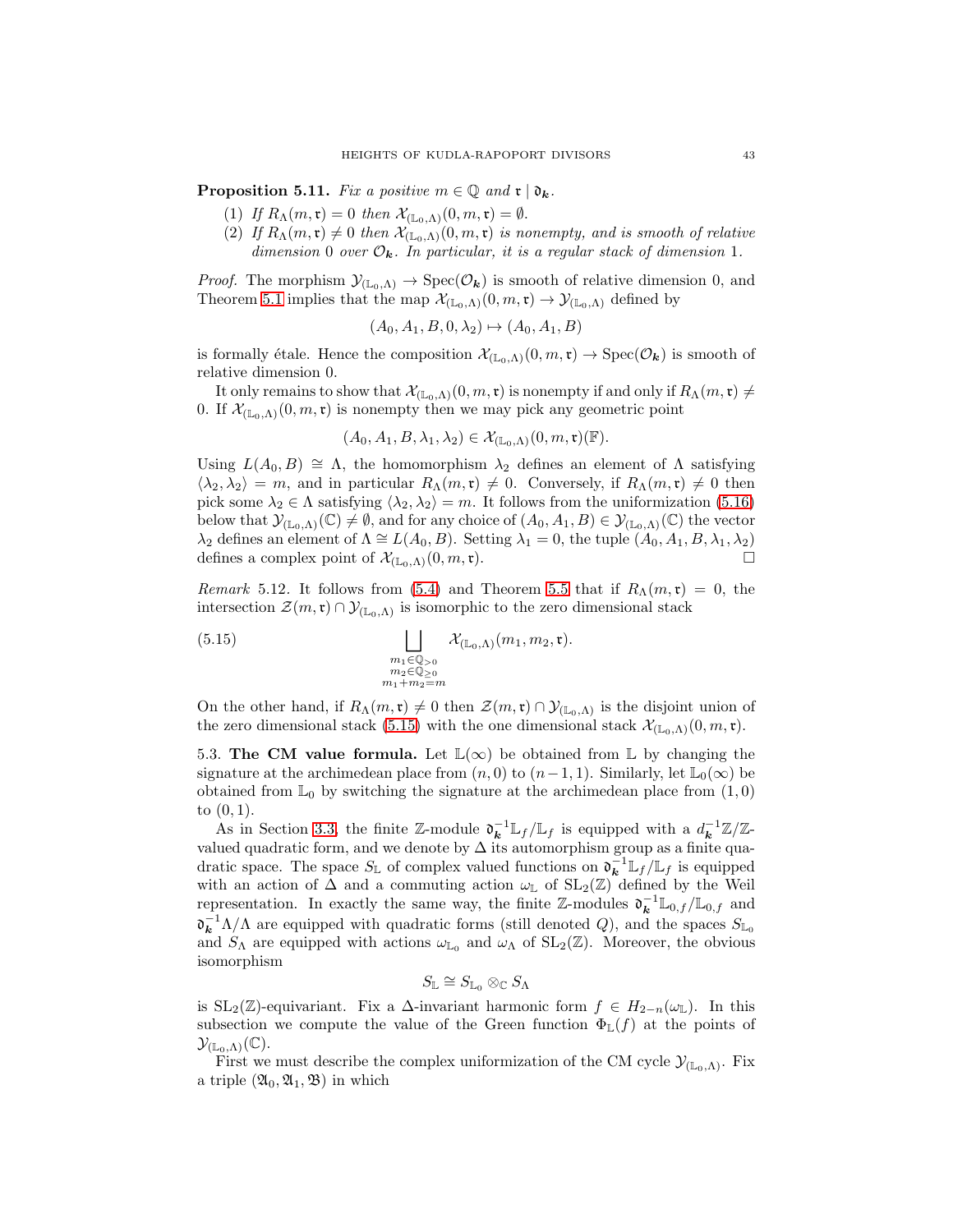**Proposition 5.11.** *Fix a positive $m \in \mathbb{Q}$ and $\mathfrak{r} \mid \mathfrak{d}_{\boldsymbol{k}}$.*

1. *If $R_\Lambda(m, \mathfrak{r}) = 0$ then $\mathcal{X}_{(\mathbb{L}_0,\Lambda)}(0, m, \mathfrak{r}) = \emptyset$.*
2. *If $R_\Lambda(m, \mathfrak{r}) \neq 0$ then $\mathcal{X}_{(\mathbb{L}_0,\Lambda)}(0, m, \mathfrak{r})$ is nonempty, and is smooth of relative dimension 0 over $\mathcal{O}_{\boldsymbol{k}}$. In particular, it is a regular stack of dimension 1.*

*Proof.* The morphism $\mathcal{Y}_{(\mathbb{L}_0,\Lambda)} \to \mathrm{Spec}(\mathcal{O}_{\boldsymbol{k}})$ is smooth of relative dimension 0, and Theorem 5.1 implies that the map $\mathcal{X}_{(\mathbb{L}_0,\Lambda)}(0, m, \mathfrak{r}) \to \mathcal{Y}_{(\mathbb{L}_0,\Lambda)}$ defined by

$$(A_0, A_1, B, 0, \lambda_2) \mapsto (A_0, A_1, B)$$

is formally étale. Hence the composition $\mathcal{X}_{(\mathbb{L}_0,\Lambda)}(0, m, \mathfrak{r}) \to \mathrm{Spec}(\mathcal{O}_{\boldsymbol{k}})$ is smooth of relative dimension 0.

It only remains to show that $\mathcal{X}_{(\mathbb{L}_0,\Lambda)}(0, m, \mathfrak{r})$ is nonempty if and only if $R_\Lambda(m, \mathfrak{r}) \neq 0$. If $\mathcal{X}_{(\mathbb{L}_0,\Lambda)}(0, m, \mathfrak{r})$ is nonempty then we may pick any geometric point

$$(A_0, A_1, B, \lambda_1, \lambda_2) \in \mathcal{X}_{(\mathbb{L}_0,\Lambda)}(0, m, \mathfrak{r})(\mathbb{F}).$$

Using $L(A_0, B) \cong \Lambda$, the homomorphism $\lambda_2$ defines an element of $\Lambda$ satisfying $\langle \lambda_2, \lambda_2 \rangle = m$, and in particular $R_\Lambda(m, \mathfrak{r}) \neq 0$. Conversely, if $R_\Lambda(m, \mathfrak{r}) \neq 0$ then pick some $\lambda_2 \in \Lambda$ satisfying $\langle \lambda_2, \lambda_2 \rangle = m$. It follows from the uniformization (5.16) below that $\mathcal{Y}_{(\mathbb{L}_0,\Lambda)}(\mathbb{C}) \neq \emptyset$, and for any choice of $(A_0, A_1, B) \in \mathcal{Y}_{(\mathbb{L}_0,\Lambda)}(\mathbb{C})$ the vector $\lambda_2$ defines an element of $\Lambda \cong L(A_0, B)$. Setting $\lambda_1 = 0$, the tuple $(A_0, A_1, B, \lambda_1, \lambda_2)$ defines a complex point of $\mathcal{X}_{(\mathbb{L}_0,\Lambda)}(0, m, \mathfrak{r})$. $\square$

*Remark* 5.12. It follows from (5.4) and Theorem 5.5 that if $R_\Lambda(m, \mathfrak{r}) = 0$, the intersection $\mathcal{Z}(m, \mathfrak{r}) \cap \mathcal{Y}_{(\mathbb{L}_0,\Lambda)}$ is isomorphic to the zero dimensional stack

$$\bigsqcup_{\substack{m_1 \in \mathbb{Q}_{>0} \\ m_2 \in \mathbb{Q}_{\geq 0} \\ m_1 + m_2 = m}} \mathcal{X}_{(\mathbb{L}_0,\Lambda)}(m_1, m_2, \mathfrak{r}). \tag{5.15}$$

On the other hand, if $R_\Lambda(m, \mathfrak{r}) \neq 0$ then $\mathcal{Z}(m, \mathfrak{r}) \cap \mathcal{Y}_{(\mathbb{L}_0,\Lambda)}$ is the disjoint union of the zero dimensional stack (5.15) with the one dimensional stack $\mathcal{X}_{(\mathbb{L}_0,\Lambda)}(0, m, \mathfrak{r})$.

### 5.3. The CM value formula.

Let $\mathbb{L}(\infty)$ be obtained from $\mathbb{L}$ by changing the signature at the archimedean place from $(n, 0)$ to $(n-1, 1)$. Similarly, let $\mathbb{L}_0(\infty)$ be obtained from $\mathbb{L}_0$ by switching the signature at the archimedean place from $(1, 0)$ to $(0, 1)$.

As in Section 3.3, the finite $\mathbb{Z}$-module $\mathfrak{d}_{\boldsymbol{k}}^{-1}\mathbb{L}_f/\mathbb{L}_f$ is equipped with a $d_{\boldsymbol{k}}^{-1}\mathbb{Z}/\mathbb{Z}$-valued quadratic form, and we denote by $\Delta$ its automorphism group as a finite quadratic space. The space $S_{\mathbb{L}}$ of complex valued functions on $\mathfrak{d}_{\boldsymbol{k}}^{-1}\mathbb{L}_f/\mathbb{L}_f$ is equipped with an action of $\Delta$ and a commuting action $\omega_{\mathbb{L}}$ of $\mathrm{SL}_2(\mathbb{Z})$ defined by the Weil representation. In exactly the same way, the finite $\mathbb{Z}$-modules $\mathfrak{d}_{\boldsymbol{k}}^{-1}\mathbb{L}_{0,f}/\mathbb{L}_{0,f}$ and $\mathfrak{d}_{\boldsymbol{k}}^{-1}\Lambda/\Lambda$ are equipped with quadratic forms (still denoted $Q$), and the spaces $S_{\mathbb{L}_0}$ and $S_\Lambda$ are equipped with actions $\omega_{\mathbb{L}_0}$ and $\omega_\Lambda$ of $\mathrm{SL}_2(\mathbb{Z})$. Moreover, the obvious isomorphism

$$S_{\mathbb{L}} \cong S_{\mathbb{L}_0} \otimes_{\mathbb{C}} S_\Lambda$$

is $\mathrm{SL}_2(\mathbb{Z})$-equivariant. Fix a $\Delta$-invariant harmonic form $f \in H_{2-n}(\omega_{\mathbb{L}})$. In this subsection we compute the value of the Green function $\Phi_{\mathbb{L}}(f)$ at the points of $\mathcal{Y}_{(\mathbb{L}_0,\Lambda)}(\mathbb{C})$.

First we must describe the complex uniformization of the CM cycle $\mathcal{Y}_{(\mathbb{L}_0,\Lambda)}$. Fix a triple $(\mathfrak{A}_0, \mathfrak{A}_1, \mathfrak{B})$ in which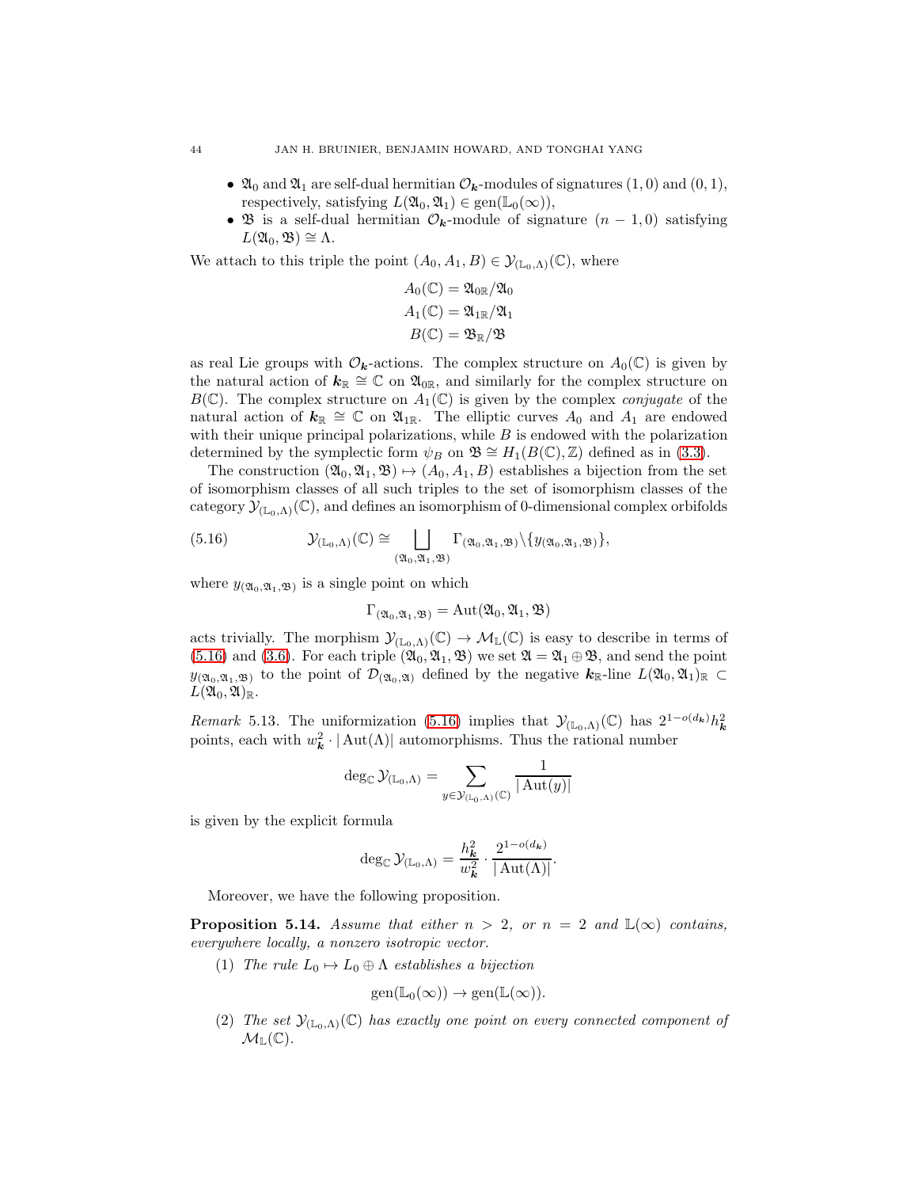- $\mathfrak{A}_0$ and $\mathfrak{A}_1$ are self-dual hermitian $\mathcal{O}_{\boldsymbol{k}}$-modules of signatures $(1,0)$ and $(0,1)$, respectively, satisfying $L(\mathfrak{A}_0,\mathfrak{A}_1) \in \mathrm{gen}(\mathbb{L}_0(\infty))$,
- $\mathfrak{B}$ is a self-dual hermitian $\mathcal{O}_{\boldsymbol{k}}$-module of signature $(n-1,0)$ satisfying $L(\mathfrak{A}_0,\mathfrak{B}) \cong \Lambda$.

We attach to this triple the point $(A_0, A_1, B) \in \mathcal{Y}_{(\mathbb{L}_0,\Lambda)}(\mathbb{C})$, where

$$
\begin{aligned}
A_0(\mathbb{C}) &= \mathfrak{A}_{0\mathbb{R}}/\mathfrak{A}_0 \\
A_1(\mathbb{C}) &= \mathfrak{A}_{1\mathbb{R}}/\mathfrak{A}_1 \\
B(\mathbb{C}) &= \mathfrak{B}_{\mathbb{R}}/\mathfrak{B}
\end{aligned}
$$

as real Lie groups with $\mathcal{O}_{\boldsymbol{k}}$-actions. The complex structure on $A_0(\mathbb{C})$ is given by the natural action of $\boldsymbol{k}_{\mathbb{R}} \cong \mathbb{C}$ on $\mathfrak{A}_{0\mathbb{R}}$, and similarly for the complex structure on $B(\mathbb{C})$. The complex structure on $A_1(\mathbb{C})$ is given by the complex *conjugate* of the natural action of $\boldsymbol{k}_{\mathbb{R}} \cong \mathbb{C}$ on $\mathfrak{A}_{1\mathbb{R}}$. The elliptic curves $A_0$ and $A_1$ are endowed with their unique principal polarizations, while $B$ is endowed with the polarization determined by the symplectic form $\psi_B$ on $\mathfrak{B} \cong H_1(B(\mathbb{C}),\mathbb{Z})$ defined as in (3.3).

The construction $(\mathfrak{A}_0,\mathfrak{A}_1,\mathfrak{B}) \mapsto (A_0,A_1,B)$ establishes a bijection from the set of isomorphism classes of all such triples to the set of isomorphism classes of the category $\mathcal{Y}_{(\mathbb{L}_0,\Lambda)}(\mathbb{C})$, and defines an isomorphism of 0-dimensional complex orbifolds

$$
\mathcal{Y}_{(\mathbb{L}_0,\Lambda)}(\mathbb{C}) \cong \bigsqcup_{(\mathfrak{A}_0,\mathfrak{A}_1,\mathfrak{B})} \Gamma_{(\mathfrak{A}_0,\mathfrak{A}_1,\mathfrak{B})} \backslash \{ y_{(\mathfrak{A}_0,\mathfrak{A}_1,\mathfrak{B})} \}, \tag{5.16}
$$

where $y_{(\mathfrak{A}_0,\mathfrak{A}_1,\mathfrak{B})}$ is a single point on which

$$
\Gamma_{(\mathfrak{A}_0,\mathfrak{A}_1,\mathfrak{B})} = \mathrm{Aut}(\mathfrak{A}_0,\mathfrak{A}_1,\mathfrak{B})
$$

acts trivially. The morphism $\mathcal{Y}_{(\mathbb{L}_0,\Lambda)}(\mathbb{C}) \to \mathcal{M}_{\mathbb{L}}(\mathbb{C})$ is easy to describe in terms of (5.16) and (3.6). For each triple $(\mathfrak{A}_0,\mathfrak{A}_1,\mathfrak{B})$ we set $\mathfrak{A} = \mathfrak{A}_1 \oplus \mathfrak{B}$, and send the point $y_{(\mathfrak{A}_0,\mathfrak{A}_1,\mathfrak{B})}$ to the point of $\mathcal{D}_{(\mathfrak{A}_0,\mathfrak{A})}$ defined by the negative $\boldsymbol{k}_{\mathbb{R}}$-line $L(\mathfrak{A}_0,\mathfrak{A}_1)_{\mathbb{R}} \subset L(\mathfrak{A}_0,\mathfrak{A})_{\mathbb{R}}$.

*Remark* 5.13. The uniformization (5.16) implies that $\mathcal{Y}_{(\mathbb{L}_0,\Lambda)}(\mathbb{C})$ has $2^{1-o(d_{\boldsymbol{k}})} h_{\boldsymbol{k}}^2$ points, each with $w_{\boldsymbol{k}}^2 \cdot |\mathrm{Aut}(\Lambda)|$ automorphisms. Thus the rational number

$$
\deg_{\mathbb{C}} \mathcal{Y}_{(\mathbb{L}_0,\Lambda)} = \sum_{y \in \mathcal{Y}_{(\mathbb{L}_0,\Lambda)}(\mathbb{C})} \frac{1}{|\mathrm{Aut}(y)|}
$$

is given by the explicit formula

$$
\deg_{\mathbb{C}} \mathcal{Y}_{(\mathbb{L}_0,\Lambda)} = \frac{h_{\boldsymbol{k}}^2}{w_{\boldsymbol{k}}^2} \cdot \frac{2^{1-o(d_{\boldsymbol{k}})}}{|\mathrm{Aut}(\Lambda)|}.
$$

Moreover, we have the following proposition.

**Proposition 5.14.** *Assume that either $n > 2$, or $n = 2$ and $\mathbb{L}(\infty)$ contains, everywhere locally, a nonzero isotropic vector.*

1. *The rule $L_0 \mapsto L_0 \oplus \Lambda$ establishes a bijection*
$$
\mathrm{gen}(\mathbb{L}_0(\infty)) \to \mathrm{gen}(\mathbb{L}(\infty)).
$$
2. *The set $\mathcal{Y}_{(\mathbb{L}_0,\Lambda)}(\mathbb{C})$ has exactly one point on every connected component of $\mathcal{M}_{\mathbb{L}}(\mathbb{C})$.*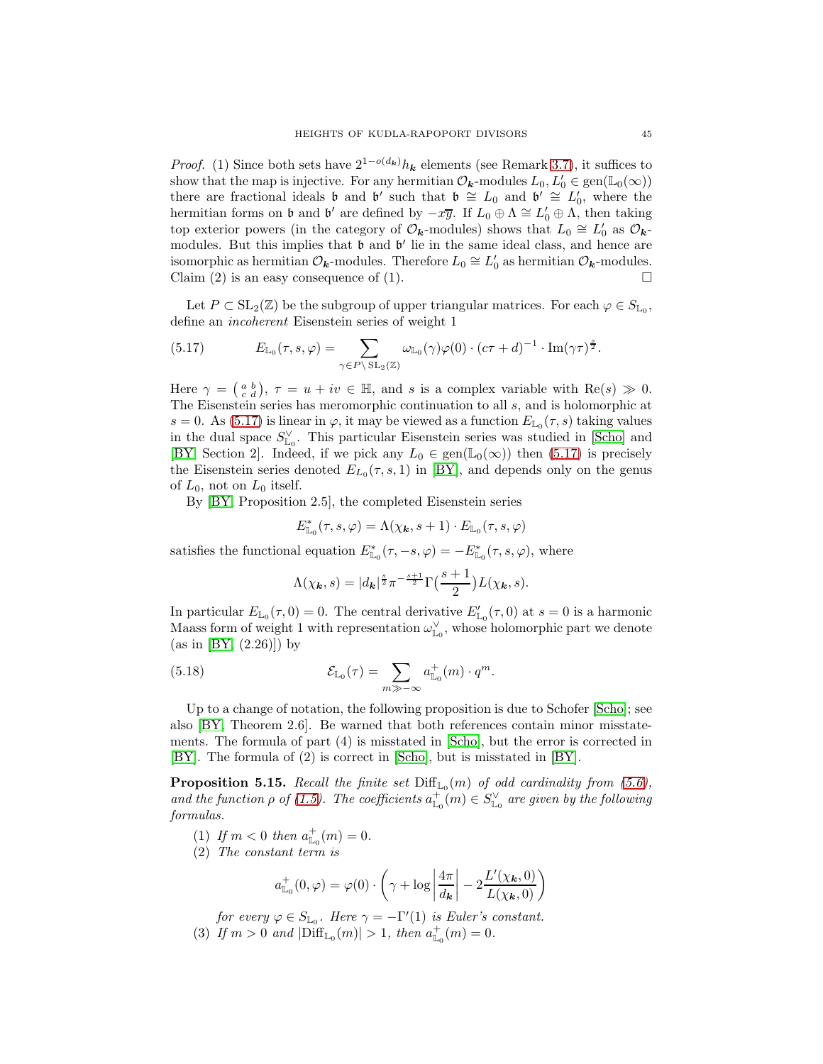*Proof.* (1) Since both sets have $2^{1-o(d_{\boldsymbol{k}})}h_{\boldsymbol{k}}$ elements (see Remark 3.7), it suffices to show that the map is injective. For any hermitian $\mathcal{O}_{\boldsymbol{k}}$-modules $L_0, L_0' \in \mathrm{gen}(\mathbb{L}_0(\infty))$ there are fractional ideals $\mathfrak{b}$ and $\mathfrak{b}'$ such that $\mathfrak{b} \cong L_0$ and $\mathfrak{b}' \cong L_0'$, where the hermitian forms on $\mathfrak{b}$ and $\mathfrak{b}'$ are defined by $-x\overline{y}$. If $L_0 \oplus \Lambda \cong L_0' \oplus \Lambda$, then taking top exterior powers (in the category of $\mathcal{O}_{\boldsymbol{k}}$-modules) shows that $L_0 \cong L_0'$ as $\mathcal{O}_{\boldsymbol{k}}$-modules. But this implies that $\mathfrak{b}$ and $\mathfrak{b}'$ lie in the same ideal class, and hence are isomorphic as hermitian $\mathcal{O}_{\boldsymbol{k}}$-modules. Therefore $L_0 \cong L_0'$ as hermitian $\mathcal{O}_{\boldsymbol{k}}$-modules. Claim (2) is an easy consequence of (1). $\square$

Let $P \subset \mathrm{SL}_2(\mathbb{Z})$ be the subgroup of upper triangular matrices. For each $\varphi \in S_{\mathbb{L}_0}$, define an *incoherent* Eisenstein series of weight 1

$$E_{\mathbb{L}_0}(\tau, s, \varphi) = \sum_{\gamma \in P \backslash \mathrm{SL}_2(\mathbb{Z})} \omega_{\mathbb{L}_0}(\gamma)\varphi(0) \cdot (c\tau + d)^{-1} \cdot \mathrm{Im}(\gamma\tau)^{\frac{s}{2}}. \tag{5.17}$$

Here $\gamma = \left(\begin{smallmatrix} a & b \\ c & d \end{smallmatrix}\right)$, $\tau = u + iv \in \mathbb{H}$, and $s$ is a complex variable with $\mathrm{Re}(s) \gg 0$. The Eisenstein series has meromorphic continuation to all $s$, and is holomorphic at $s = 0$. As (5.17) is linear in $\varphi$, it may be viewed as a function $E_{\mathbb{L}_0}(\tau, s)$ taking values in the dual space $S_{\mathbb{L}_0}^\vee$. This particular Eisenstein series was studied in [Scho] and [BY, Section 2]. Indeed, if we pick any $L_0 \in \mathrm{gen}(\mathbb{L}_0(\infty))$ then (5.17) is precisely the Eisenstein series denoted $E_{L_0}(\tau, s, 1)$ in [BY], and depends only on the genus of $L_0$, not on $L_0$ itself.

By [BY, Proposition 2.5], the completed Eisenstein series

$$E^*_{\mathbb{L}_0}(\tau, s, \varphi) = \Lambda(\chi_{\boldsymbol{k}}, s+1) \cdot E_{\mathbb{L}_0}(\tau, s, \varphi)$$

satisfies the functional equation $E^*_{\mathbb{L}_0}(\tau, -s, \varphi) = -E^*_{\mathbb{L}_0}(\tau, s, \varphi)$, where

$$\Lambda(\chi_{\boldsymbol{k}}, s) = |d_{\boldsymbol{k}}|^{\frac{s}{2}} \pi^{-\frac{s+1}{2}} \Gamma\big(\frac{s+1}{2}\big) L(\chi_{\boldsymbol{k}}, s).$$

In particular $E_{\mathbb{L}_0}(\tau, 0) = 0$. The central derivative $E'_{\mathbb{L}_0}(\tau, 0)$ at $s = 0$ is a harmonic Maass form of weight 1 with representation $\omega^\vee_{\mathbb{L}_0}$, whose holomorphic part we denote (as in [BY, (2.26)]) by

$$\mathcal{E}_{\mathbb{L}_0}(\tau) = \sum_{m \gg -\infty} a^+_{\mathbb{L}_0}(m) \cdot q^m. \tag{5.18}$$

Up to a change of notation, the following proposition is due to Schofer [Scho]; see also [BY, Theorem 2.6]. Be warned that both references contain minor misstatements. The formula of part (4) is misstated in [Scho], but the error is corrected in [BY]. The formula of (2) is correct in [Scho], but is misstated in [BY].

**Proposition 5.15.** *Recall the finite set $\mathrm{Diff}_{\mathbb{L}_0}(m)$ of odd cardinality from (5.6), and the function $\rho$ of (1.5). The coefficients $a^+_{\mathbb{L}_0}(m) \in S^\vee_{\mathbb{L}_0}$ are given by the following formulas.*

1. *If $m < 0$ then $a^+_{\mathbb{L}_0}(m) = 0$.*
2. *The constant term is*

$$a^+_{\mathbb{L}_0}(0, \varphi) = \varphi(0) \cdot \left( \gamma + \log\left|\frac{4\pi}{d_{\boldsymbol{k}}}\right| - 2\frac{L'(\chi_{\boldsymbol{k}}, 0)}{L(\chi_{\boldsymbol{k}}, 0)} \right)$$

   *for every $\varphi \in S_{\mathbb{L}_0}$. Here $\gamma = -\Gamma'(1)$ is Euler's constant.*
3. *If $m > 0$ and $|\mathrm{Diff}_{\mathbb{L}_0}(m)| > 1$, then $a^+_{\mathbb{L}_0}(m) = 0$.*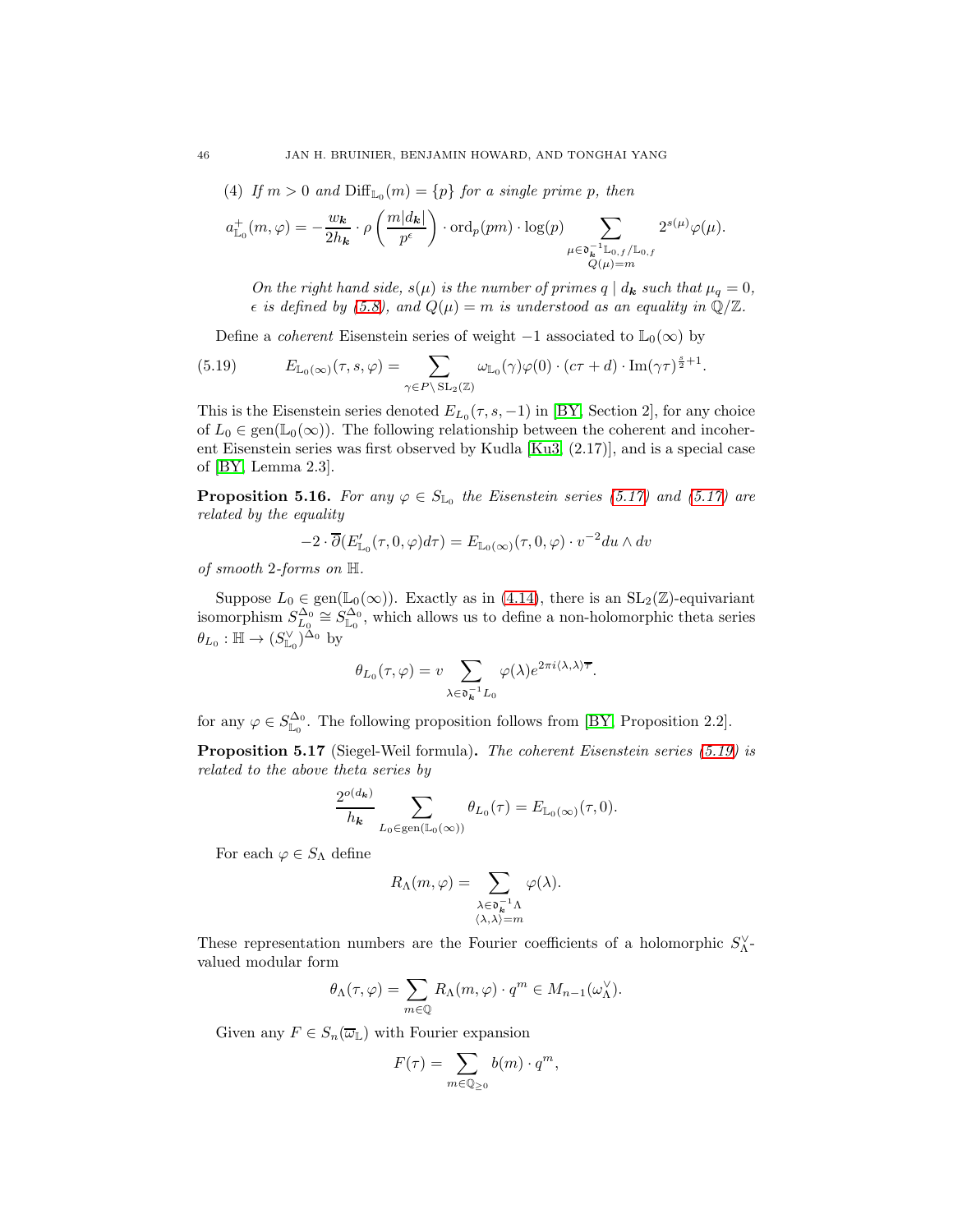(4) *If $m > 0$ and $\mathrm{Diff}_{\mathbb{L}_0}(m) = \{p\}$ for a single prime $p$, then*

$$a^+_{\mathbb{L}_0}(m, \varphi) = -\frac{w_{\boldsymbol{k}}}{2h_{\boldsymbol{k}}} \cdot \rho\left(\frac{m|d_{\boldsymbol{k}}|}{p^\epsilon}\right) \cdot \mathrm{ord}_p(pm) \cdot \log(p) \sum_{\substack{\mu \in \mathfrak{d}_{\boldsymbol{k}}^{-1}\mathbb{L}_{0,f}/\mathbb{L}_{0,f} \\ Q(\mu)=m}} 2^{s(\mu)} \varphi(\mu).$$

*On the right hand side, $s(\mu)$ is the number of primes $q \mid d_{\boldsymbol{k}}$ such that $\mu_q = 0$, $\epsilon$ is defined by (5.8), and $Q(\mu) = m$ is understood as an equality in $\mathbb{Q}/\mathbb{Z}$.*

Define a *coherent* Eisenstein series of weight $-1$ associated to $\mathbb{L}_0(\infty)$ by

$$E_{\mathbb{L}_0(\infty)}(\tau, s, \varphi) = \sum_{\gamma \in P \backslash \mathrm{SL}_2(\mathbb{Z})} \omega_{\mathbb{L}_0}(\gamma)\varphi(0) \cdot (c\tau + d) \cdot \mathrm{Im}(\gamma\tau)^{\frac{s}{2}+1}. \tag{5.19}$$

This is the Eisenstein series denoted $E_{L_0}(\tau, s, -1)$ in [BY, Section 2], for any choice of $L_0 \in \mathrm{gen}(\mathbb{L}_0(\infty))$. The following relationship between the coherent and incoherent Eisenstein series was first observed by Kudla [Ku3, (2.17)], and is a special case of [BY, Lemma 2.3].

**Proposition 5.16.** *For any $\varphi \in S_{\mathbb{L}_0}$ the Eisenstein series (5.17) and (5.17) are related by the equality*

$$-2 \cdot \overline{\partial}(E'_{\mathbb{L}_0}(\tau, 0, \varphi) d\tau) = E_{\mathbb{L}_0(\infty)}(\tau, 0, \varphi) \cdot v^{-2} du \wedge dv$$

*of smooth 2-forms on $\mathbb{H}$.*

Suppose $L_0 \in \mathrm{gen}(\mathbb{L}_0(\infty))$. Exactly as in (4.14), there is an $\mathrm{SL}_2(\mathbb{Z})$-equivariant isomorphism $S_{L_0}^{\Delta_0} \cong S_{\mathbb{L}_0}^{\Delta_0}$, which allows us to define a non-holomorphic theta series $\theta_{L_0} : \mathbb{H} \to (S_{\mathbb{L}_0}^\vee)^{\Delta_0}$ by

$$\theta_{L_0}(\tau, \varphi) = v \sum_{\lambda \in \mathfrak{d}_{\boldsymbol{k}}^{-1} L_0} \varphi(\lambda) e^{2\pi i \langle \lambda, \lambda \rangle \overline{\tau}}.$$

for any $\varphi \in S_{\mathbb{L}_0}^{\Delta_0}$. The following proposition follows from [BY, Proposition 2.2].

**Proposition 5.17** (Siegel-Weil formula)**.** *The coherent Eisenstein series (5.19) is related to the above theta series by*

$$\frac{2^{o(d_{\boldsymbol{k}})}}{h_{\boldsymbol{k}}} \sum_{L_0 \in \mathrm{gen}(\mathbb{L}_0(\infty))} \theta_{L_0}(\tau) = E_{\mathbb{L}_0(\infty)}(\tau, 0).$$

For each $\varphi \in S_\Lambda$ define

$$R_\Lambda(m, \varphi) = \sum_{\substack{\lambda \in \mathfrak{d}_{\boldsymbol{k}}^{-1}\Lambda \\ \langle \lambda, \lambda \rangle = m}} \varphi(\lambda).$$

These representation numbers are the Fourier coefficients of a holomorphic $S_\Lambda^\vee$-valued modular form

$$\theta_\Lambda(\tau, \varphi) = \sum_{m \in \mathbb{Q}} R_\Lambda(m, \varphi) \cdot q^m \in M_{n-1}(\omega_\Lambda^\vee).$$

Given any $F \in S_n(\overline{\omega}_{\mathbb{L}})$ with Fourier expansion

$$F(\tau) = \sum_{m \in \mathbb{Q}_{\geq 0}} b(m) \cdot q^m,$$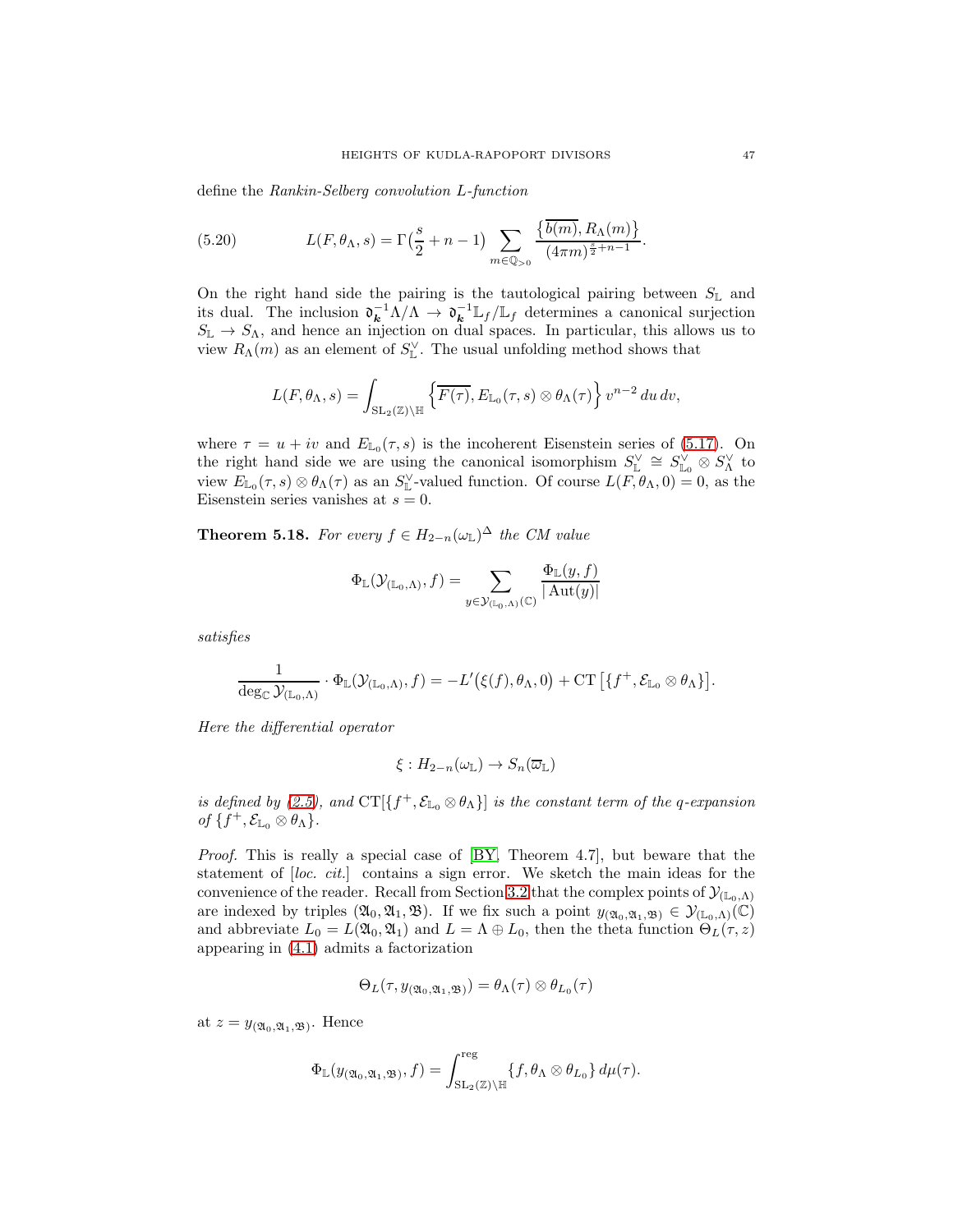define the *Rankin-Selberg convolution L-function*

$$L(F,\theta_\Lambda,s)=\Gamma\big(\frac{s}{2}+n-1\big)\sum_{m\in\mathbb{Q}_{>0}}\frac{\big\{\overline{b(m)},R_\Lambda(m)\big\}}{(4\pi m)^{\frac{s}{2}+n-1}}. \tag{5.20}$$

On the right hand side the pairing is the tautological pairing between $S_{\mathbb{L}}$ and its dual. The inclusion $\mathfrak{d}_{\boldsymbol{k}}^{-1}\Lambda/\Lambda\to\mathfrak{d}_{\boldsymbol{k}}^{-1}\mathbb{L}_f/\mathbb{L}_f$ determines a canonical surjection $S_{\mathbb{L}}\to S_\Lambda$, and hence an injection on dual spaces. In particular, this allows us to view $R_\Lambda(m)$ as an element of $S_{\mathbb{L}}^\vee$. The usual unfolding method shows that

$$L(F,\theta_\Lambda,s)=\int_{\mathrm{SL}_2(\mathbb{Z})\backslash\mathbb{H}}\Big\{\overline{F(\tau)},E_{\mathbb{L}_0}(\tau,s)\otimes\theta_\Lambda(\tau)\Big\}\,v^{n-2}\,du\,dv,$$

where $\tau=u+iv$ and $E_{\mathbb{L}_0}(\tau,s)$ is the incoherent Eisenstein series of (5.17). On the right hand side we are using the canonical isomorphism $S_{\mathbb{L}}^\vee\cong S_{\mathbb{L}_0}^\vee\otimes S_\Lambda^\vee$ to view $E_{\mathbb{L}_0}(\tau,s)\otimes\theta_\Lambda(\tau)$ as an $S_{\mathbb{L}}^\vee$-valued function. Of course $L(F,\theta_\Lambda,0)=0$, as the Eisenstein series vanishes at $s=0$.

**Theorem 5.18.** *For every $f\in H_{2-n}(\omega_{\mathbb{L}})^\Delta$ the CM value*

$$\Phi_{\mathbb{L}}(\mathcal{Y}_{(\mathbb{L}_0,\Lambda)},f)=\sum_{y\in\mathcal{Y}_{(\mathbb{L}_0,\Lambda)}(\mathbb{C})}\frac{\Phi_{\mathbb{L}}(y,f)}{|\operatorname{Aut}(y)|}$$

*satisfies*

$$\frac{1}{\deg_{\mathbb{C}}\mathcal{Y}_{(\mathbb{L}_0,\Lambda)}}\cdot\Phi_{\mathbb{L}}(\mathcal{Y}_{(\mathbb{L}_0,\Lambda)},f)=-L'\big(\xi(f),\theta_\Lambda,0\big)+\mathrm{CT}\left[\{f^+,\mathcal{E}_{\mathbb{L}_0}\otimes\theta_\Lambda\}\right].$$

*Here the differential operator*

$$\xi:H_{2-n}(\omega_{\mathbb{L}})\to S_n(\overline{\omega}_{\mathbb{L}})$$

*is defined by (2.5), and $\mathrm{CT}[\{f^+,\mathcal{E}_{\mathbb{L}_0}\otimes\theta_\Lambda\}]$ is the constant term of the $q$-expansion of $\{f^+,\mathcal{E}_{\mathbb{L}_0}\otimes\theta_\Lambda\}$.*

*Proof.* This is really a special case of [BY, Theorem 4.7], but beware that the statement of [*loc. cit.*] contains a sign error. We sketch the main ideas for the convenience of the reader. Recall from Section 3.2 that the complex points of $\mathcal{Y}_{(\mathbb{L}_0,\Lambda)}$ are indexed by triples $(\mathfrak{A}_0,\mathfrak{A}_1,\mathfrak{B})$. If we fix such a point $y_{(\mathfrak{A}_0,\mathfrak{A}_1,\mathfrak{B})}\in\mathcal{Y}_{(\mathbb{L}_0,\Lambda)}(\mathbb{C})$ and abbreviate $L_0=L(\mathfrak{A}_0,\mathfrak{A}_1)$ and $L=\Lambda\oplus L_0$, then the theta function $\Theta_L(\tau,z)$ appearing in (4.1) admits a factorization

$$\Theta_L(\tau,y_{(\mathfrak{A}_0,\mathfrak{A}_1,\mathfrak{B})})=\theta_\Lambda(\tau)\otimes\theta_{L_0}(\tau)$$

at $z=y_{(\mathfrak{A}_0,\mathfrak{A}_1,\mathfrak{B})}$. Hence

$$\Phi_{\mathbb{L}}(y_{(\mathfrak{A}_0,\mathfrak{A}_1,\mathfrak{B})},f)=\int^{\mathrm{reg}}_{\mathrm{SL}_2(\mathbb{Z})\backslash\mathbb{H}}\{f,\theta_\Lambda\otimes\theta_{L_0}\}\,d\mu(\tau).$$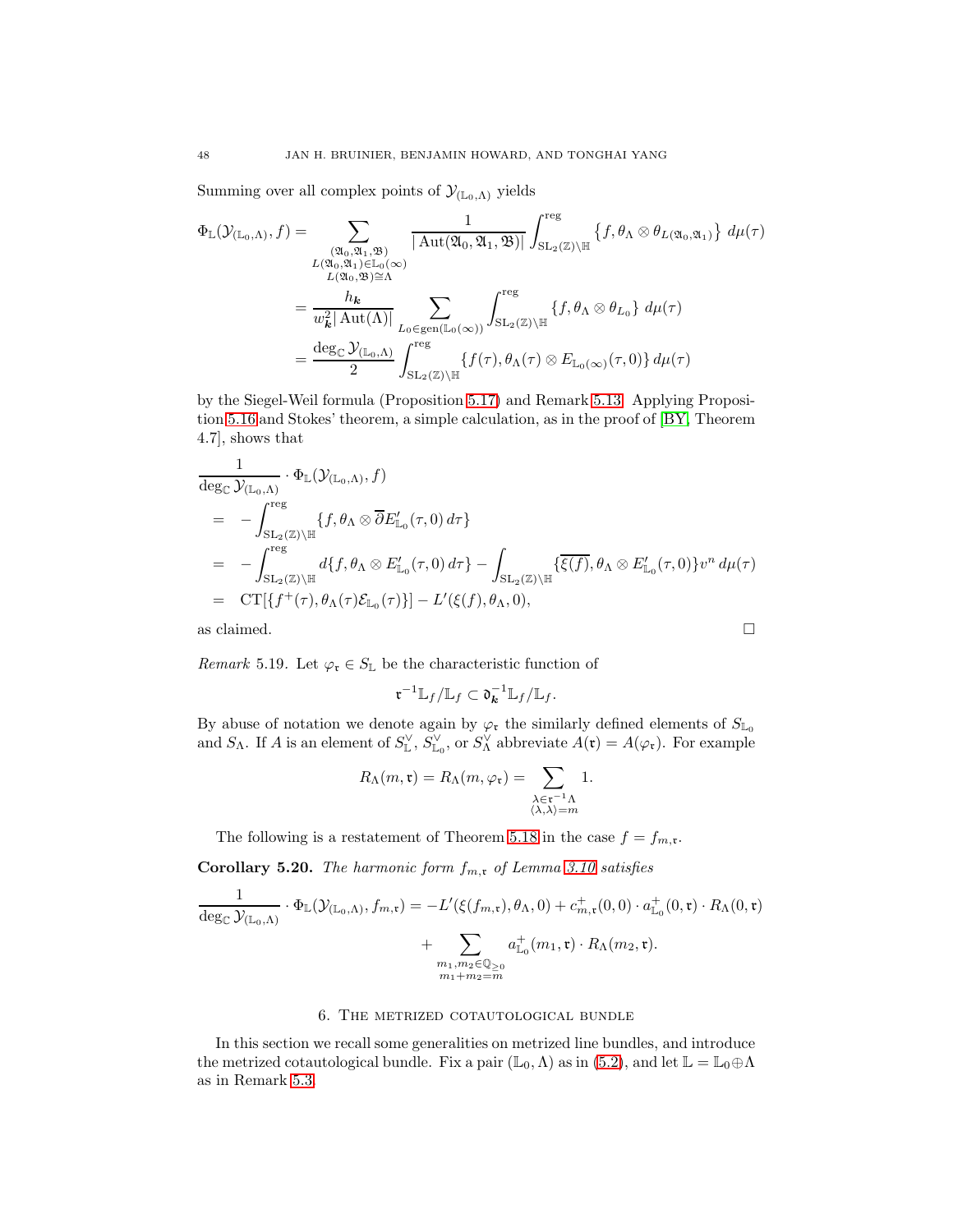Summing over all complex points of $\mathcal{Y}_{(\mathbb{L}_0,\Lambda)}$ yields

$$
\begin{aligned}
\Phi_{\mathbb{L}}(\mathcal{Y}_{(\mathbb{L}_0,\Lambda)}, f) &= \sum_{\substack{(\mathfrak{A}_0,\mathfrak{A}_1,\mathfrak{B})\\ L(\mathfrak{A}_0,\mathfrak{A}_1)\in \mathbb{L}_0(\infty)\\ L(\mathfrak{A}_0,\mathfrak{B})\cong\Lambda}} \frac{1}{|\operatorname{Aut}(\mathfrak{A}_0,\mathfrak{A}_1,\mathfrak{B})|}\int_{\mathrm{SL}_2(\mathbb{Z})\backslash\mathbb{H}}^{\mathrm{reg}} \left\{ f, \theta_\Lambda\otimes\theta_{L(\mathfrak{A}_0,\mathfrak{A}_1)}\right\}\, d\mu(\tau)\\
&= \frac{h_{\boldsymbol{k}}}{w_{\boldsymbol{k}}^2|\operatorname{Aut}(\Lambda)|}\sum_{L_0\in\operatorname{gen}(\mathbb{L}_0(\infty))}\int_{\mathrm{SL}_2(\mathbb{Z})\backslash\mathbb{H}}^{\mathrm{reg}}\{f,\theta_\Lambda\otimes\theta_{L_0}\}\, d\mu(\tau)\\
&= \frac{\deg_{\mathbb{C}}\mathcal{Y}_{(\mathbb{L}_0,\Lambda)}}{2}\int_{\mathrm{SL}_2(\mathbb{Z})\backslash\mathbb{H}}^{\mathrm{reg}}\{f(\tau),\theta_\Lambda(\tau)\otimes E_{\mathbb{L}_0(\infty)}(\tau,0)\}\, d\mu(\tau)
\end{aligned}
$$

by the Siegel-Weil formula (Proposition 5.17) and Remark 5.13. Applying Proposition 5.16 and Stokes' theorem, a simple calculation, as in the proof of [BY, Theorem 4.7], shows that

$$
\begin{aligned}
&\frac{1}{\deg_{\mathbb{C}}\mathcal{Y}_{(\mathbb{L}_0,\Lambda)}}\cdot\Phi_{\mathbb{L}}(\mathcal{Y}_{(\mathbb{L}_0,\Lambda)}, f)\\
&= -\int_{\mathrm{SL}_2(\mathbb{Z})\backslash\mathbb{H}}^{\mathrm{reg}}\{f,\theta_\Lambda\otimes\overline{\partial}E'_{\mathbb{L}_0}(\tau,0)\, d\tau\}\\
&= -\int_{\mathrm{SL}_2(\mathbb{Z})\backslash\mathbb{H}}^{\mathrm{reg}} d\{f,\theta_\Lambda\otimes E'_{\mathbb{L}_0}(\tau,0)\, d\tau\} - \int_{\mathrm{SL}_2(\mathbb{Z})\backslash\mathbb{H}}\{\overline{\xi(f)},\theta_\Lambda\otimes E'_{\mathbb{L}_0}(\tau,0)\}v^n\, d\mu(\tau)\\
&= \mathrm{CT}[\{f^+(\tau),\theta_\Lambda(\tau)\mathcal{E}_{\mathbb{L}_0}(\tau)\}] - L'(\xi(f),\theta_\Lambda,0),
\end{aligned}
$$

as claimed. $\square$

*Remark* 5.19. Let $\varphi_{\mathfrak{r}}\in S_{\mathbb{L}}$ be the characteristic function of

$$\mathfrak{r}^{-1}\mathbb{L}_f/\mathbb{L}_f\subset\mathfrak{d}_{\boldsymbol{k}}^{-1}\mathbb{L}_f/\mathbb{L}_f.$$

By abuse of notation we denote again by $\varphi_{\mathfrak{r}}$ the similarly defined elements of $S_{\mathbb{L}_0}$ and $S_\Lambda$. If $A$ is an element of $S_{\mathbb{L}}^\vee$, $S_{\mathbb{L}_0}^\vee$, or $S_\Lambda^\vee$ abbreviate $A(\mathfrak{r}) = A(\varphi_{\mathfrak{r}})$. For example

$$R_\Lambda(m,\mathfrak{r}) = R_\Lambda(m,\varphi_{\mathfrak{r}}) = \sum_{\substack{\lambda\in\mathfrak{r}^{-1}\Lambda\\ \langle\lambda,\lambda\rangle=m}} 1.$$

The following is a restatement of Theorem 5.18 in the case $f=f_{m,\mathfrak{r}}$.

**Corollary 5.20.** *The harmonic form $f_{m,\mathfrak{r}}$ of Lemma 3.10 satisfies*

$$
\begin{aligned}
\frac{1}{\deg_{\mathbb{C}}\mathcal{Y}_{(\mathbb{L}_0,\Lambda)}}\cdot\Phi_{\mathbb{L}}(\mathcal{Y}_{(\mathbb{L}_0,\Lambda)}, f_{m,\mathfrak{r}}) = -L'(\xi(f_{m,\mathfrak{r}}),\theta_\Lambda,0) + c^+_{m,\mathfrak{r}}(0,0)\cdot a^+_{\mathbb{L}_0}(0,\mathfrak{r})\cdot R_\Lambda(0,\mathfrak{r})\\
+\sum_{\substack{m_1,m_2\in\mathbb{Q}_{\geq 0}\\ m_1+m_2=m}} a^+_{\mathbb{L}_0}(m_1,\mathfrak{r})\cdot R_\Lambda(m_2,\mathfrak{r}).
\end{aligned}
$$

## 6. The metrized cotautological bundle

In this section we recall some generalities on metrized line bundles, and introduce the metrized cotautological bundle. Fix a pair $(\mathbb{L}_0,\Lambda)$ as in (5.2), and let $\mathbb{L}=\mathbb{L}_0\oplus\Lambda$ as in Remark 5.3.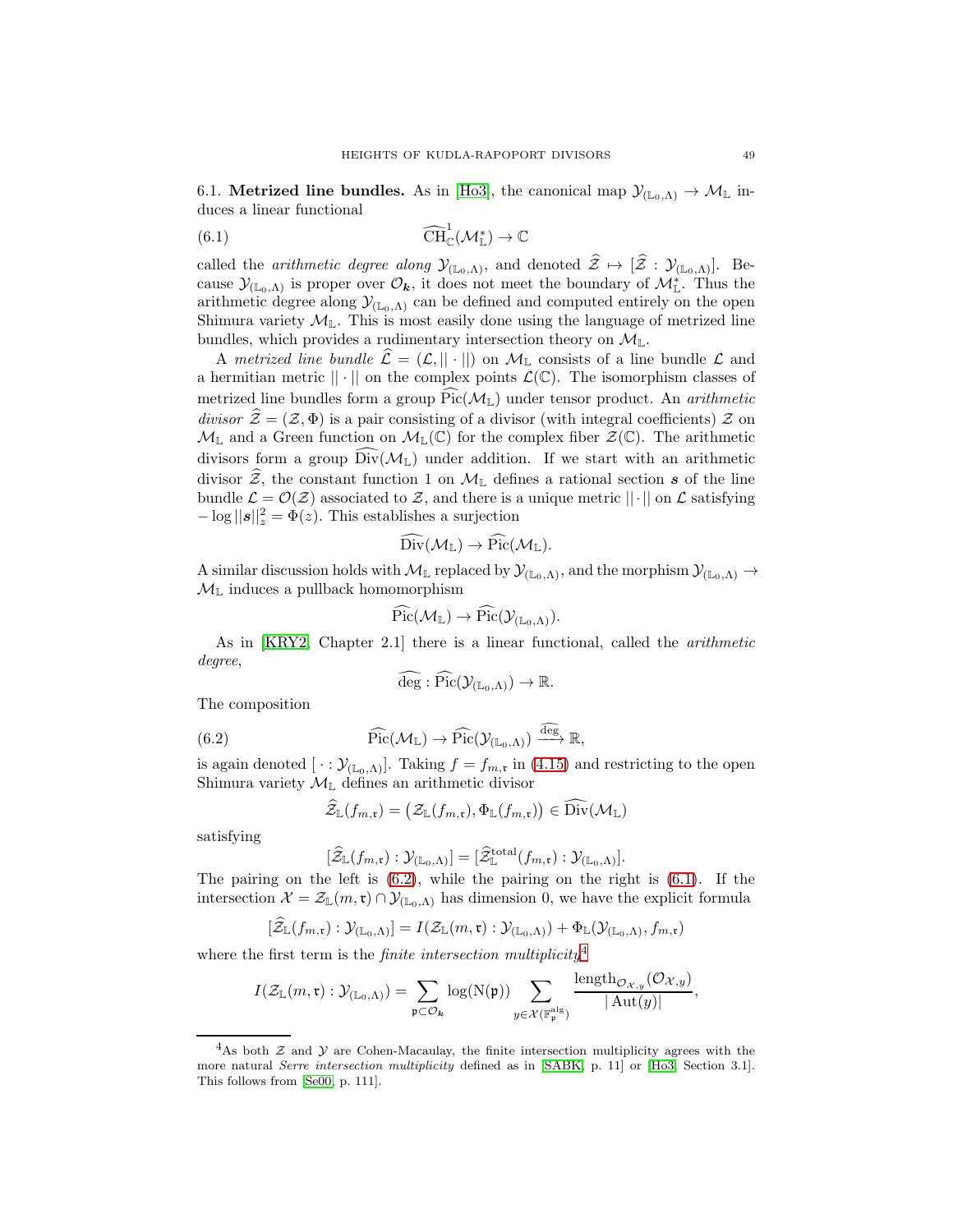6.1. **Metrized line bundles.** As in [Ho3], the canonical map $\mathcal{Y}_{(\mathbb{L}_0,\Lambda)} \to \mathcal{M}_{\mathbb{L}}$ induces a linear functional

$$\widehat{\mathrm{CH}}^1_{\mathbb{C}}(\mathcal{M}^*_{\mathbb{L}}) \to \mathbb{C} \tag{6.1}$$

called the *arithmetic degree along* $\mathcal{Y}_{(\mathbb{L}_0,\Lambda)}$, and denoted $\widehat{\mathcal{Z}} \mapsto [\widehat{\mathcal{Z}} : \mathcal{Y}_{(\mathbb{L}_0,\Lambda)}]$. Because $\mathcal{Y}_{(\mathbb{L}_0,\Lambda)}$ is proper over $\mathcal{O}_{\boldsymbol{k}}$, it does not meet the boundary of $\mathcal{M}^*_{\mathbb{L}}$. Thus the arithmetic degree along $\mathcal{Y}_{(\mathbb{L}_0,\Lambda)}$ can be defined and computed entirely on the open Shimura variety $\mathcal{M}_{\mathbb{L}}$. This is most easily done using the language of metrized line bundles, which provides a rudimentary intersection theory on $\mathcal{M}_{\mathbb{L}}$.

A *metrized line bundle* $\widehat{\mathcal{L}} = (\mathcal{L}, ||\cdot||)$ on $\mathcal{M}_{\mathbb{L}}$ consists of a line bundle $\mathcal{L}$ and a hermitian metric $||\cdot||$ on the complex points $\mathcal{L}(\mathbb{C})$. The isomorphism classes of metrized line bundles form a group $\widehat{\mathrm{Pic}}(\mathcal{M}_{\mathbb{L}})$ under tensor product. An *arithmetic divisor* $\widehat{\mathcal{Z}} = (\mathcal{Z}, \Phi)$ is a pair consisting of a divisor (with integral coefficients) $\mathcal{Z}$ on $\mathcal{M}_{\mathbb{L}}$ and a Green function on $\mathcal{M}_{\mathbb{L}}(\mathbb{C})$ for the complex fiber $\mathcal{Z}(\mathbb{C})$. The arithmetic divisors form a group $\widehat{\mathrm{Div}}(\mathcal{M}_{\mathbb{L}})$ under addition. If we start with an arithmetic divisor $\widehat{\mathcal{Z}}$, the constant function 1 on $\mathcal{M}_{\mathbb{L}}$ defines a rational section $\boldsymbol{s}$ of the line bundle $\mathcal{L} = \mathcal{O}(\mathcal{Z})$ associated to $\mathcal{Z}$, and there is a unique metric $||\cdot||$ on $\mathcal{L}$ satisfying $-\log ||\boldsymbol{s}||_z^2 = \Phi(z)$. This establishes a surjection

$$\widehat{\mathrm{Div}}(\mathcal{M}_{\mathbb{L}}) \to \widehat{\mathrm{Pic}}(\mathcal{M}_{\mathbb{L}}).$$

A similar discussion holds with $\mathcal{M}_{\mathbb{L}}$ replaced by $\mathcal{Y}_{(\mathbb{L}_0,\Lambda)}$, and the morphism $\mathcal{Y}_{(\mathbb{L}_0,\Lambda)} \to \mathcal{M}_{\mathbb{L}}$ induces a pullback homomorphism

$$\widehat{\mathrm{Pic}}(\mathcal{M}_{\mathbb{L}}) \to \widehat{\mathrm{Pic}}(\mathcal{Y}_{(\mathbb{L}_0,\Lambda)}).$$

As in [KRY2, Chapter 2.1] there is a linear functional, called the *arithmetic degree*,

$$\widehat{\deg} : \widehat{\mathrm{Pic}}(\mathcal{Y}_{(\mathbb{L}_0,\Lambda)}) \to \mathbb{R}.$$

The composition

$$\widehat{\mathrm{Pic}}(\mathcal{M}_{\mathbb{L}}) \to \widehat{\mathrm{Pic}}(\mathcal{Y}_{(\mathbb{L}_0,\Lambda)}) \xrightarrow{\widehat{\deg}} \mathbb{R}, \tag{6.2}$$

is again denoted $[\,\cdot : \mathcal{Y}_{(\mathbb{L}_0,\Lambda)}]$. Taking $f = f_{m,\mathfrak{r}}$ in (4.15) and restricting to the open Shimura variety $\mathcal{M}_{\mathbb{L}}$ defines an arithmetic divisor

$$\widehat{\mathcal{Z}}_{\mathbb{L}}(f_{m,\mathfrak{r}}) = \big(\mathcal{Z}_{\mathbb{L}}(f_{m,\mathfrak{r}}), \Phi_{\mathbb{L}}(f_{m,\mathfrak{r}})\big) \in \widehat{\mathrm{Div}}(\mathcal{M}_{\mathbb{L}})$$

satisfying

$$[\widehat{\mathcal{Z}}_{\mathbb{L}}(f_{m,\mathfrak{r}}) : \mathcal{Y}_{(\mathbb{L}_0,\Lambda)}] = [\widehat{\mathcal{Z}}^{\mathrm{total}}_{\mathbb{L}}(f_{m,\mathfrak{r}}) : \mathcal{Y}_{(\mathbb{L}_0,\Lambda)}].$$

The pairing on the left is (6.2), while the pairing on the right is (6.1). If the intersection $\mathcal{X} = \mathcal{Z}_{\mathbb{L}}(m,\mathfrak{r}) \cap \mathcal{Y}_{(\mathbb{L}_0,\Lambda)}$ has dimension 0, we have the explicit formula

$$[\widehat{\mathcal{Z}}_{\mathbb{L}}(f_{m,\mathfrak{r}}) : \mathcal{Y}_{(\mathbb{L}_0,\Lambda)}] = I(\mathcal{Z}_{\mathbb{L}}(m,\mathfrak{r}) : \mathcal{Y}_{(\mathbb{L}_0,\Lambda)}) + \Phi_{\mathbb{L}}(\mathcal{Y}_{(\mathbb{L}_0,\Lambda)}, f_{m,\mathfrak{r}})$$

where the first term is the *finite intersection multiplicity*[4]

$$I(\mathcal{Z}_{\mathbb{L}}(m,\mathfrak{r}) : \mathcal{Y}_{(\mathbb{L}_0,\Lambda)}) = \sum_{\mathfrak{p} \subset \mathcal{O}_{\boldsymbol{k}}} \log(\mathrm{N}(\mathfrak{p})) \sum_{y \in \mathcal{X}(\mathbb{F}^{\mathrm{alg}}_{\mathfrak{p}})} \frac{\mathrm{length}_{\mathcal{O}_{\mathcal{X},y}}(\mathcal{O}_{\mathcal{X},y})}{|\operatorname{Aut}(y)|},$$

[4] As both $\mathcal{Z}$ and $\mathcal{Y}$ are Cohen-Macaulay, the finite intersection multiplicity agrees with the more natural *Serre intersection multiplicity* defined as in [SABK, p. 11] or [Ho3, Section 3.1]. This follows from [Se00, p. 111].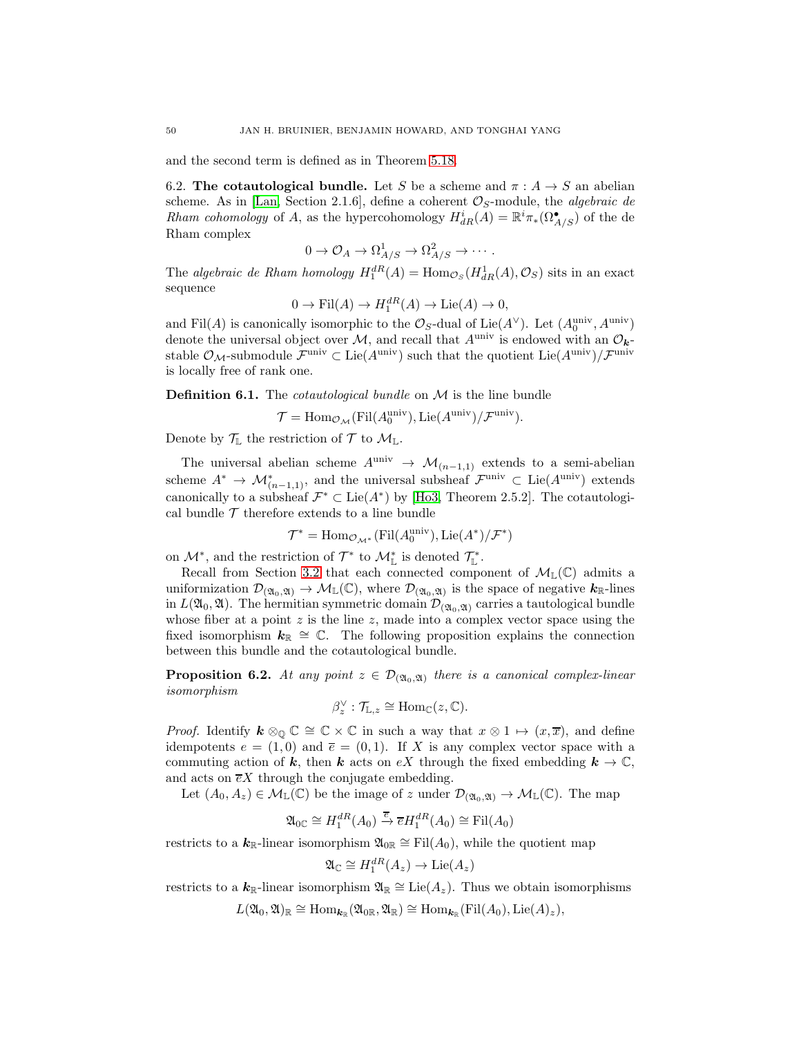and the second term is defined as in Theorem 5.18.

6.2. **The cotautological bundle.** Let $S$ be a scheme and $\pi : A \to S$ an abelian scheme. As in [Lan, Section 2.1.6], define a coherent $\mathcal{O}_S$-module, the *algebraic de Rham cohomology* of $A$, as the hypercohomology $H^i_{dR}(A) = \mathbb{R}^i\pi_*(\Omega^\bullet_{A/S})$ of the de Rham complex

$$0 \to \mathcal{O}_A \to \Omega^1_{A/S} \to \Omega^2_{A/S} \to \cdots .$$

The *algebraic de Rham homology* $H_1^{dR}(A) = \mathrm{Hom}_{\mathcal{O}_S}(H^1_{dR}(A), \mathcal{O}_S)$ sits in an exact sequence

$$0 \to \mathrm{Fil}(A) \to H_1^{dR}(A) \to \mathrm{Lie}(A) \to 0,$$

and $\mathrm{Fil}(A)$ is canonically isomorphic to the $\mathcal{O}_S$-dual of $\mathrm{Lie}(A^\vee)$. Let $(A_0^{\mathrm{univ}}, A^{\mathrm{univ}})$ denote the universal object over $\mathcal{M}$, and recall that $A^{\mathrm{univ}}$ is endowed with an $\mathcal{O}_{\boldsymbol{k}}$-stable $\mathcal{O}_{\mathcal{M}}$-submodule $\mathcal{F}^{\mathrm{univ}} \subset \mathrm{Lie}(A^{\mathrm{univ}})$ such that the quotient $\mathrm{Lie}(A^{\mathrm{univ}})/\mathcal{F}^{\mathrm{univ}}$ is locally free of rank one.

**Definition 6.1.** The *cotautological bundle* on $\mathcal{M}$ is the line bundle

$$\mathcal{T} = \mathrm{Hom}_{\mathcal{O}_{\mathcal{M}}}(\mathrm{Fil}(A_0^{\mathrm{univ}}), \mathrm{Lie}(A^{\mathrm{univ}})/\mathcal{F}^{\mathrm{univ}}).$$

Denote by $\mathcal{T}_{\mathbb{L}}$ the restriction of $\mathcal{T}$ to $\mathcal{M}_{\mathbb{L}}$.

The universal abelian scheme $A^{\mathrm{univ}} \to \mathcal{M}_{(n-1,1)}$ extends to a semi-abelian scheme $A^* \to \mathcal{M}^*_{(n-1,1)}$, and the universal subsheaf $\mathcal{F}^{\mathrm{univ}} \subset \mathrm{Lie}(A^{\mathrm{univ}})$ extends canonically to a subsheaf $\mathcal{F}^* \subset \mathrm{Lie}(A^*)$ by [Ho3, Theorem 2.5.2]. The cotautological bundle $\mathcal{T}$ therefore extends to a line bundle

$$\mathcal{T}^* = \mathrm{Hom}_{\mathcal{O}_{\mathcal{M}^*}}(\mathrm{Fil}(A_0^{\mathrm{univ}}), \mathrm{Lie}(A^*)/\mathcal{F}^*)$$

on $\mathcal{M}^*$, and the restriction of $\mathcal{T}^*$ to $\mathcal{M}^*_{\mathbb{L}}$ is denoted $\mathcal{T}^*_{\mathbb{L}}$.

Recall from Section 3.2 that each connected component of $\mathcal{M}_{\mathbb{L}}(\mathbb{C})$ admits a uniformization $\mathcal{D}_{(\mathfrak{A}_0,\mathfrak{A})} \to \mathcal{M}_{\mathbb{L}}(\mathbb{C})$, where $\mathcal{D}_{(\mathfrak{A}_0,\mathfrak{A})}$ is the space of negative $\boldsymbol{k}_{\mathbb{R}}$-lines in $L(\mathfrak{A}_0, \mathfrak{A})$. The hermitian symmetric domain $\mathcal{D}_{(\mathfrak{A}_0,\mathfrak{A})}$ carries a tautological bundle whose fiber at a point $z$ is the line $z$, made into a complex vector space using the fixed isomorphism $\boldsymbol{k}_{\mathbb{R}} \cong \mathbb{C}$. The following proposition explains the connection between this bundle and the cotautological bundle.

**Proposition 6.2.** *At any point $z \in \mathcal{D}_{(\mathfrak{A}_0,\mathfrak{A})}$ there is a canonical complex-linear isomorphism*

$$\beta_z^\vee : \mathcal{T}_{\mathbb{L},z} \cong \mathrm{Hom}_{\mathbb{C}}(z, \mathbb{C}).$$

*Proof.* Identify $\boldsymbol{k} \otimes_{\mathbb{Q}} \mathbb{C} \cong \mathbb{C} \times \mathbb{C}$ in such a way that $x \otimes 1 \mapsto (x, \overline{x})$, and define idempotents $e = (1, 0)$ and $\overline{e} = (0, 1)$. If $X$ is any complex vector space with a commuting action of $\boldsymbol{k}$, then $\boldsymbol{k}$ acts on $eX$ through the fixed embedding $\boldsymbol{k} \to \mathbb{C}$, and acts on $\overline{e}X$ through the conjugate embedding.

Let $(A_0, A_z) \in \mathcal{M}_{\mathbb{L}}(\mathbb{C})$ be the image of $z$ under $\mathcal{D}_{(\mathfrak{A}_0,\mathfrak{A})} \to \mathcal{M}_{\mathbb{L}}(\mathbb{C})$. The map

$$\mathfrak{A}_{0\mathbb{C}} \cong H_1^{dR}(A_0) \xrightarrow{\overline{e}} \overline{e}H_1^{dR}(A_0) \cong \mathrm{Fil}(A_0)$$

restricts to a $\boldsymbol{k}_{\mathbb{R}}$-linear isomorphism $\mathfrak{A}_{0\mathbb{R}} \cong \mathrm{Fil}(A_0)$, while the quotient map

$$\mathfrak{A}_{\mathbb{C}} \cong H_1^{dR}(A_z) \to \mathrm{Lie}(A_z)$$

restricts to a $\boldsymbol{k}_{\mathbb{R}}$-linear isomorphism $\mathfrak{A}_{\mathbb{R}} \cong \mathrm{Lie}(A_z)$. Thus we obtain isomorphisms

$$L(\mathfrak{A}_0, \mathfrak{A})_{\mathbb{R}} \cong \mathrm{Hom}_{\boldsymbol{k}_{\mathbb{R}}}(\mathfrak{A}_{0\mathbb{R}}, \mathfrak{A}_{\mathbb{R}}) \cong \mathrm{Hom}_{\boldsymbol{k}_{\mathbb{R}}}(\mathrm{Fil}(A_0), \mathrm{Lie}(A)_z),$$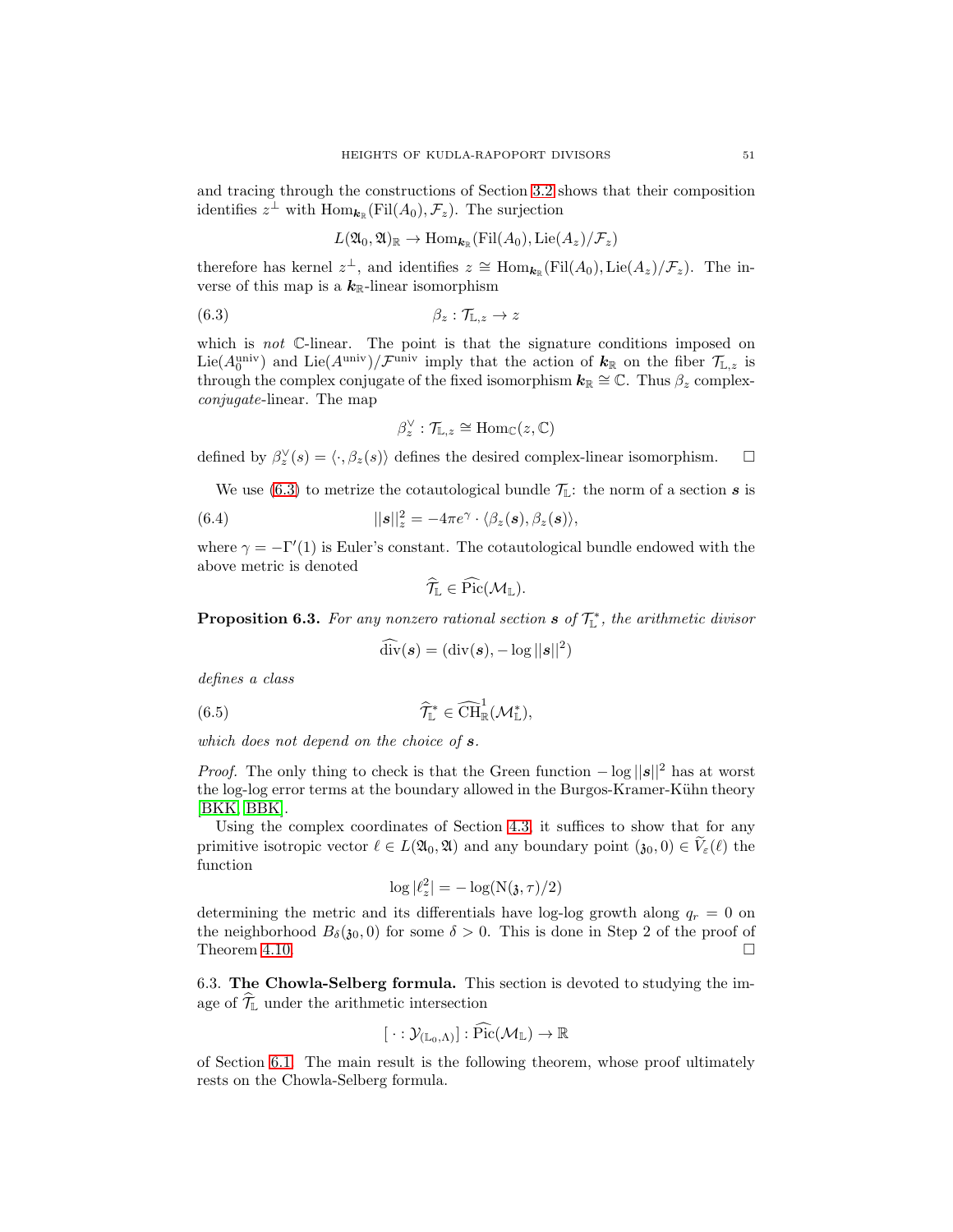and tracing through the constructions of Section 3.2 shows that their composition identifies $z^\perp$ with $\mathrm{Hom}_{\boldsymbol{k}_\mathbb{R}}(\mathrm{Fil}(A_0), \mathcal{F}_z)$. The surjection

$$L(\mathfrak{A}_0, \mathfrak{A})_\mathbb{R} \to \mathrm{Hom}_{\boldsymbol{k}_\mathbb{R}}(\mathrm{Fil}(A_0), \mathrm{Lie}(A_z)/\mathcal{F}_z)$$

therefore has kernel $z^\perp$, and identifies $z \cong \mathrm{Hom}_{\boldsymbol{k}_\mathbb{R}}(\mathrm{Fil}(A_0), \mathrm{Lie}(A_z)/\mathcal{F}_z)$. The inverse of this map is a $\boldsymbol{k}_\mathbb{R}$-linear isomorphism

$$\beta_z : \mathcal{T}_{\mathbb{L},z} \to z \tag{6.3}$$

which is *not* $\mathbb{C}$-linear. The point is that the signature conditions imposed on $\mathrm{Lie}(A_0^{\mathrm{univ}})$ and $\mathrm{Lie}(A^{\mathrm{univ}})/\mathcal{F}^{\mathrm{univ}}$ imply that the action of $\boldsymbol{k}_\mathbb{R}$ on the fiber $\mathcal{T}_{\mathbb{L},z}$ is through the complex conjugate of the fixed isomorphism $\boldsymbol{k}_\mathbb{R} \cong \mathbb{C}$. Thus $\beta_z$ complex-*conjugate*-linear. The map

$$\beta_z^\vee : \mathcal{T}_{\mathbb{L},z} \cong \mathrm{Hom}_\mathbb{C}(z, \mathbb{C})$$

defined by $\beta_z^\vee(s) = \langle \cdot, \beta_z(s) \rangle$ defines the desired complex-linear isomorphism. □

We use (6.3) to metrize the cotautological bundle $\mathcal{T}_\mathbb{L}$: the norm of a section $\boldsymbol{s}$ is

$$||\boldsymbol{s}||_z^2 = -4\pi e^\gamma \cdot \langle \beta_z(\boldsymbol{s}), \beta_z(\boldsymbol{s}) \rangle, \tag{6.4}$$

where $\gamma = -\Gamma'(1)$ is Euler's constant. The cotautological bundle endowed with the above metric is denoted

$$\widehat{\mathcal{T}}_\mathbb{L} \in \widehat{\mathrm{Pic}}(\mathcal{M}_\mathbb{L}).$$

**Proposition 6.3.** *For any nonzero rational section $\boldsymbol{s}$ of $\mathcal{T}_\mathbb{L}^*$, the arithmetic divisor*

$$\widehat{\mathrm{div}}(\boldsymbol{s}) = (\mathrm{div}(\boldsymbol{s}), -\log ||\boldsymbol{s}||^2)$$

*defines a class*

$$\widehat{\mathcal{T}}_\mathbb{L}^* \in \widehat{\mathrm{CH}}^1_\mathbb{R}(\mathcal{M}_\mathbb{L}^*), \tag{6.5}$$

*which does not depend on the choice of $\boldsymbol{s}$.*

*Proof.* The only thing to check is that the Green function $-\log ||\boldsymbol{s}||^2$ has at worst the log-log error terms at the boundary allowed in the Burgos-Kramer-Kühn theory [BKK, BBK].

Using the complex coordinates of Section 4.3, it suffices to show that for any primitive isotropic vector $\ell \in L(\mathfrak{A}_0, \mathfrak{A})$ and any boundary point $(\mathfrak{z}_0, 0) \in \widetilde{V}_\varepsilon(\ell)$ the function

$$\log |\ell_z^2| = -\log(\mathrm{N}(\mathfrak{z}, \tau)/2)$$

determining the metric and its differentials have log-log growth along $q_r = 0$ on the neighborhood $B_\delta(\mathfrak{z}_0, 0)$ for some $\delta > 0$. This is done in Step 2 of the proof of Theorem 4.10. □

## 6.3. The Chowla-Selberg formula.

This section is devoted to studying the image of $\widehat{\mathcal{T}}_\mathbb{L}$ under the arithmetic intersection

$$[\,\cdot : \mathcal{Y}_{(\mathbb{L}_0, \Lambda)}] : \widehat{\mathrm{Pic}}(\mathcal{M}_\mathbb{L}) \to \mathbb{R}$$

of Section 6.1. The main result is the following theorem, whose proof ultimately rests on the Chowla-Selberg formula.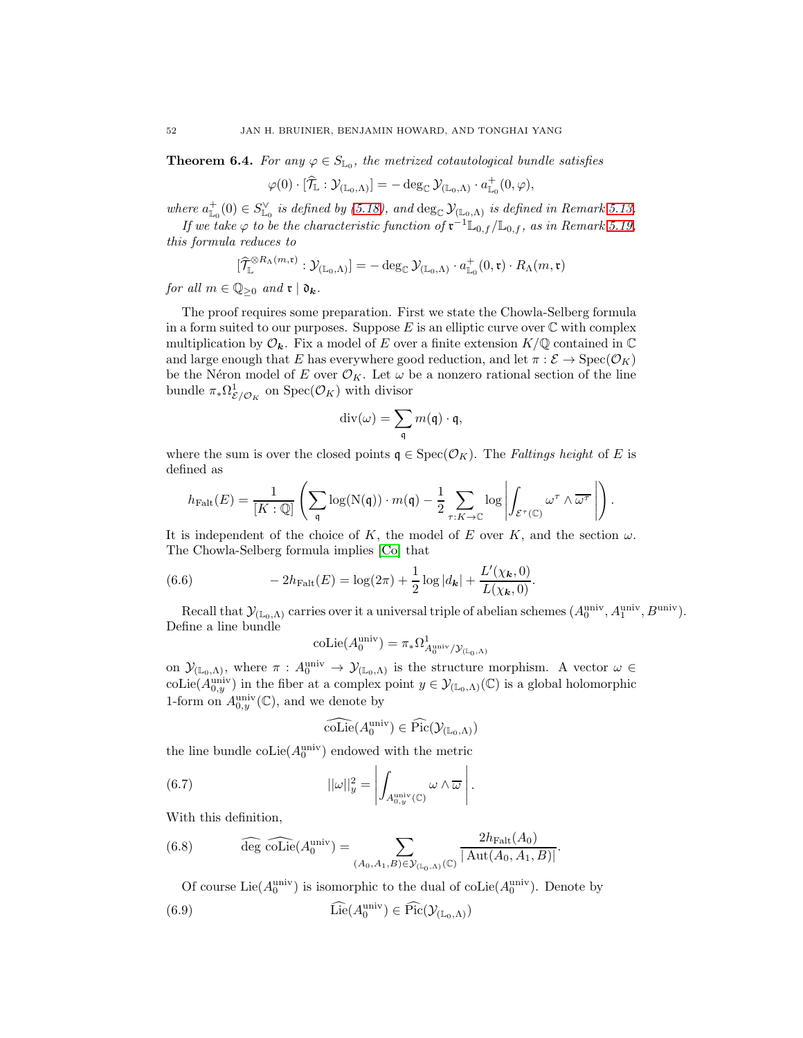**Theorem 6.4.** *For any $\varphi \in S_{\mathbb{L}_0}$, the metrized cotautological bundle satisfies*

$$\varphi(0) \cdot [\widehat{\mathcal{T}}_{\mathbb{L}} : \mathcal{Y}_{(\mathbb{L}_0,\Lambda)}] = -\deg_{\mathbb{C}} \mathcal{Y}_{(\mathbb{L}_0,\Lambda)} \cdot a^+_{\mathbb{L}_0}(0,\varphi),$$

*where $a^+_{\mathbb{L}_0}(0) \in S^\vee_{\mathbb{L}_0}$ is defined by (5.18), and $\deg_{\mathbb{C}} \mathcal{Y}_{(\mathbb{L}_0,\Lambda)}$ is defined in Remark 5.13.*

*If we take $\varphi$ to be the characteristic function of $\mathfrak{r}^{-1}\mathbb{L}_{0,f}/\mathbb{L}_{0,f}$, as in Remark 5.19, this formula reduces to*

$$[\widehat{\mathcal{T}}_{\mathbb{L}}^{\otimes R_\Lambda(m,\mathfrak{r})} : \mathcal{Y}_{(\mathbb{L}_0,\Lambda)}] = -\deg_{\mathbb{C}} \mathcal{Y}_{(\mathbb{L}_0,\Lambda)} \cdot a^+_{\mathbb{L}_0}(0,\mathfrak{r}) \cdot R_\Lambda(m,\mathfrak{r})$$

*for all $m \in \mathbb{Q}_{\geq 0}$ and $\mathfrak{r} \mid \mathfrak{d}_{\boldsymbol{k}}$.*

The proof requires some preparation. First we state the Chowla-Selberg formula in a form suited to our purposes. Suppose $E$ is an elliptic curve over $\mathbb{C}$ with complex multiplication by $\mathcal{O}_{\boldsymbol{k}}$. Fix a model of $E$ over a finite extension $K/\mathbb{Q}$ contained in $\mathbb{C}$ and large enough that $E$ has everywhere good reduction, and let $\pi : \mathcal{E} \to \mathrm{Spec}(\mathcal{O}_K)$ be the Néron model of $E$ over $\mathcal{O}_K$. Let $\omega$ be a nonzero rational section of the line bundle $\pi_*\Omega^1_{\mathcal{E}/\mathcal{O}_K}$ on $\mathrm{Spec}(\mathcal{O}_K)$ with divisor

$$\mathrm{div}(\omega) = \sum_{\mathfrak{q}} m(\mathfrak{q}) \cdot \mathfrak{q},$$

where the sum is over the closed points $\mathfrak{q} \in \mathrm{Spec}(\mathcal{O}_K)$. The *Faltings height* of $E$ is defined as

$$h_{\mathrm{Falt}}(E) = \frac{1}{[K:\mathbb{Q}]}\left( \sum_{\mathfrak{q}} \log(\mathrm{N}(\mathfrak{q})) \cdot m(\mathfrak{q}) - \frac{1}{2}\sum_{\tau : K \to \mathbb{C}} \log \left| \int_{\mathcal{E}^\tau(\mathbb{C})} \omega^\tau \wedge \overline{\omega^\tau} \right| \right).$$

It is independent of the choice of $K$, the model of $E$ over $K$, and the section $\omega$. The Chowla-Selberg formula implies [Co] that

$$-2h_{\mathrm{Falt}}(E) = \log(2\pi) + \frac{1}{2}\log|d_{\boldsymbol{k}}| + \frac{L'(\chi_{\boldsymbol{k}},0)}{L(\chi_{\boldsymbol{k}},0)}. \tag{6.6}$$

Recall that $\mathcal{Y}_{(\mathbb{L}_0,\Lambda)}$ carries over it a universal triple of abelian schemes $(A_0^{\mathrm{univ}}, A_1^{\mathrm{univ}}, B^{\mathrm{univ}})$. Define a line bundle

$$\mathrm{coLie}(A_0^{\mathrm{univ}}) = \pi_*\Omega^1_{A_0^{\mathrm{univ}}/\mathcal{Y}_{(\mathbb{L}_0,\Lambda)}}$$

on $\mathcal{Y}_{(\mathbb{L}_0,\Lambda)}$, where $\pi : A_0^{\mathrm{univ}} \to \mathcal{Y}_{(\mathbb{L}_0,\Lambda)}$ is the structure morphism. A vector $\omega \in \mathrm{coLie}(A_{0,y}^{\mathrm{univ}})$ in the fiber at a complex point $y \in \mathcal{Y}_{(\mathbb{L}_0,\Lambda)}(\mathbb{C})$ is a global holomorphic 1-form on $A_{0,y}^{\mathrm{univ}}(\mathbb{C})$, and we denote by

$$\widehat{\mathrm{coLie}}(A_0^{\mathrm{univ}}) \in \widehat{\mathrm{Pic}}(\mathcal{Y}_{(\mathbb{L}_0,\Lambda)})$$

the line bundle $\mathrm{coLie}(A_0^{\mathrm{univ}})$ endowed with the metric

$$||\omega||_y^2 = \left| \int_{A_{0,y}^{\mathrm{univ}}(\mathbb{C})} \omega \wedge \overline{\omega} \right|. \tag{6.7}$$

With this definition,

$$\widehat{\deg}\ \widehat{\mathrm{coLie}}(A_0^{\mathrm{univ}}) = \sum_{(A_0,A_1,B) \in \mathcal{Y}_{(\mathbb{L}_0,\Lambda)}(\mathbb{C})} \frac{2h_{\mathrm{Falt}}(A_0)}{|\mathrm{Aut}(A_0,A_1,B)|}. \tag{6.8}$$

Of course $\mathrm{Lie}(A_0^{\mathrm{univ}})$ is isomorphic to the dual of $\mathrm{coLie}(A_0^{\mathrm{univ}})$. Denote by

$$\widehat{\mathrm{Lie}}(A_0^{\mathrm{univ}}) \in \widehat{\mathrm{Pic}}(\mathcal{Y}_{(\mathbb{L}_0,\Lambda)}) \tag{6.9}$$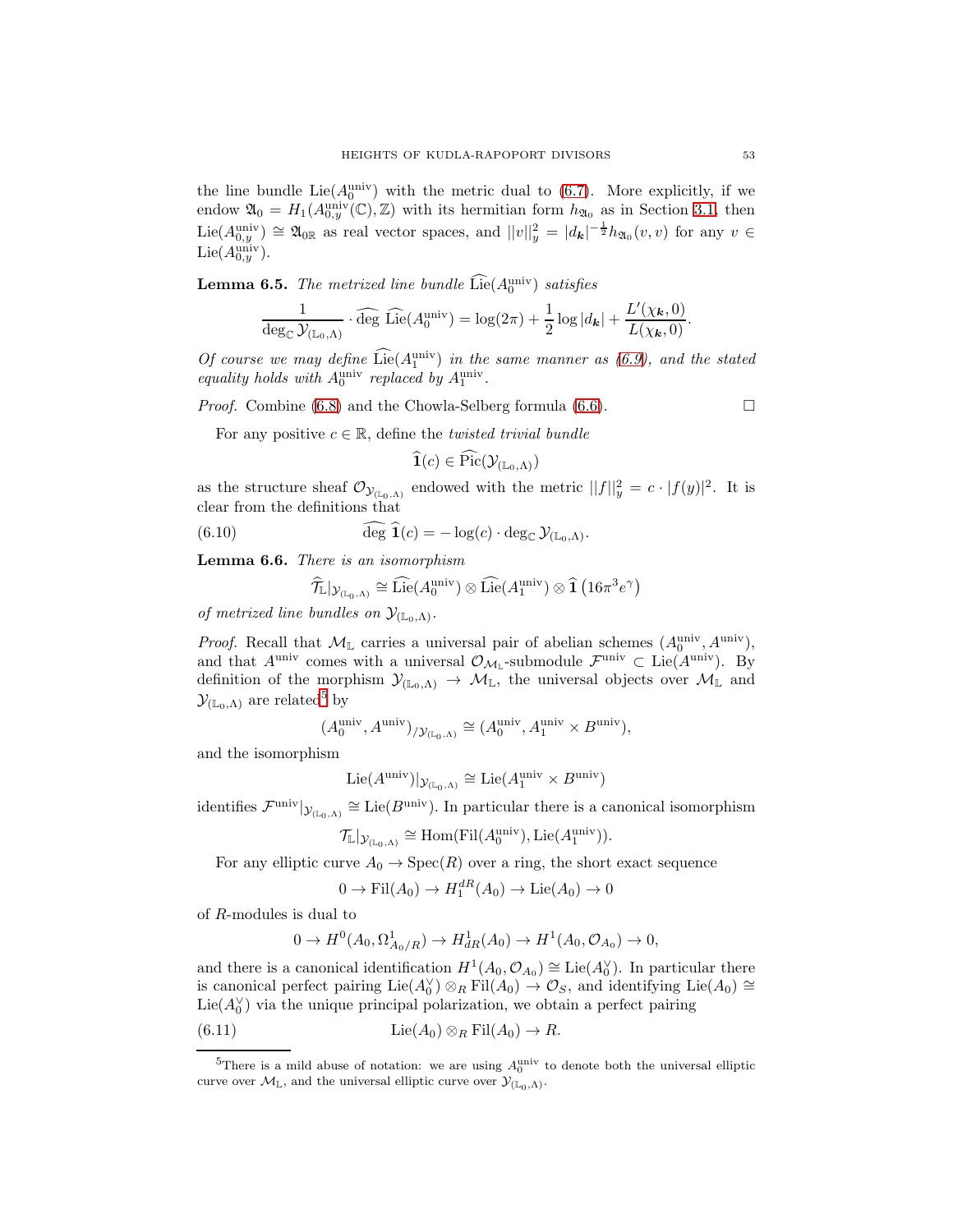the line bundle $\mathrm{Lie}(A_0^{\mathrm{univ}})$ with the metric dual to (6.7). More explicitly, if we endow $\mathfrak{A}_0 = H_1(A_{0,y}^{\mathrm{univ}}(\mathbb{C}), \mathbb{Z})$ with its hermitian form $h_{\mathfrak{A}_0}$ as in Section 3.1, then $\mathrm{Lie}(A_{0,y}^{\mathrm{univ}}) \cong \mathfrak{A}_{0\mathbb{R}}$ as real vector spaces, and $||v||_y^2 = |d_{\boldsymbol{k}}|^{-\frac{1}{2}} h_{\mathfrak{A}_0}(v,v)$ for any $v \in \mathrm{Lie}(A_{0,y}^{\mathrm{univ}})$.

**Lemma 6.5.** *The metrized line bundle* $\widehat{\mathrm{Lie}}(A_0^{\mathrm{univ}})$ *satisfies*

$$\frac{1}{\deg_{\mathbb{C}} \mathcal{Y}_{(\mathbb{L}_0,\Lambda)}} \cdot \widehat{\deg}\ \widehat{\mathrm{Lie}}(A_0^{\mathrm{univ}}) = \log(2\pi) + \frac{1}{2}\log|d_{\boldsymbol{k}}| + \frac{L'(\chi_{\boldsymbol{k}},0)}{L(\chi_{\boldsymbol{k}},0)}.$$

*Of course we may define* $\widehat{\mathrm{Lie}}(A_1^{\mathrm{univ}})$ *in the same manner as (6.9), and the stated equality holds with* $A_0^{\mathrm{univ}}$ *replaced by* $A_1^{\mathrm{univ}}$.

*Proof.* Combine (6.8) and the Chowla-Selberg formula (6.6). □

For any positive $c \in \mathbb{R}$, define the *twisted trivial bundle*

$$\widehat{\mathbf{1}}(c) \in \widehat{\mathrm{Pic}}(\mathcal{Y}_{(\mathbb{L}_0,\Lambda)})$$

as the structure sheaf $\mathcal{O}_{\mathcal{Y}_{(\mathbb{L}_0,\Lambda)}}$ endowed with the metric $||f||_y^2 = c \cdot |f(y)|^2$. It is clear from the definitions that

$$\widehat{\deg}\ \widehat{\mathbf{1}}(c) = -\log(c) \cdot \deg_{\mathbb{C}} \mathcal{Y}_{(\mathbb{L}_0,\Lambda)}. \tag{6.10}$$

**Lemma 6.6.** *There is an isomorphism*

$$\widehat{\mathcal{T}}_{\mathbb{L}}|_{\mathcal{Y}_{(\mathbb{L}_0,\Lambda)}} \cong \widehat{\mathrm{Lie}}(A_0^{\mathrm{univ}}) \otimes \widehat{\mathrm{Lie}}(A_1^{\mathrm{univ}}) \otimes \widehat{\mathbf{1}}\left(16\pi^3 e^{\gamma}\right)$$

*of metrized line bundles on* $\mathcal{Y}_{(\mathbb{L}_0,\Lambda)}$.

*Proof.* Recall that $\mathcal{M}_{\mathbb{L}}$ carries a universal pair of abelian schemes $(A_0^{\mathrm{univ}}, A^{\mathrm{univ}})$, and that $A^{\mathrm{univ}}$ comes with a universal $\mathcal{O}_{\mathcal{M}_{\mathbb{L}}}$-submodule $\mathcal{F}^{\mathrm{univ}} \subset \mathrm{Lie}(A^{\mathrm{univ}})$. By definition of the morphism $\mathcal{Y}_{(\mathbb{L}_0,\Lambda)} \to \mathcal{M}_{\mathbb{L}}$, the universal objects over $\mathcal{M}_{\mathbb{L}}$ and $\mathcal{Y}_{(\mathbb{L}_0,\Lambda)}$ are related[5] by

$$(A_0^{\mathrm{univ}}, A^{\mathrm{univ}})_{/\mathcal{Y}_{(\mathbb{L}_0,\Lambda)}} \cong (A_0^{\mathrm{univ}}, A_1^{\mathrm{univ}} \times B^{\mathrm{univ}}),$$

and the isomorphism

$$\mathrm{Lie}(A^{\mathrm{univ}})|_{\mathcal{Y}_{(\mathbb{L}_0,\Lambda)}} \cong \mathrm{Lie}(A_1^{\mathrm{univ}} \times B^{\mathrm{univ}})$$

identifies $\mathcal{F}^{\mathrm{univ}}|_{\mathcal{Y}_{(\mathbb{L}_0,\Lambda)}} \cong \mathrm{Lie}(B^{\mathrm{univ}})$. In particular there is a canonical isomorphism

$$\mathcal{T}_{\mathbb{L}}|_{\mathcal{Y}_{(\mathbb{L}_0,\Lambda)}} \cong \mathrm{Hom}(\mathrm{Fil}(A_0^{\mathrm{univ}}), \mathrm{Lie}(A_1^{\mathrm{univ}})).$$

For any elliptic curve $A_0 \to \mathrm{Spec}(R)$ over a ring, the short exact sequence

$$0 \to \mathrm{Fil}(A_0) \to H_1^{dR}(A_0) \to \mathrm{Lie}(A_0) \to 0$$

of $R$-modules is dual to

$$0 \to H^0(A_0, \Omega^1_{A_0/R}) \to H^1_{dR}(A_0) \to H^1(A_0, \mathcal{O}_{A_0}) \to 0,$$

and there is a canonical identification $H^1(A_0, \mathcal{O}_{A_0}) \cong \mathrm{Lie}(A_0^\vee)$. In particular there is canonical perfect pairing $\mathrm{Lie}(A_0^\vee) \otimes_R \mathrm{Fil}(A_0) \to \mathcal{O}_S$, and identifying $\mathrm{Lie}(A_0) \cong \mathrm{Lie}(A_0^\vee)$ via the unique principal polarization, we obtain a perfect pairing

$$\mathrm{Lie}(A_0) \otimes_R \mathrm{Fil}(A_0) \to R. \tag{6.11}$$

---

[5] There is a mild abuse of notation: we are using $A_0^{\mathrm{univ}}$ to denote both the universal elliptic curve over $\mathcal{M}_{\mathbb{L}}$, and the universal elliptic curve over $\mathcal{Y}_{(\mathbb{L}_0,\Lambda)}$.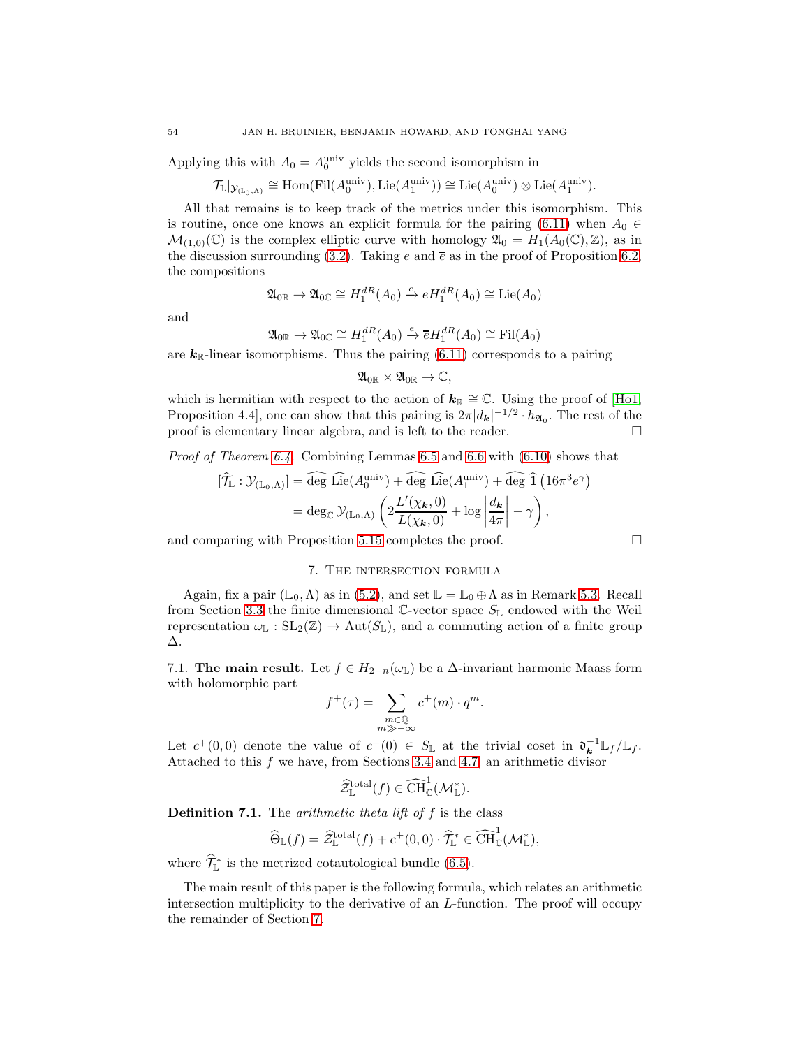Applying this with $A_0 = A_0^{\mathrm{univ}}$ yields the second isomorphism in

$$\mathcal{T}_{\mathbb{L}}|_{\mathcal{Y}_{(\mathbb{L}_0,\Lambda)}} \cong \mathrm{Hom}(\mathrm{Fil}(A_0^{\mathrm{univ}}), \mathrm{Lie}(A_1^{\mathrm{univ}})) \cong \mathrm{Lie}(A_0^{\mathrm{univ}}) \otimes \mathrm{Lie}(A_1^{\mathrm{univ}}).$$

All that remains is to keep track of the metrics under this isomorphism. This is routine, once one knows an explicit formula for the pairing (6.11) when $A_0 \in \mathcal{M}_{(1,0)}(\mathbb{C})$ is the complex elliptic curve with homology $\mathfrak{A}_0 = H_1(A_0(\mathbb{C}), \mathbb{Z})$, as in the discussion surrounding (3.2). Taking $e$ and $\overline{e}$ as in the proof of Proposition 6.2, the compositions

$$\mathfrak{A}_{0\mathbb{R}} \to \mathfrak{A}_{0\mathbb{C}} \cong H_1^{dR}(A_0) \xrightarrow{e} eH_1^{dR}(A_0) \cong \mathrm{Lie}(A_0)$$

and

$$\mathfrak{A}_{0\mathbb{R}} \to \mathfrak{A}_{0\mathbb{C}} \cong H_1^{dR}(A_0) \xrightarrow{\overline{e}} \overline{e}H_1^{dR}(A_0) \cong \mathrm{Fil}(A_0)$$

are $\boldsymbol{k}_{\mathbb{R}}$-linear isomorphisms. Thus the pairing (6.11) corresponds to a pairing

$$\mathfrak{A}_{0\mathbb{R}} \times \mathfrak{A}_{0\mathbb{R}} \to \mathbb{C},$$

which is hermitian with respect to the action of $\boldsymbol{k}_{\mathbb{R}} \cong \mathbb{C}$. Using the proof of [Ho1, Proposition 4.4], one can show that this pairing is $2\pi |d_{\boldsymbol{k}}|^{-1/2} \cdot h_{\mathfrak{A}_0}$. The rest of the proof is elementary linear algebra, and is left to the reader. □

*Proof of Theorem 6.4.* Combining Lemmas 6.5 and 6.6 with (6.10) shows that

$$\begin{aligned}
[\widehat{\mathcal{T}}_{\mathbb{L}} : \mathcal{Y}_{(\mathbb{L}_0,\Lambda)}] &= \widehat{\deg}\ \widehat{\mathrm{Lie}}(A_0^{\mathrm{univ}}) + \widehat{\deg}\ \widehat{\mathrm{Lie}}(A_1^{\mathrm{univ}}) + \widehat{\deg}\ \widehat{\mathbf{1}}\left(16\pi^3 e^{\gamma}\right) \\
&= \deg_{\mathbb{C}} \mathcal{Y}_{(\mathbb{L}_0,\Lambda)} \left( 2\frac{L'(\chi_{\boldsymbol{k}}, 0)}{L(\chi_{\boldsymbol{k}}, 0)} + \log\left|\frac{d_{\boldsymbol{k}}}{4\pi}\right| - \gamma \right),
\end{aligned}$$

and comparing with Proposition 5.15 completes the proof. □

## 7. The intersection formula

Again, fix a pair $(\mathbb{L}_0, \Lambda)$ as in (5.2), and set $\mathbb{L} = \mathbb{L}_0 \oplus \Lambda$ as in Remark 5.3. Recall from Section 3.3 the finite dimensional $\mathbb{C}$-vector space $S_{\mathbb{L}}$ endowed with the Weil representation $\omega_{\mathbb{L}} : \mathrm{SL}_2(\mathbb{Z}) \to \mathrm{Aut}(S_{\mathbb{L}})$, and a commuting action of a finite group $\Delta$.

### 7.1. The main result.

Let $f \in H_{2-n}(\omega_{\mathbb{L}})$ be a $\Delta$-invariant harmonic Maass form with holomorphic part

$$f^+(\tau) = \sum_{\substack{m \in \mathbb{Q} \\ m \gg -\infty}} c^+(m) \cdot q^m.$$

Let $c^+(0,0)$ denote the value of $c^+(0) \in S_{\mathbb{L}}$ at the trivial coset in $\mathfrak{d}_{\boldsymbol{k}}^{-1}\mathbb{L}_f/\mathbb{L}_f$. Attached to this $f$ we have, from Sections 3.4 and 4.7, an arithmetic divisor

$$\widehat{\mathcal{Z}}_{\mathbb{L}}^{\mathrm{total}}(f) \in \widehat{\mathrm{CH}}_{\mathbb{C}}^1(\mathcal{M}_{\mathbb{L}}^*).$$

**Definition 7.1.** The *arithmetic theta lift of $f$* is the class

$$\widehat{\Theta}_{\mathbb{L}}(f) = \widehat{\mathcal{Z}}_{\mathbb{L}}^{\mathrm{total}}(f) + c^+(0,0) \cdot \widehat{\mathcal{T}}_{\mathbb{L}}^* \in \widehat{\mathrm{CH}}_{\mathbb{C}}^1(\mathcal{M}_{\mathbb{L}}^*),$$

where $\widehat{\mathcal{T}}_{\mathbb{L}}^*$ is the metrized cotautological bundle (6.5).

The main result of this paper is the following formula, which relates an arithmetic intersection multiplicity to the derivative of an $L$-function. The proof will occupy the remainder of Section 7.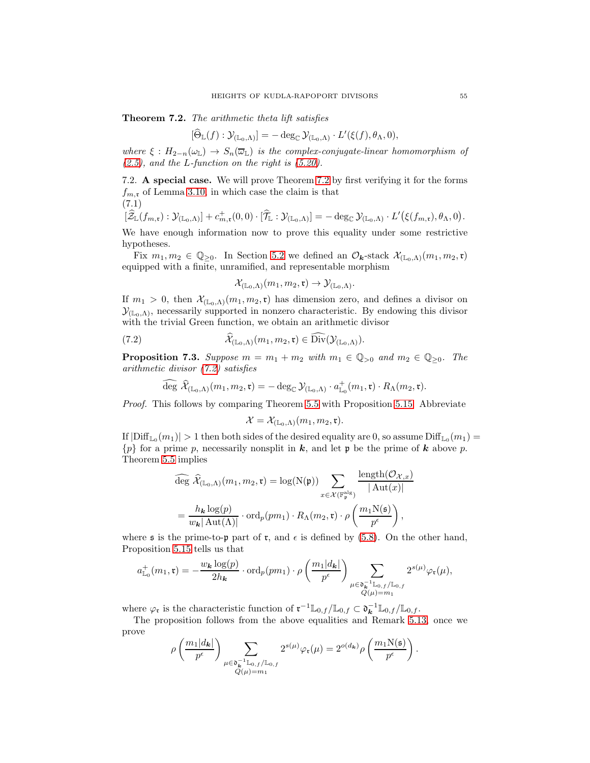**Theorem 7.2.** *The arithmetic theta lift satisfies*

$$[\widehat{\Theta}_{\mathbb{L}}(f) : \mathcal{Y}_{(\mathbb{L}_0,\Lambda)}] = -\deg_{\mathbb{C}} \mathcal{Y}_{(\mathbb{L}_0,\Lambda)} \cdot L'(\xi(f), \theta_\Lambda, 0),$$

*where $\xi : H_{2-n}(\omega_{\mathbb{L}}) \to S_n(\overline{\omega}_{\mathbb{L}})$ is the complex-conjugate-linear homomorphism of (2.5), and the L-function on the right is (5.20).*

7.2. **A special case.** We will prove Theorem 7.2 by first verifying it for the forms $f_{m,\mathfrak{r}}$ of Lemma 3.10, in which case the claim is that

(7.1)

$$[\widehat{\mathcal{Z}}_{\mathbb{L}}(f_{m,\mathfrak{r}}) : \mathcal{Y}_{(\mathbb{L}_0,\Lambda)}] + c^+_{m,\mathfrak{r}}(0,0) \cdot [\widehat{\mathcal{T}}_{\mathbb{L}} : \mathcal{Y}_{(\mathbb{L}_0,\Lambda)}] = -\deg_{\mathbb{C}} \mathcal{Y}_{(\mathbb{L}_0,\Lambda)} \cdot L'\big(\xi(f_{m,\mathfrak{r}}), \theta_\Lambda, 0\big).$$

We have enough information now to prove this equality under some restrictive hypotheses.

Fix $m_1, m_2 \in \mathbb{Q}_{\geq 0}$. In Section 5.2 we defined an $\mathcal{O}_{\boldsymbol{k}}$-stack $\mathcal{X}_{(\mathbb{L}_0,\Lambda)}(m_1, m_2, \mathfrak{r})$ equipped with a finite, unramified, and representable morphism

$$\mathcal{X}_{(\mathbb{L}_0,\Lambda)}(m_1, m_2, \mathfrak{r}) \to \mathcal{Y}_{(\mathbb{L}_0,\Lambda)}.$$

If $m_1 > 0$, then $\mathcal{X}_{(\mathbb{L}_0,\Lambda)}(m_1, m_2, \mathfrak{r})$ has dimension zero, and defines a divisor on $\mathcal{Y}_{(\mathbb{L}_0,\Lambda)}$, necessarily supported in nonzero characteristic. By endowing this divisor with the trivial Green function, we obtain an arithmetic divisor

$$\widehat{\mathcal{X}}_{(\mathbb{L}_0,\Lambda)}(m_1, m_2, \mathfrak{r}) \in \widehat{\mathrm{Div}}(\mathcal{Y}_{(\mathbb{L}_0,\Lambda)}). \tag{7.2}$$

**Proposition 7.3.** *Suppose $m = m_1 + m_2$ with $m_1 \in \mathbb{Q}_{>0}$ and $m_2 \in \mathbb{Q}_{\geq 0}$. The arithmetic divisor (7.2) satisfies*

$$\widehat{\deg}\ \widehat{\mathcal{X}}_{(\mathbb{L}_0,\Lambda)}(m_1, m_2, \mathfrak{r}) = -\deg_{\mathbb{C}} \mathcal{Y}_{(\mathbb{L}_0,\Lambda)} \cdot a^+_{\mathbb{L}_0}(m_1, \mathfrak{r}) \cdot R_\Lambda(m_2, \mathfrak{r}).$$

*Proof.* This follows by comparing Theorem 5.5 with Proposition 5.15. Abbreviate

$$\mathcal{X} = \mathcal{X}_{(\mathbb{L}_0,\Lambda)}(m_1, m_2, \mathfrak{r}).$$

If $|\mathrm{Diff}_{\mathbb{L}_0}(m_1)| > 1$ then both sides of the desired equality are 0, so assume $\mathrm{Diff}_{\mathbb{L}_0}(m_1) = \{p\}$ for a prime $p$, necessarily nonsplit in $\boldsymbol{k}$, and let $\mathfrak{p}$ be the prime of $\boldsymbol{k}$ above $p$. Theorem 5.5 implies

$$\begin{aligned}
\widehat{\deg}\ \widehat{\mathcal{X}}_{(\mathbb{L}_0,\Lambda)}(m_1, m_2, \mathfrak{r}) &= \log(\mathrm{N}(\mathfrak{p})) \sum_{x \in \mathcal{X}(\mathbb{F}^{\mathrm{alg}}_{\mathfrak{p}})} \frac{\mathrm{length}(\mathcal{O}_{\mathcal{X},x})}{|\operatorname{Aut}(x)|} \\
&= \frac{h_{\boldsymbol{k}} \log(p)}{w_{\boldsymbol{k}} |\operatorname{Aut}(\Lambda)|} \cdot \mathrm{ord}_p(pm_1) \cdot R_\Lambda(m_2, \mathfrak{r}) \cdot \rho\left(\frac{m_1 \mathrm{N}(\mathfrak{s})}{p^\epsilon}\right),
\end{aligned}$$

where $\mathfrak{s}$ is the prime-to-$\mathfrak{p}$ part of $\mathfrak{r}$, and $\epsilon$ is defined by (5.8). On the other hand, Proposition 5.15 tells us that

$$a^+_{\mathbb{L}_0}(m_1, \mathfrak{r}) = -\frac{w_{\boldsymbol{k}} \log(p)}{2h_{\boldsymbol{k}}} \cdot \mathrm{ord}_p(pm_1) \cdot \rho\left(\frac{m_1 |d_{\boldsymbol{k}}|}{p^\epsilon}\right) \sum_{\substack{\mu \in \mathfrak{d}^{-1}_{\boldsymbol{k}} \mathbb{L}_{0,f}/\mathbb{L}_{0,f} \\ Q(\mu) = m_1}} 2^{s(\mu)} \varphi_{\mathfrak{r}}(\mu),$$

where $\varphi_{\mathfrak{r}}$ is the characteristic function of $\mathfrak{r}^{-1}\mathbb{L}_{0,f}/\mathbb{L}_{0,f} \subset \mathfrak{d}^{-1}_{\boldsymbol{k}} \mathbb{L}_{0,f}/\mathbb{L}_{0,f}$.

The proposition follows from the above equalities and Remark 5.13, once we prove

$$\rho\left(\frac{m_1 |d_{\boldsymbol{k}}|}{p^\epsilon}\right) \sum_{\substack{\mu \in \mathfrak{d}^{-1}_{\boldsymbol{k}} \mathbb{L}_{0,f}/\mathbb{L}_{0,f} \\ Q(\mu) = m_1}} 2^{s(\mu)} \varphi_{\mathfrak{r}}(\mu) = 2^{o(d_{\boldsymbol{k}})} \rho\left(\frac{m_1 \mathrm{N}(\mathfrak{s})}{p^\epsilon}\right).$$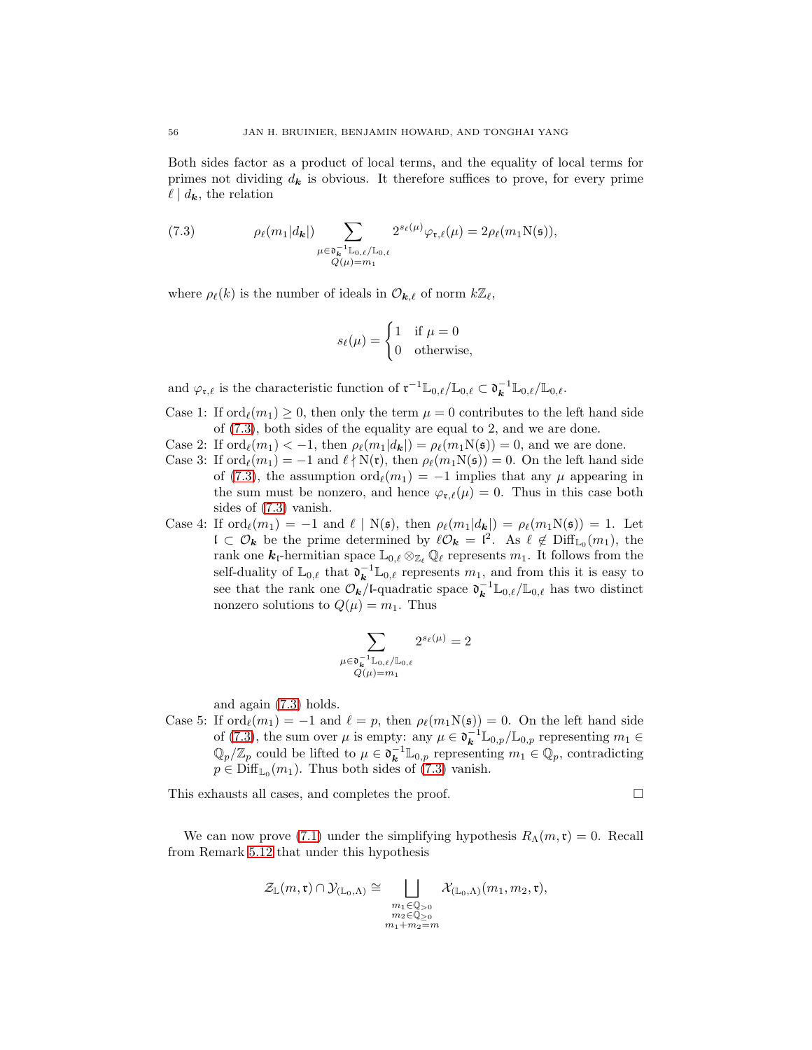Both sides factor as a product of local terms, and the equality of local terms for primes not dividing $d_{\boldsymbol{k}}$ is obvious. It therefore suffices to prove, for every prime $\ell \mid d_{\boldsymbol{k}}$, the relation

$$\rho_\ell(m_1|d_{\boldsymbol{k}}|) \sum_{\substack{\mu \in \mathfrak{d}_{\boldsymbol{k}}^{-1}\mathbb{L}_{0,\ell}/\mathbb{L}_{0,\ell} \\ Q(\mu)=m_1}} 2^{s_\ell(\mu)} \varphi_{\mathfrak{r},\ell}(\mu) = 2\rho_\ell(m_1 \mathrm{N}(\mathfrak{s})), \tag{7.3}$$

where $\rho_\ell(k)$ is the number of ideals in $\mathcal{O}_{\boldsymbol{k},\ell}$ of norm $k\mathbb{Z}_\ell$,

$$s_\ell(\mu) = \begin{cases} 1 & \text{if } \mu = 0 \\ 0 & \text{otherwise,} \end{cases}$$

and $\varphi_{\mathfrak{r},\ell}$ is the characteristic function of $\mathfrak{r}^{-1}\mathbb{L}_{0,\ell}/\mathbb{L}_{0,\ell} \subset \mathfrak{d}_{\boldsymbol{k}}^{-1}\mathbb{L}_{0,\ell}/\mathbb{L}_{0,\ell}$.

Case 1: If $\mathrm{ord}_\ell(m_1) \geq 0$, then only the term $\mu = 0$ contributes to the left hand side of (7.3), both sides of the equality are equal to 2, and we are done.

Case 2: If $\mathrm{ord}_\ell(m_1) < -1$, then $\rho_\ell(m_1|d_{\boldsymbol{k}}|) = \rho_\ell(m_1\mathrm{N}(\mathfrak{s})) = 0$, and we are done.

Case 3: If $\mathrm{ord}_\ell(m_1) = -1$ and $\ell \nmid \mathrm{N}(\mathfrak{r})$, then $\rho_\ell(m_1\mathrm{N}(\mathfrak{s})) = 0$. On the left hand side of (7.3), the assumption $\mathrm{ord}_\ell(m_1) = -1$ implies that any $\mu$ appearing in the sum must be nonzero, and hence $\varphi_{\mathfrak{r},\ell}(\mu) = 0$. Thus in this case both sides of (7.3) vanish.

Case 4: If $\mathrm{ord}_\ell(m_1) = -1$ and $\ell \mid \mathrm{N}(\mathfrak{s})$, then $\rho_\ell(m_1|d_{\boldsymbol{k}}|) = \rho_\ell(m_1\mathrm{N}(\mathfrak{s})) = 1$. Let $\mathfrak{l} \subset \mathcal{O}_{\boldsymbol{k}}$ be the prime determined by $\ell\mathcal{O}_{\boldsymbol{k}} = \mathfrak{l}^2$. As $\ell \notin \mathrm{Diff}_{\mathbb{L}_0}(m_1)$, the rank one $\boldsymbol{k}_{\mathfrak{l}}$-hermitian space $\mathbb{L}_{0,\ell} \otimes_{\mathbb{Z}_\ell} \mathbb{Q}_\ell$ represents $m_1$. It follows from the self-duality of $\mathbb{L}_{0,\ell}$ that $\mathfrak{d}_{\boldsymbol{k}}^{-1}\mathbb{L}_{0,\ell}$ represents $m_1$, and from this it is easy to see that the rank one $\mathcal{O}_{\boldsymbol{k}}/\mathfrak{l}$-quadratic space $\mathfrak{d}_{\boldsymbol{k}}^{-1}\mathbb{L}_{0,\ell}/\mathbb{L}_{0,\ell}$ has two distinct nonzero solutions to $Q(\mu) = m_1$. Thus

$$\sum_{\substack{\mu \in \mathfrak{d}_{\boldsymbol{k}}^{-1}\mathbb{L}_{0,\ell}/\mathbb{L}_{0,\ell} \\ Q(\mu)=m_1}} 2^{s_\ell(\mu)} = 2$$

and again (7.3) holds.

Case 5: If $\mathrm{ord}_\ell(m_1) = -1$ and $\ell = p$, then $\rho_\ell(m_1\mathrm{N}(\mathfrak{s})) = 0$. On the left hand side of (7.3), the sum over $\mu$ is empty: any $\mu \in \mathfrak{d}_{\boldsymbol{k}}^{-1}\mathbb{L}_{0,p}/\mathbb{L}_{0,p}$ representing $m_1 \in \mathbb{Q}_p/\mathbb{Z}_p$ could be lifted to $\mu \in \mathfrak{d}_{\boldsymbol{k}}^{-1}\mathbb{L}_{0,p}$ representing $m_1 \in \mathbb{Q}_p$, contradicting $p \in \mathrm{Diff}_{\mathbb{L}_0}(m_1)$. Thus both sides of (7.3) vanish.

This exhausts all cases, and completes the proof. $\square$

We can now prove (7.1) under the simplifying hypothesis $R_\Lambda(m, \mathfrak{r}) = 0$. Recall from Remark 5.12 that under this hypothesis

$$\mathcal{Z}_{\mathbb{L}}(m, \mathfrak{r}) \cap \mathcal{Y}_{(\mathbb{L}_0,\Lambda)} \cong \bigsqcup_{\substack{m_1 \in \mathbb{Q}_{>0} \\ m_2 \in \mathbb{Q}_{\geq 0} \\ m_1+m_2=m}} \mathcal{X}_{(\mathbb{L}_0,\Lambda)}(m_1, m_2, \mathfrak{r}),$$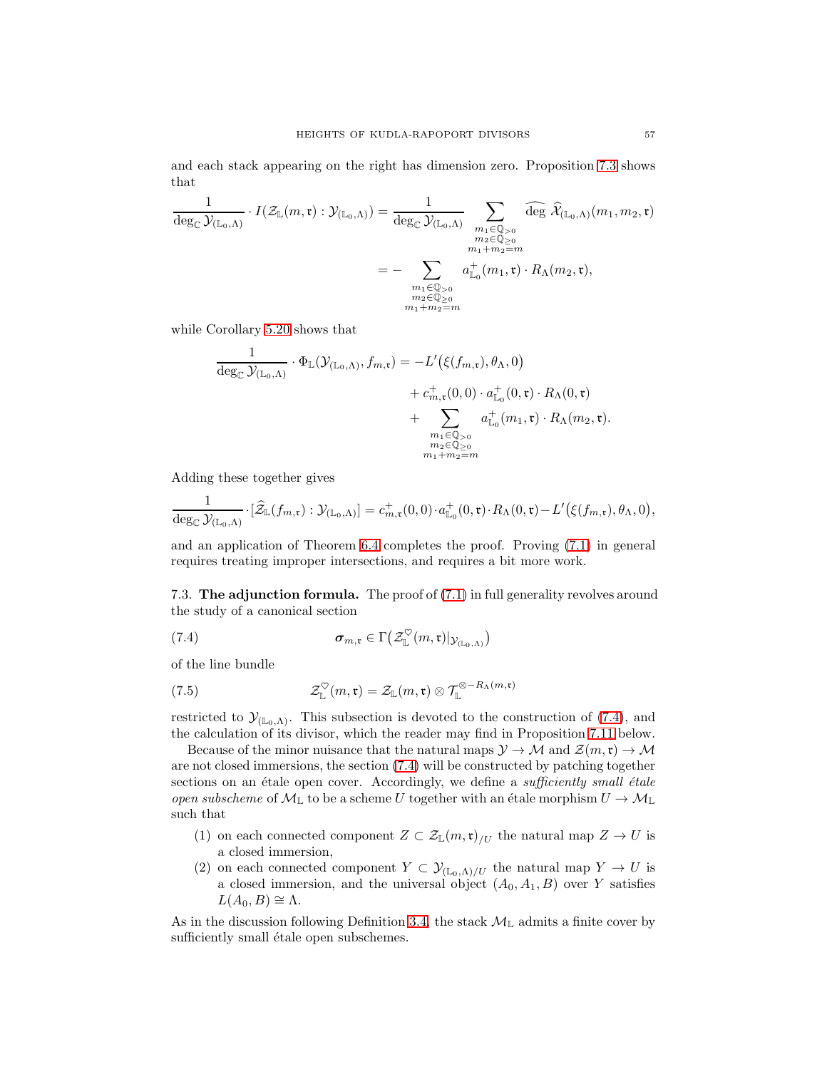and each stack appearing on the right has dimension zero. Proposition 7.3 shows that

$$\frac{1}{\deg_{\mathbb{C}} \mathcal{Y}_{(\mathbb{L}_0,\Lambda)}} \cdot I(\mathcal{Z}_{\mathbb{L}}(m,\mathfrak{r}) : \mathcal{Y}_{(\mathbb{L}_0,\Lambda)}) = \frac{1}{\deg_{\mathbb{C}} \mathcal{Y}_{(\mathbb{L}_0,\Lambda)}} \sum_{\substack{m_1 \in \mathbb{Q}_{>0} \\ m_2 \in \mathbb{Q}_{\geq 0} \\ m_1+m_2=m}} \widehat{\deg}\ \widehat{\mathcal{X}}_{(\mathbb{L}_0,\Lambda)}(m_1,m_2,\mathfrak{r})$$

$$= - \sum_{\substack{m_1 \in \mathbb{Q}_{>0} \\ m_2 \in \mathbb{Q}_{\geq 0} \\ m_1+m_2=m}} a^+_{\mathbb{L}_0}(m_1,\mathfrak{r}) \cdot R_\Lambda(m_2,\mathfrak{r}),$$

while Corollary 5.20 shows that

$$\frac{1}{\deg_{\mathbb{C}} \mathcal{Y}_{(\mathbb{L}_0,\Lambda)}} \cdot \Phi_{\mathbb{L}}(\mathcal{Y}_{(\mathbb{L}_0,\Lambda)}, f_{m,\mathfrak{r}}) = -L'\big(\xi(f_{m,\mathfrak{r}}), \theta_\Lambda, 0\big)$$
$$+ c^+_{m,\mathfrak{r}}(0,0) \cdot a^+_{\mathbb{L}_0}(0,\mathfrak{r}) \cdot R_\Lambda(0,\mathfrak{r})$$
$$+ \sum_{\substack{m_1 \in \mathbb{Q}_{>0} \\ m_2 \in \mathbb{Q}_{\geq 0} \\ m_1+m_2=m}} a^+_{\mathbb{L}_0}(m_1,\mathfrak{r}) \cdot R_\Lambda(m_2,\mathfrak{r}).$$

Adding these together gives

$$\frac{1}{\deg_{\mathbb{C}} \mathcal{Y}_{(\mathbb{L}_0,\Lambda)}} \cdot [\widehat{\mathcal{Z}}_{\mathbb{L}}(f_{m,\mathfrak{r}}) : \mathcal{Y}_{(\mathbb{L}_0,\Lambda)}] = c^+_{m,\mathfrak{r}}(0,0) \cdot a^+_{\mathbb{L}_0}(0,\mathfrak{r}) \cdot R_\Lambda(0,\mathfrak{r}) - L'\big(\xi(f_{m,\mathfrak{r}}), \theta_\Lambda, 0\big),$$

and an application of Theorem 6.4 completes the proof. Proving (7.1) in general requires treating improper intersections, and requires a bit more work.

7.3. **The adjunction formula.** The proof of (7.1) in full generality revolves around the study of a canonical section

$$\boldsymbol{\sigma}_{m,\mathfrak{r}} \in \Gamma\big(\mathcal{Z}^{\heartsuit}_{\mathbb{L}}(m,\mathfrak{r})|_{\mathcal{Y}_{(\mathbb{L}_0,\Lambda)}}\big) \tag{7.4}$$

of the line bundle

$$\mathcal{Z}^{\heartsuit}_{\mathbb{L}}(m,\mathfrak{r}) = \mathcal{Z}_{\mathbb{L}}(m,\mathfrak{r}) \otimes \mathcal{T}_{\mathbb{L}}^{\otimes - R_\Lambda(m,\mathfrak{r})} \tag{7.5}$$

restricted to $\mathcal{Y}_{(\mathbb{L}_0,\Lambda)}$. This subsection is devoted to the construction of (7.4), and the calculation of its divisor, which the reader may find in Proposition 7.11 below.

Because of the minor nuisance that the natural maps $\mathcal{Y} \to \mathcal{M}$ and $\mathcal{Z}(m,\mathfrak{r}) \to \mathcal{M}$ are not closed immersions, the section (7.4) will be constructed by patching together sections on an étale open cover. Accordingly, we define a *sufficiently small étale open subscheme* of $\mathcal{M}_{\mathbb{L}}$ to be a scheme $U$ together with an étale morphism $U \to \mathcal{M}_{\mathbb{L}}$ such that

1. on each connected component $Z \subset \mathcal{Z}_{\mathbb{L}}(m,\mathfrak{r})_{/U}$ the natural map $Z \to U$ is a closed immersion,
2. on each connected component $Y \subset \mathcal{Y}_{(\mathbb{L}_0,\Lambda)/U}$ the natural map $Y \to U$ is a closed immersion, and the universal object $(A_0, A_1, B)$ over $Y$ satisfies $L(A_0,B) \cong \Lambda$.

As in the discussion following Definition 3.4, the stack $\mathcal{M}_{\mathbb{L}}$ admits a finite cover by sufficiently small étale open subschemes.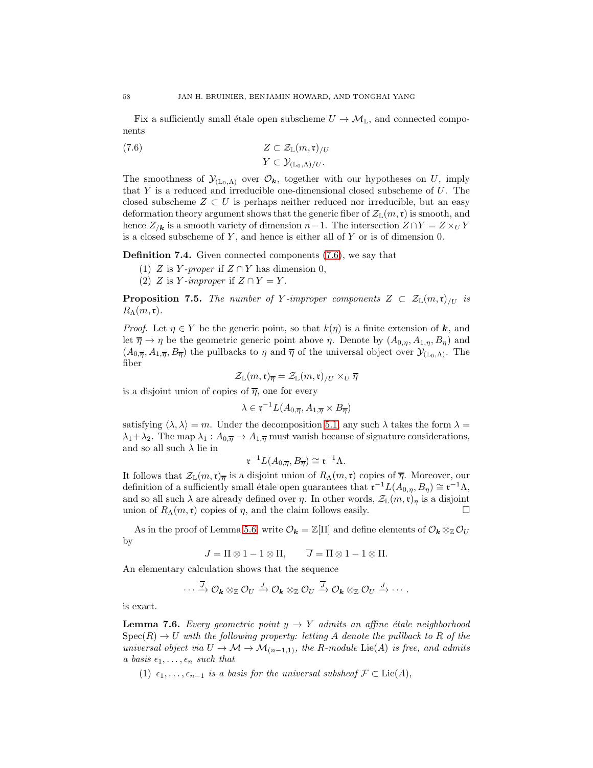Fix a sufficiently small étale open subscheme $U \to \mathcal{M}_{\mathbb{L}}$, and connected components

$$
\begin{aligned}
Z &\subset \mathcal{Z}_{\mathbb{L}}(m, \mathfrak{r})_{/U} \\
Y &\subset \mathcal{Y}_{(\mathbb{L}_0, \Lambda)/U}.
\end{aligned}
\tag{7.6}
$$

The smoothness of $\mathcal{Y}_{(\mathbb{L}_0,\Lambda)}$ over $\mathcal{O}_{\boldsymbol{k}}$, together with our hypotheses on $U$, imply that $Y$ is a reduced and irreducible one-dimensional closed subscheme of $U$. The closed subscheme $Z \subset U$ is perhaps neither reduced nor irreducible, but an easy deformation theory argument shows that the generic fiber of $\mathcal{Z}_{\mathbb{L}}(m, \mathfrak{r})$ is smooth, and hence $Z_{/\boldsymbol{k}}$ is a smooth variety of dimension $n-1$. The intersection $Z \cap Y = Z \times_U Y$ is a closed subscheme of $Y$, and hence is either all of $Y$ or is of dimension 0.

**Definition 7.4.** Given connected components (7.6), we say that

1. $Z$ is *$Y$-proper* if $Z \cap Y$ has dimension 0,
2. $Z$ is *$Y$-improper* if $Z \cap Y = Y$.

**Proposition 7.5.** *The number of $Y$-improper components $Z \subset \mathcal{Z}_{\mathbb{L}}(m, \mathfrak{r})_{/U}$ is $R_\Lambda(m, \mathfrak{r})$.*

*Proof.* Let $\eta \in Y$ be the generic point, so that $k(\eta)$ is a finite extension of $\boldsymbol{k}$, and let $\overline{\eta} \to \eta$ be the geometric generic point above $\eta$. Denote by $(A_{0,\eta}, A_{1,\eta}, B_\eta)$ and $(A_{0,\overline{\eta}}, A_{1,\overline{\eta}}, B_{\overline{\eta}})$ the pullbacks to $\eta$ and $\overline{\eta}$ of the universal object over $\mathcal{Y}_{(\mathbb{L}_0,\Lambda)}$. The fiber

$$\mathcal{Z}_{\mathbb{L}}(m, \mathfrak{r})_{\overline{\eta}} = \mathcal{Z}_{\mathbb{L}}(m, \mathfrak{r})_{/U} \times_U \overline{\eta}$$

is a disjoint union of copies of $\overline{\eta}$, one for every

$$\lambda \in \mathfrak{r}^{-1} L(A_{0,\overline{\eta}}, A_{1,\overline{\eta}} \times B_{\overline{\eta}})$$

satisfying $\langle \lambda, \lambda \rangle = m$. Under the decomposition 5.1, any such $\lambda$ takes the form $\lambda = \lambda_1 + \lambda_2$. The map $\lambda_1 : A_{0,\overline{\eta}} \to A_{1,\overline{\eta}}$ must vanish because of signature considerations, and so all such $\lambda$ lie in

$$\mathfrak{r}^{-1} L(A_{0,\overline{\eta}}, B_{\overline{\eta}}) \cong \mathfrak{r}^{-1}\Lambda.$$

It follows that $\mathcal{Z}_{\mathbb{L}}(m, \mathfrak{r})_{\overline{\eta}}$ is a disjoint union of $R_\Lambda(m, \mathfrak{r})$ copies of $\overline{\eta}$. Moreover, our definition of a sufficiently small étale open guarantees that $\mathfrak{r}^{-1} L(A_{0,\eta}, B_\eta) \cong \mathfrak{r}^{-1}\Lambda$, and so all such $\lambda$ are already defined over $\eta$. In other words, $\mathcal{Z}_{\mathbb{L}}(m, \mathfrak{r})_\eta$ is a disjoint union of $R_\Lambda(m, \mathfrak{r})$ copies of $\eta$, and the claim follows easily. $\square$

As in the proof of Lemma 5.6, write $\mathcal{O}_{\boldsymbol{k}} = \mathbb{Z}[\Pi]$ and define elements of $\mathcal{O}_{\boldsymbol{k}} \otimes_{\mathbb{Z}} \mathcal{O}_U$ by

$$J = \Pi \otimes 1 - 1 \otimes \Pi, \qquad \overline{J} = \overline{\Pi} \otimes 1 - 1 \otimes \Pi.$$

An elementary calculation shows that the sequence

$$\cdots \xrightarrow{\overline{J}} \mathcal{O}_{\boldsymbol{k}} \otimes_{\mathbb{Z}} \mathcal{O}_U \xrightarrow{J} \mathcal{O}_{\boldsymbol{k}} \otimes_{\mathbb{Z}} \mathcal{O}_U \xrightarrow{\overline{J}} \mathcal{O}_{\boldsymbol{k}} \otimes_{\mathbb{Z}} \mathcal{O}_U \xrightarrow{J} \cdots.$$

is exact.

**Lemma 7.6.** *Every geometric point $y \to Y$ admits an affine étale neighborhood $\mathrm{Spec}(R) \to U$ with the following property: letting $A$ denote the pullback to $R$ of the universal object via $U \to \mathcal{M} \to \mathcal{M}_{(n-1,1)}$, the $R$-module $\mathrm{Lie}(A)$ is free, and admits a basis $\epsilon_1, \ldots, \epsilon_n$ such that*

1. *$\epsilon_1, \ldots, \epsilon_{n-1}$ is a basis for the universal subsheaf $\mathcal{F} \subset \mathrm{Lie}(A)$,*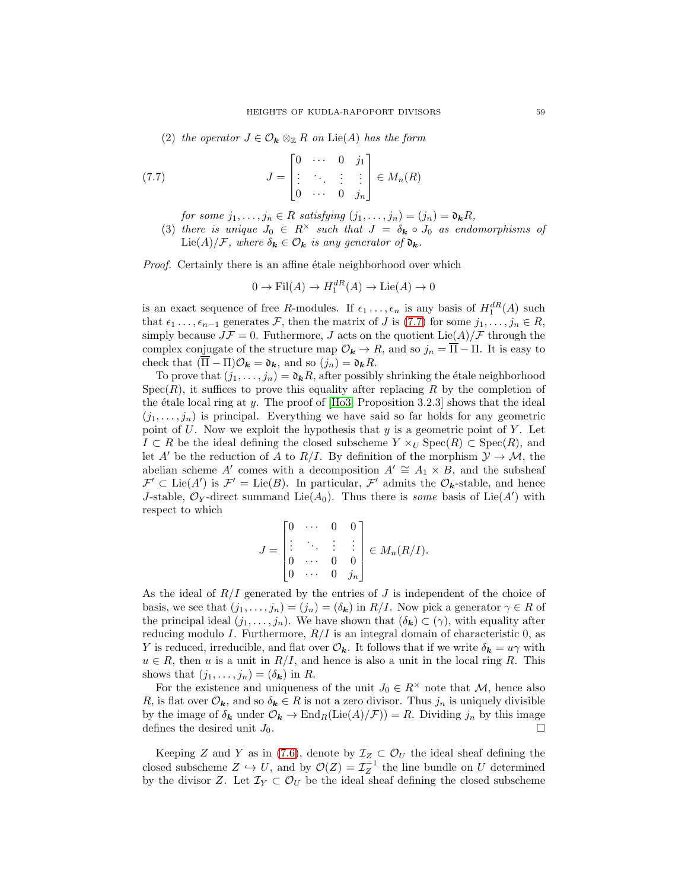(2) *the operator* $J \in \mathcal{O}_{\boldsymbol{k}} \otimes_{\mathbb{Z}} R$ *on* $\mathrm{Lie}(A)$ *has the form*

$$J = \begin{bmatrix} 0 & \cdots & 0 & j_1 \\ \vdots & \ddots & \vdots & \vdots \\ 0 & \cdots & 0 & j_n \end{bmatrix} \in M_n(R) \tag{7.7}$$

*for some* $j_1, \ldots, j_n \in R$ *satisfying* $(j_1, \ldots, j_n) = (j_n) = \mathfrak{d}_{\boldsymbol{k}} R$*,*

(3) *there is unique* $J_0 \in R^\times$ *such that* $J = \delta_{\boldsymbol{k}} \circ J_0$ *as endomorphisms of* $\mathrm{Lie}(A)/\mathcal{F}$*, where* $\delta_{\boldsymbol{k}} \in \mathcal{O}_{\boldsymbol{k}}$ *is any generator of* $\mathfrak{d}_{\boldsymbol{k}}$*.*

*Proof.* Certainly there is an affine étale neighborhood over which

$$0 \to \mathrm{Fil}(A) \to H_1^{dR}(A) \to \mathrm{Lie}(A) \to 0$$

is an exact sequence of free $R$-modules. If $\epsilon_1 \ldots, \epsilon_n$ is any basis of $H_1^{dR}(A)$ such that $\epsilon_1 \ldots, \epsilon_{n-1}$ generates $\mathcal{F}$, then the matrix of $J$ is (7.7) for some $j_1, \ldots, j_n \in R$, simply because $J\mathcal{F} = 0$. Futhermore, $J$ acts on the quotient $\mathrm{Lie}(A)/\mathcal{F}$ through the complex conjugate of the structure map $\mathcal{O}_{\boldsymbol{k}} \to R$, and so $j_n = \overline{\Pi} - \Pi$. It is easy to check that $(\overline{\Pi} - \Pi)\mathcal{O}_{\boldsymbol{k}} = \mathfrak{d}_{\boldsymbol{k}}$, and so $(j_n) = \mathfrak{d}_{\boldsymbol{k}} R$.

To prove that $(j_1, \ldots, j_n) = \mathfrak{d}_{\boldsymbol{k}} R$, after possibly shrinking the étale neighborhood $\mathrm{Spec}(R)$, it suffices to prove this equality after replacing $R$ by the completion of the étale local ring at $y$. The proof of [Ho3, Proposition 3.2.3] shows that the ideal $(j_1, \ldots, j_n)$ is principal. Everything we have said so far holds for any geometric point of $U$. Now we exploit the hypothesis that $y$ is a geometric point of $Y$. Let $I \subset R$ be the ideal defining the closed subscheme $Y \times_U \mathrm{Spec}(R) \subset \mathrm{Spec}(R)$, and let $A'$ be the reduction of $A$ to $R/I$. By definition of the morphism $\mathcal{Y} \to \mathcal{M}$, the abelian scheme $A'$ comes with a decomposition $A' \cong A_1 \times B$, and the subsheaf $\mathcal{F}' \subset \mathrm{Lie}(A')$ is $\mathcal{F}' = \mathrm{Lie}(B)$. In particular, $\mathcal{F}'$ admits the $\mathcal{O}_{\boldsymbol{k}}$-stable, and hence $J$-stable, $\mathcal{O}_Y$-direct summand $\mathrm{Lie}(A_0)$. Thus there is *some* basis of $\mathrm{Lie}(A')$ with respect to which

$$J = \begin{bmatrix} 0 & \cdots & 0 & 0 \\ \vdots & \ddots & \vdots & \vdots \\ 0 & \cdots & 0 & 0 \\ 0 & \cdots & 0 & j_n \end{bmatrix} \in M_n(R/I).$$

As the ideal of $R/I$ generated by the entries of $J$ is independent of the choice of basis, we see that $(j_1, \ldots, j_n) = (j_n) = (\delta_{\boldsymbol{k}})$ in $R/I$. Now pick a generator $\gamma \in R$ of the principal ideal $(j_1, \ldots, j_n)$. We have shown that $(\delta_{\boldsymbol{k}}) \subset (\gamma)$, with equality after reducing modulo $I$. Furthermore, $R/I$ is an integral domain of characteristic 0, as $Y$ is reduced, irreducible, and flat over $\mathcal{O}_{\boldsymbol{k}}$. It follows that if we write $\delta_{\boldsymbol{k}} = u\gamma$ with $u \in R$, then $u$ is a unit in $R/I$, and hence is also a unit in the local ring $R$. This shows that $(j_1, \ldots, j_n) = (\delta_{\boldsymbol{k}})$ in $R$.

For the existence and uniqueness of the unit $J_0 \in R^\times$ note that $\mathcal{M}$, hence also $R$, is flat over $\mathcal{O}_{\boldsymbol{k}}$, and so $\delta_{\boldsymbol{k}} \in R$ is not a zero divisor. Thus $j_n$ is uniquely divisible by the image of $\delta_{\boldsymbol{k}}$ under $\mathcal{O}_{\boldsymbol{k}} \to \mathrm{End}_R(\mathrm{Lie}(A)/\mathcal{F})) = R$. Dividing $j_n$ by this image defines the desired unit $J_0$. $\square$

Keeping $Z$ and $Y$ as in (7.6), denote by $\mathcal{I}_Z \subset \mathcal{O}_U$ the ideal sheaf defining the closed subscheme $Z \hookrightarrow U$, and by $\mathcal{O}(Z) = \mathcal{I}_Z^{-1}$ the line bundle on $U$ determined by the divisor $Z$. Let $\mathcal{I}_Y \subset \mathcal{O}_U$ be the ideal sheaf defining the closed subscheme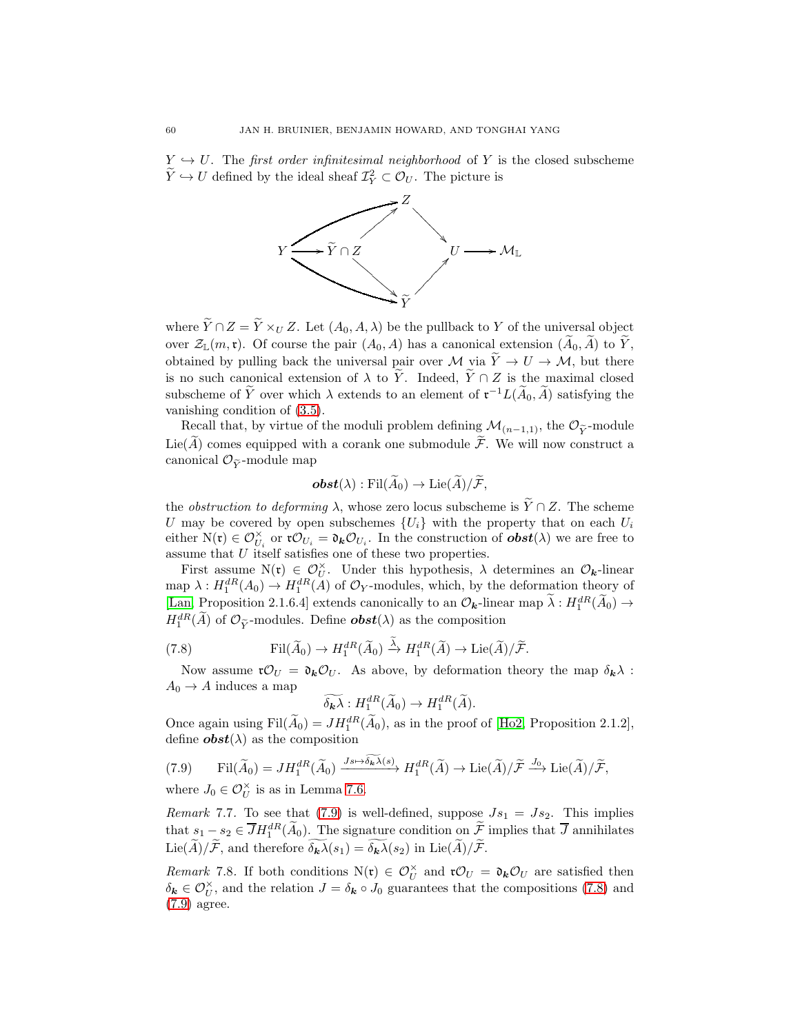$Y \hookrightarrow U$. The *first order infinitesimal neighborhood* of $Y$ is the closed subscheme $\widetilde{Y} \hookrightarrow U$ defined by the ideal sheaf $\mathcal{I}_Y^2 \subset \mathcal{O}_U$. The picture is

$$
\begin{array}{ccccc}
 & & Z & & \\
 & \nearrow & & \searrow & \\
Y \longrightarrow & \widetilde{Y} \cap Z & & & U \longrightarrow \mathcal{M}_{\mathbb{L}} \\
 & \searrow & & \nearrow & \\
 & & \widetilde{Y} & &
\end{array}
$$

where $\widetilde{Y} \cap Z = \widetilde{Y} \times_U Z$. Let $(A_0, A, \lambda)$ be the pullback to $Y$ of the universal object over $\mathcal{Z}_{\mathbb{L}}(m, \mathfrak{r})$. Of course the pair $(A_0, A)$ has a canonical extension $(\widetilde{A}_0, \widetilde{A})$ to $\widetilde{Y}$, obtained by pulling back the universal pair over $\mathcal{M}$ via $\widetilde{Y} \to U \to \mathcal{M}$, but there is no such canonical extension of $\lambda$ to $\widetilde{Y}$. Indeed, $\widetilde{Y} \cap Z$ is the maximal closed subscheme of $\widetilde{Y}$ over which $\lambda$ extends to an element of $\mathfrak{r}^{-1}L(\widetilde{A}_0, \widetilde{A})$ satisfying the vanishing condition of (3.5).

Recall that, by virtue of the moduli problem defining $\mathcal{M}_{(n-1,1)}$, the $\mathcal{O}_{\widetilde{Y}}$-module $\mathrm{Lie}(\widetilde{A})$ comes equipped with a corank one submodule $\widetilde{\mathcal{F}}$. We will now construct a canonical $\mathcal{O}_{\widetilde{Y}}$-module map

$$
\boldsymbol{obst}(\lambda) : \mathrm{Fil}(\widetilde{A}_0) \to \mathrm{Lie}(\widetilde{A})/\widetilde{\mathcal{F}},
$$

the *obstruction to deforming* $\lambda$, whose zero locus subscheme is $\widetilde{Y} \cap Z$. The scheme $U$ may be covered by open subschemes $\{U_i\}$ with the property that on each $U_i$ either $\mathrm{N}(\mathfrak{r}) \in \mathcal{O}_{U_i}^\times$ or $\mathfrak{r}\mathcal{O}_{U_i} = \mathfrak{d}_{\boldsymbol{k}}\mathcal{O}_{U_i}$. In the construction of $\boldsymbol{obst}(\lambda)$ we are free to assume that $U$ itself satisfies one of these two properties.

First assume $\mathrm{N}(\mathfrak{r}) \in \mathcal{O}_U^\times$. Under this hypothesis, $\lambda$ determines an $\mathcal{O}_{\boldsymbol{k}}$-linear map $\lambda : H_1^{dR}(A_0) \to H_1^{dR}(A)$ of $\mathcal{O}_Y$-modules, which, by the deformation theory of [Lan, Proposition 2.1.6.4] extends canonically to an $\mathcal{O}_{\boldsymbol{k}}$-linear map $\widetilde{\lambda} : H_1^{dR}(\widetilde{A}_0) \to H_1^{dR}(\widetilde{A})$ of $\mathcal{O}_{\widetilde{Y}}$-modules. Define $\boldsymbol{obst}(\lambda)$ as the composition

$$
\mathrm{Fil}(\widetilde{A}_0) \to H_1^{dR}(\widetilde{A}_0) \xrightarrow{\widetilde{\lambda}} H_1^{dR}(\widetilde{A}) \to \mathrm{Lie}(\widetilde{A})/\widetilde{\mathcal{F}}. \tag{7.8}
$$

Now assume $\mathfrak{r}\mathcal{O}_U = \mathfrak{d}_{\boldsymbol{k}}\mathcal{O}_U$. As above, by deformation theory the map $\delta_{\boldsymbol{k}}\lambda : A_0 \to A$ induces a map

$$
\widetilde{\delta_{\boldsymbol{k}}\lambda} : H_1^{dR}(\widetilde{A}_0) \to H_1^{dR}(\widetilde{A}).
$$

Once again using $\mathrm{Fil}(\widetilde{A}_0) = JH_1^{dR}(\widetilde{A}_0)$, as in the proof of [Ho2, Proposition 2.1.2], define $\boldsymbol{obst}(\lambda)$ as the composition

$$
\mathrm{Fil}(\widetilde{A}_0) = JH_1^{dR}(\widetilde{A}_0) \xrightarrow{Js \mapsto \widetilde{\delta_{\boldsymbol{k}}\lambda}(s)} H_1^{dR}(\widetilde{A}) \to \mathrm{Lie}(\widetilde{A})/\widetilde{\mathcal{F}} \xrightarrow{J_0} \mathrm{Lie}(\widetilde{A})/\widetilde{\mathcal{F}}, \tag{7.9}
$$

where $J_0 \in \mathcal{O}_U^\times$ is as in Lemma 7.6.

*Remark* 7.7. To see that (7.9) is well-defined, suppose $Js_1 = Js_2$. This implies that $s_1 - s_2 \in \overline{J}H_1^{dR}(\widetilde{A}_0)$. The signature condition on $\widetilde{\mathcal{F}}$ implies that $\overline{J}$ annihilates $\mathrm{Lie}(\widetilde{A})/\widetilde{\mathcal{F}}$, and therefore $\widetilde{\delta_{\boldsymbol{k}}\lambda}(s_1) = \widetilde{\delta_{\boldsymbol{k}}\lambda}(s_2)$ in $\mathrm{Lie}(\widetilde{A})/\widetilde{\mathcal{F}}$.

*Remark* 7.8. If both conditions $\mathrm{N}(\mathfrak{r}) \in \mathcal{O}_U^\times$ and $\mathfrak{r}\mathcal{O}_U = \mathfrak{d}_{\boldsymbol{k}}\mathcal{O}_U$ are satisfied then $\delta_{\boldsymbol{k}} \in \mathcal{O}_U^\times$, and the relation $J = \delta_{\boldsymbol{k}} \circ J_0$ guarantees that the compositions (7.8) and (7.9) agree.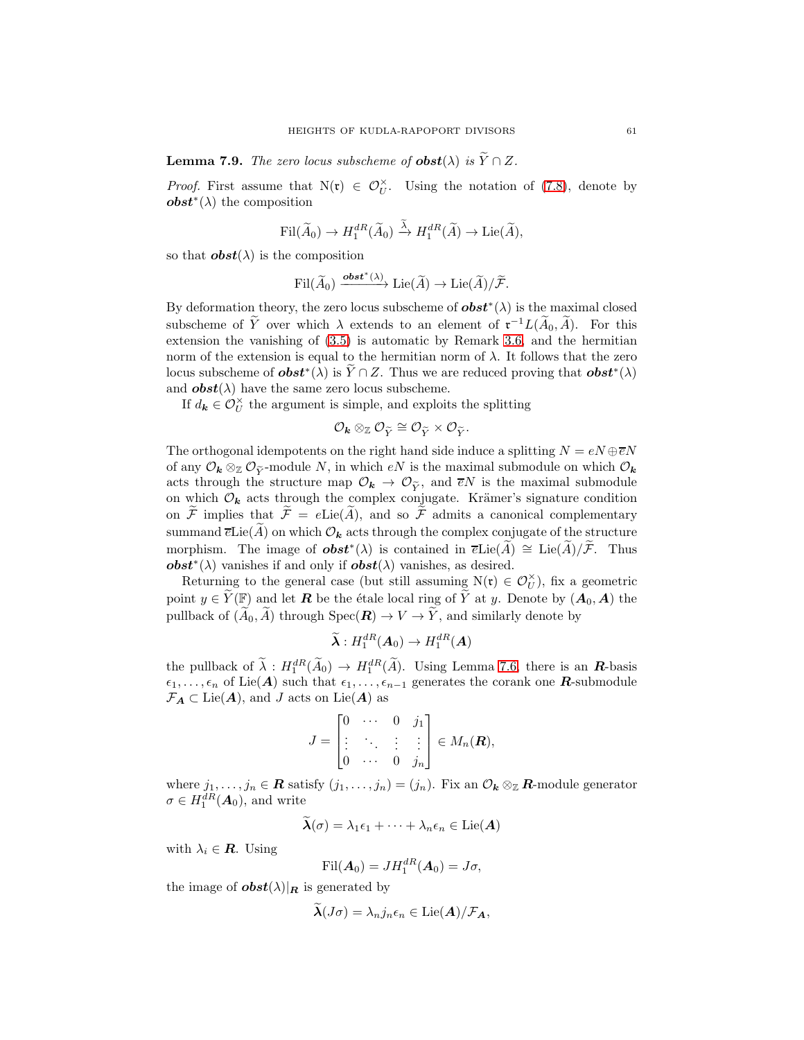**Lemma 7.9.** *The zero locus subscheme of $\boldsymbol{obst}(\lambda)$ is $\widetilde{Y} \cap Z$.*

*Proof.* First assume that $\mathrm{N}(\mathfrak{r}) \in \mathcal{O}_U^\times$. Using the notation of (7.8), denote by $\boldsymbol{obst}^*(\lambda)$ the composition

$$\mathrm{Fil}(\widetilde{A}_0) \to H_1^{dR}(\widetilde{A}_0) \xrightarrow{\widetilde{\lambda}} H_1^{dR}(\widetilde{A}) \to \mathrm{Lie}(\widetilde{A}),$$

so that $\boldsymbol{obst}(\lambda)$ is the composition

$$\mathrm{Fil}(\widetilde{A}_0) \xrightarrow{\boldsymbol{obst}^*(\lambda)} \mathrm{Lie}(\widetilde{A}) \to \mathrm{Lie}(\widetilde{A})/\widetilde{\mathcal{F}}.$$

By deformation theory, the zero locus subscheme of $\boldsymbol{obst}^*(\lambda)$ is the maximal closed subscheme of $\widetilde{Y}$ over which $\lambda$ extends to an element of $\mathfrak{r}^{-1}L(\widetilde{A}_0, \widetilde{A})$. For this extension the vanishing of (3.5) is automatic by Remark 3.6, and the hermitian norm of the extension is equal to the hermitian norm of $\lambda$. It follows that the zero locus subscheme of $\boldsymbol{obst}^*(\lambda)$ is $\widetilde{Y} \cap Z$. Thus we are reduced proving that $\boldsymbol{obst}^*(\lambda)$ and $\boldsymbol{obst}(\lambda)$ have the same zero locus subscheme.

If $d_{\boldsymbol{k}} \in \mathcal{O}_U^\times$ the argument is simple, and exploits the splitting

$$\mathcal{O}_{\boldsymbol{k}} \otimes_{\mathbb{Z}} \mathcal{O}_{\widetilde{Y}} \cong \mathcal{O}_{\widetilde{Y}} \times \mathcal{O}_{\widetilde{Y}}.$$

The orthogonal idempotents on the right hand side induce a splitting $N = eN \oplus \overline{e}N$ of any $\mathcal{O}_{\boldsymbol{k}} \otimes_{\mathbb{Z}} \mathcal{O}_{\widetilde{Y}}$-module $N$, in which $eN$ is the maximal submodule on which $\mathcal{O}_{\boldsymbol{k}}$ acts through the structure map $\mathcal{O}_{\boldsymbol{k}} \to \mathcal{O}_{\widetilde{Y}}$, and $\overline{e}N$ is the maximal submodule on which $\mathcal{O}_{\boldsymbol{k}}$ acts through the complex conjugate. Krämer's signature condition on $\widetilde{\mathcal{F}}$ implies that $\widetilde{\mathcal{F}} = e\mathrm{Lie}(\widetilde{A})$, and so $\widetilde{\mathcal{F}}$ admits a canonical complementary summand $\overline{e}\mathrm{Lie}(\widetilde{A})$ on which $\mathcal{O}_{\boldsymbol{k}}$ acts through the complex conjugate of the structure morphism. The image of $\boldsymbol{obst}^*(\lambda)$ is contained in $\overline{e}\mathrm{Lie}(\widetilde{A}) \cong \mathrm{Lie}(\widetilde{A})/\widetilde{\mathcal{F}}$. Thus $\boldsymbol{obst}^*(\lambda)$ vanishes if and only if $\boldsymbol{obst}(\lambda)$ vanishes, as desired.

Returning to the general case (but still assuming $\mathrm{N}(\mathfrak{r}) \in \mathcal{O}_U^\times$), fix a geometric point $y \in \widetilde{Y}(\mathbb{F})$ and let $\boldsymbol{R}$ be the étale local ring of $\widetilde{Y}$ at $y$. Denote by $(\boldsymbol{A}_0, \boldsymbol{A})$ the pullback of $(\widetilde{A}_0, \widetilde{A})$ through $\mathrm{Spec}(\boldsymbol{R}) \to V \to \widetilde{Y}$, and similarly denote by

$$\widetilde{\boldsymbol{\lambda}} : H_1^{dR}(\boldsymbol{A}_0) \to H_1^{dR}(\boldsymbol{A})$$

the pullback of $\widetilde{\lambda} : H_1^{dR}(\widetilde{A}_0) \to H_1^{dR}(\widetilde{A})$. Using Lemma 7.6, there is an $\boldsymbol{R}$-basis $\epsilon_1, \ldots, \epsilon_n$ of $\mathrm{Lie}(\boldsymbol{A})$ such that $\epsilon_1, \ldots, \epsilon_{n-1}$ generates the corank one $\boldsymbol{R}$-submodule $\mathcal{F}_{\boldsymbol{A}} \subset \mathrm{Lie}(\boldsymbol{A})$, and $J$ acts on $\mathrm{Lie}(\boldsymbol{A})$ as

$$J = \begin{bmatrix} 0 & \cdots & 0 & j_1 \\ \vdots & \ddots & \vdots & \vdots \\ 0 & \cdots & 0 & j_n \end{bmatrix} \in M_n(\boldsymbol{R}),$$

where $j_1, \ldots, j_n \in \boldsymbol{R}$ satisfy $(j_1, \ldots, j_n) = (j_n)$. Fix an $\mathcal{O}_{\boldsymbol{k}} \otimes_{\mathbb{Z}} \boldsymbol{R}$-module generator $\sigma \in H_1^{dR}(\boldsymbol{A}_0)$, and write

$$\widetilde{\boldsymbol{\lambda}}(\sigma) = \lambda_1 \epsilon_1 + \cdots + \lambda_n \epsilon_n \in \mathrm{Lie}(\boldsymbol{A})$$

with $\lambda_i \in \boldsymbol{R}$. Using

$$\mathrm{Fil}(\boldsymbol{A}_0) = J H_1^{dR}(\boldsymbol{A}_0) = J\sigma,$$

the image of $\boldsymbol{obst}(\lambda)|_{\boldsymbol{R}}$ is generated by

$$\widetilde{\boldsymbol{\lambda}}(J\sigma) = \lambda_n j_n \epsilon_n \in \mathrm{Lie}(\boldsymbol{A})/\mathcal{F}_{\boldsymbol{A}},$$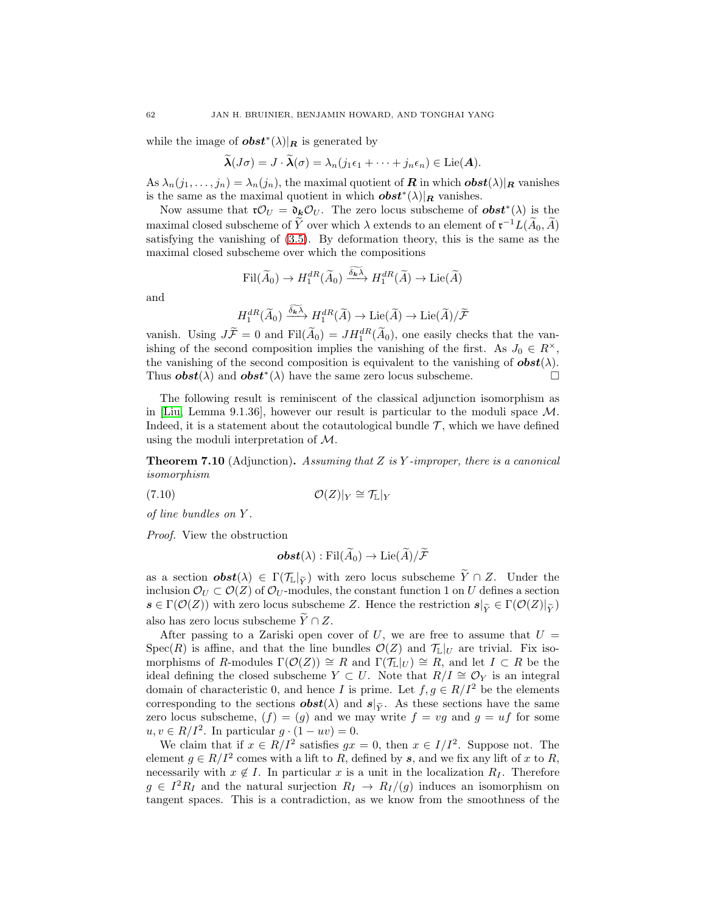while the image of $\boldsymbol{obst}^*(\lambda)|_{\boldsymbol{R}}$ is generated by

$$\widetilde{\boldsymbol{\lambda}}(J\sigma) = J \cdot \widetilde{\boldsymbol{\lambda}}(\sigma) = \lambda_n(j_1\epsilon_1 + \cdots + j_n\epsilon_n) \in \mathrm{Lie}(\boldsymbol{A}).$$

As $\lambda_n(j_1, \ldots, j_n) = \lambda_n(j_n)$, the maximal quotient of $\boldsymbol{R}$ in which $\boldsymbol{obst}(\lambda)|_{\boldsymbol{R}}$ vanishes is the same as the maximal quotient in which $\boldsymbol{obst}^*(\lambda)|_{\boldsymbol{R}}$ vanishes.

Now assume that $\mathfrak{r}\mathcal{O}_U = \mathfrak{d}_{\boldsymbol{k}}\mathcal{O}_U$. The zero locus subscheme of $\boldsymbol{obst}^*(\lambda)$ is the maximal closed subscheme of $\widetilde{Y}$ over which $\lambda$ extends to an element of $\mathfrak{r}^{-1}L(\widetilde{A}_0, \widetilde{A})$ satisfying the vanishing of (3.5). By deformation theory, this is the same as the maximal closed subscheme over which the compositions

$$\mathrm{Fil}(\widetilde{A}_0) \to H_1^{dR}(\widetilde{A}_0) \xrightarrow{\widetilde{\delta_{\boldsymbol{k}}\lambda}} H_1^{dR}(\widetilde{A}) \to \mathrm{Lie}(\widetilde{A})$$

and

$$H_1^{dR}(\widetilde{A}_0) \xrightarrow{\widetilde{\delta_{\boldsymbol{k}}\lambda}} H_1^{dR}(\widetilde{A}) \to \mathrm{Lie}(\widetilde{A}) \to \mathrm{Lie}(\widetilde{A})/\widetilde{\mathcal{F}}$$

vanish. Using $J\widetilde{\mathcal{F}} = 0$ and $\mathrm{Fil}(\widetilde{A}_0) = JH_1^{dR}(\widetilde{A}_0)$, one easily checks that the vanishing of the second composition implies the vanishing of the first. As $J_0 \in R^\times$, the vanishing of the second composition is equivalent to the vanishing of $\boldsymbol{obst}(\lambda)$. Thus $\boldsymbol{obst}(\lambda)$ and $\boldsymbol{obst}^*(\lambda)$ have the same zero locus subscheme. $\square$

The following result is reminiscent of the classical adjunction isomorphism as in [Liu, Lemma 9.1.36], however our result is particular to the moduli space $\mathcal{M}$. Indeed, it is a statement about the cotautological bundle $\mathcal{T}$, which we have defined using the moduli interpretation of $\mathcal{M}$.

**Theorem 7.10** (Adjunction)**.** *Assuming that $Z$ is $Y$-improper, there is a canonical isomorphism*

$$\mathcal{O}(Z)|_Y \cong \mathcal{T}_{\mathbb{L}}|_Y \tag{7.10}$$

*of line bundles on $Y$.*

*Proof.* View the obstruction

$$\boldsymbol{obst}(\lambda) : \mathrm{Fil}(\widetilde{A}_0) \to \mathrm{Lie}(\widetilde{A})/\widetilde{\mathcal{F}}$$

as a section $\boldsymbol{obst}(\lambda) \in \Gamma(\mathcal{T}_{\mathbb{L}}|_{\widetilde{Y}})$ with zero locus subscheme $\widetilde{Y} \cap Z$. Under the inclusion $\mathcal{O}_U \subset \mathcal{O}(Z)$ of $\mathcal{O}_U$-modules, the constant function 1 on $U$ defines a section $\boldsymbol{s} \in \Gamma(\mathcal{O}(Z))$ with zero locus subscheme $Z$. Hence the restriction $\boldsymbol{s}|_{\widetilde{Y}} \in \Gamma(\mathcal{O}(Z)|_{\widetilde{Y}})$ also has zero locus subscheme $\widetilde{Y} \cap Z$.

After passing to a Zariski open cover of $U$, we are free to assume that $U = \mathrm{Spec}(R)$ is affine, and that the line bundles $\mathcal{O}(Z)$ and $\mathcal{T}_{\mathbb{L}}|_U$ are trivial. Fix isomorphisms of $R$-modules $\Gamma(\mathcal{O}(Z)) \cong R$ and $\Gamma(\mathcal{T}_{\mathbb{L}}|_U) \cong R$, and let $I \subset R$ be the ideal defining the closed subscheme $Y \subset U$. Note that $R/I \cong \mathcal{O}_Y$ is an integral domain of characteristic 0, and hence $I$ is prime. Let $f, g \in R/I^2$ be the elements corresponding to the sections $\boldsymbol{obst}(\lambda)$ and $\boldsymbol{s}|_{\widetilde{Y}}$. As these sections have the same zero locus subscheme, $(f) = (g)$ and we may write $f = vg$ and $g = uf$ for some $u, v \in R/I^2$. In particular $g \cdot (1 - uv) = 0$.

We claim that if $x \in R/I^2$ satisfies $gx = 0$, then $x \in I/I^2$. Suppose not. The element $g \in R/I^2$ comes with a lift to $R$, defined by $\boldsymbol{s}$, and we fix any lift of $x$ to $R$, necessarily with $x \notin I$. In particular $x$ is a unit in the localization $R_I$. Therefore $g \in I^2R_I$ and the natural surjection $R_I \to R_I/(g)$ induces an isomorphism on tangent spaces. This is a contradiction, as we know from the smoothness of the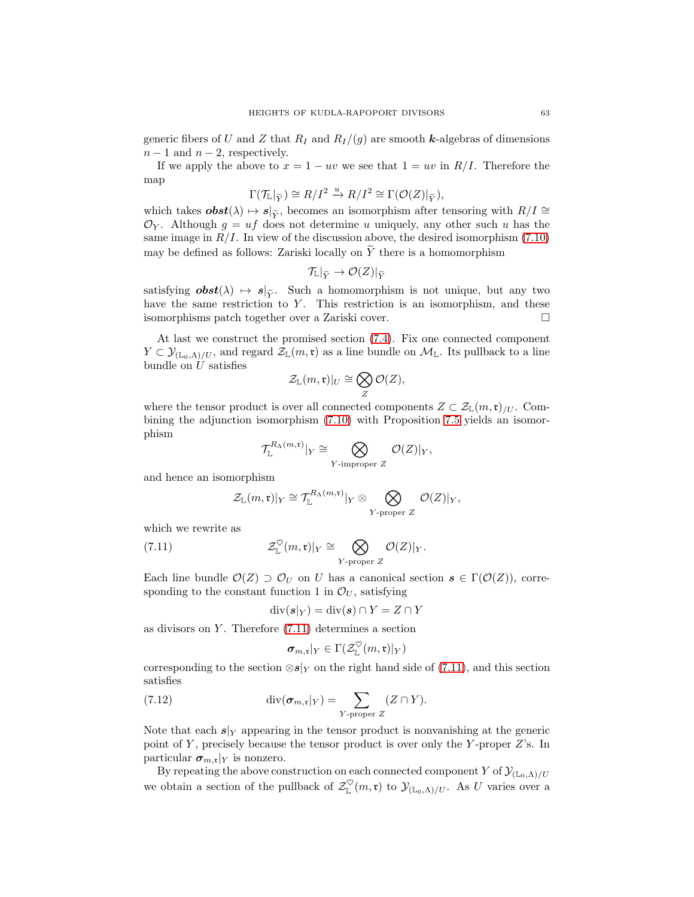generic fibers of $U$ and $Z$ that $R_I$ and $R_I/(g)$ are smooth $\boldsymbol{k}$-algebras of dimensions $n-1$ and $n-2$, respectively.

If we apply the above to $x = 1 - uv$ we see that $1 = uv$ in $R/I$. Therefore the map

$$\Gamma(\mathcal{T}_{\mathbb{L}}|_{\widetilde{Y}}) \cong R/I^2 \xrightarrow{u} R/I^2 \cong \Gamma(\mathcal{O}(Z)|_{\widetilde{Y}}),$$

which takes $\boldsymbol{obst}(\lambda) \mapsto \boldsymbol{s}|_{\widetilde{Y}}$, becomes an isomorphism after tensoring with $R/I \cong \mathcal{O}_Y$. Although $g = uf$ does not determine $u$ uniquely, any other such $u$ has the same image in $R/I$. In view of the discussion above, the desired isomorphism (7.10) may be defined as follows: Zariski locally on $\widetilde{Y}$ there is a homomorphism

$$\mathcal{T}_{\mathbb{L}}|_{\widetilde{Y}} \to \mathcal{O}(Z)|_{\widetilde{Y}}$$

satisfying $\boldsymbol{obst}(\lambda) \mapsto \boldsymbol{s}|_{\widetilde{Y}}$. Such a homomorphism is not unique, but any two have the same restriction to $Y$. This restriction is an isomorphism, and these isomorphisms patch together over a Zariski cover. $\square$

At last we construct the promised section (7.4). Fix one connected component $Y \subset \mathcal{Y}_{(\mathbb{L}_0,\Lambda)/U}$, and regard $\mathcal{Z}_{\mathbb{L}}(m,\mathfrak{r})$ as a line bundle on $\mathcal{M}_{\mathbb{L}}$. Its pullback to a line bundle on $U$ satisfies

$$\mathcal{Z}_{\mathbb{L}}(m,\mathfrak{r})|_U \cong \bigotimes_Z \mathcal{O}(Z),$$

where the tensor product is over all connected components $Z \subset \mathcal{Z}_{\mathbb{L}}(m,\mathfrak{r})_{/U}$. Combining the adjunction isomorphism (7.10) with Proposition 7.5 yields an isomorphism

$$\mathcal{T}_{\mathbb{L}}^{R_\Lambda(m,\mathfrak{r})}|_Y \cong \bigotimes_{Y\text{-improper } Z} \mathcal{O}(Z)|_Y,$$

and hence an isomorphism

$$\mathcal{Z}_{\mathbb{L}}(m,\mathfrak{r})|_Y \cong \mathcal{T}_{\mathbb{L}}^{R_\Lambda(m,\mathfrak{r})}|_Y \otimes \bigotimes_{Y\text{-proper } Z} \mathcal{O}(Z)|_Y,$$

which we rewrite as

$$\mathcal{Z}_{\mathbb{L}}^{\heartsuit}(m,\mathfrak{r})|_Y \cong \bigotimes_{Y\text{-proper } Z} \mathcal{O}(Z)|_Y. \tag{7.11}$$

Each line bundle $\mathcal{O}(Z) \supset \mathcal{O}_U$ on $U$ has a canonical section $\boldsymbol{s} \in \Gamma(\mathcal{O}(Z))$, corresponding to the constant function 1 in $\mathcal{O}_U$, satisfying

$$\mathrm{div}(\boldsymbol{s}|_Y) = \mathrm{div}(\boldsymbol{s}) \cap Y = Z \cap Y$$

as divisors on $Y$. Therefore (7.11) determines a section

$$\boldsymbol{\sigma}_{m,\mathfrak{r}}|_Y \in \Gamma(\mathcal{Z}_{\mathbb{L}}^{\heartsuit}(m,\mathfrak{r})|_Y)$$

corresponding to the section $\otimes \boldsymbol{s}|_Y$ on the right hand side of (7.11), and this section satisfies

$$\mathrm{div}(\boldsymbol{\sigma}_{m,\mathfrak{r}}|_Y) = \sum_{Y\text{-proper } Z} (Z \cap Y). \tag{7.12}$$

Note that each $\boldsymbol{s}|_Y$ appearing in the tensor product is nonvanishing at the generic point of $Y$, precisely because the tensor product is over only the $Y$-proper $Z$'s. In particular $\boldsymbol{\sigma}_{m,\mathfrak{r}}|_Y$ is nonzero.

By repeating the above construction on each connected component $Y$ of $\mathcal{Y}_{(\mathbb{L}_0,\Lambda)/U}$ we obtain a section of the pullback of $\mathcal{Z}_{\mathbb{L}}^{\heartsuit}(m,\mathfrak{r})$ to $\mathcal{Y}_{(\mathbb{L}_0,\Lambda)/U}$. As $U$ varies over a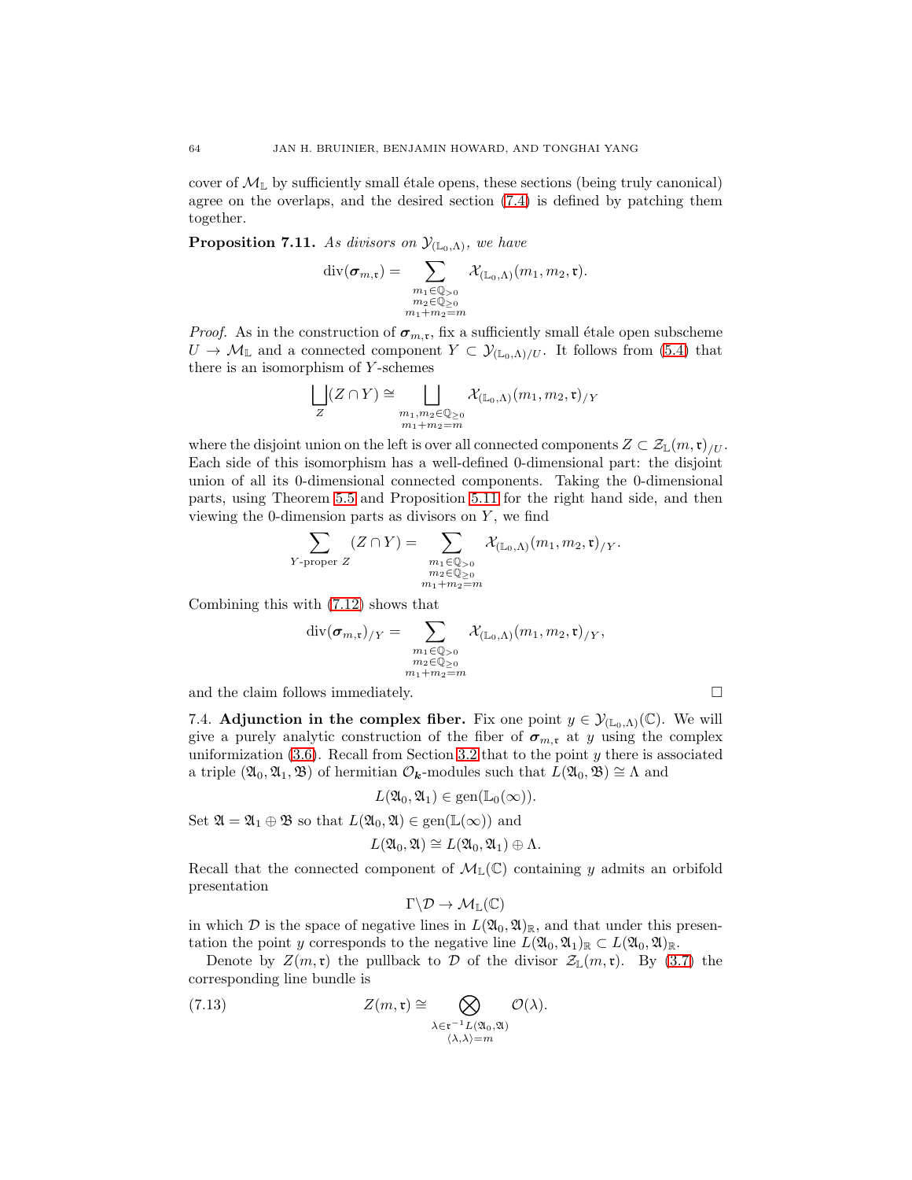cover of $\mathcal{M}_{\mathbb{L}}$ by sufficiently small étale opens, these sections (being truly canonical) agree on the overlaps, and the desired section (7.4) is defined by patching them together.

**Proposition 7.11.** *As divisors on $\mathcal{Y}_{(\mathbb{L}_0,\Lambda)}$, we have*

$$\mathrm{div}(\boldsymbol{\sigma}_{m,\mathfrak{r}}) = \sum_{\substack{m_1\in\mathbb{Q}_{>0}\\ m_2\in\mathbb{Q}_{\geq 0}\\ m_1+m_2=m}} \mathcal{X}_{(\mathbb{L}_0,\Lambda)}(m_1,m_2,\mathfrak{r}).$$

*Proof.* As in the construction of $\boldsymbol{\sigma}_{m,\mathfrak{r}}$, fix a sufficiently small étale open subscheme $U\to\mathcal{M}_{\mathbb{L}}$ and a connected component $Y\subset\mathcal{Y}_{(\mathbb{L}_0,\Lambda)/U}$. It follows from (5.4) that there is an isomorphism of $Y$-schemes

$$\bigsqcup_{Z}(Z\cap Y)\cong \bigsqcup_{\substack{m_1,m_2\in\mathbb{Q}_{\geq 0}\\ m_1+m_2=m}} \mathcal{X}_{(\mathbb{L}_0,\Lambda)}(m_1,m_2,\mathfrak{r})_{/Y}$$

where the disjoint union on the left is over all connected components $Z\subset\mathcal{Z}_{\mathbb{L}}(m,\mathfrak{r})_{/U}$. Each side of this isomorphism has a well-defined 0-dimensional part: the disjoint union of all its 0-dimensional connected components. Taking the 0-dimensional parts, using Theorem 5.5 and Proposition 5.11 for the right hand side, and then viewing the 0-dimension parts as divisors on $Y$, we find

$$\sum_{Y\text{-proper }Z}(Z\cap Y) = \sum_{\substack{m_1\in\mathbb{Q}_{>0}\\ m_2\in\mathbb{Q}_{\geq 0}\\ m_1+m_2=m}} \mathcal{X}_{(\mathbb{L}_0,\Lambda)}(m_1,m_2,\mathfrak{r})_{/Y}.$$

Combining this with (7.12) shows that

$$\mathrm{div}(\boldsymbol{\sigma}_{m,\mathfrak{r}})_{/Y} = \sum_{\substack{m_1\in\mathbb{Q}_{>0}\\ m_2\in\mathbb{Q}_{\geq 0}\\ m_1+m_2=m}} \mathcal{X}_{(\mathbb{L}_0,\Lambda)}(m_1,m_2,\mathfrak{r})_{/Y},$$

and the claim follows immediately. $\square$

7.4. **Adjunction in the complex fiber.** Fix one point $y\in\mathcal{Y}_{(\mathbb{L}_0,\Lambda)}(\mathbb{C})$. We will give a purely analytic construction of the fiber of $\boldsymbol{\sigma}_{m,\mathfrak{r}}$ at $y$ using the complex uniformization (3.6). Recall from Section 3.2 that to the point $y$ there is associated a triple $(\mathfrak{A}_0,\mathfrak{A}_1,\mathfrak{B})$ of hermitian $\mathcal{O}_{\boldsymbol{k}}$-modules such that $L(\mathfrak{A}_0,\mathfrak{B})\cong\Lambda$ and

$$L(\mathfrak{A}_0,\mathfrak{A}_1)\in\mathrm{gen}(\mathbb{L}_0(\infty)).$$

Set $\mathfrak{A}=\mathfrak{A}_1\oplus\mathfrak{B}$ so that $L(\mathfrak{A}_0,\mathfrak{A})\in\mathrm{gen}(\mathbb{L}(\infty))$ and

$$L(\mathfrak{A}_0,\mathfrak{A})\cong L(\mathfrak{A}_0,\mathfrak{A}_1)\oplus\Lambda.$$

Recall that the connected component of $\mathcal{M}_{\mathbb{L}}(\mathbb{C})$ containing $y$ admits an orbifold presentation

$$\Gamma\backslash\mathcal{D}\to\mathcal{M}_{\mathbb{L}}(\mathbb{C})$$

in which $\mathcal{D}$ is the space of negative lines in $L(\mathfrak{A}_0,\mathfrak{A})_{\mathbb{R}}$, and that under this presentation the point $y$ corresponds to the negative line $L(\mathfrak{A}_0,\mathfrak{A}_1)_{\mathbb{R}}\subset L(\mathfrak{A}_0,\mathfrak{A})_{\mathbb{R}}$.

Denote by $Z(m,\mathfrak{r})$ the pullback to $\mathcal{D}$ of the divisor $\mathcal{Z}_{\mathbb{L}}(m,\mathfrak{r})$. By (3.7) the corresponding line bundle is

$$Z(m,\mathfrak{r})\cong\bigotimes_{\substack{\lambda\in\mathfrak{r}^{-1}L(\mathfrak{A}_0,\mathfrak{A})\\ \langle\lambda,\lambda\rangle=m}}\mathcal{O}(\lambda). \tag{7.13}$$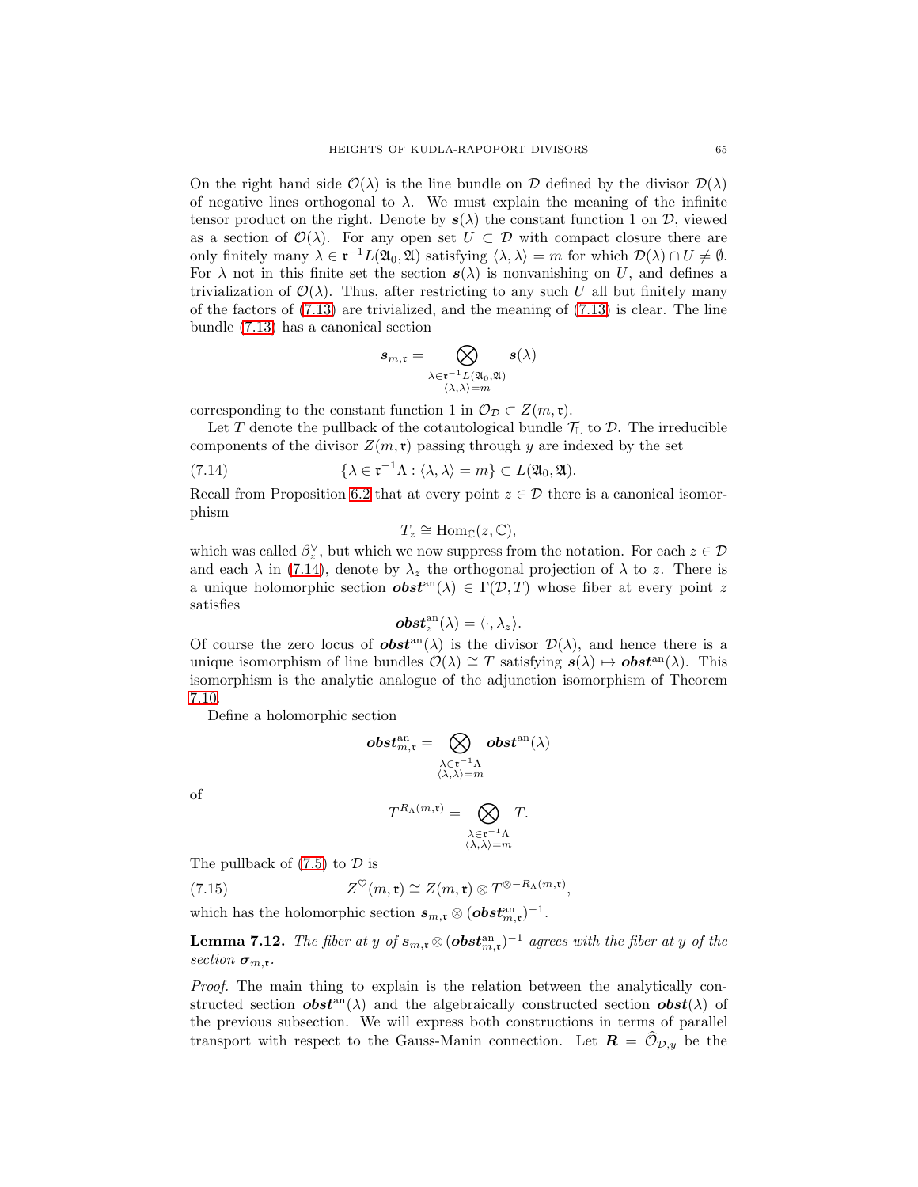On the right hand side $\mathcal{O}(\lambda)$ is the line bundle on $\mathcal{D}$ defined by the divisor $\mathcal{D}(\lambda)$ of negative lines orthogonal to $\lambda$. We must explain the meaning of the infinite tensor product on the right. Denote by $\boldsymbol{s}(\lambda)$ the constant function 1 on $\mathcal{D}$, viewed as a section of $\mathcal{O}(\lambda)$. For any open set $U \subset \mathcal{D}$ with compact closure there are only finitely many $\lambda \in \mathfrak{r}^{-1}L(\mathfrak{A}_0, \mathfrak{A})$ satisfying $\langle \lambda, \lambda \rangle = m$ for which $\mathcal{D}(\lambda) \cap U \neq \emptyset$. For $\lambda$ not in this finite set the section $\boldsymbol{s}(\lambda)$ is nonvanishing on $U$, and defines a trivialization of $\mathcal{O}(\lambda)$. Thus, after restricting to any such $U$ all but finitely many of the factors of (7.13) are trivialized, and the meaning of (7.13) is clear. The line bundle (7.13) has a canonical section

$$\boldsymbol{s}_{m,\mathfrak{r}} = \bigotimes_{\substack{\lambda \in \mathfrak{r}^{-1}L(\mathfrak{A}_0,\mathfrak{A}) \\ \langle \lambda, \lambda \rangle = m}} \boldsymbol{s}(\lambda)$$

corresponding to the constant function 1 in $\mathcal{O}_{\mathcal{D}} \subset Z(m, \mathfrak{r})$.

Let $T$ denote the pullback of the cotautological bundle $\mathcal{T}_{\mathbb{L}}$ to $\mathcal{D}$. The irreducible components of the divisor $Z(m, \mathfrak{r})$ passing through $y$ are indexed by the set

$$\{\lambda \in \mathfrak{r}^{-1}\Lambda : \langle \lambda, \lambda \rangle = m\} \subset L(\mathfrak{A}_0, \mathfrak{A}). \tag{7.14}$$

Recall from Proposition 6.2 that at every point $z \in \mathcal{D}$ there is a canonical isomorphism

$$T_z \cong \mathrm{Hom}_{\mathbb{C}}(z, \mathbb{C}),$$

which was called $\beta_z^\vee$, but which we now suppress from the notation. For each $z \in \mathcal{D}$ and each $\lambda$ in (7.14), denote by $\lambda_z$ the orthogonal projection of $\lambda$ to $z$. There is a unique holomorphic section $\boldsymbol{obst}^{\mathrm{an}}(\lambda) \in \Gamma(\mathcal{D}, T)$ whose fiber at every point $z$ satisfies

$$\boldsymbol{obst}^{\mathrm{an}}_z(\lambda) = \langle \cdot, \lambda_z \rangle.$$

Of course the zero locus of $\boldsymbol{obst}^{\mathrm{an}}(\lambda)$ is the divisor $\mathcal{D}(\lambda)$, and hence there is a unique isomorphism of line bundles $\mathcal{O}(\lambda) \cong T$ satisfying $\boldsymbol{s}(\lambda) \mapsto \boldsymbol{obst}^{\mathrm{an}}(\lambda)$. This isomorphism is the analytic analogue of the adjunction isomorphism of Theorem 7.10.

Define a holomorphic section

$$\boldsymbol{obst}^{\mathrm{an}}_{m,\mathfrak{r}} = \bigotimes_{\substack{\lambda \in \mathfrak{r}^{-1}\Lambda \\ \langle \lambda, \lambda \rangle = m}} \boldsymbol{obst}^{\mathrm{an}}(\lambda)$$

of

$$T^{R_\Lambda(m,\mathfrak{r})} = \bigotimes_{\substack{\lambda \in \mathfrak{r}^{-1}\Lambda \\ \langle \lambda, \lambda \rangle = m}} T.$$

The pullback of (7.5) to $\mathcal{D}$ is

$$Z^\heartsuit(m, \mathfrak{r}) \cong Z(m, \mathfrak{r}) \otimes T^{\otimes - R_\Lambda(m,\mathfrak{r})}, \tag{7.15}$$

which has the holomorphic section $\boldsymbol{s}_{m,\mathfrak{r}} \otimes (\boldsymbol{obst}^{\mathrm{an}}_{m,\mathfrak{r}})^{-1}$.

**Lemma 7.12.** *The fiber at $y$ of $\boldsymbol{s}_{m,\mathfrak{r}} \otimes (\boldsymbol{obst}^{\mathrm{an}}_{m,\mathfrak{r}})^{-1}$ agrees with the fiber at $y$ of the section $\boldsymbol{\sigma}_{m,\mathfrak{r}}$.*

*Proof.* The main thing to explain is the relation between the analytically constructed section $\boldsymbol{obst}^{\mathrm{an}}(\lambda)$ and the algebraically constructed section $\boldsymbol{obst}(\lambda)$ of the previous subsection. We will express both constructions in terms of parallel transport with respect to the Gauss-Manin connection. Let $\boldsymbol{R} = \widehat{\mathcal{O}}_{\mathcal{D},y}$ be the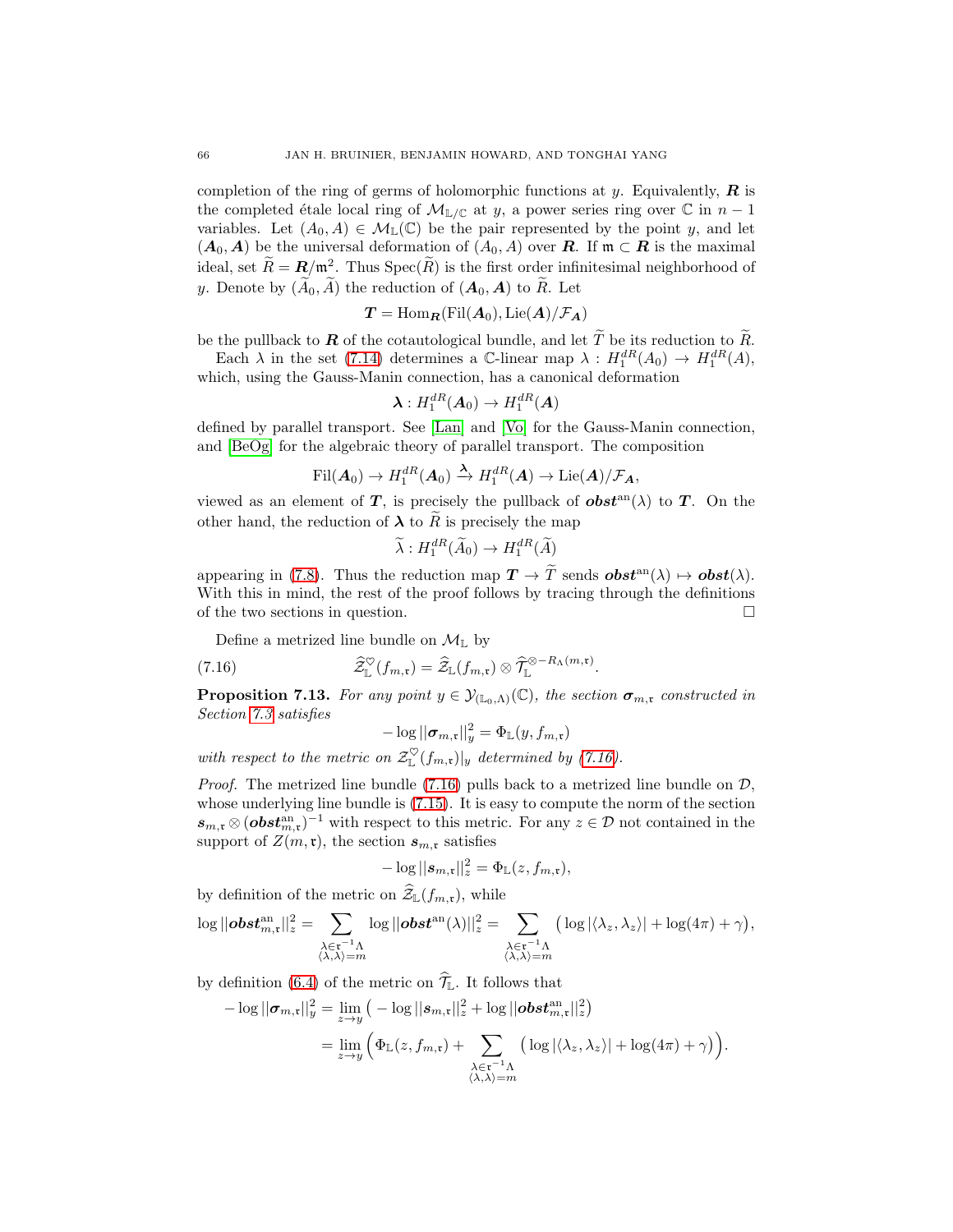completion of the ring of germs of holomorphic functions at $y$. Equivalently, $\boldsymbol{R}$ is the completed étale local ring of $\mathcal{M}_{\mathbb{L}/\mathbb{C}}$ at $y$, a power series ring over $\mathbb{C}$ in $n-1$ variables. Let $(A_0, A) \in \mathcal{M}_{\mathbb{L}}(\mathbb{C})$ be the pair represented by the point $y$, and let $(\boldsymbol{A}_0, \boldsymbol{A})$ be the universal deformation of $(A_0, A)$ over $\boldsymbol{R}$. If $\mathfrak{m} \subset \boldsymbol{R}$ is the maximal ideal, set $\widetilde{R} = \boldsymbol{R}/\mathfrak{m}^2$. Thus $\mathrm{Spec}(\widetilde{R})$ is the first order infinitesimal neighborhood of $y$. Denote by $(\widetilde{A}_0, \widetilde{A})$ the reduction of $(\boldsymbol{A}_0, \boldsymbol{A})$ to $\widetilde{R}$. Let

$$\boldsymbol{T} = \mathrm{Hom}_{\boldsymbol{R}}(\mathrm{Fil}(\boldsymbol{A}_0), \mathrm{Lie}(\boldsymbol{A})/\mathcal{F}_{\boldsymbol{A}})$$

be the pullback to $\boldsymbol{R}$ of the cotautological bundle, and let $\widetilde{T}$ be its reduction to $\widetilde{R}$.

Each $\lambda$ in the set (7.14) determines a $\mathbb{C}$-linear map $\lambda : H_1^{dR}(A_0) \to H_1^{dR}(A)$, which, using the Gauss-Manin connection, has a canonical deformation

$$\boldsymbol{\lambda} : H_1^{dR}(\boldsymbol{A}_0) \to H_1^{dR}(\boldsymbol{A})$$

defined by parallel transport. See [Lan] and [Vo] for the Gauss-Manin connection, and [BeOg] for the algebraic theory of parallel transport. The composition

$$\mathrm{Fil}(\boldsymbol{A}_0) \to H_1^{dR}(\boldsymbol{A}_0) \xrightarrow{\boldsymbol{\lambda}} H_1^{dR}(\boldsymbol{A}) \to \mathrm{Lie}(\boldsymbol{A})/\mathcal{F}_{\boldsymbol{A}},$$

viewed as an element of $\boldsymbol{T}$, is precisely the pullback of $\boldsymbol{obst}^{\mathrm{an}}(\lambda)$ to $\boldsymbol{T}$. On the other hand, the reduction of $\boldsymbol{\lambda}$ to $\widetilde{R}$ is precisely the map

$$\widetilde{\lambda} : H_1^{dR}(\widetilde{A}_0) \to H_1^{dR}(\widetilde{A})$$

appearing in (7.8). Thus the reduction map $\boldsymbol{T} \to \widetilde{T}$ sends $\boldsymbol{obst}^{\mathrm{an}}(\lambda) \mapsto \boldsymbol{obst}(\lambda)$. With this in mind, the rest of the proof follows by tracing through the definitions of the two sections in question. $\square$

Define a metrized line bundle on $\mathcal{M}_{\mathbb{L}}$ by

$$\widehat{\mathcal{Z}}_{\mathbb{L}}^{\heartsuit}(f_{m,\mathfrak{r}}) = \widehat{\mathcal{Z}}_{\mathbb{L}}(f_{m,\mathfrak{r}}) \otimes \widehat{\mathcal{T}}_{\mathbb{L}}^{\otimes - R_\Lambda(m,\mathfrak{r})}. \tag{7.16}$$

**Proposition 7.13.** *For any point $y \in \mathcal{Y}_{(\mathbb{L}_0,\Lambda)}(\mathbb{C})$, the section $\boldsymbol{\sigma}_{m,\mathfrak{r}}$ constructed in Section 7.3 satisfies*

$$-\log ||\boldsymbol{\sigma}_{m,\mathfrak{r}}||_y^2 = \Phi_{\mathbb{L}}(y, f_{m,\mathfrak{r}})$$

*with respect to the metric on $\mathcal{Z}_{\mathbb{L}}^{\heartsuit}(f_{m,\mathfrak{r}})|_y$ determined by (7.16).*

*Proof.* The metrized line bundle (7.16) pulls back to a metrized line bundle on $\mathcal{D}$, whose underlying line bundle is (7.15). It is easy to compute the norm of the section $\boldsymbol{s}_{m,\mathfrak{r}} \otimes (\boldsymbol{obst}_{m,\mathfrak{r}}^{\mathrm{an}})^{-1}$ with respect to this metric. For any $z \in \mathcal{D}$ not contained in the support of $Z(m,\mathfrak{r})$, the section $\boldsymbol{s}_{m,\mathfrak{r}}$ satisfies

$$-\log ||\boldsymbol{s}_{m,\mathfrak{r}}||_z^2 = \Phi_{\mathbb{L}}(z, f_{m,\mathfrak{r}}),$$

by definition of the metric on $\widehat{\mathcal{Z}}_{\mathbb{L}}(f_{m,\mathfrak{r}})$, while

$$\log ||\boldsymbol{obst}_{m,\mathfrak{r}}^{\mathrm{an}}||_z^2 = \sum_{\substack{\lambda \in \mathfrak{r}^{-1}\Lambda \\ \langle \lambda,\lambda\rangle = m}} \log ||\boldsymbol{obst}^{\mathrm{an}}(\lambda)||_z^2 = \sum_{\substack{\lambda \in \mathfrak{r}^{-1}\Lambda \\ \langle \lambda,\lambda\rangle = m}} \big(\log|\langle \lambda_z, \lambda_z\rangle| + \log(4\pi) + \gamma\big),$$

by definition (6.4) of the metric on $\widehat{\mathcal{T}}_{\mathbb{L}}$. It follows that

$$\begin{aligned}
-\log ||\boldsymbol{\sigma}_{m,\mathfrak{r}}||_y^2 &= \lim_{z \to y} \big(-\log ||\boldsymbol{s}_{m,\mathfrak{r}}||_z^2 + \log ||\boldsymbol{obst}_{m,\mathfrak{r}}^{\mathrm{an}}||_z^2\big) \\
&= \lim_{z \to y} \Big(\Phi_{\mathbb{L}}(z, f_{m,\mathfrak{r}}) + \sum_{\substack{\lambda \in \mathfrak{r}^{-1}\Lambda \\ \langle \lambda,\lambda\rangle = m}} \big(\log|\langle \lambda_z, \lambda_z\rangle| + \log(4\pi) + \gamma\big)\Big).
\end{aligned}$$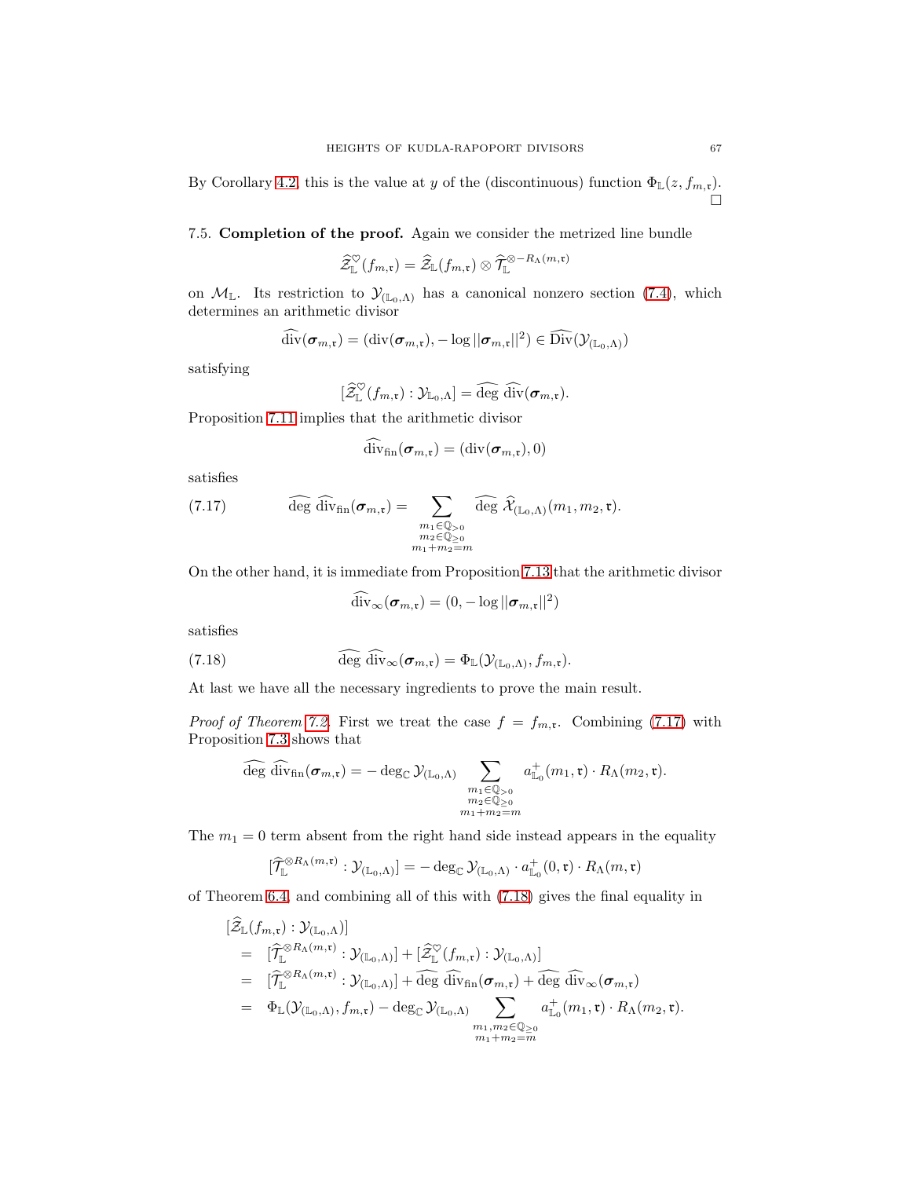By Corollary 4.2, this is the value at $y$ of the (discontinuous) function $\Phi_{\mathbb{L}}(z, f_{m,\mathfrak{r}})$. □

### 7.5. Completion of the proof.

Again we consider the metrized line bundle

$$\widehat{\mathcal{Z}}^{\heartsuit}_{\mathbb{L}}(f_{m,\mathfrak{r}}) = \widehat{\mathcal{Z}}_{\mathbb{L}}(f_{m,\mathfrak{r}}) \otimes \widehat{\mathcal{T}}_{\mathbb{L}}^{\otimes - R_\Lambda(m,\mathfrak{r})}$$

on $\mathcal{M}_{\mathbb{L}}$. Its restriction to $\mathcal{Y}_{(\mathbb{L}_0,\Lambda)}$ has a canonical nonzero section (7.4), which determines an arithmetic divisor

$$\widehat{\mathrm{div}}(\boldsymbol{\sigma}_{m,\mathfrak{r}}) = (\mathrm{div}(\boldsymbol{\sigma}_{m,\mathfrak{r}}), -\log ||\boldsymbol{\sigma}_{m,\mathfrak{r}}||^2) \in \widehat{\mathrm{Div}}(\mathcal{Y}_{(\mathbb{L}_0,\Lambda)})$$

satisfying

$$[\widehat{\mathcal{Z}}^{\heartsuit}_{\mathbb{L}}(f_{m,\mathfrak{r}}) : \mathcal{Y}_{\mathbb{L}_0,\Lambda}] = \widehat{\deg}\ \widehat{\mathrm{div}}(\boldsymbol{\sigma}_{m,\mathfrak{r}}).$$

Proposition 7.11 implies that the arithmetic divisor

$$\widehat{\mathrm{div}}_{\mathrm{fin}}(\boldsymbol{\sigma}_{m,\mathfrak{r}}) = (\mathrm{div}(\boldsymbol{\sigma}_{m,\mathfrak{r}}), 0)$$

satisfies

$$\widehat{\deg}\ \widehat{\mathrm{div}}_{\mathrm{fin}}(\boldsymbol{\sigma}_{m,\mathfrak{r}}) = \sum_{\substack{m_1 \in \mathbb{Q}_{>0} \\ m_2 \in \mathbb{Q}_{\geq 0} \\ m_1+m_2=m}} \widehat{\deg}\ \widehat{\mathcal{X}}_{(\mathbb{L}_0,\Lambda)}(m_1, m_2, \mathfrak{r}). \tag{7.17}$$

On the other hand, it is immediate from Proposition 7.13 that the arithmetic divisor

$$\widehat{\mathrm{div}}_{\infty}(\boldsymbol{\sigma}_{m,\mathfrak{r}}) = (0, -\log ||\boldsymbol{\sigma}_{m,\mathfrak{r}}||^2)$$

satisfies

$$\widehat{\deg}\ \widehat{\mathrm{div}}_{\infty}(\boldsymbol{\sigma}_{m,\mathfrak{r}}) = \Phi_{\mathbb{L}}(\mathcal{Y}_{(\mathbb{L}_0,\Lambda)}, f_{m,\mathfrak{r}}). \tag{7.18}$$

At last we have all the necessary ingredients to prove the main result.

*Proof of Theorem 7.2.* First we treat the case $f = f_{m,\mathfrak{r}}$. Combining (7.17) with Proposition 7.3 shows that

$$\widehat{\deg}\ \widehat{\mathrm{div}}_{\mathrm{fin}}(\boldsymbol{\sigma}_{m,\mathfrak{r}}) = -\deg_{\mathbb{C}} \mathcal{Y}_{(\mathbb{L}_0,\Lambda)} \sum_{\substack{m_1 \in \mathbb{Q}_{>0} \\ m_2 \in \mathbb{Q}_{\geq 0} \\ m_1+m_2=m}} a^{+}_{\mathbb{L}_0}(m_1, \mathfrak{r}) \cdot R_\Lambda(m_2, \mathfrak{r}).$$

The $m_1 = 0$ term absent from the right hand side instead appears in the equality

$$[\widehat{\mathcal{T}}_{\mathbb{L}}^{\otimes R_\Lambda(m,\mathfrak{r})} : \mathcal{Y}_{(\mathbb{L}_0,\Lambda)}] = -\deg_{\mathbb{C}} \mathcal{Y}_{(\mathbb{L}_0,\Lambda)} \cdot a^{+}_{\mathbb{L}_0}(0, \mathfrak{r}) \cdot R_\Lambda(m, \mathfrak{r})$$

of Theorem 6.4, and combining all of this with (7.18) gives the final equality in

$$\begin{aligned}
&[\widehat{\mathcal{Z}}_{\mathbb{L}}(f_{m,\mathfrak{r}}) : \mathcal{Y}_{(\mathbb{L}_0,\Lambda)}] \\
&= [\widehat{\mathcal{T}}_{\mathbb{L}}^{\otimes R_\Lambda(m,\mathfrak{r})} : \mathcal{Y}_{(\mathbb{L}_0,\Lambda)}] + [\widehat{\mathcal{Z}}^{\heartsuit}_{\mathbb{L}}(f_{m,\mathfrak{r}}) : \mathcal{Y}_{(\mathbb{L}_0,\Lambda)}] \\
&= [\widehat{\mathcal{T}}_{\mathbb{L}}^{\otimes R_\Lambda(m,\mathfrak{r})} : \mathcal{Y}_{(\mathbb{L}_0,\Lambda)}] + \widehat{\deg}\ \widehat{\mathrm{div}}_{\mathrm{fin}}(\boldsymbol{\sigma}_{m,\mathfrak{r}}) + \widehat{\deg}\ \widehat{\mathrm{div}}_{\infty}(\boldsymbol{\sigma}_{m,\mathfrak{r}}) \\
&= \Phi_{\mathbb{L}}(\mathcal{Y}_{(\mathbb{L}_0,\Lambda)}, f_{m,\mathfrak{r}}) - \deg_{\mathbb{C}} \mathcal{Y}_{(\mathbb{L}_0,\Lambda)} \sum_{\substack{m_1, m_2 \in \mathbb{Q}_{\geq 0} \\ m_1+m_2=m}} a^{+}_{\mathbb{L}_0}(m_1, \mathfrak{r}) \cdot R_\Lambda(m_2, \mathfrak{r}).
\end{aligned}$$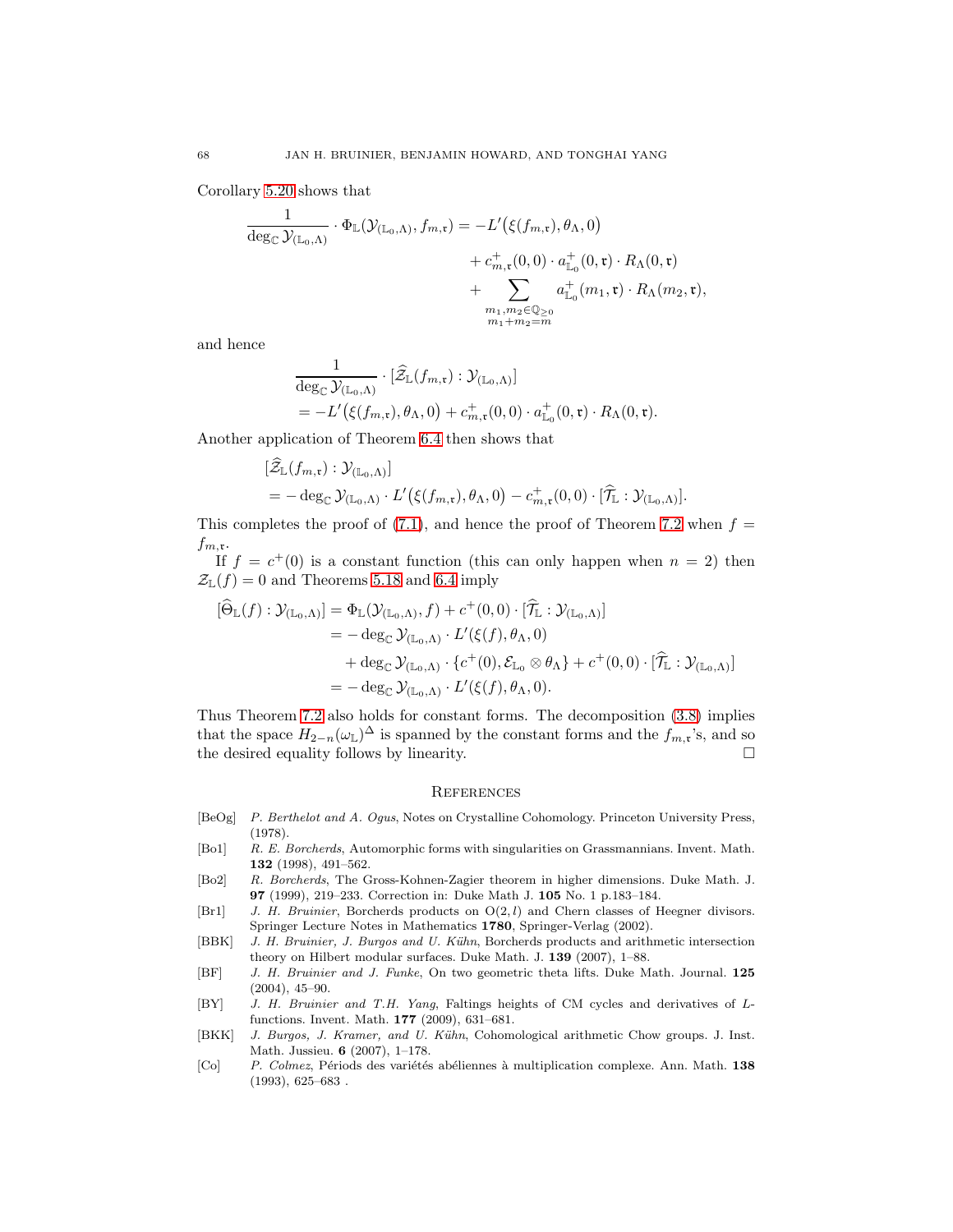Corollary 5.20 shows that

$$\frac{1}{\deg_{\mathbb{C}} \mathcal{Y}_{(\mathbb{L}_0,\Lambda)}} \cdot \Phi_{\mathbb{L}}(\mathcal{Y}_{(\mathbb{L}_0,\Lambda)}, f_{m,\mathfrak{r}}) = -L'\big(\xi(f_{m,\mathfrak{r}}), \theta_\Lambda, 0\big) + c^+_{m,\mathfrak{r}}(0,0) \cdot a^+_{\mathbb{L}_0}(0,\mathfrak{r}) \cdot R_\Lambda(0,\mathfrak{r}) + \sum_{\substack{m_1,m_2 \in \mathbb{Q}_{\geq 0} \\ m_1+m_2=m}} a^+_{\mathbb{L}_0}(m_1,\mathfrak{r}) \cdot R_\Lambda(m_2,\mathfrak{r}),$$

and hence

$$\begin{aligned}
&\frac{1}{\deg_{\mathbb{C}} \mathcal{Y}_{(\mathbb{L}_0,\Lambda)}} \cdot [\widehat{\mathcal{Z}}_{\mathbb{L}}(f_{m,\mathfrak{r}}) : \mathcal{Y}_{(\mathbb{L}_0,\Lambda)}] \\
&= -L'\big(\xi(f_{m,\mathfrak{r}}), \theta_\Lambda, 0\big) + c^+_{m,\mathfrak{r}}(0,0) \cdot a^+_{\mathbb{L}_0}(0,\mathfrak{r}) \cdot R_\Lambda(0,\mathfrak{r}).
\end{aligned}$$

Another application of Theorem 6.4 then shows that

$$\begin{aligned}
&[\widehat{\mathcal{Z}}_{\mathbb{L}}(f_{m,\mathfrak{r}}) : \mathcal{Y}_{(\mathbb{L}_0,\Lambda)}] \\
&= -\deg_{\mathbb{C}} \mathcal{Y}_{(\mathbb{L}_0,\Lambda)} \cdot L'\big(\xi(f_{m,\mathfrak{r}}), \theta_\Lambda, 0\big) - c^+_{m,\mathfrak{r}}(0,0) \cdot [\widehat{\mathcal{T}}_{\mathbb{L}} : \mathcal{Y}_{(\mathbb{L}_0,\Lambda)}].
\end{aligned}$$

This completes the proof of (7.1), and hence the proof of Theorem 7.2 when $f = f_{m,\mathfrak{r}}$.

If $f = c^+(0)$ is a constant function (this can only happen when $n = 2$) then $\mathcal{Z}_{\mathbb{L}}(f) = 0$ and Theorems 5.18 and 6.4 imply

$$\begin{aligned}
[\widehat{\Theta}_{\mathbb{L}}(f) : \mathcal{Y}_{(\mathbb{L}_0,\Lambda)}] &= \Phi_{\mathbb{L}}(\mathcal{Y}_{(\mathbb{L}_0,\Lambda)}, f) + c^+(0,0) \cdot [\widehat{\mathcal{T}}_{\mathbb{L}} : \mathcal{Y}_{(\mathbb{L}_0,\Lambda)}] \\
&= -\deg_{\mathbb{C}} \mathcal{Y}_{(\mathbb{L}_0,\Lambda)} \cdot L'(\xi(f), \theta_\Lambda, 0) \\
&\quad + \deg_{\mathbb{C}} \mathcal{Y}_{(\mathbb{L}_0,\Lambda)} \cdot \{c^+(0), \mathcal{E}_{\mathbb{L}_0} \otimes \theta_\Lambda\} + c^+(0,0) \cdot [\widehat{\mathcal{T}}_{\mathbb{L}} : \mathcal{Y}_{(\mathbb{L}_0,\Lambda)}] \\
&= -\deg_{\mathbb{C}} \mathcal{Y}_{(\mathbb{L}_0,\Lambda)} \cdot L'(\xi(f), \theta_\Lambda, 0).
\end{aligned}$$

Thus Theorem 7.2 also holds for constant forms. The decomposition (3.8) implies that the space $H_{2-n}(\omega_{\mathbb{L}})^\Delta$ is spanned by the constant forms and the $f_{m,\mathfrak{r}}$'s, and so the desired equality follows by linearity. □

## References

- [BeOg] *P. Berthelot and A. Ogus*, Notes on Crystalline Cohomology. Princeton University Press, (1978).
- [Bo1] *R. E. Borcherds*, Automorphic forms with singularities on Grassmannians. Invent. Math. **132** (1998), 491–562.
- [Bo2] *R. Borcherds*, The Gross-Kohnen-Zagier theorem in higher dimensions. Duke Math. J. **97** (1999), 219–233. Correction in: Duke Math J. **105** No. 1 p.183–184.
- [Br1] *J. H. Bruinier*, Borcherds products on O(2, $l$) and Chern classes of Heegner divisors. Springer Lecture Notes in Mathematics **1780**, Springer-Verlag (2002).
- [BBK] *J. H. Bruinier, J. Burgos and U. Kühn*, Borcherds products and arithmetic intersection theory on Hilbert modular surfaces. Duke Math. J. **139** (2007), 1–88.
- [BF] *J. H. Bruinier and J. Funke*, On two geometric theta lifts. Duke Math. Journal. **125** (2004), 45–90.
- [BY] *J. H. Bruinier and T.H. Yang*, Faltings heights of CM cycles and derivatives of $L$-functions. Invent. Math. **177** (2009), 631–681.
- [BKK] *J. Burgos, J. Kramer, and U. Kühn*, Cohomological arithmetic Chow groups. J. Inst. Math. Jussieu. **6** (2007), 1–178.
- [Co] *P. Colmez*, Périods des variétés abéliennes à multiplication complexe. Ann. Math. **138** (1993), 625–683 .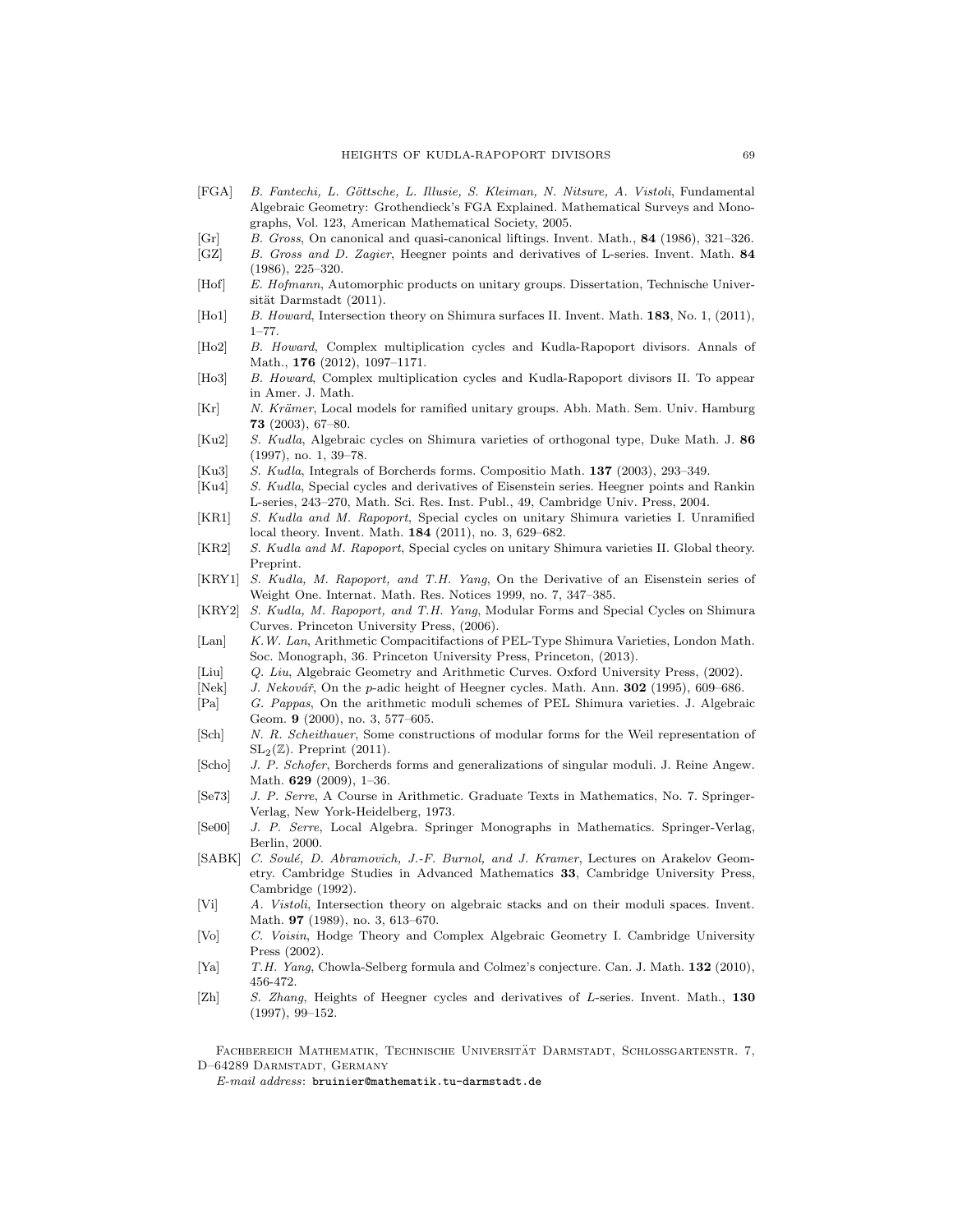- [FGA] *B. Fantechi, L. Göttsche, L. Illusie, S. Kleiman, N. Nitsure, A. Vistoli*, Fundamental Algebraic Geometry: Grothendieck's FGA Explained. Mathematical Surveys and Monographs, Vol. 123, American Mathematical Society, 2005.
- [Gr] *B. Gross*, On canonical and quasi-canonical liftings. Invent. Math., **84** (1986), 321–326.
- [GZ] *B. Gross and D. Zagier*, Heegner points and derivatives of L-series. Invent. Math. **84** (1986), 225–320.
- [Hof] *E. Hofmann*, Automorphic products on unitary groups. Dissertation, Technische Universität Darmstadt (2011).
- [Ho1] *B. Howard*, Intersection theory on Shimura surfaces II. Invent. Math. **183**, No. 1, (2011), 1–77.
- [Ho2] *B. Howard*, Complex multiplication cycles and Kudla-Rapoport divisors. Annals of Math., **176** (2012), 1097–1171.
- [Ho3] *B. Howard*, Complex multiplication cycles and Kudla-Rapoport divisors II. To appear in Amer. J. Math.
- [Kr] *N. Krämer*, Local models for ramified unitary groups. Abh. Math. Sem. Univ. Hamburg **73** (2003), 67–80.
- [Ku2] *S. Kudla*, Algebraic cycles on Shimura varieties of orthogonal type, Duke Math. J. **86** (1997), no. 1, 39–78.
- [Ku3] *S. Kudla*, Integrals of Borcherds forms. Compositio Math. **137** (2003), 293–349.
- [Ku4] *S. Kudla*, Special cycles and derivatives of Eisenstein series. Heegner points and Rankin L-series, 243–270, Math. Sci. Res. Inst. Publ., 49, Cambridge Univ. Press, 2004.
- [KR1] *S. Kudla and M. Rapoport*, Special cycles on unitary Shimura varieties I. Unramified local theory. Invent. Math. **184** (2011), no. 3, 629–682.
- [KR2] *S. Kudla and M. Rapoport*, Special cycles on unitary Shimura varieties II. Global theory. Preprint.
- [KRY1] *S. Kudla, M. Rapoport, and T.H. Yang*, On the Derivative of an Eisenstein series of Weight One. Internat. Math. Res. Notices 1999, no. 7, 347–385.
- [KRY2] *S. Kudla, M. Rapoport, and T.H. Yang*, Modular Forms and Special Cycles on Shimura Curves. Princeton University Press, (2006).
- [Lan] *K.W. Lan*, Arithmetic Compacitifactions of PEL-Type Shimura Varieties, London Math. Soc. Monograph, 36. Princeton University Press, Princeton, (2013).
- [Liu] *Q. Liu*, Algebraic Geometry and Arithmetic Curves. Oxford University Press, (2002).
- [Nek] *J. Nekovář*, On the $p$-adic height of Heegner cycles. Math. Ann. **302** (1995), 609–686.
- [Pa] *G. Pappas*, On the arithmetic moduli schemes of PEL Shimura varieties. J. Algebraic Geom. **9** (2000), no. 3, 577–605.
- [Sch] *N. R. Scheithauer*, Some constructions of modular forms for the Weil representation of $\mathrm{SL}_2(\mathbb{Z})$. Preprint (2011).
- [Scho] *J. P. Schofer*, Borcherds forms and generalizations of singular moduli. J. Reine Angew. Math. **629** (2009), 1–36.
- [Se73] *J. P. Serre*, A Course in Arithmetic. Graduate Texts in Mathematics, No. 7. Springer-Verlag, New York-Heidelberg, 1973.
- [Se00] *J. P. Serre*, Local Algebra. Springer Monographs in Mathematics. Springer-Verlag, Berlin, 2000.
- [SABK] *C. Soulé, D. Abramovich, J.-F. Burnol, and J. Kramer*, Lectures on Arakelov Geometry. Cambridge Studies in Advanced Mathematics **33**, Cambridge University Press, Cambridge (1992).
- [Vi] *A. Vistoli*, Intersection theory on algebraic stacks and on their moduli spaces. Invent. Math. **97** (1989), no. 3, 613–670.
- [Vo] *C. Voisin*, Hodge Theory and Complex Algebraic Geometry I. Cambridge University Press (2002).
- [Ya] *T.H. Yang*, Chowla-Selberg formula and Colmez's conjecture. Can. J. Math. **132** (2010), 456-472.
- [Zh] *S. Zhang*, Heights of Heegner cycles and derivatives of $L$-series. Invent. Math., **130** (1997), 99–152.

Fachbereich Mathematik, Technische Universität Darmstadt, Schlossgartenstr. 7, D–64289 Darmstadt, Germany

*E-mail address*: bruinier@mathematik.tu-darmstadt.de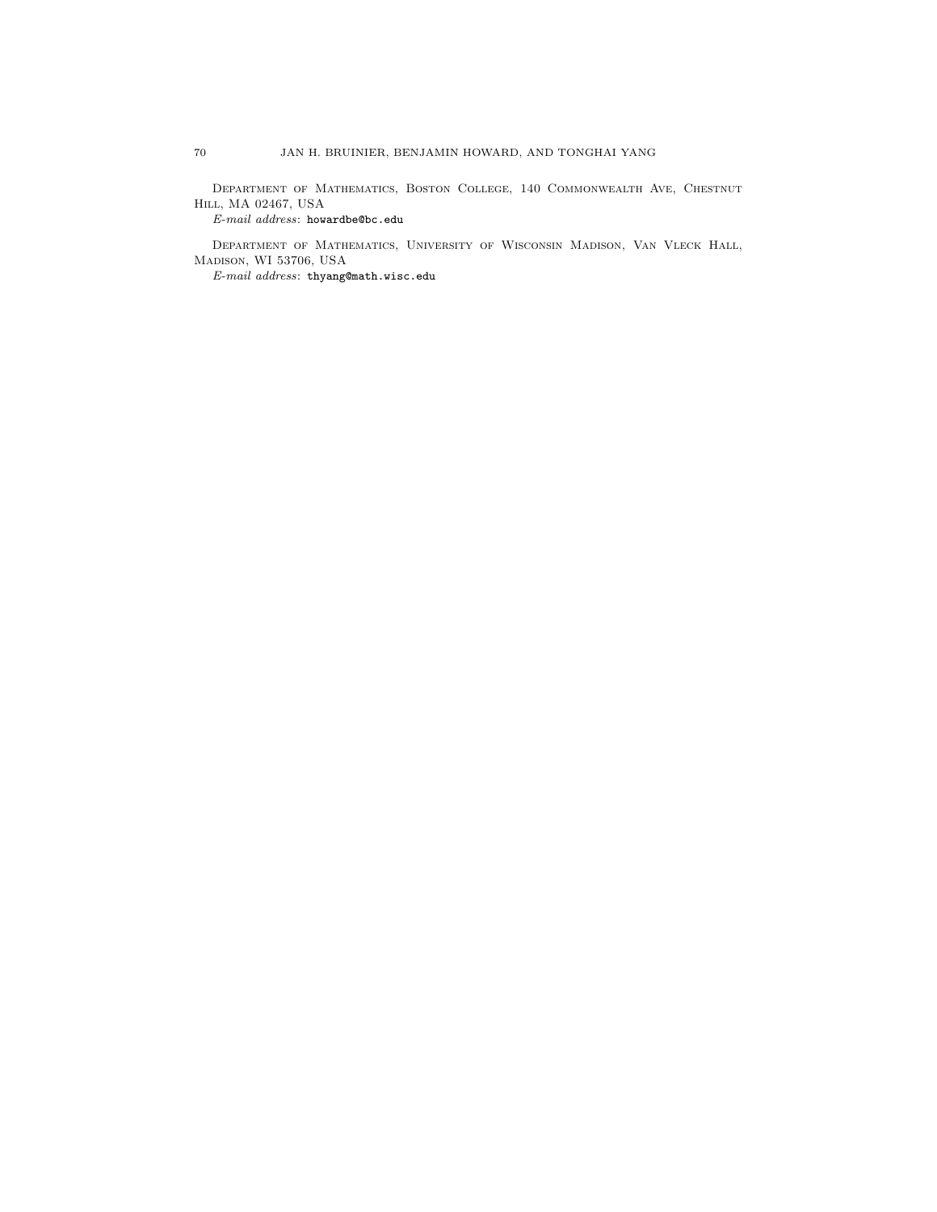Department of Mathematics, Boston College, 140 Commonwealth Ave, Chestnut Hill, MA 02467, USA

*E-mail address*: howardbe@bc.edu

Department of Mathematics, University of Wisconsin Madison, Van Vleck Hall, Madison, WI 53706, USA

*E-mail address*: thyang@math.wisc.edu